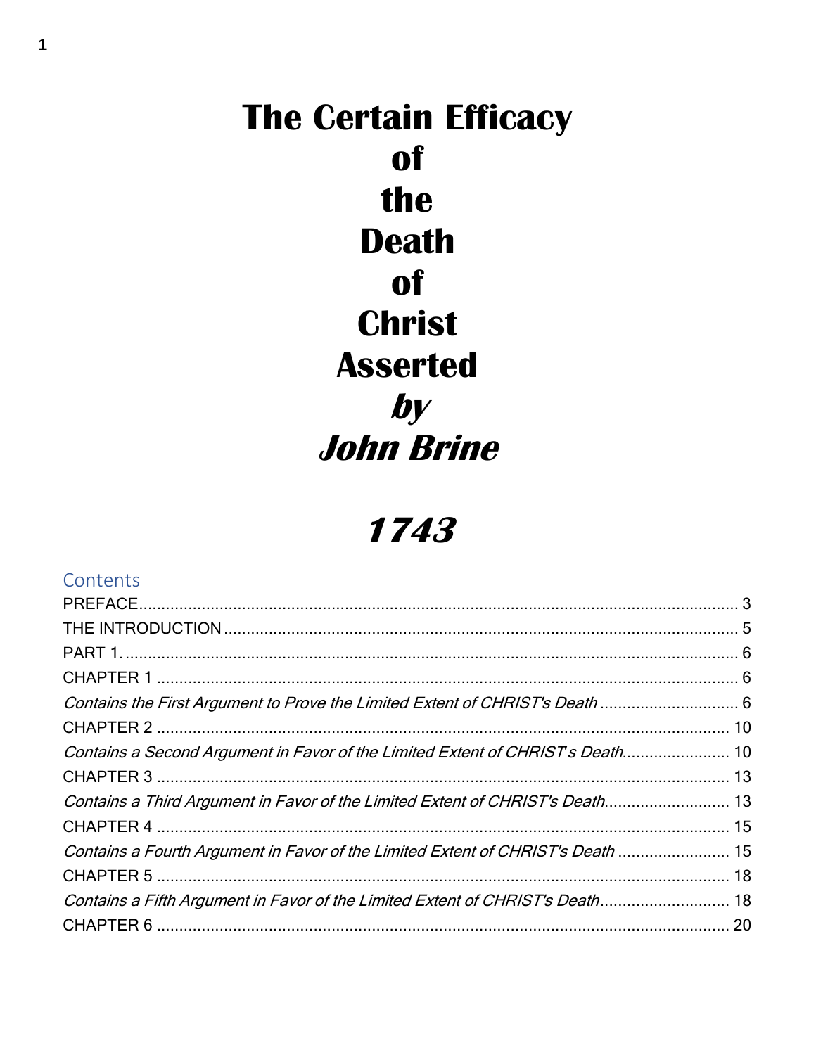# The Certain Efficacy of the Death of Christ Asserted

***by* *John Brine***

## *1743*

Contents

PREFACE ........................................................................................................................ 3

THE INTRODUCTION .................................................................................................... 5

PART 1. .......................................................................................................................... 6

CHAPTER 1 .................................................................................................................... 6

*Contains the First Argument to Prove the Limited Extent of CHRIST's Death* ............................... 6

CHAPTER 2 .................................................................................................................... 10

*Contains a Second Argument in Favor of the Limited Extent of CHRIST's Death* ........................ 10

CHAPTER 3 .................................................................................................................... 13

*Contains a Third Argument in Favor of the Limited Extent of CHRIST's Death* ............................ 13

CHAPTER 4 .................................................................................................................... 15

*Contains a Fourth Argument in Favor of the Limited Extent of CHRIST's Death* ......................... 15

CHAPTER 5 .................................................................................................................... 18

*Contains a Fifth Argument in Favor of the Limited Extent of CHRIST's Death* ............................. 18

CHAPTER 6 .................................................................................................................... 20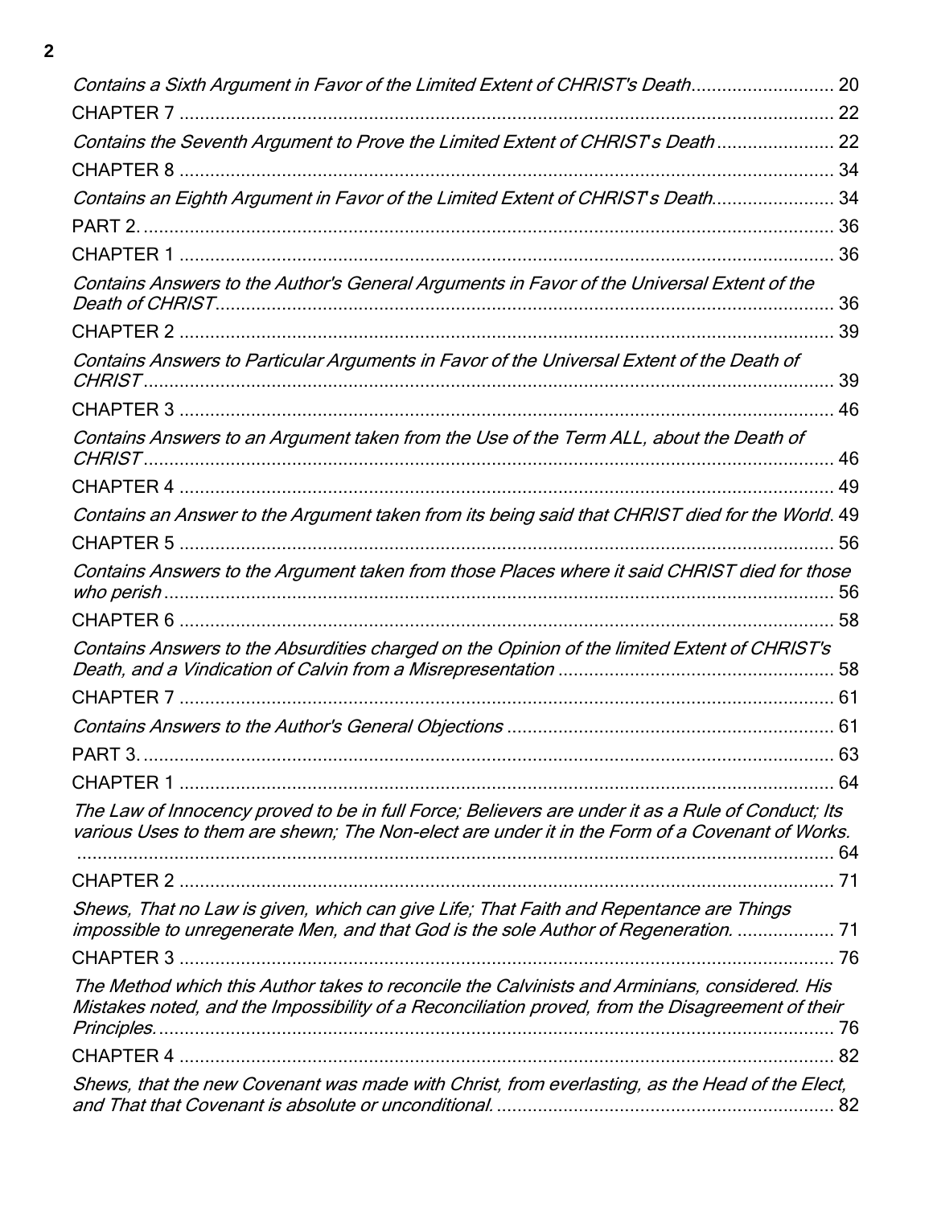*Contains a Sixth Argument in Favor of the Limited Extent of CHRIST's Death* ............................ 20

CHAPTER 7 ............................................................................................................................ 22

*Contains the Seventh Argument to Prove the Limited Extent of CHRIST's Death* ....................... 22

CHAPTER 8 ............................................................................................................................ 34

*Contains an Eighth Argument in Favor of the Limited Extent of CHRIST's Death* ........................ 34

PART 2. .................................................................................................................................. 36

CHAPTER 1 ............................................................................................................................ 36

*Contains Answers to the Author's General Arguments in Favor of the Universal Extent of the Death of CHRIST* ................................................................................................................... 36

CHAPTER 2 ............................................................................................................................ 39

*Contains Answers to Particular Arguments in Favor of the Universal Extent of the Death of CHRIST* .................................................................................................................................. 39

CHAPTER 3 ............................................................................................................................ 46

*Contains Answers to an Argument taken from the Use of the Term ALL, about the Death of CHRIST* .................................................................................................................................. 46

CHAPTER 4 ............................................................................................................................ 49

*Contains an Answer to the Argument taken from its being said that CHRIST died for the World.* 49

CHAPTER 5 ............................................................................................................................ 56

*Contains Answers to the Argument taken from those Places where it said CHRIST died for those who perish* ............................................................................................................................ 56

CHAPTER 6 ............................................................................................................................ 58

*Contains Answers to the Absurdities charged on the Opinion of the limited Extent of CHRIST's Death, and a Vindication of Calvin from a Misrepresentation* ..................................................... 58

CHAPTER 7 ............................................................................................................................ 61

*Contains Answers to the Author's General Objections* ................................................................ 61

PART 3. .................................................................................................................................. 63

CHAPTER 1 ............................................................................................................................ 64

*The Law of Innocency proved to be in full Force; Believers are under it as a Rule of Conduct; Its various Uses to them are shewn; The Non-elect are under it in the Form of a Covenant of Works.* ............................................................................................................................................ 64

CHAPTER 2 ............................................................................................................................ 71

*Shews, That no Law is given, which can give Life; That Faith and Repentance are Things impossible to unregenerate Men, and that God is the sole Author of Regeneration.* ................... 71

CHAPTER 3 ............................................................................................................................ 76

*The Method which this Author takes to reconcile the Calvinists and Arminians, considered. His Mistakes noted, and the Impossibility of a Reconciliation proved, from the Disagreement of their Principles.* ............................................................................................................................... 76

CHAPTER 4 ............................................................................................................................ 82

*Shews, that the new Covenant was made with Christ, from everlasting, as the Head of the Elect, and That that Covenant is absolute or unconditional.* .................................................................. 82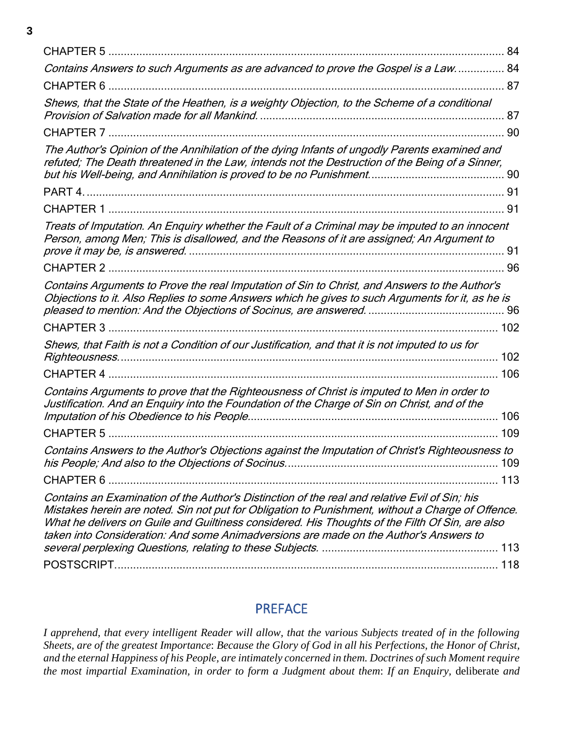CHAPTER 5 .................................................................................................................. 84

*Contains Answers to such Arguments as are advanced to prove the Gospel is a Law.* ............... 84

CHAPTER 6 .................................................................................................................. 87

*Shews, that the State of the Heathen, is a weighty Objection, to the Scheme of a conditional Provision of Salvation made for all Mankind.* ............................................................................. 87

CHAPTER 7 .................................................................................................................. 90

*The Author's Opinion of the Annihilation of the dying Infants of ungodly Parents examined and refuted; The Death threatened in the Law, intends not the Destruction of the Being of a Sinner, but his Well-being, and Annihilation is proved to be no Punishment.* .......................................... 90

PART 4. ....................................................................................................................... 91

CHAPTER 1 .................................................................................................................. 91

*Treats of Imputation. An Enquiry whether the Fault of a Criminal may be imputed to an innocent Person, among Men; This is disallowed, and the Reasons of it are assigned; An Argument to prove it may be, is answered.* ...................................................................................... 91

CHAPTER 2 .................................................................................................................. 96

*Contains Arguments to Prove the real Imputation of Sin to Christ, and Answers to the Author's Objections to it. Also Replies to some Answers which he gives to such Arguments for it, as he is pleased to mention: And the Objections of Socinus, are answered.* ............................................ 96

CHAPTER 3 .................................................................................................................. 102

*Shews, that Faith is not a Condition of our Justification, and that it is not imputed to us for Righteousness.* ............................................................................................................... 102

CHAPTER 4 .................................................................................................................. 106

*Contains Arguments to prove that the Righteousness of Christ is imputed to Men in order to Justification. And an Enquiry into the Foundation of the Charge of Sin on Christ, and of the Imputation of his Obedience to his People.* ................................................................................ 106

CHAPTER 5 .................................................................................................................. 109

*Contains Answers to the Author's Objections against the Imputation of Christ's Righteousness to his People; And also to the Objections of Socinus.* .................................................................... 109

CHAPTER 6 .................................................................................................................. 113

*Contains an Examination of the Author's Distinction of the real and relative Evil of Sin; his Mistakes herein are noted. Sin not put for Obligation to Punishment, without a Charge of Offence. What he delivers on Guile and Guiltiness considered. His Thoughts of the Filth Of Sin, are also taken into Consideration: And some Animadversions are made on the Author's Answers to several perplexing Questions, relating to these Subjects.* ......................................................... 113

POSTSCRIPT................................................................................................................ 118

## PREFACE

*I apprehend, that every intelligent Reader will allow, that the various Subjects treated of in the following Sheets, are of the greatest Importance*: *Because the Glory of God in all his Perfections, the Honor of Christ, and the eternal Happiness of his People, are intimately concerned in them. Doctrines of such Moment require the most impartial Examination, in order to form a Judgment about them*: *If an Enquiry,* deliberate *and*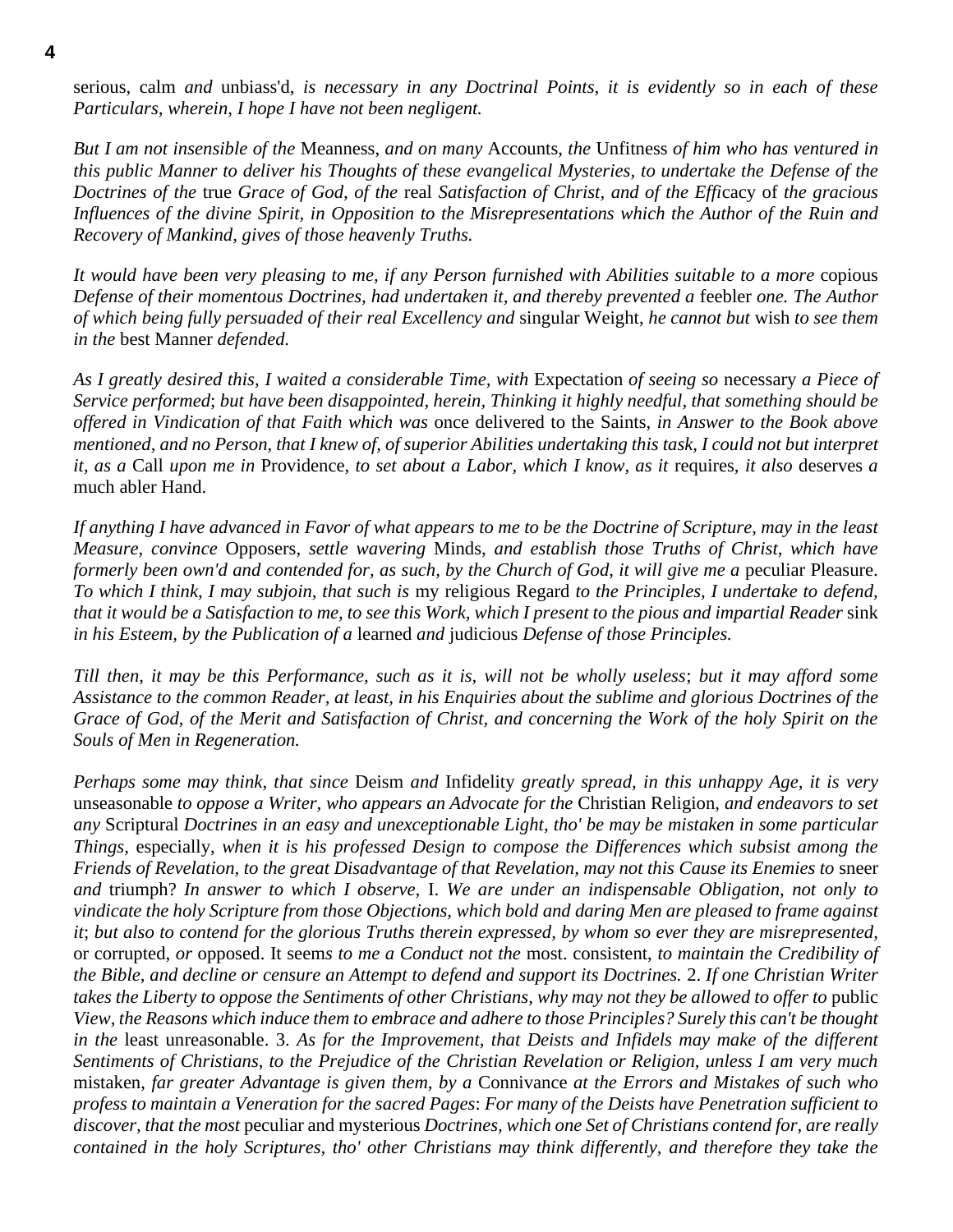serious, calm *and* unbiass'd, *is necessary in any Doctrinal Points, it is evidently so in each of these Particulars, wherein, I hope I have not been negligent.*

*But I am not insensible of the* Meanness, *and on many* Accounts, *the* Unfitness *of him who has ventured in this public Manner to deliver his Thoughts of these evangelical Mysteries, to undertake the Defense of the Doctrines of the* true *Grace of God, of the* real *Satisfaction of Christ, and of the Effi*cacy of *the gracious Influences of the divine Spirit, in Opposition to the Misrepresentations which the Author of the Ruin and Recovery of Mankind, gives of those heavenly Truths.*

*It would have been very pleasing to me, if any Person furnished with Abilities suitable to a more* copious *Defense of their momentous Doctrines, had undertaken it, and thereby prevented a* feebler *one. The Author of which being fully persuaded of their real Excellency and* singular Weight, *he cannot but* wish *to see them in the* best Manner *defended.*

*As I greatly desired this, I waited a considerable Time, with* Expectation *of seeing so* necessary *a Piece of Service performed*; *but have been disappointed, herein, Thinking it highly needful, that something should be offered in Vindication of that Faith which was* once delivered to the Saints, *in Answer to the Book above mentioned, and no Person, that I knew of, of superior Abilities undertaking this task, I could not but interpret it, as a* Call *upon me in* Providence, *to set about a Labor, which I know, as it* requires, *it also* deserves *a* much abler Hand.

*If anything I have advanced in Favor of what appears to me to be the Doctrine of Scripture, may in the least Measure, convince* Opposers, *settle wavering* Minds, *and establish those Truths of Christ, which have formerly been own'd and contended for, as such, by the Church of God, it will give me a* peculiar Pleasure. *To which I think, I may subjoin, that such is* my religious Regard *to the Principles, I undertake to defend, that it would be a Satisfaction to me, to see this Work, which I present to the pious and impartial Reader* sink *in his Esteem, by the Publication of a* learned *and* judicious *Defense of those Principles.*

*Till then, it may be this Performance, such as it is, will not be wholly useless*; *but it may afford some Assistance to the common Reader, at least, in his Enquiries about the sublime and glorious Doctrines of the Grace of God, of the Merit and Satisfaction of Christ, and concerning the Work of the holy Spirit on the Souls of Men in Regeneration.*

*Perhaps some may think, that since* Deism *and* Infidelity *greatly spread, in this unhappy Age, it is very* unseasonable *to oppose a Writer, who appears an Advocate for the* Christian Religion, *and endeavors to set any* Scriptural *Doctrines in an easy and unexceptionable Light, tho' be may be mistaken in some particular Things,* especially, *when it is his professed Design to compose the Differences which subsist among the Friends of Revelation, to the great Disadvantage of that Revelation, may not this Cause its Enemies to* sneer *and* triumph? *In answer to which I observe,* I. *We are under an indispensable Obligation, not only to vindicate the holy Scripture from those Objections, which bold and daring Men are pleased to frame against it*; *but also to contend for the glorious Truths therein expressed, by whom so ever they are misrepresented,* or corrupted, *or* opposed. It seem*s to me a Conduct not the* most. consistent, *to maintain the Credibility of the Bible, and decline or censure an Attempt to defend and support its Doctrines.* 2. *If one Christian Writer takes the Liberty to oppose the Sentiments of other Christians, why may not they be allowed to offer to* public *View, the Reasons which induce them to embrace and adhere to those Principles? Surely this can't be thought in the* least unreasonable. 3. *As for the Improvement, that Deists and Infidels may make of the different Sentiments of Christians, to the Prejudice of the Christian Revelation or Religion, unless I am very much* mistaken, *far greater Advantage is given them, by a* Connivance *at the Errors and Mistakes of such who profess to maintain a Veneration for the sacred Pages*: *For many of the Deists have Penetration sufficient to discover, that the most* peculiar and mysterious *Doctrines, which one Set of Christians contend for, are really contained in the holy Scriptures, tho' other Christians may think differently, and therefore they take the*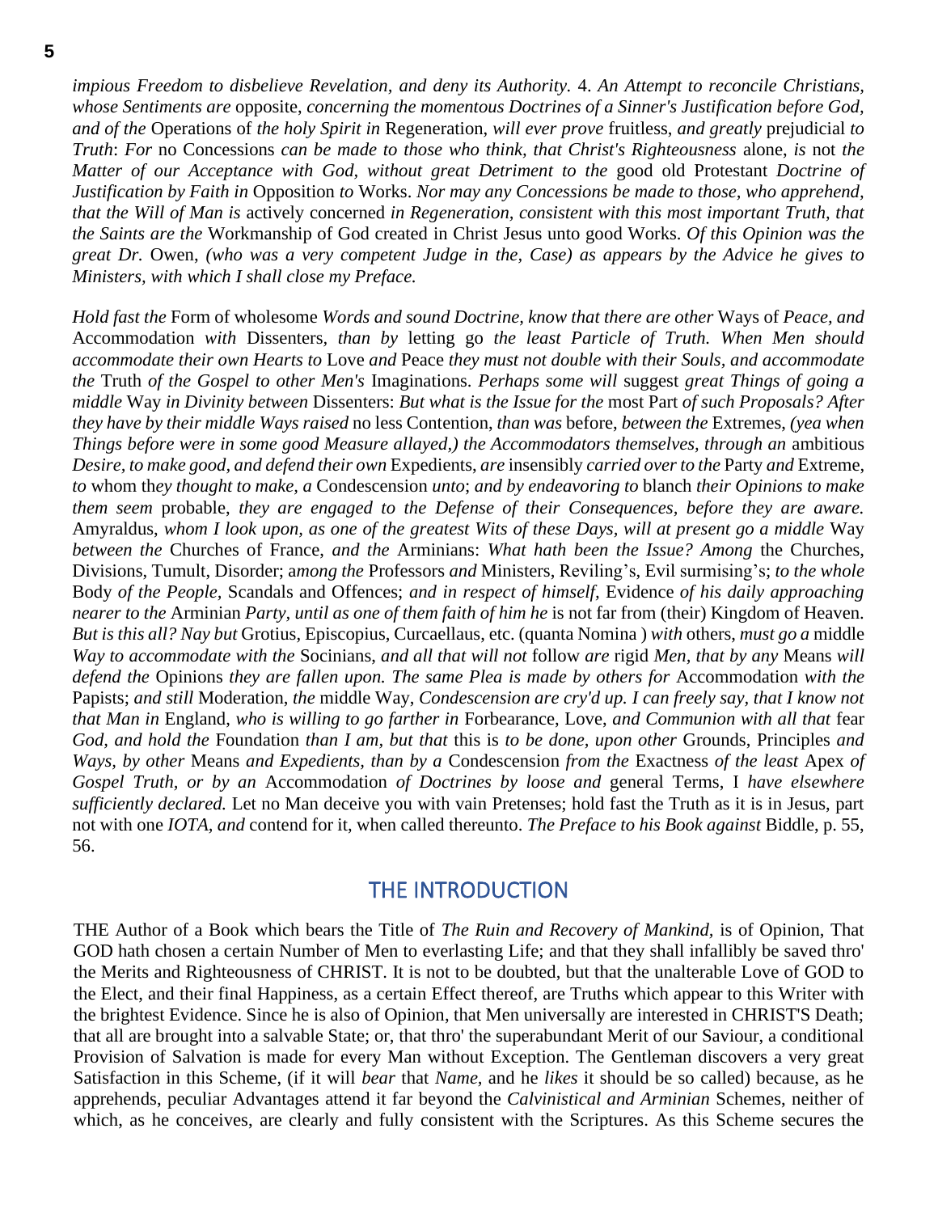*impious Freedom to disbelieve Revelation, and deny its Authority.* 4. *An Attempt to reconcile Christians, whose Sentiments are* opposite, *concerning the momentous Doctrines of a Sinner's Justification before God, and of the* Operations of *the holy Spirit in* Regeneration, *will ever prove* fruitless, *and greatly* prejudicial *to Truth*: *For* no Concessions *can be made to those who think, that Christ's Righteousness* alone, *is* not *the Matter of our Acceptance with God, without great Detriment to the* good old Protestant *Doctrine of Justification by Faith in* Opposition *to* Works. *Nor may any Concessions be made to those, who apprehend, that the Will of Man is* actively concerned *in Regeneration, consistent with this most important Truth, that the Saints are the* Workmanship of God created in Christ Jesus unto good Works. *Of this Opinion was the great Dr.* Owen, *(who was a very competent Judge in the, Case) as appears by the Advice he gives to Ministers, with which I shall close my Preface.*

*Hold fast the* Form of wholesome *Words and sound Doctrine, know that there are other* Ways of *Peace, and* Accommodation *with* Dissenters, *than by* letting go *the least Particle of Truth. When Men should accommodate their own Hearts to* Love *and* Peace *they must not double with their Souls, and accommodate the* Truth *of the Gospel to other Men's* Imaginations. *Perhaps some will* suggest *great Things of going a middle* Way *in Divinity between* Dissenters: *But what is the Issue for the* most Part *of such Proposals? After they have by their middle Ways raised* no less Contention, *than was* before, *between the* Extremes, *(yea when Things before were in some good Measure allayed,) the Accommodators themselves, through an* ambitious *Desire, to make good, and defend their own* Expedients, *are* insensibly *carried over to the* Party *and* Extreme, *to* whom the*y thought to make, a* Condescension *unto*; *and by endeavoring to* blanch *their Opinions to make them seem* probable, *they are engaged to the Defense of their Consequences, before they are aware.* Amyraldus, *whom I look upon, as one of the greatest Wits of these Days, will at present go a middle* Way *between the* Churches of France, *and the* Arminians: *What hath been the Issue? Among* the Churches, Divisions, Tumult, Disorder; a*mong the* Professors *and* Ministers, Reviling's, Evil surmising's; *to the whole* Body *of the People,* Scandals and Offences; *and in respect of himself,* Evidence *of his daily approaching nearer to the* Arminian *Party, until as one of them faith of him he* is not far from (their) Kingdom of Heaven. *But is this all? Nay but* Grotius, Episcopius, Curcaellaus, etc. (quanta Nomina ) *with* others, *must go a* middle *Way to accommodate with the* Socinians, *and all that will not* follow *are* rigid *Men, that by any* Means *will defend the* Opinions *they are fallen upon. The same Plea is made by others for* Accommodation *with the* Papists; *and still* Moderation, *the* middle Way, *Condescension are cry'd up. I can freely say, that I know not that Man in* England, *who is willing to go farther in* Forbearance, Love, *and Communion with all that* fear *God, and hold the* Foundation *than I am, but that* this is *to be done, upon other* Grounds, Principles *and Ways, by other* Means *and Expedients, than by a* Condescension *from the* Exactness *of the least* Apex *of Gospel Truth, or by an* Accommodation *of Doctrines by loose and* general Terms, I *have elsewhere sufficiently declared.* Let no Man deceive you with vain Pretenses; hold fast the Truth as it is in Jesus, part not with one *IOTA, and* contend for it, when called thereunto. *The Preface to his Book against* Biddle, p. 55, 56.

## THE INTRODUCTION

THE Author of a Book which bears the Title of *The Ruin and Recovery of Mankind,* is of Opinion, That GOD hath chosen a certain Number of Men to everlasting Life; and that they shall infallibly be saved thro' the Merits and Righteousness of CHRIST. It is not to be doubted, but that the unalterable Love of GOD to the Elect, and their final Happiness, as a certain Effect thereof, are Truths which appear to this Writer with the brightest Evidence. Since he is also of Opinion, that Men universally are interested in CHRIST'S Death; that all are brought into a salvable State; or, that thro' the superabundant Merit of our Saviour, a conditional Provision of Salvation is made for every Man without Exception. The Gentleman discovers a very great Satisfaction in this Scheme, (if it will *bear* that *Name,* and he *likes* it should be so called) because, as he apprehends, peculiar Advantages attend it far beyond the *Calvinistical and Arminian* Schemes, neither of which, as he conceives, are clearly and fully consistent with the Scriptures. As this Scheme secures the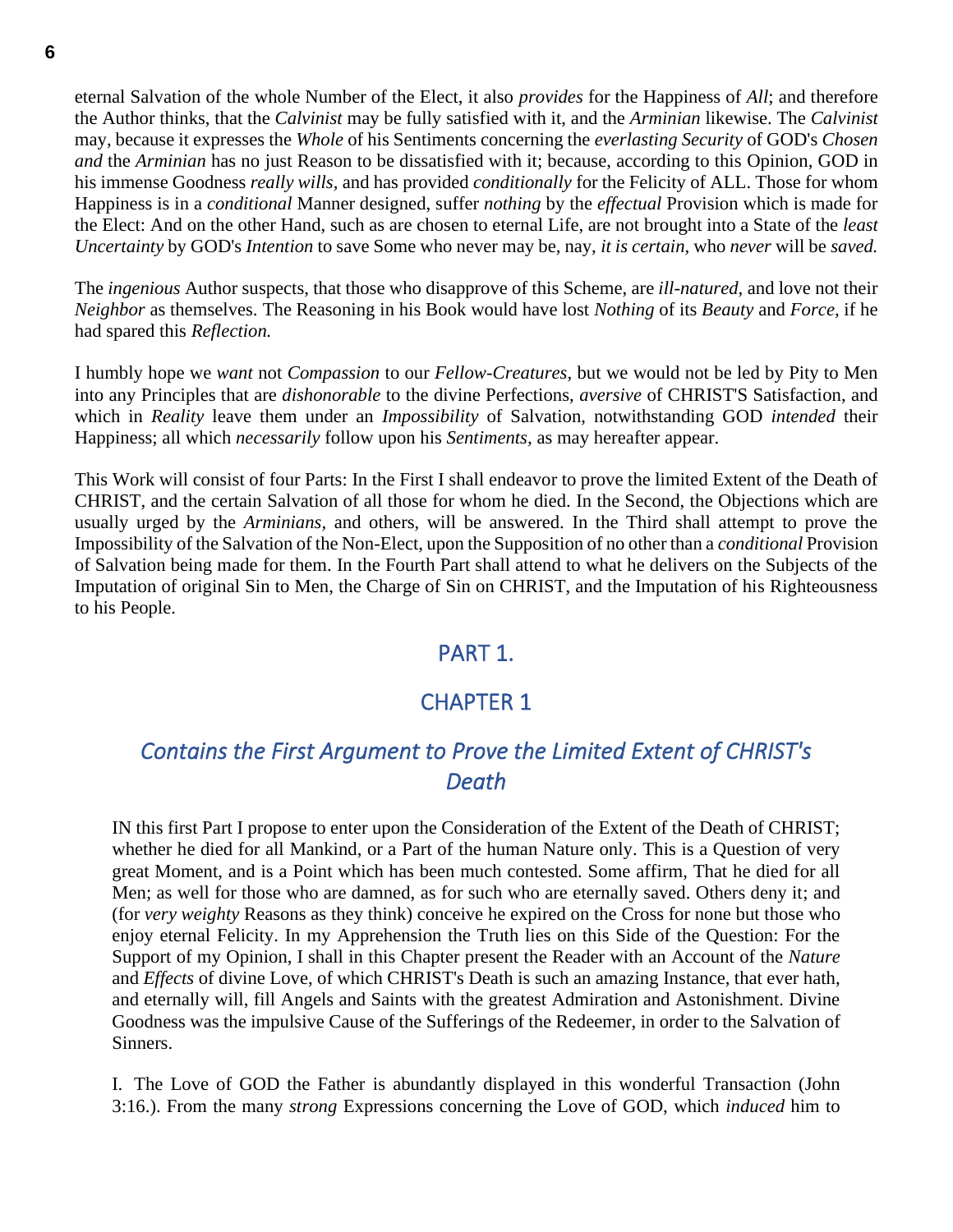eternal Salvation of the whole Number of the Elect, it also *provides* for the Happiness of *All*; and therefore the Author thinks, that the *Calvinist* may be fully satisfied with it, and the *Arminian* likewise. The *Calvinist* may, because it expresses the *Whole* of his Sentiments concerning the *everlasting Security* of GOD's *Chosen and* the *Arminian* has no just Reason to be dissatisfied with it; because, according to this Opinion, GOD in his immense Goodness *really wills,* and has provided *conditionally* for the Felicity of ALL. Those for whom Happiness is in a *conditional* Manner designed, suffer *nothing* by the *effectual* Provision which is made for the Elect: And on the other Hand, such as are chosen to eternal Life, are not brought into a State of the *least Uncertainty* by GOD's *Intention* to save Some who never may be, nay, *it is certain,* who *never* will be *saved.*

The *ingenious* Author suspects, that those who disapprove of this Scheme, are *ill-natured,* and love not their *Neighbor* as themselves. The Reasoning in his Book would have lost *Nothing* of its *Beauty* and *Force,* if he had spared this *Reflection.*

I humbly hope we *want* not *Compassion* to our *Fellow-Creatures,* but we would not be led by Pity to Men into any Principles that are *dishonorable* to the divine Perfections, *aversive* of CHRIST'S Satisfaction, and which in *Reality* leave them under an *Impossibility* of Salvation, notwithstanding GOD *intended* their Happiness; all which *necessarily* follow upon his *Sentiments,* as may hereafter appear.

This Work will consist of four Parts: In the First I shall endeavor to prove the limited Extent of the Death of CHRIST, and the certain Salvation of all those for whom he died. In the Second, the Objections which are usually urged by the *Arminians,* and others, will be answered. In the Third shall attempt to prove the Impossibility of the Salvation of the Non-Elect, upon the Supposition of no other than a *conditional* Provision of Salvation being made for them. In the Fourth Part shall attend to what he delivers on the Subjects of the Imputation of original Sin to Men, the Charge of Sin on CHRIST, and the Imputation of his Righteousness to his People.

# PART 1.

## CHAPTER 1

### *Contains the First Argument to Prove the Limited Extent of CHRIST's Death*

IN this first Part I propose to enter upon the Consideration of the Extent of the Death of CHRIST; whether he died for all Mankind, or a Part of the human Nature only. This is a Question of very great Moment, and is a Point which has been much contested. Some affirm, That he died for all Men; as well for those who are damned, as for such who are eternally saved. Others deny it; and (for *very weighty* Reasons as they think) conceive he expired on the Cross for none but those who enjoy eternal Felicity. In my Apprehension the Truth lies on this Side of the Question: For the Support of my Opinion, I shall in this Chapter present the Reader with an Account of the *Nature* and *Effects* of divine Love, of which CHRIST's Death is such an amazing Instance, that ever hath, and eternally will, fill Angels and Saints with the greatest Admiration and Astonishment. Divine Goodness was the impulsive Cause of the Sufferings of the Redeemer, in order to the Salvation of Sinners.

I. The Love of GOD the Father is abundantly displayed in this wonderful Transaction (John 3:16.). From the many *strong* Expressions concerning the Love of GOD, which *induced* him to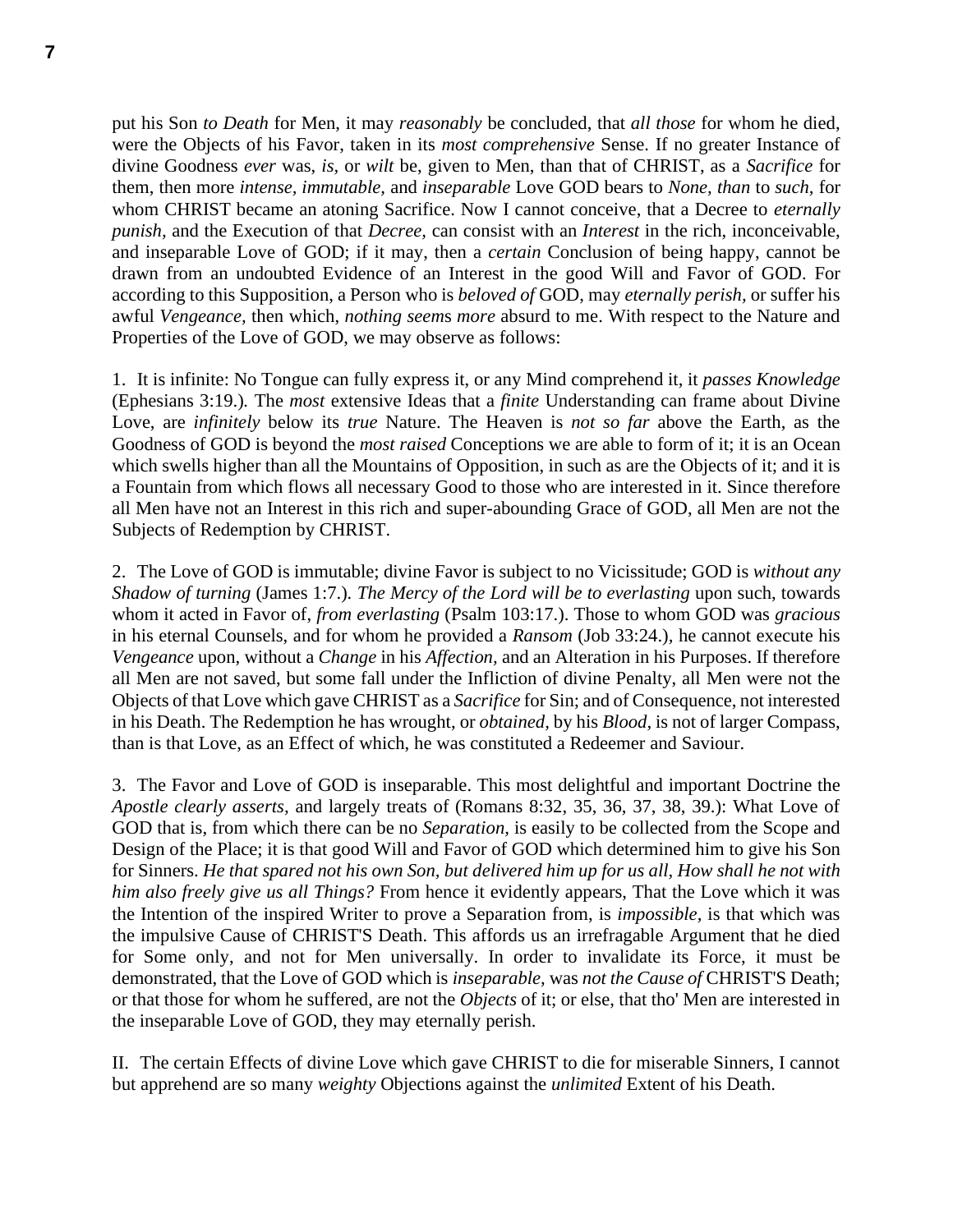put his Son *to Death* for Men, it may *reasonably* be concluded, that *all those* for whom he died, were the Objects of his Favor, taken in its *most comprehensive* Sense. If no greater Instance of divine Goodness *ever* was, *is,* or *wilt* be, given to Men, than that of CHRIST, as a *Sacrifice* for them, then more *intense, immutable,* and *inseparable* Love GOD bears to *None, than* to *such,* for whom CHRIST became an atoning Sacrifice. Now I cannot conceive, that a Decree to *eternally punish,* and the Execution of that *Decree,* can consist with an *Interest* in the rich, inconceivable, and inseparable Love of GOD; if it may, then a *certain* Conclusion of being happy, cannot be drawn from an undoubted Evidence of an Interest in the good Will and Favor of GOD. For according to this Supposition, a Person who is *beloved of* GOD, may *eternally perish,* or suffer his awful *Vengeance,* then which, *nothing seems more* absurd to me. With respect to the Nature and Properties of the Love of GOD, we may observe as follows:

1. It is infinite: No Tongue can fully express it, or any Mind comprehend it, it *passes Knowledge* (Ephesians 3:19.). The *most* extensive Ideas that a *finite* Understanding can frame about Divine Love, are *infinitely* below its *true* Nature. The Heaven is *not so far* above the Earth, as the Goodness of GOD is beyond the *most raised* Conceptions we are able to form of it; it is an Ocean which swells higher than all the Mountains of Opposition, in such as are the Objects of it; and it is a Fountain from which flows all necessary Good to those who are interested in it. Since therefore all Men have not an Interest in this rich and super-abounding Grace of GOD, all Men are not the Subjects of Redemption by CHRIST.

2. The Love of GOD is immutable; divine Favor is subject to no Vicissitude; GOD is *without any Shadow of turning* (James 1:7.). *The Mercy of the Lord will be to everlasting* upon such, towards whom it acted in Favor of, *from everlasting* (Psalm 103:17.). Those to whom GOD was *gracious* in his eternal Counsels, and for whom he provided a *Ransom* (Job 33:24.), he cannot execute his *Vengeance* upon, without a *Change* in his *Affection,* and an Alteration in his Purposes. If therefore all Men are not saved, but some fall under the Infliction of divine Penalty, all Men were not the Objects of that Love which gave CHRIST as a *Sacrifice* for Sin; and of Consequence, not interested in his Death. The Redemption he has wrought, or *obtained,* by his *Blood,* is not of larger Compass, than is that Love, as an Effect of which, he was constituted a Redeemer and Saviour.

3. The Favor and Love of GOD is inseparable. This most delightful and important Doctrine the *Apostle clearly asserts,* and largely treats of (Romans 8:32, 35, 36, 37, 38, 39.): What Love of GOD that is, from which there can be no *Separation,* is easily to be collected from the Scope and Design of the Place; it is that good Will and Favor of GOD which determined him to give his Son for Sinners. *He that spared not his own Son, but delivered him up for us all, How shall he not with him also freely give us all Things?* From hence it evidently appears, That the Love which it was the Intention of the inspired Writer to prove a Separation from, is *impossible,* is that which was the impulsive Cause of CHRIST'S Death. This affords us an irrefragable Argument that he died for Some only, and not for Men universally. In order to invalidate its Force, it must be demonstrated, that the Love of GOD which is *inseparable,* was *not the Cause of* CHRIST'S Death; or that those for whom he suffered, are not the *Objects* of it; or else, that tho' Men are interested in the inseparable Love of GOD, they may eternally perish.

II. The certain Effects of divine Love which gave CHRIST to die for miserable Sinners, I cannot but apprehend are so many *weighty* Objections against the *unlimited* Extent of his Death.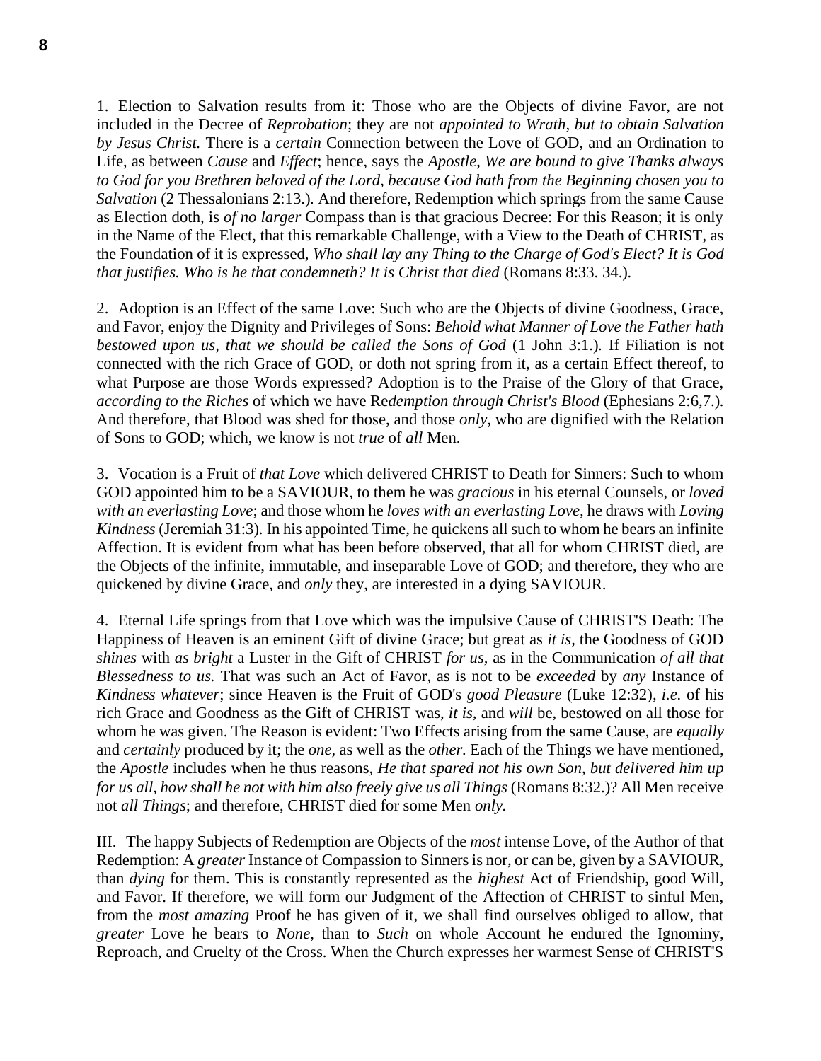1. Election to Salvation results from it: Those who are the Objects of divine Favor, are not included in the Decree of *Reprobation*; they are not *appointed to Wrath, but to obtain Salvation by Jesus Christ.* There is a *certain* Connection between the Love of GOD, and an Ordination to Life, as between *Cause* and *Effect*; hence, says the *Apostle*, *We are bound to give Thanks always to God for you Brethren beloved of the Lord, because God hath from the Beginning chosen you to Salvation* (2 Thessalonians 2:13.). And therefore, Redemption which springs from the same Cause as Election doth, is *of no larger* Compass than is that gracious Decree: For this Reason; it is only in the Name of the Elect, that this remarkable Challenge, with a View to the Death of CHRIST, as the Foundation of it is expressed, *Who shall lay any Thing to the Charge of God's Elect? It is God that justifies. Who is he that condemneth? It is Christ that died* (Romans 8:33. 34.).

2. Adoption is an Effect of the same Love: Such who are the Objects of divine Goodness, Grace, and Favor, enjoy the Dignity and Privileges of Sons: *Behold what Manner of Love the Father hath bestowed upon us, that we should be called the Sons of God* (1 John 3:1.). If Filiation is not connected with the rich Grace of GOD, or doth not spring from it, as a certain Effect thereof, to what Purpose are those Words expressed? Adoption is to the Praise of the Glory of that Grace, *according to the Riches* of which we have R*edemption through Christ's Blood* (Ephesians 2:6,7.). And therefore, that Blood was shed for those, and those *only*, who are dignified with the Relation of Sons to GOD; which, we know is not *true* of *all* Men.

3. Vocation is a Fruit of *that Love* which delivered CHRIST to Death for Sinners: Such to whom GOD appointed him to be a SAVIOUR, to them he was *gracious* in his eternal Counsels, or *loved with an everlasting Love*; and those whom he *loves with an everlasting Love,* he draws with *Loving Kindness* (Jeremiah 31:3). In his appointed Time, he quickens all such to whom he bears an infinite Affection. It is evident from what has been before observed, that all for whom CHRIST died, are the Objects of the infinite, immutable, and inseparable Love of GOD; and therefore, they who are quickened by divine Grace, and *only* they, are interested in a dying SAVIOUR.

4. Eternal Life springs from that Love which was the impulsive Cause of CHRIST'S Death: The Happiness of Heaven is an eminent Gift of divine Grace; but great as *it is*, the Goodness of GOD *shines* with *as bright* a Luster in the Gift of CHRIST *for us*, as in the Communication *of all that Blessedness to us.* That was such an Act of Favor, as is not to be *exceeded* by *any* Instance of *Kindness whatever*; since Heaven is the Fruit of GOD's *good Pleasure* (Luke 12:32), *i.e.* of his rich Grace and Goodness as the Gift of CHRIST was, *it is,* and *will* be, bestowed on all those for whom he was given. The Reason is evident: Two Effects arising from the same Cause, are *equally* and *certainly* produced by it; the *one,* as well as the *other*. Each of the Things we have mentioned, the *Apostle* includes when he thus reasons, *He that spared not his own Son, but delivered him up for us all, how shall he not with him also freely give us all Things* (Romans 8:32.)? All Men receive not *all Things*; and therefore, CHRIST died for some Men *only.*

III. The happy Subjects of Redemption are Objects of the *most* intense Love, of the Author of that Redemption: A *greater* Instance of Compassion to Sinners is nor, or can be, given by a SAVIOUR, than *dying* for them. This is constantly represented as the *highest* Act of Friendship, good Will, and Favor. If therefore, we will form our Judgment of the Affection of CHRIST to sinful Men, from the *most amazing* Proof he has given of it, we shall find ourselves obliged to allow, that *greater* Love he bears to *None,* than to *Such* on whole Account he endured the Ignominy, Reproach, and Cruelty of the Cross. When the Church expresses her warmest Sense of CHRIST'S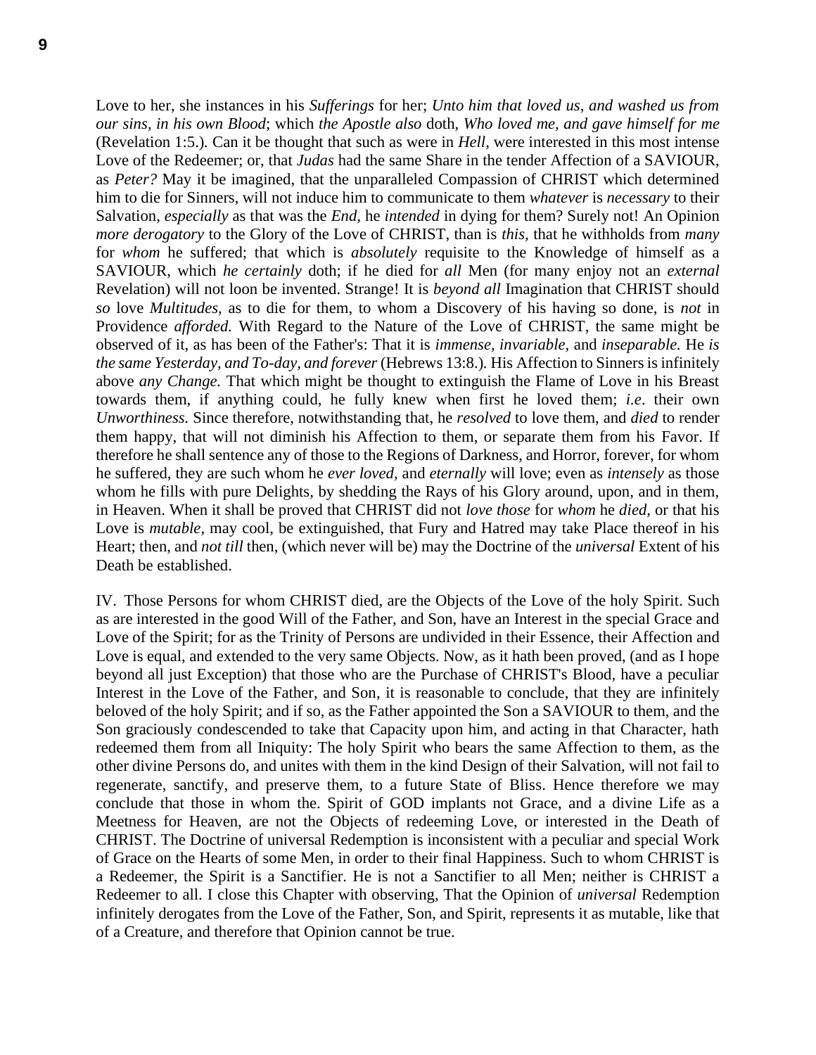Love to her, she instances in his *Sufferings* for her; *Unto him that loved us, and washed us from our sins, in his own Blood*; which *the Apostle also* doth, *Who loved me, and gave himself for me* (Revelation 1:5.)*.* Can it be thought that such as were in *Hell,* were interested in this most intense Love of the Redeemer; or, that *Judas* had the same Share in the tender Affection of a SAVIOUR, as *Peter?* May it be imagined, that the unparalleled Compassion of CHRIST which determined him to die for Sinners, will not induce him to communicate to them *whatever* is *necessary* to their Salvation, *especially* as that was the *End,* he *intended* in dying for them? Surely not! An Opinion *more derogatory* to the Glory of the Love of CHRIST, than is *this,* that he withholds from *many* for *whom* he suffered; that which is *absolutely* requisite to the Knowledge of himself as a SAVIOUR, which *he certainly* doth; if he died for *all* Men (for many enjoy not an *external* Revelation) will not loon be invented. Strange! It is *beyond all* Imagination that CHRIST should *so* love *Multitudes,* as to die for them, to whom a Discovery of his having so done, is *not* in Providence *afforded.* With Regard to the Nature of the Love of CHRIST, the same might be observed of it, as has been of the Father's: That it is *immense, invariable,* and *inseparable.* He *is the same Yesterday, and To-day, and forever* (Hebrews 13:8.)*.* His Affection to Sinners is infinitely above *any Change.* That which might be thought to extinguish the Flame of Love in his Breast towards them, if anything could, he fully knew when first he loved them; *i.e*. their own *Unworthiness.* Since therefore, notwithstanding that, he *resolved* to love them, and *died* to render them happy, that will not diminish his Affection to them, or separate them from his Favor. If therefore he shall sentence any of those to the Regions of Darkness, and Horror, forever, for whom he suffered, they are such whom he *ever loved,* and *eternally* will love; even as *intensely* as those whom he fills with pure Delights, by shedding the Rays of his Glory around, upon, and in them, in Heaven. When it shall be proved that CHRIST did not *love those* for *whom* he *died,* or that his Love is *mutable*, may cool, be extinguished, that Fury and Hatred may take Place thereof in his Heart; then, and *not till* then, (which never will be) may the Doctrine of the *universal* Extent of his Death be established.

IV. Those Persons for whom CHRIST died, are the Objects of the Love of the holy Spirit. Such as are interested in the good Will of the Father, and Son, have an Interest in the special Grace and Love of the Spirit; for as the Trinity of Persons are undivided in their Essence, their Affection and Love is equal, and extended to the very same Objects. Now, as it hath been proved, (and as I hope beyond all just Exception) that those who are the Purchase of CHRIST's Blood, have a peculiar Interest in the Love of the Father, and Son, it is reasonable to conclude, that they are infinitely beloved of the holy Spirit; and if so, as the Father appointed the Son a SAVIOUR to them, and the Son graciously condescended to take that Capacity upon him, and acting in that Character, hath redeemed them from all Iniquity: The holy Spirit who bears the same Affection to them, as the other divine Persons do, and unites with them in the kind Design of their Salvation, will not fail to regenerate, sanctify, and preserve them, to a future State of Bliss. Hence therefore we may conclude that those in whom the. Spirit of GOD implants not Grace, and a divine Life as a Meetness for Heaven, are not the Objects of redeeming Love, or interested in the Death of CHRIST. The Doctrine of universal Redemption is inconsistent with a peculiar and special Work of Grace on the Hearts of some Men, in order to their final Happiness. Such to whom CHRIST is a Redeemer, the Spirit is a Sanctifier. He is not a Sanctifier to all Men; neither is CHRIST a Redeemer to all. I close this Chapter with observing, That the Opinion of *universal* Redemption infinitely derogates from the Love of the Father, Son, and Spirit, represents it as mutable, like that of a Creature, and therefore that Opinion cannot be true.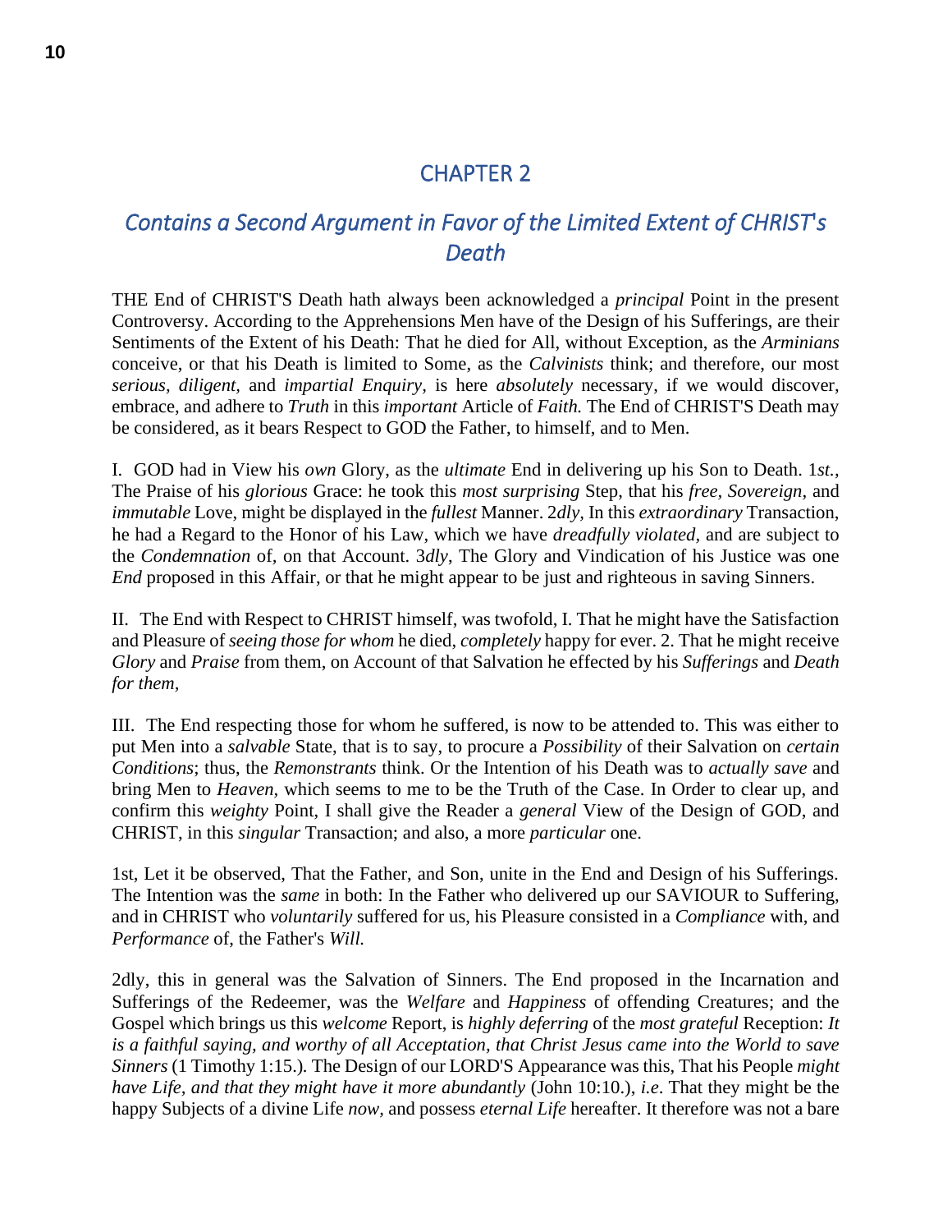# CHAPTER 2

## *Contains a Second Argument in Favor of the Limited Extent of CHRIST's Death*

THE End of CHRIST'S Death hath always been acknowledged a *principal* Point in the present Controversy. According to the Apprehensions Men have of the Design of his Sufferings, are their Sentiments of the Extent of his Death: That he died for All, without Exception, as the *Arminians* conceive, or that his Death is limited to Some, as the *Calvinists* think; and therefore, our most *serious, diligent,* and *impartial Enquiry,* is here *absolutely* necessary, if we would discover, embrace, and adhere to *Truth* in this *important* Article of *Faith.* The End of CHRIST'S Death may be considered, as it bears Respect to GOD the Father, to himself, and to Men.

I. GOD had in View his *own* Glory, as the *ultimate* End in delivering up his Son to Death. 1*st.*, The Praise of his *glorious* Grace: he took this *most surprising* Step, that his *free, Sovereign,* and *immutable* Love, might be displayed in the *fullest* Manner. 2*dly,* In this *extraordinary* Transaction, he had a Regard to the Honor of his Law, which we have *dreadfully violated,* and are subject to the *Condemnation* of, on that Account. 3*dly*, The Glory and Vindication of his Justice was one *End* proposed in this Affair, or that he might appear to be just and righteous in saving Sinners.

II. The End with Respect to CHRIST himself, was twofold, I. That he might have the Satisfaction and Pleasure of *seeing those for whom* he died, *completely* happy for ever. 2. That he might receive *Glory* and *Praise* from them, on Account of that Salvation he effected by his *Sufferings* and *Death for them,*

III. The End respecting those for whom he suffered, is now to be attended to. This was either to put Men into a *salvable* State, that is to say, to procure a *Possibility* of their Salvation on *certain Conditions*; thus, the *Remonstrants* think. Or the Intention of his Death was to *actually save* and bring Men to *Heaven,* which seems to me to be the Truth of the Case. In Order to clear up, and confirm this *weighty* Point, I shall give the Reader a *general* View of the Design of GOD, and CHRIST, in this *singular* Transaction; and also, a more *particular* one.

1st, Let it be observed, That the Father, and Son, unite in the End and Design of his Sufferings. The Intention was the *same* in both: In the Father who delivered up our SAVIOUR to Suffering, and in CHRIST who *voluntarily* suffered for us, his Pleasure consisted in a *Compliance* with, and *Performance* of, the Father's *Will.*

2dly, this in general was the Salvation of Sinners. The End proposed in the Incarnation and Sufferings of the Redeemer, was the *Welfare* and *Happiness* of offending Creatures; and the Gospel which brings us this *welcome* Report, is *highly deferring* of the *most grateful* Reception: *It is a faithful saying, and worthy of all Acceptation, that Christ Jesus came into the World to save Sinners* (1 Timothy 1:15.)*.* The Design of our LORD'S Appearance was this, That his People *might have Life, and that they might have it more abundantly* (John 10:10.), *i.e*. That they might be the happy Subjects of a divine Life *now,* and possess *eternal Life* hereafter. It therefore was not a bare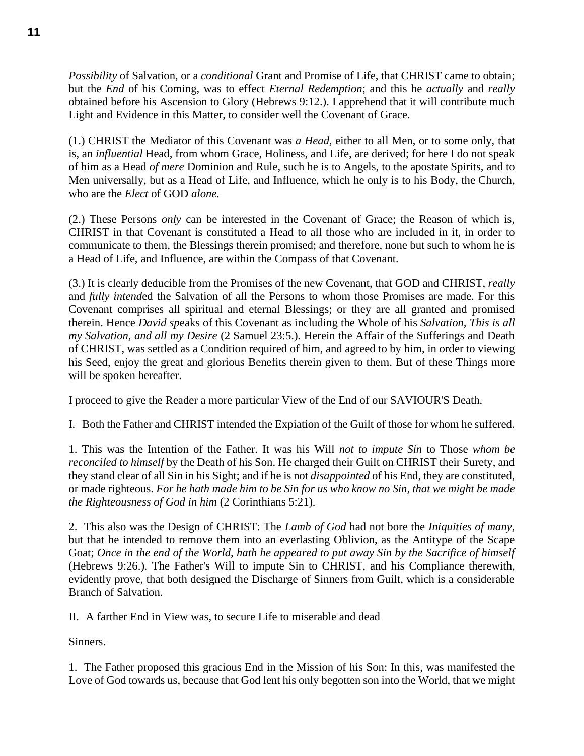*Possibility* of Salvation, or a *conditional* Grant and Promise of Life, that CHRIST came to obtain; but the *End* of his Coming, was to effect *Eternal Redemption*; and this he *actually* and *really* obtained before his Ascension to Glory (Hebrews 9:12.). I apprehend that it will contribute much Light and Evidence in this Matter, to consider well the Covenant of Grace.

(1.) CHRIST the Mediator of this Covenant was *a Head,* either to all Men, or to some only, that is, an *influential* Head, from whom Grace, Holiness, and Life, are derived; for here I do not speak of him as a Head *of mere* Dominion and Rule, such he is to Angels, to the apostate Spirits, and to Men universally, but as a Head of Life, and Influence, which he only is to his Body, the Church, who are the *Elect* of GOD *alone.*

(2.) These Persons *only* can be interested in the Covenant of Grace; the Reason of which is, CHRIST in that Covenant is constituted a Head to all those who are included in it, in order to communicate to them, the Blessings therein promised; and therefore, none but such to whom he is a Head of Life, and Influence, are within the Compass of that Covenant.

(3.) It is clearly deducible from the Promises of the new Covenant, that GOD and CHRIST, *really* and *fully intend*ed the Salvation of all the Persons to whom those Promises are made. For this Covenant comprises all spiritual and eternal Blessings; or they are all granted and promised therein. Hence *David sp*eaks of this Covenant as including the Whole of his *Salvation, This is all my Salvation, and all my Desire* (2 Samuel 23:5.)*.* Herein the Affair of the Sufferings and Death of CHRIST, was settled as a Condition required of him, and agreed to by him, in order to viewing his Seed, enjoy the great and glorious Benefits therein given to them. But of these Things more will be spoken hereafter.

I proceed to give the Reader a more particular View of the End of our SAVIOUR'S Death.

I. Both the Father and CHRIST intended the Expiation of the Guilt of those for whom he suffered.

1. This was the Intention of the Father. It was his Will *not to impute Sin* to Those *whom be reconciled to himself* by the Death of his Son. He charged their Guilt on CHRIST their Surety, and they stand clear of all Sin in his Sight; and if he is not *disappointed* of his End, they are constituted, or made righteous. *For he hath made him to be Sin for us who know no Sin, that we might be made the Righteousness of God in him* (2 Corinthians 5:21)*.*

2. This also was the Design of CHRIST: The *Lamb of God* had not bore the *Iniquities of many,* but that he intended to remove them into an everlasting Oblivion, as the Antitype of the Scape Goat; *Once in the end of the World, hath he appeared to put away Sin by the Sacrifice of himself* (Hebrews 9:26.)*.* The Father's Will to impute Sin to CHRIST, and his Compliance therewith, evidently prove, that both designed the Discharge of Sinners from Guilt, which is a considerable Branch of Salvation.

II. A farther End in View was, to secure Life to miserable and dead

Sinners.

1. The Father proposed this gracious End in the Mission of his Son: In this, was manifested the Love of God towards us, because that God lent his only begotten son into the World, that we might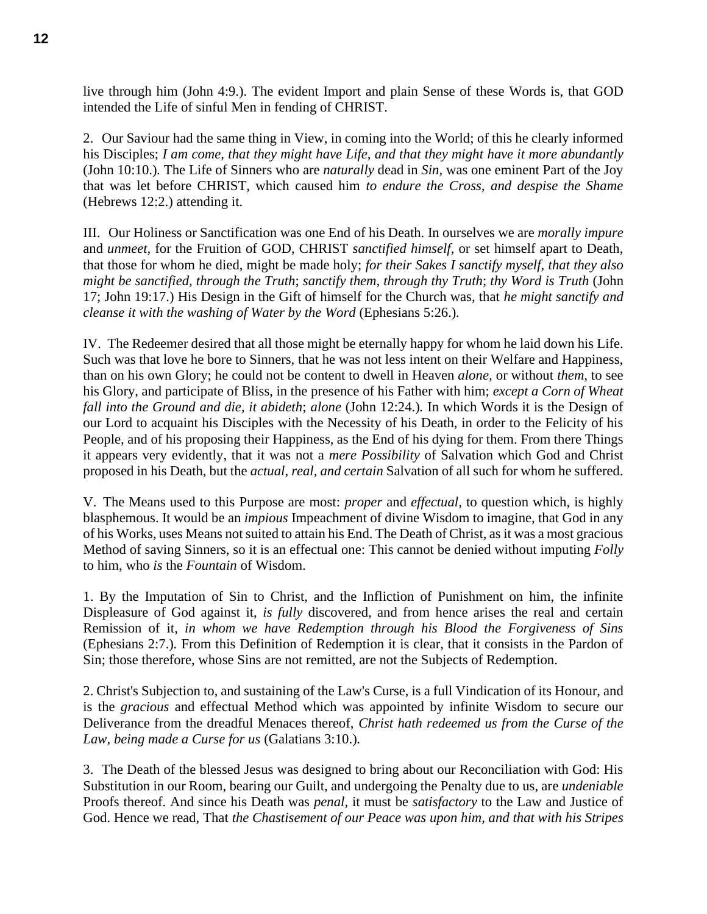live through him (John 4:9.). The evident Import and plain Sense of these Words is, that GOD intended the Life of sinful Men in fending of CHRIST.

2. Our Saviour had the same thing in View, in coming into the World; of this he clearly informed his Disciples; *I am come, that they might have Life, and that they might have it more abundantly* (John 10:10.). The Life of Sinners who are *naturally* dead in *Sin,* was one eminent Part of the Joy that was let before CHRIST, which caused him *to endure the Cross, and despise the Shame* (Hebrews 12:2.) attending it.

III. Our Holiness or Sanctification was one End of his Death. In ourselves we are *morally impure* and *unmeet,* for the Fruition of GOD, CHRIST *sanctified himself,* or set himself apart to Death, that those for whom he died, might be made holy; *for their Sakes I sanctify myself, that they also might be sanctified, through the Truth*; *sanctify them, through thy Truth*; *thy Word is Truth* (John 17; John 19:17.) His Design in the Gift of himself for the Church was, that *he might sanctify and cleanse it with the washing of Water by the Word* (Ephesians 5:26.).

IV. The Redeemer desired that all those might be eternally happy for whom he laid down his Life. Such was that love he bore to Sinners, that he was not less intent on their Welfare and Happiness, than on his own Glory; he could not be content to dwell in Heaven *alone,* or without *them,* to see his Glory, and participate of Bliss, in the presence of his Father with him; *except a Corn of Wheat fall into the Ground and die, it abideth*; *alone* (John 12:24.). In which Words it is the Design of our Lord to acquaint his Disciples with the Necessity of his Death, in order to the Felicity of his People, and of his proposing their Happiness, as the End of his dying for them. From there Things it appears very evidently, that it was not a *mere Possibility* of Salvation which God and Christ proposed in his Death, but the *actual, real, and certain* Salvation of all such for whom he suffered.

V. The Means used to this Purpose are most: *proper* and *effectual,* to question which, is highly blasphemous. It would be an *impious* Impeachment of divine Wisdom to imagine, that God in any of his Works, uses Means not suited to attain his End. The Death of Christ, as it was a most gracious Method of saving Sinners, so it is an effectual one: This cannot be denied without imputing *Folly* to him, who *is* the *Fountain* of Wisdom.

1. By the Imputation of Sin to Christ, and the Infliction of Punishment on him, the infinite Displeasure of God against it, *is fully* discovered, and from hence arises the real and certain Remission of it, *in whom we have Redemption through his Blood the Forgiveness of Sins* (Ephesians 2:7.). From this Definition of Redemption it is clear, that it consists in the Pardon of Sin; those therefore, whose Sins are not remitted, are not the Subjects of Redemption.

2. Christ's Subjection to, and sustaining of the Law's Curse, is a full Vindication of its Honour, and is the *gracious* and effectual Method which was appointed by infinite Wisdom to secure our Deliverance from the dreadful Menaces thereof, *Christ hath redeemed us from the Curse of the Law, being made a Curse for us* (Galatians 3:10.).

3. The Death of the blessed Jesus was designed to bring about our Reconciliation with God: His Substitution in our Room, bearing our Guilt, and undergoing the Penalty due to us, are *undeniable* Proofs thereof. And since his Death was *penal,* it must be *satisfactory* to the Law and Justice of God. Hence we read, That *the Chastisement of our Peace was upon him, and that with his Stripes*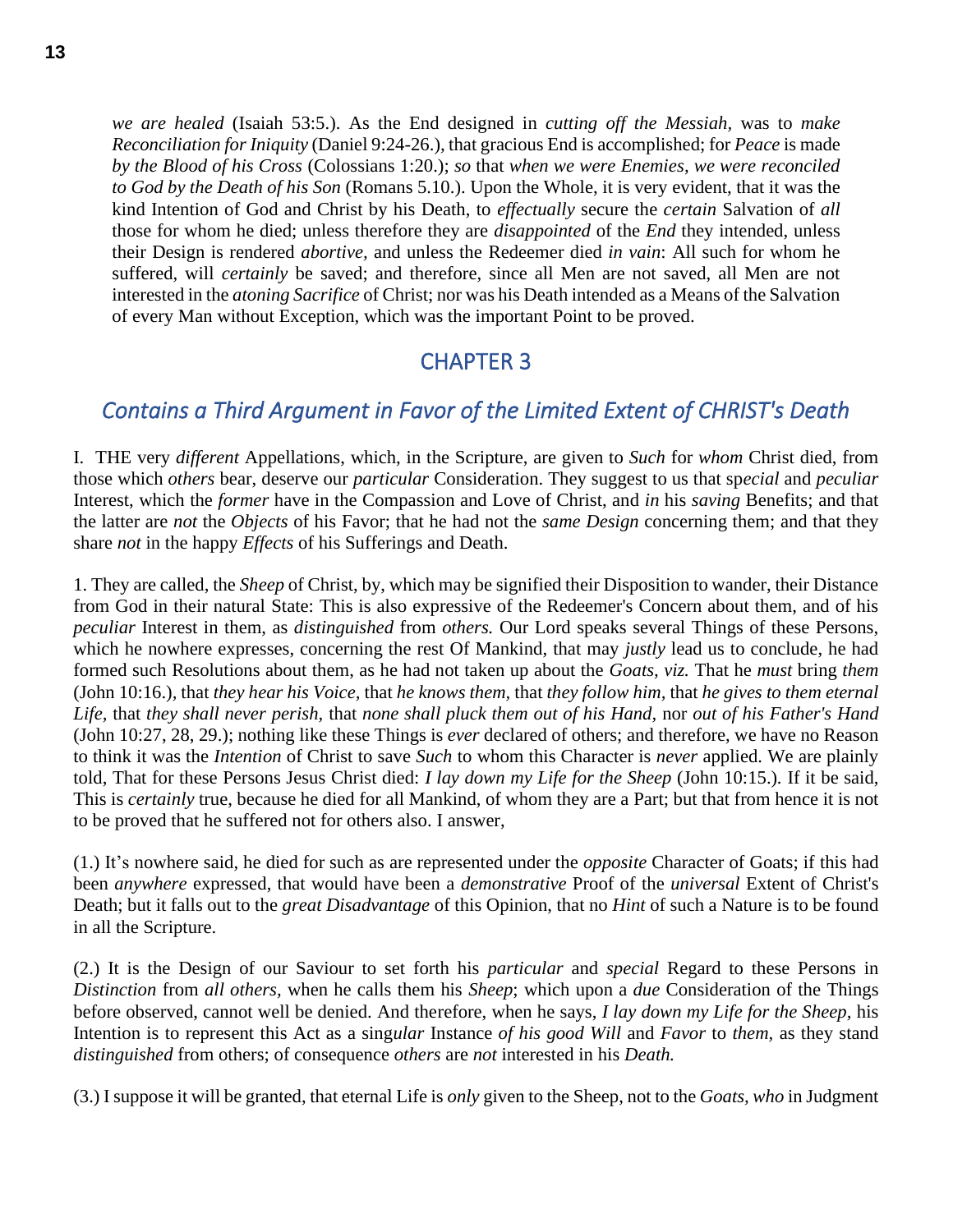*we are healed* (Isaiah 53:5.). As the End designed in *cutting off the Messiah,* was to *make Reconciliation for Iniquity* (Daniel 9:24-26.), that gracious End is accomplished; for *Peace* is made *by the Blood of his Cross* (Colossians 1:20.); *so* that *when we were Enemies, we were reconciled to God by the Death of his Son* (Romans 5.10.). Upon the Whole, it is very evident, that it was the kind Intention of God and Christ by his Death, to *effectually* secure the *certain* Salvation of *all* those for whom he died; unless therefore they are *disappointed* of the *End* they intended, unless their Design is rendered *abortive,* and unless the Redeemer died *in vain*: All such for whom he suffered, will *certainly* be saved; and therefore, since all Men are not saved, all Men are not interested in the *atoning Sacrifice* of Christ; nor was his Death intended as a Means of the Salvation of every Man without Exception, which was the important Point to be proved.

## CHAPTER 3

### *Contains a Third Argument in Favor of the Limited Extent of CHRIST's Death*

I. THE very *different* Appellations, which, in the Scripture, are given to *Such* for *whom* Christ died, from those which *others* bear, deserve our *particular* Consideration. They suggest to us that sp*ecial* and *peculiar* Interest, which the *former* have in the Compassion and Love of Christ, and *in* his *saving* Benefits; and that the latter are *not* the *Objects* of his Favor; that he had not the *same Design* concerning them; and that they share *not* in the happy *Effects* of his Sufferings and Death.

1. They are called, the *Sheep* of Christ, by, which may be signified their Disposition to wander, their Distance from God in their natural State: This is also expressive of the Redeemer's Concern about them, and of his *peculiar* Interest in them, as *distinguished* from *others.* Our Lord speaks several Things of these Persons, which he nowhere expresses, concerning the rest Of Mankind, that may *justly* lead us to conclude, he had formed such Resolutions about them, as he had not taken up about the *Goats, viz.* That he *must* bring *them* (John 10:16.), that *they hear his Voice,* that *he knows them,* that *they follow him,* that *he gives to them eternal Life,* that *they shall never perish,* that *none shall pluck them out of his Hand,* nor *out of his Father's Hand* (John 10:27, 28, 29.); nothing like these Things is *ever* declared of others; and therefore, we have no Reason to think it was the *Intention* of Christ to save *Such* to whom this Character is *never* applied. We are plainly told, That for these Persons Jesus Christ died: *I lay down my Life for the Sheep* (John 10:15.). If it be said, This is *certainly* true, because he died for all Mankind, of whom they are a Part; but that from hence it is not to be proved that he suffered not for others also. I answer,

(1.) It's nowhere said, he died for such as are represented under the *opposite* Character of Goats; if this had been *anywhere* expressed, that would have been a *demonstrative* Proof of the *universal* Extent of Christ's Death; but it falls out to the *great Disadvantage* of this Opinion, that no *Hint* of such a Nature is to be found in all the Scripture.

(2.) It is the Design of our Saviour to set forth his *particular* and *special* Regard to these Persons in *Distinction* from *all others,* when he calls them his *Sheep*; which upon a *due* Consideration of the Things before observed, cannot well be denied. And therefore, when he says, *I lay down my Life for the Sheep,* his Intention is to represent this Act as a sing*ular* Instance *of his good Will* and *Favor* to *them,* as they stand *distinguished* from others; of consequence *others* are *not* interested in his *Death.*

(3.) I suppose it will be granted, that eternal Life is *only* given to the Sheep, not to the *Goats, who* in Judgment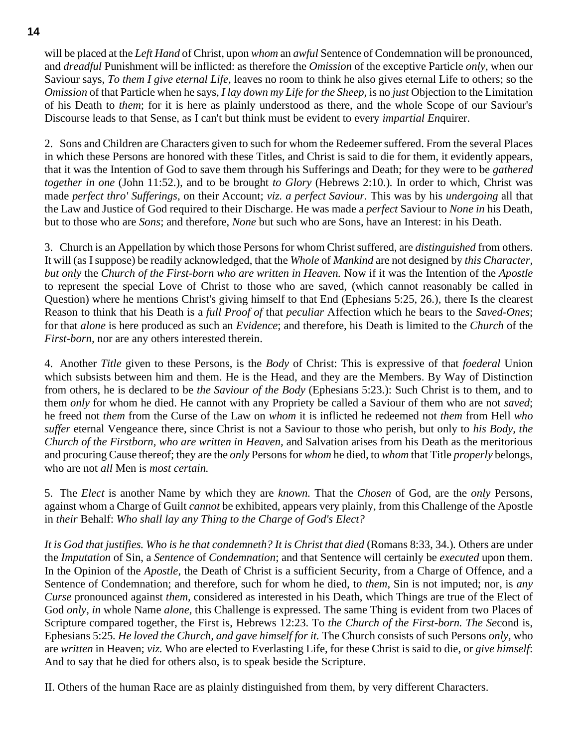will be placed at the *Left Hand* of Christ, upon *whom* an *awful* Sentence of Condemnation will be pronounced, and *dreadful* Punishment will be inflicted: as therefore the *Omission* of the exceptive Particle *only,* when our Saviour says, *To them I give eternal Life,* leaves no room to think he also gives eternal Life to others; so the *Omission* of that Particle when he says, *I lay down my Life for the Sheep,* is no *just* Objection to the Limitation of his Death to *them*; for it is here as plainly understood as there, and the whole Scope of our Saviour's Discourse leads to that Sense, as I can't but think must be evident to every *impartial En*quirer.

2. Sons and Children are Characters given to such for whom the Redeemer suffered. From the several Places in which these Persons are honored with these Titles, and Christ is said to die for them, it evidently appears, that it was the Intention of God to save them through his Sufferings and Death; for they were to be *gathered together in one* (John 11:52.), and to be brought *to Glory* (Hebrews 2:10.). In order to which, Christ was made *perfect thro' Sufferings,* on their Account; *viz. a perfect Saviour.* This was by his *undergoing* all that the Law and Justice of God required to their Discharge. He was made a *perfect* Saviour to *None in* his Death, but to those who are *Sons*; and therefore, *None* but such who are Sons, have an Interest: in his Death.

3. Church is an Appellation by which those Persons for whom Christ suffered, are *distinguished* from others. It will (as I suppose) be readily acknowledged, that the *Whole* of *Mankind* are not designed by *this Character, but only* the *Church of the First-born who are written in Heaven.* Now if it was the Intention of the *Apostle* to represent the special Love of Christ to those who are saved, (which cannot reasonably be called in Question) where he mentions Christ's giving himself to that End (Ephesians 5:25, 26.), there Is the clearest Reason to think that his Death is a *full Proof of* that *peculiar* Affection which he bears to the *Saved-Ones*; for that *alone* is here produced as such an *Evidence*; and therefore, his Death is limited to the *Church* of the *First-born,* nor are any others interested therein.

4. Another *Title* given to these Persons, is the *Body* of Christ: This is expressive of that *foederal* Union which subsists between him and them. He is the Head, and they are the Members. By Way of Distinction from others, he is declared to be *the Saviour of the Body* (Ephesians 5:23.): Such Christ is to them, and to them *only* for whom he died. He cannot with any Propriety be called a Saviour of them who are not *saved*; he freed not *them* from the Curse of the Law on *whom* it is inflicted he redeemed not *them* from Hell *who suffer* eternal Vengeance there, since Christ is not a Saviour to those who perish, but only to *his Body, the Church of the Firstborn, who are written in Heaven,* and Salvation arises from his Death as the meritorious and procuring Cause thereof; they are the *only* Persons for *whom* he died, to *whom* that Title *properly* belongs, who are not *all* Men is *most certain.*

5. The *Elect* is another Name by which they are *known.* That the *Chosen* of God, are the *only* Persons, against whom a Charge of Guilt *cannot* be exhibited, appears very plainly, from this Challenge of the Apostle in *their* Behalf: *Who shall lay any Thing to the Charge of God's Elect?*

*It is God that justifies. Who is he that condemneth? It is Christ that died* (Romans 8:33, 34.). Others are under the *Imputation* of Sin, a *Sentence* of *Condemnation*; and that Sentence will certainly be *executed* upon them. In the Opinion of the *Apostle,* the Death of Christ is a sufficient Security, from a Charge of Offence, and a Sentence of Condemnation; and therefore, such for whom he died, to *them,* Sin is not imputed; nor, is *any Curse* pronounced against *them,* considered as interested in his Death, which Things are true of the Elect of God *only, in* whole Name *alone,* this Challenge is expressed. The same Thing is evident from two Places of Scripture compared together, the First is, Hebrews 12:23. To *the Church of the First-born. The Se*cond is, Ephesians 5:25. *He loved the Church, and gave himself for it.* The Church consists of such Persons *only,* who are *written* in Heaven; *viz.* Who are elected to Everlasting Life, for these Christ is said to die, or *give himself*: And to say that he died for others also, is to speak beside the Scripture.

II. Others of the human Race are as plainly distinguished from them, by very different Characters.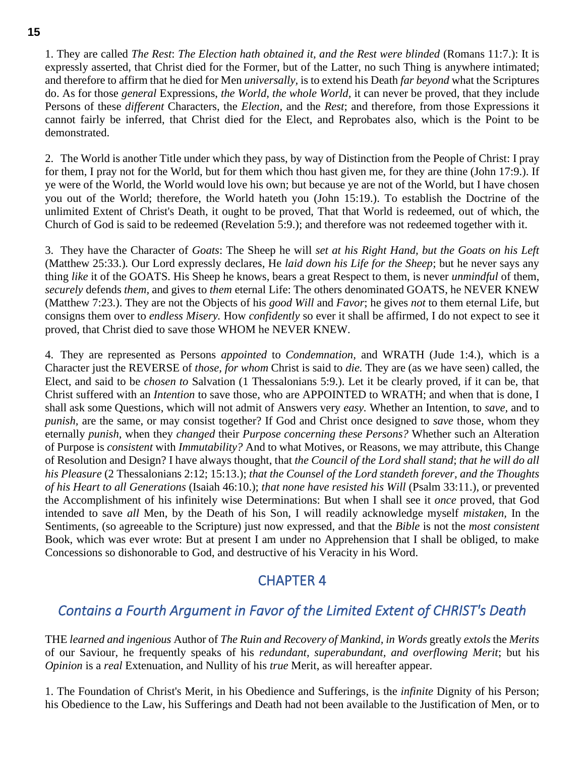1. They are called *The Rest*: *The Election hath obtained it, and the Rest were blinded* (Romans 11:7.): It is expressly asserted, that Christ died for the Former, but of the Latter, no such Thing is anywhere intimated; and therefore to affirm that he died for Men *universally,* is to extend his Death *far beyond* what the Scriptures do. As for those *general* Expressions, *the World, the whole World,* it can never be proved, that they include Persons of these *different* Characters, the *Election*, and the *Rest*; and therefore, from those Expressions it cannot fairly be inferred, that Christ died for the Elect, and Reprobates also, which is the Point to be demonstrated.

2. The World is another Title under which they pass, by way of Distinction from the People of Christ: I pray for them, I pray not for the World, but for them which thou hast given me, for they are thine (John 17:9.). If ye were of the World, the World would love his own; but because ye are not of the World, but I have chosen you out of the World; therefore, the World hateth you (John 15:19.). To establish the Doctrine of the unlimited Extent of Christ's Death, it ought to be proved, That that World is redeemed, out of which, the Church of God is said to be redeemed (Revelation 5:9.); and therefore was not redeemed together with it.

3. They have the Character of *Goats*: The Sheep he will *set at his Right Hand, but the Goats on his Left* (Matthew 25:33.)*.* Our Lord expressly declares, He *laid down his Life for the Sheep*; but he never says any thing *like* it of the GOATS. His Sheep he knows, bears a great Respect to them, is never *unmindful* of them, *securely* defends *them*, and gives to *them* eternal Life: The others denominated GOATS, he NEVER KNEW (Matthew 7:23.). They are not the Objects of his *good Will* and *Favor*; he gives *not* to them eternal Life, but consigns them over to *endless Misery.* How *confidently* so ever it shall be affirmed, I do not expect to see it proved, that Christ died to save those WHOM he NEVER KNEW.

4. They are represented as Persons *appointed* to *Condemnation,* and WRATH (Jude 1:4.)*,* which is a Character just the REVERSE of *those, for whom* Christ is said to *die.* They are (as we have seen) called, the Elect, and said to be *chosen to* Salvation (1 Thessalonians 5:9.). Let it be clearly proved, if it can be, that Christ suffered with an *Intention* to save those, who are APPOINTED to WRATH; and when that is done, I shall ask some Questions, which will not admit of Answers very *easy.* Whether an Intention, to *save,* and to *punish*, are the same, or may consist together? If God and Christ once designed to *save* those, whom they eternally *punish,* when they *changed* their *Purpose concerning these Persons?* Whether such an Alteration of Purpose is *consistent* with *Immutability?* And to what Motives, or Reasons, we may attribute, this Change of Resolution and Design? I have always thought, that *the Council of the Lord shall stand*; *that he will do all his Pleasure* (2 Thessalonians 2:12; 15:13.); *that the Counsel of the Lord standeth forever, and the Thoughts of his Heart to all Generations* (Isaiah 46:10.); *that none have resisted his Will* (Psalm 33:11.), or prevented the Accomplishment of his infinitely wise Determinations: But when I shall see it *once* proved, that God intended to save *all* Men, by the Death of his Son, I will readily acknowledge myself *mistaken*, In the Sentiments, (so agreeable to the Scripture) just now expressed, and that the *Bible* is not the *most consistent* Book, which was ever wrote: But at present I am under no Apprehension that I shall be obliged, to make Concessions so dishonorable to God, and destructive of his Veracity in his Word.

## CHAPTER 4

### *Contains a Fourth Argument in Favor of the Limited Extent of CHRIST's Death*

THE *learned and ingenious* Author of *The Ruin and Recovery of Mankind, in Words* greatly *extols* the *Merits* of our Saviour, he frequently speaks of his *redundant, superabundant, and overflowing Merit*; but his *Opinion* is a *real* Extenuation, and Nullity of his *true* Merit, as will hereafter appear.

1. The Foundation of Christ's Merit, in his Obedience and Sufferings, is the *infinite* Dignity of his Person; his Obedience to the Law, his Sufferings and Death had not been available to the Justification of Men, or to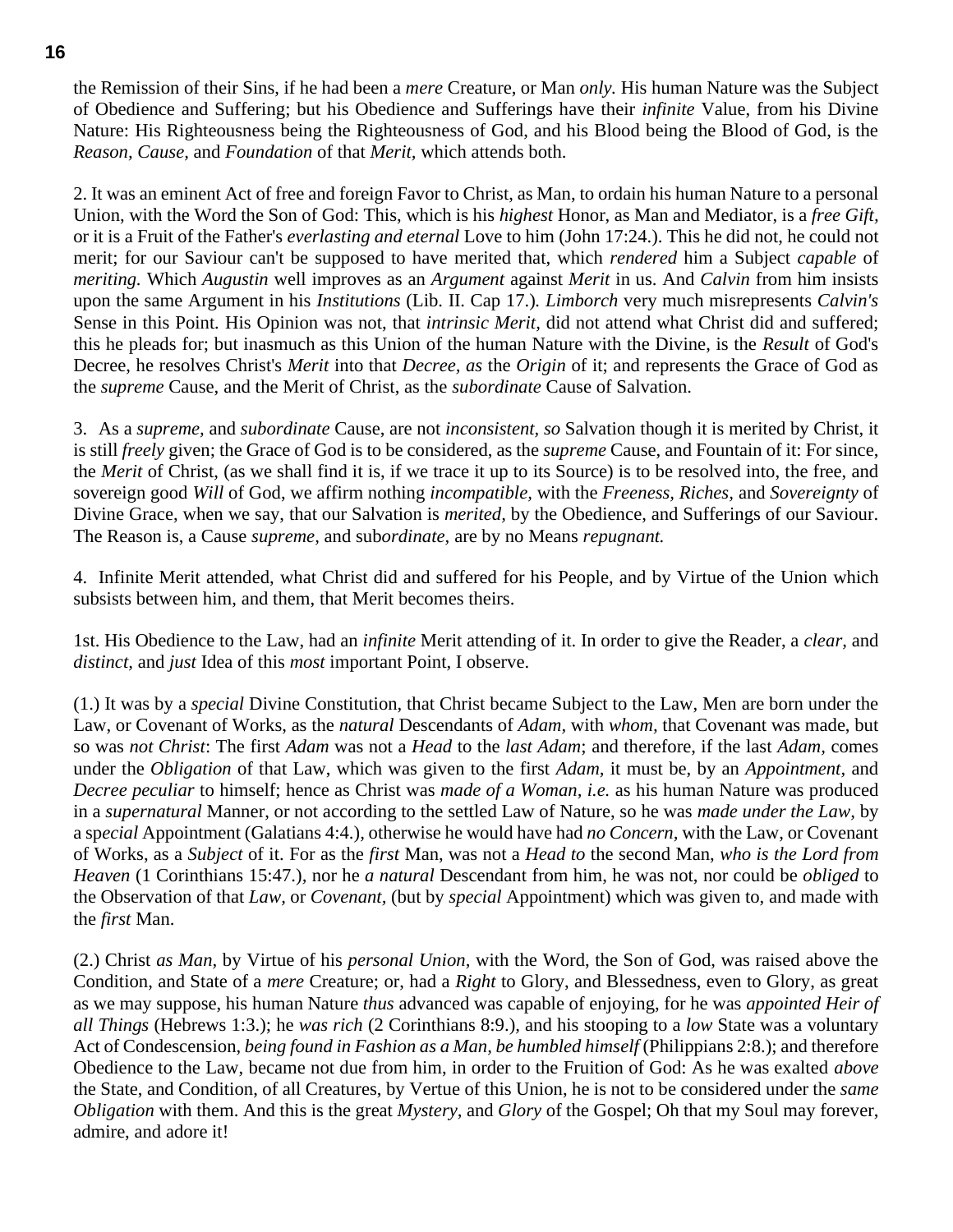the Remission of their Sins, if he had been a *mere* Creature, or Man *only.* His human Nature was the Subject of Obedience and Suffering; but his Obedience and Sufferings have their *infinite* Value, from his Divine Nature: His Righteousness being the Righteousness of God, and his Blood being the Blood of God, is the *Reason, Cause,* and *Foundation* of that *Merit,* which attends both.

2. It was an eminent Act of free and foreign Favor to Christ, as Man, to ordain his human Nature to a personal Union, with the Word the Son of God: This, which is his *highest* Honor, as Man and Mediator, is a *free Gift,* or it is a Fruit of the Father's *everlasting and eternal* Love to him (John 17:24.). This he did not, he could not merit; for our Saviour can't be supposed to have merited that, which *rendered* him a Subject *capable* of *meriting.* Which *Augustin* well improves as an *Argument* against *Merit* in us. And *Calvin* from him insists upon the same Argument in his *Institutions* (Lib. II. Cap 17.). *Limborch* very much misrepresents *Calvin's* Sense in this Point. His Opinion was not, that *intrinsic Merit,* did not attend what Christ did and suffered; this he pleads for; but inasmuch as this Union of the human Nature with the Divine, is the *Result* of God's Decree, he resolves Christ's *Merit* into that *Decree, as* the *Origin* of it; and represents the Grace of God as the *supreme* Cause, and the Merit of Christ, as the *subordinate* Cause of Salvation.

3. As a *supreme,* and *subordinate* Cause, are not *inconsistent, so* Salvation though it is merited by Christ, it is still *freely* given; the Grace of God is to be considered, as the *supreme* Cause, and Fountain of it: For since, the *Merit* of Christ, (as we shall find it is, if we trace it up to its Source) is to be resolved into, the free, and sovereign good *Will* of God, we affirm nothing *incompatible,* with the *Freeness, Riches,* and *Sovereignty* of Divine Grace, when we say, that our Salvation is *merited,* by the Obedience, and Sufferings of our Saviour. The Reason is, a Cause *supreme,* and sub*ordinate,* are by no Means *repugnant.*

4. Infinite Merit attended, what Christ did and suffered for his People, and by Virtue of the Union which subsists between him, and them, that Merit becomes theirs.

1st. His Obedience to the Law, had an *infinite* Merit attending of it. In order to give the Reader, a *clear,* and *distinct,* and *just* Idea of this *most* important Point, I observe.

(1.) It was by a *special* Divine Constitution, that Christ became Subject to the Law, Men are born under the Law, or Covenant of Works, as the *natural* Descendants of *Adam,* with *whom,* that Covenant was made, but so was *not Christ*: The first *Adam* was not a *Head* to the *last Adam*; and therefore, if the last *Adam,* comes under the *Obligation* of that Law, which was given to the first *Adam,* it must be, by an *Appointment,* and *Decree peculiar* to himself; hence as Christ was *made of a Woman, i.e.* as his human Nature was produced in a *supernatural* Manner, or not according to the settled Law of Nature, so he was *made under the Law,* by a sp*ecial* Appointment (Galatians 4:4.), otherwise he would have had *no Concern,* with the Law, or Covenant of Works, as a *Subject* of it. For as the *first* Man, was not a *Head to* the second Man, *who is the Lord from Heaven* (1 Corinthians 15:47.), nor he *a natural* Descendant from him, he was not, nor could be *obliged* to the Observation of that *Law,* or *Covenant,* (but by *special* Appointment) which was given to, and made with the *first* Man.

(2.) Christ *as Man,* by Virtue of his *personal Union,* with the Word, the Son of God, was raised above the Condition, and State of a *mere* Creature; or, had a *Right* to Glory, and Blessedness, even to Glory, as great as we may suppose, his human Nature *thus* advanced was capable of enjoying, for he was *appointed Heir of all Things* (Hebrews 1:3.); he *was rich* (2 Corinthians 8:9.), and his stooping to a *low* State was a voluntary Act of Condescension, *being found in Fashion as a Man, be humbled himself* (Philippians 2:8.); and therefore Obedience to the Law, became not due from him, in order to the Fruition of God: As he was exalted *above* the State, and Condition, of all Creatures, by Vertue of this Union, he is not to be considered under the *same Obligation* with them. And this is the great *Mystery,* and *Glory* of the Gospel; Oh that my Soul may forever, admire, and adore it!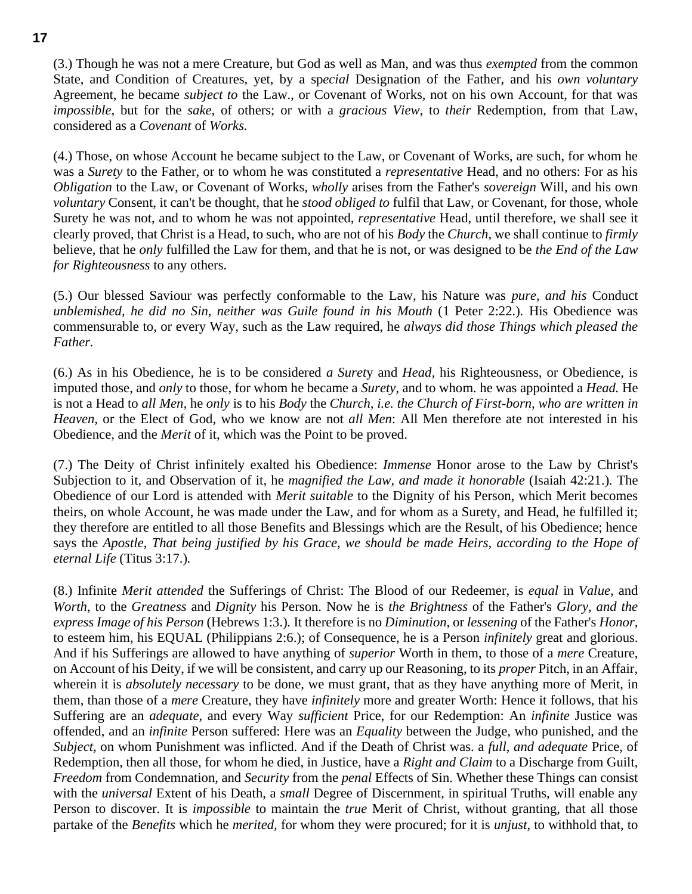(3.) Though he was not a mere Creature, but God as well as Man, and was thus *exempted* from the common State, and Condition of Creatures, yet, by a sp*ecial* Designation of the Father, and his *own voluntary* Agreement, he became *subject to* the Law., or Covenant of Works, not on his own Account, for that was *impossible,* but for the *sake,* of others; or with a *gracious View,* to *their* Redemption, from that Law, considered as a *Covenant* of *Works.*

(4.) Those, on whose Account he became subject to the Law, or Covenant of Works, are such, for whom he was a *Surety* to the Father, or to whom he was constituted a *representative* Head, and no others: For as his *Obligation* to the Law, or Covenant of Works, *wholly* arises from the Father's *sovereign* Will, and his own *voluntary* Consent, it can't be thought, that he *stood obliged to* fulfil that Law, or Covenant, for those, whole Surety he was not, and to whom he was not appointed, *representative* Head, until therefore, we shall see it clearly proved, that Christ is a Head, to such, who are not of his *Body* the *Church,* we shall continue to *firmly* believe, that he *only* fulfilled the Law for them, and that he is not, or was designed to be *the End of the Law for Righteousness* to any others.

(5.) Our blessed Saviour was perfectly conformable to the Law, his Nature was *pure, and his* Conduct *unblemished, he did no Sin, neither was Guile found in his Mouth* (1 Peter 2:22.). His Obedience was commensurable to, or every Way, such as the Law required, he *always did those Things which pleased the Father.*

(6.) As in his Obedience, he is to be considered *a Suret*y and *Head*, his Righteousness, or Obedience, is imputed those, and *only* to those, for whom he became a *Surety,* and to whom. he was appointed a *Head.* He is not a Head to *all Men,* he *only* is to his *Body* the *Church, i.e. the Church of First-born, who are written in Heaven,* or the Elect of God, who we know are not *all Men*: All Men therefore ate not interested in his Obedience, and the *Merit* of it, which was the Point to be proved.

(7.) The Deity of Christ infinitely exalted his Obedience: *Immense* Honor arose to the Law by Christ's Subjection to it, and Observation of it, he *magnified the Law, and made it honorable* (Isaiah 42:21.). The Obedience of our Lord is attended with *Merit suitable* to the Dignity of his Person, which Merit becomes theirs, on whole Account, he was made under the Law, and for whom as a Surety, and Head, he fulfilled it; they therefore are entitled to all those Benefits and Blessings which are the Result, of his Obedience; hence says the *Apostle, That being justified by his Grace, we should be made Heirs, according to the Hope of eternal Life* (Titus 3:17.).

(8.) Infinite *Merit attended* the Sufferings of Christ: The Blood of our Redeemer, is *equal* in *Value,* and *Worth,* to the *Greatness* and *Dignity* his Person. Now he is *the Brightness* of the Father's *Glory, and the express Image of his Person* (Hebrews 1:3.). It therefore is no *Diminution,* or *lessening* of the Father's *Honor,* to esteem him, his EQUAL (Philippians 2:6.); of Consequence, he is a Person *infinitely* great and glorious. And if his Sufferings are allowed to have anything of *superior* Worth in them, to those of a *mere* Creature, on Account of his Deity, if we will be consistent, and carry up our Reasoning, to its *proper* Pitch, in an Affair, wherein it is *absolutely necessary* to be done, we must grant, that as they have anything more of Merit, in them, than those of a *mere* Creature, they have *infinitely* more and greater Worth: Hence it follows, that his Suffering are an *adequate,* and every Way *sufficient* Price, for our Redemption: An *infinite* Justice was offended, and an *infinite* Person suffered: Here was an *Equality* between the Judge, who punished, and the *Subject,* on whom Punishment was inflicted. And if the Death of Christ was. a *full, and adequate* Price, of Redemption, then all those, for whom he died, in Justice, have a *Right and Claim* to a Discharge from Guilt, *Freedom* from Condemnation, and *Security* from the *penal* Effects of Sin. Whether these Things can consist with the *universal* Extent of his Death, a *small* Degree of Discernment, in spiritual Truths, will enable any Person to discover. It is *impossible* to maintain the *true* Merit of Christ, without granting, that all those partake of the *Benefits* which he *merited,* for whom they were procured; for it is *unjust,* to withhold that, to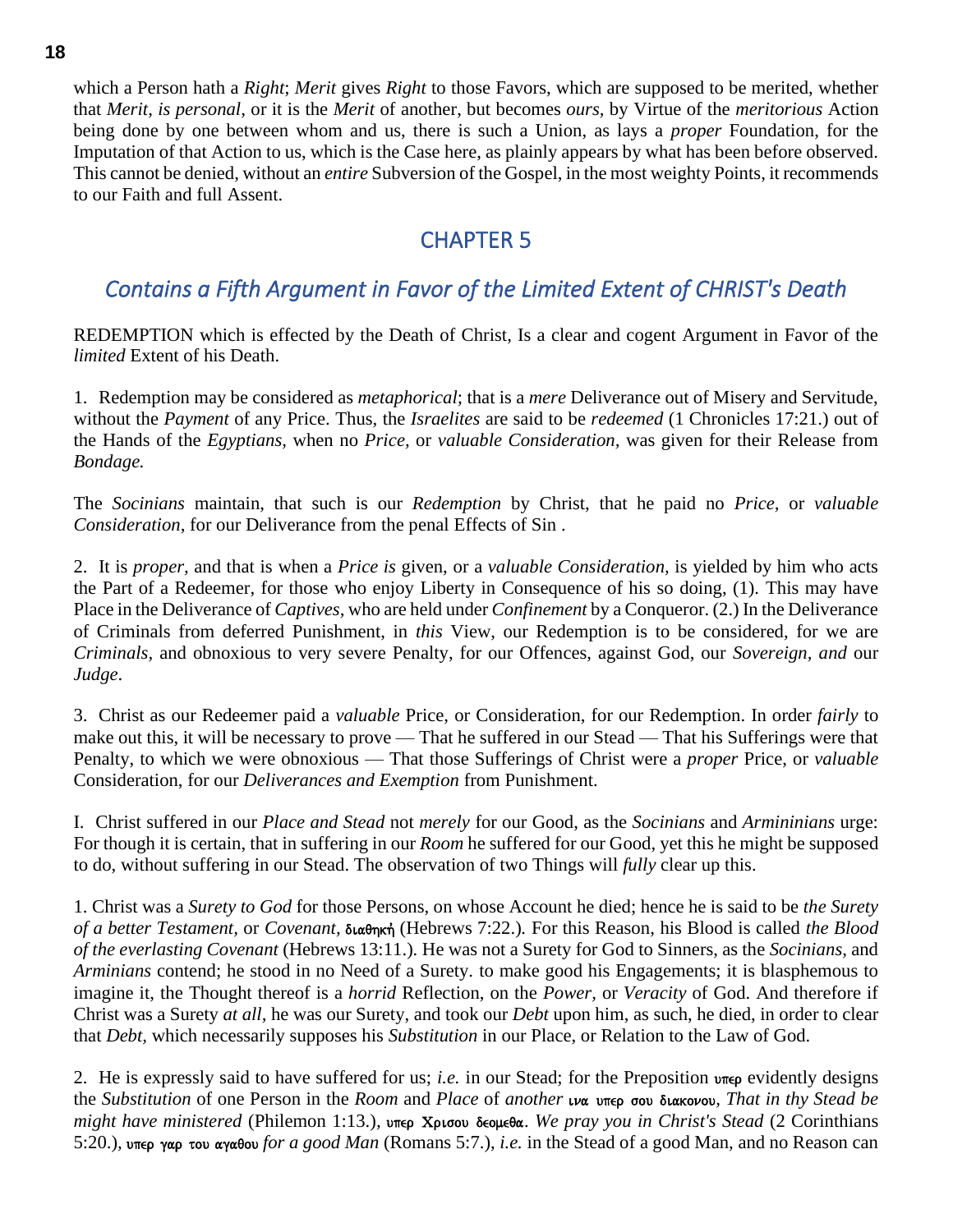which a Person hath a *Right*; *Merit* gives *Right* to those Favors, which are supposed to be merited, whether that *Merit, is personal*, or it is the *Merit* of another, but becomes *ours*, by Virtue of the *meritorious* Action being done by one between whom and us, there is such a Union, as lays a *proper* Foundation, for the Imputation of that Action to us, which is the Case here, as plainly appears by what has been before observed. This cannot be denied, without an *entire* Subversion of the Gospel, in the most weighty Points, it recommends to our Faith and full Assent.

## CHAPTER 5

### *Contains a Fifth Argument in Favor of the Limited Extent of CHRIST's Death*

REDEMPTION which is effected by the Death of Christ, Is a clear and cogent Argument in Favor of the *limited* Extent of his Death.

1. Redemption may be considered as *metaphorical*; that is a *mere* Deliverance out of Misery and Servitude, without the *Payment* of any Price. Thus, the *Israelites* are said to be *redeemed* (1 Chronicles 17:21.) out of the Hands of the *Egyptians,* when no *Price,* or *valuable Consideration,* was given for their Release from *Bondage.*

The *Socinians* maintain, that such is our *Redemption* by Christ, that he paid no *Price*, or *valuable Consideration*, for our Deliverance from the penal Effects of Sin .

2. It is *proper*, and that is when a *Price is* given, or a *valuable Consideration,* is yielded by him who acts the Part of a Redeemer, for those who enjoy Liberty in Consequence of his so doing, (1). This may have Place in the Deliverance of *Captives*, who are held under *Confinement* by a Conqueror. (2.) In the Deliverance of Criminals from deferred Punishment, in *this* View, our Redemption is to be considered, for we are *Criminals*, and obnoxious to very severe Penalty, for our Offences, against God, our *Sovereign*, *and* our *Judge*.

3. Christ as our Redeemer paid a *valuable* Price, or Consideration, for our Redemption. In order *fairly* to make out this, it will be necessary to prove — That he suffered in our Stead — That his Sufferings were that Penalty, to which we were obnoxious — That those Sufferings of Christ were a *proper* Price, or *valuable* Consideration, for our *Deliverances and Exemption* from Punishment.

I. Christ suffered in our *Place and Stead* not *merely* for our Good, as the *Socinians* and *Armininians* urge: For though it is certain, that in suffering in our *Room* he suffered for our Good, yet this he might be supposed to do, without suffering in our Stead. The observation of two Things will *fully* clear up this.

1. Christ was a *Surety to God* for those Persons, on whose Account he died; hence he is said to be *the Surety of a better Testament,* or *Covenant*, διαθηκή (Hebrews 7:22.)*.* For this Reason, his Blood is called *the Blood of the everlasting Covenant* (Hebrews 13:11.). He was not a Surety for God to Sinners, as the *Socinians*, and *Arminians* contend; he stood in no Need of a Surety. to make good his Engagements; it is blasphemous to imagine it, the Thought thereof is a *horrid* Reflection, on the *Power*, or *Veracity* of God. And therefore if Christ was a Surety *at all*, he was our Surety, and took our *Debt* upon him, as such, he died, in order to clear that *Debt,* which necessarily supposes his *Substitution* in our Place, or Relation to the Law of God.

2. He is expressly said to have suffered for us; *i.e.* in our Stead; for the Preposition υπερ evidently designs the *Substitution* of one Person in the *Room* and *Place* of *another* ινα υπερ σου διακονου, *That in thy Stead be might have ministered* (Philemon 1:13.), υπερ Χρισου δεομεθα. *We pray you in Christ's Stead* (2 Corinthians 5:20.), υπερ γαρ του αγαθου *for a good Man* (Romans 5:7.), *i.e.* in the Stead of a good Man, and no Reason can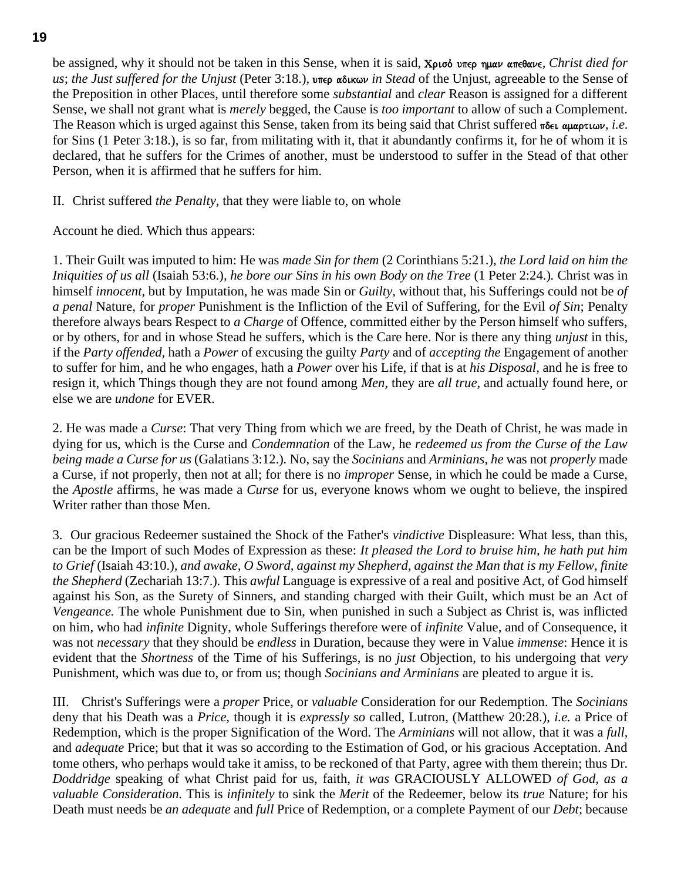be assigned, why it should not be taken in this Sense, when it is said, Χρισὸ υπερ ημαν απεθανε, *Christ died for us*; *the Just suffered for the Unjust* (Peter 3:18.), υπερ αδικων *in Stead* of the Unjust, agreeable to the Sense of the Preposition in other Places, until therefore some *substantial* and *clear* Reason is assigned for a different Sense, we shall not grant what is *merely* begged, the Cause is *too important* to allow of such a Complement. The Reason which is urged against this Sense, taken from its being said that Christ suffered πδει αμαρτιων, *i.e.* for Sins (1 Peter 3:18.), is so far, from militating with it, that it abundantly confirms it, for he of whom it is declared, that he suffers for the Crimes of another, must be understood to suffer in the Stead of that other Person, when it is affirmed that he suffers for him.

II. Christ suffered *the Penalty,* that they were liable to, on whole

Account he died. Which thus appears:

1. Their Guilt was imputed to him: He was *made Sin for them* (2 Corinthians 5:21.), *the Lord laid on him the Iniquities of us all* (Isaiah 53:6.), *he bore our Sins in his own Body on the Tree* (1 Peter 2:24.). Christ was in himself *innocent,* but by Imputation, he was made Sin or *Guilty,* without that, his Sufferings could not be *of a penal* Nature, for *proper* Punishment is the Infliction of the Evil of Suffering, for the Evil *of Sin*; Penalty therefore always bears Respect to *a Charge* of Offence, committed either by the Person himself who suffers, or by others, for and in whose Stead he suffers, which is the Care here. Nor is there any thing *unjust* in this, if the *Party offended,* hath a *Power* of excusing the guilty *Party* and of *accepting the* Engagement of another to suffer for him, and he who engages, hath a *Power* over his Life, if that is at *his Disposal,* and he is free to resign it, which Things though they are not found among *Men,* they are *all true,* and actually found here, or else we are *undone* for EVER.

2. He was made a *Curse*: That very Thing from which we are freed, by the Death of Christ, he was made in dying for us, which is the Curse and *Condemnation* of the Law, he *redeemed us from the Curse of the Law being made a Curse for us* (Galatians 3:12.). No, say the *Socinians* and *Arminians, he* was not *properly* made a Curse, if not properly, then not at all; for there is no *improper* Sense, in which he could be made a Curse, the *Apostle* affirms, he was made a *Curse* for us, everyone knows whom we ought to believe, the inspired Writer rather than those Men.

3. Our gracious Redeemer sustained the Shock of the Father's *vindictive* Displeasure: What less, than this, can be the Import of such Modes of Expression as these: *It pleased the Lord to bruise him, he hath put him to Grief* (Isaiah 43:10.), *and awake, O Sword, against my Shepherd, against the Man that is my Fellow, finite the Shepherd* (Zechariah 13:7.). This *awful* Language is expressive of a real and positive Act, of God himself against his Son, as the Surety of Sinners, and standing charged with their Guilt, which must be an Act of *Vengeance.* The whole Punishment due to Sin, when punished in such a Subject as Christ is, was inflicted on him, who had *infinite* Dignity, whole Sufferings therefore were of *infinite* Value, and of Consequence, it was not *necessary* that they should be *endless* in Duration, because they were in Value *immense*: Hence it is evident that the *Shortness* of the Time of his Sufferings, is no *just* Objection, to his undergoing that *very* Punishment, which was due to, or from us; though *Socinians and Arminians* are pleated to argue it is.

III. Christ's Sufferings were a *proper* Price, or *valuable* Consideration for our Redemption. The *Socinians* deny that his Death was a *Price,* though it is *expressly so* called, Lutron, (Matthew 20:28.), *i.e.* a Price of Redemption, which is the proper Signification of the Word. The *Arminians* will not allow, that it was a *full,* and *adequate* Price; but that it was so according to the Estimation of God, or his gracious Acceptation. And tome others, who perhaps would take it amiss, to be reckoned of that Party, agree with them therein; thus Dr. *Doddridge* speaking of what Christ paid for us, faith, *it was* GRACIOUSLY ALLOWED *of God, as a valuable Consideration.* This is *infinitely* to sink the *Merit* of the Redeemer, below its *true* Nature; for his Death must needs be *an adequate* and *full* Price of Redemption, or a complete Payment of our *Debt*; because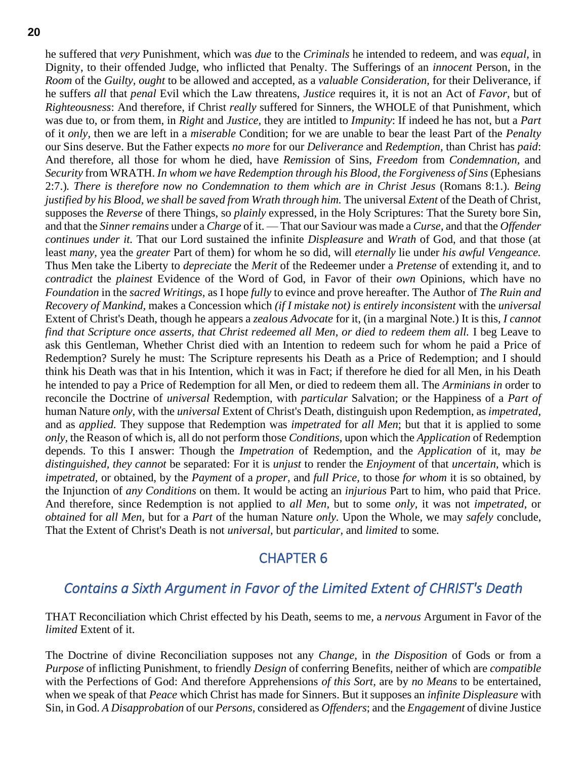he suffered that *very* Punishment, which was *due* to the *Criminals* he intended to redeem, and was *equal,* in Dignity, to their offended Judge, who inflicted that Penalty. The Sufferings of an *innocent* Person, in the *Room* of the *Guilty, ought* to be allowed and accepted, as a *valuable Consideration,* for their Deliverance, if he suffers *all* that *penal* Evil which the Law threatens, *Justice* requires it, it is not an Act of *Favor,* but of *Righteousness*: And therefore, if Christ *really* suffered for Sinners, the WHOLE of that Punishment, which was due to, or from them, in *Right* and *Justice,* they are intitled to *Impunity*: If indeed he has not, but a *Part* of it *only,* then we are left in a *miserable* Condition; for we are unable to bear the least Part of the *Penalty* our Sins deserve. But the Father expects *no more* for our *Deliverance* and *Redemption,* than Christ has *paid*: And therefore, all those for whom he died, have *Remission* of Sins, *Freedom* from *Condemnation,* and *Security* from WRATH. *In whom we have Redemption through his Blood, the Forgiveness of Sins* (Ephesians 2:7.). *There is therefore now no Condemnation to them which are in Christ Jesus* (Romans 8:1.). *Being justified by his Blood, we shall be saved from Wrath through him.* The universal *Extent* of the Death of Christ, supposes the *Reverse* of there Things, so *plainly* expressed, in the Holy Scriptures: That the Surety bore Sin, and that the *Sinner remains* under a *Charge* of it. — That our Saviour was made a *Curse,* and that the *Offender continues under it.* That our Lord sustained the infinite *Displeasure* and *Wrath* of God, and that those (at least *many,* yea the *greater* Part of them) for whom he so did, will *eternally* lie under *his awful Vengeance.* Thus Men take the Liberty to *depreciate* the *Merit* of the Redeemer under a *Pretense* of extending it, and to *contradict* the *plainest* Evidence of the Word of God, in Favor of their *own* Opinions, which have no *Foundation* in the *sacred Writings,* as I hope *fully* to evince and prove hereafter. The Author of *The Ruin and Recovery of Mankind,* makes a Concession which *(if I mistake not) is entirely inconsistent* with the *universal* Extent of Christ's Death, though he appears a *zealous Advocate* for it, (in a marginal Note.) It is this, *I cannot find that Scripture once asserts, that Christ redeemed all Men, or died to redeem them all.* I beg Leave to ask this Gentleman, Whether Christ died with an Intention to redeem such for whom he paid a Price of Redemption? Surely he must: The Scripture represents his Death as a Price of Redemption; and I should think his Death was that in his Intention, which it was in Fact; if therefore he died for all Men, in his Death he intended to pay a Price of Redemption for all Men, or died to redeem them all. The *Arminians in* order to reconcile the Doctrine of *universal* Redemption, with *particular* Salvation; or the Happiness of a *Part of* human Nature *only,* with the *universal* Extent of Christ's Death, distinguish upon Redemption, as *impetrated,* and as *applied.* They suppose that Redemption was *impetrated* for *all Men*; but that it is applied to some *only,* the Reason of which is, all do not perform those *Conditions,* upon which the *Application* of Redemption depends. To this I answer: Though the *Impetration* of Redemption, and the *Application* of it, may *be distinguished, they cannot* be separated: For it is *unjust* to render the *Enjoyment* of that *uncertain,* which is *impetrated,* or obtained, by the *Payment* of a *proper,* and *full Price,* to those *for whom* it is so obtained, by the Injunction of *any Conditions* on them. It would be acting an *injurious* Part to him, who paid that Price. And therefore, since Redemption is not applied to *all Men,* but to some *only,* it was not *impetrated,* or *obtained* for *all Men,* but for a *Part* of the human Nature *only*. Upon the Whole, we may *safely* conclude, That the Extent of Christ's Death is not *universal,* but *particular,* and *limited* to some.

## CHAPTER 6

### *Contains a Sixth Argument in Favor of the Limited Extent of CHRIST's Death*

THAT Reconciliation which Christ effected by his Death, seems to me, a *nervous* Argument in Favor of the *limited* Extent of it.

The Doctrine of divine Reconciliation supposes not any *Change,* in *the Disposition* of Gods or from a *Purpose* of inflicting Punishment, to friendly *Design* of conferring Benefits, neither of which are *compatible* with the Perfections of God: And therefore Apprehensions *of this Sort,* are by *no Means* to be entertained, when we speak of that *Peace* which Christ has made for Sinners. But it supposes an *infinite Displeasure* with Sin, in God. *A Disapprobation* of our *Persons,* considered as *Offenders*; and the *Engagement* of divine Justice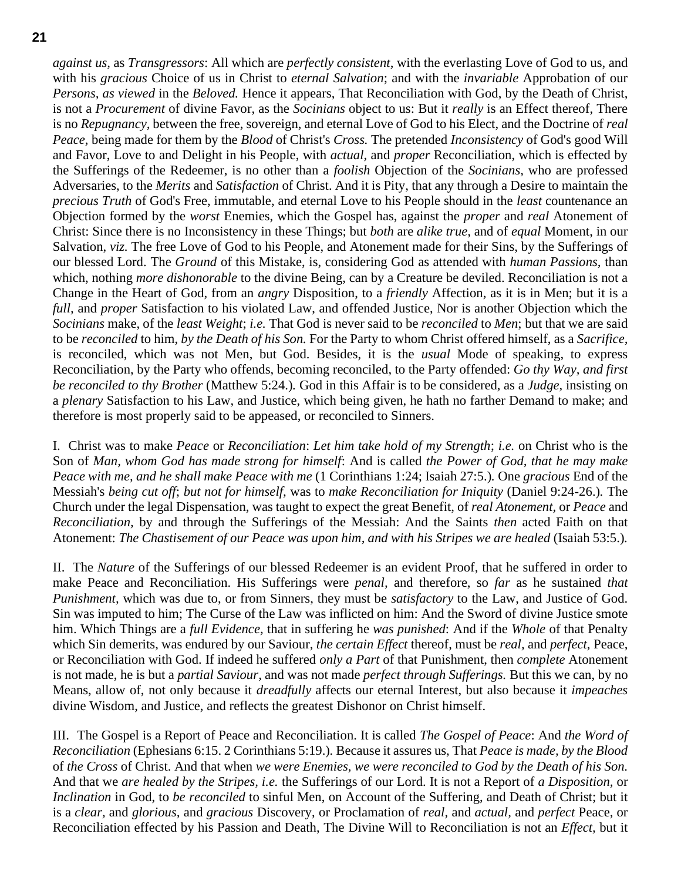*against us,* as *Transgressors*: All which are *perfectly consistent,* with the everlasting Love of God to us, and with his *gracious* Choice of us in Christ to *eternal Salvation*; and with the *invariable* Approbation of our *Persons, as viewed* in the *Beloved.* Hence it appears, That Reconciliation with God, by the Death of Christ, is not a *Procurement* of divine Favor, as the *Socinians* object to us: But it *really* is an Effect thereof, There is no *Repugnancy,* between the free, sovereign, and eternal Love of God to his Elect, and the Doctrine of *real Peace*, being made for them by the *Blood* of Christ's *Cross.* The pretended *Inconsistency* of God's good Will and Favor, Love to and Delight in his People, with *actual,* and *proper* Reconciliation, which is effected by the Sufferings of the Redeemer, is no other than a *foolish* Objection of the *Socinians,* who are professed Adversaries, to the *Merits* and *Satisfaction* of Christ. And it is Pity, that any through a Desire to maintain the *precious Truth* of God's Free, immutable, and eternal Love to his People should in the *least* countenance an Objection formed by the *worst* Enemies, which the Gospel has, against the *proper* and *real* Atonement of Christ: Since there is no Inconsistency in these Things; but *both* are *alike true,* and of *equal* Moment, in our Salvation, *viz.* The free Love of God to his People, and Atonement made for their Sins, by the Sufferings of our blessed Lord. The *Ground* of this Mistake, is, considering God as attended with *human Passions,* than which, nothing *more dishonorable* to the divine Being, can by a Creature be deviled. Reconciliation is not a Change in the Heart of God, from an *angry* Disposition, to a *friendly* Affection, as it is in Men; but it is a *full,* and *proper* Satisfaction to his violated Law, and offended Justice, Nor is another Objection which the *Socinians* make, of the *least Weight*; *i.e.* That God is never said to be *reconciled* to *Men*; but that we are said to be *reconciled* to him, *by the Death of his Son.* For the Party to whom Christ offered himself, as a *Sacrifice,* is reconciled, which was not Men, but God. Besides, it is the *usual* Mode of speaking, to express Reconciliation, by the Party who offends, becoming reconciled, to the Party offended: *Go thy Way, and first be reconciled to thy Brother* (Matthew 5:24.)*.* God in this Affair is to be considered, as a *Judge,* insisting on a *plenary* Satisfaction to his Law, and Justice, which being given, he hath no farther Demand to make; and therefore is most properly said to be appeased, or reconciled to Sinners.

I. Christ was to make *Peace* or *Reconciliation*: *Let him take hold of my Strength*; *i.e.* on Christ who is the Son of *Man, whom God has made strong for himself*: And is called *the Power of God, that he may make Peace with me, and he shall make Peace with me* (1 Corinthians 1:24; Isaiah 27:5.)*.* One *gracious* End of the Messiah's *being cut off*; *but not for himself,* was to *make Reconciliation for Iniquity* (Daniel 9:24-26.)*.* The Church under the legal Dispensation, was taught to expect the great Benefit, of *real Atonement,* or *Peace* and *Reconciliation,* by and through the Sufferings of the Messiah: And the Saints *then* acted Faith on that Atonement: *The Chastisement of our Peace was upon him, and with his Stripes we are healed* (Isaiah 53:5.)*.*

II. The *Nature* of the Sufferings of our blessed Redeemer is an evident Proof, that he suffered in order to make Peace and Reconciliation. His Sufferings were *penal,* and therefore, so *far* as he sustained *that Punishment,* which was due to, or from Sinners, they must be *satisfactory* to the Law, and Justice of God. Sin was imputed to him; The Curse of the Law was inflicted on him: And the Sword of divine Justice smote him. Which Things are a *full Evidence,* that in suffering he *was punished*: And if the *Whole* of that Penalty which Sin demerits, was endured by our Saviour, *the certain Effect* thereof, must be *real,* and *perfect,* Peace, or Reconciliation with God. If indeed he suffered *only a Part* of that Punishment, then *complete* Atonement is not made, he is but a *partial Saviour,* and was not made *perfect through Sufferings.* But this we can, by no Means, allow of, not only because it *dreadfully* affects our eternal Interest, but also because it *impeaches* divine Wisdom, and Justice, and reflects the greatest Dishonor on Christ himself.

III. The Gospel is a Report of Peace and Reconciliation. It is called *The Gospel of Peace*: And *the Word of Reconciliation* (Ephesians 6:15. 2 Corinthians 5:19.)*.* Because it assures us, That *Peace is made, by the Blood* of *the Cross* of Christ. And that when *we were Enemies, we were reconciled to God by the Death of his Son.* And that we *are healed by the Stripes, i.e.* the Sufferings of our Lord. It is not a Report of *a Disposition,* or *Inclination* in God, to *be reconciled* to sinful Men, on Account of the Suffering, and Death of Christ; but it is a *clear,* and *glorious,* and *gracious* Discovery, or Proclamation of *real,* and *actual,* and *perfect* Peace, or Reconciliation effected by his Passion and Death, The Divine Will to Reconciliation is not an *Effect,* but it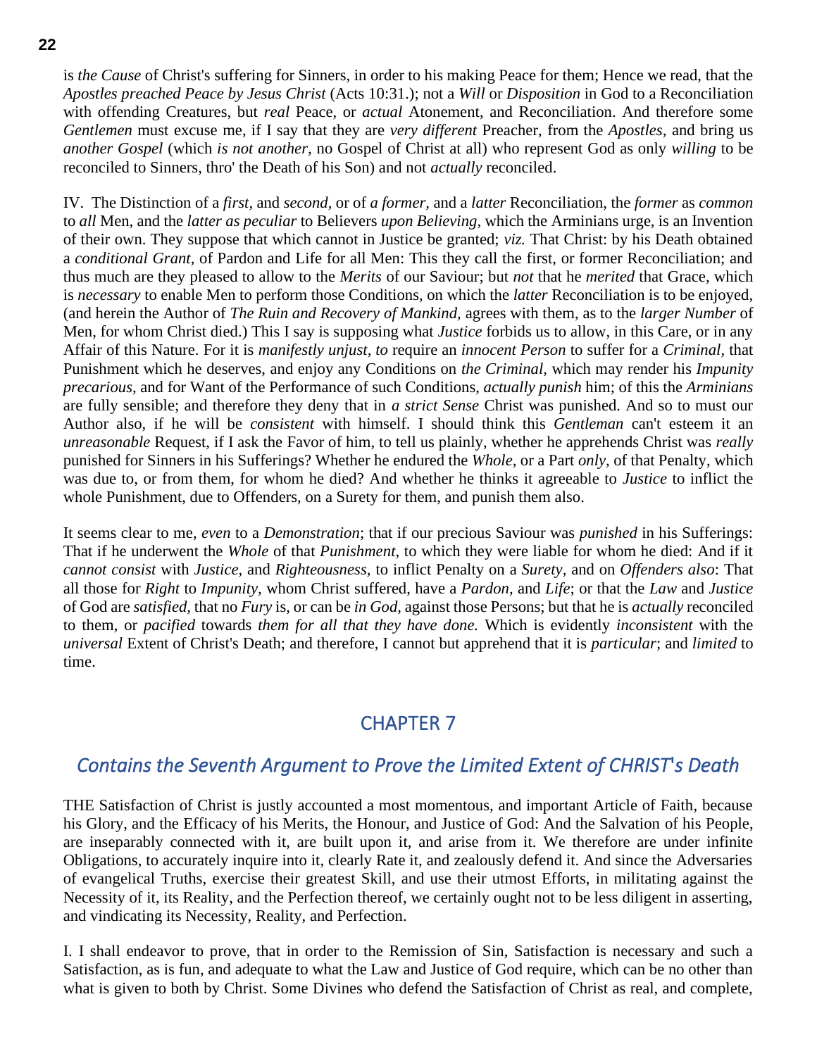is *the Cause* of Christ's suffering for Sinners, in order to his making Peace for them; Hence we read, that the *Apostles preached Peace by Jesus Christ* (Acts 10:31.); not a *Will* or *Disposition* in God to a Reconciliation with offending Creatures, but *real* Peace, or *actual* Atonement, and Reconciliation. And therefore some *Gentlemen* must excuse me, if I say that they are *very different* Preacher, from the *Apostles,* and bring us *another Gospel* (which *is not another,* no Gospel of Christ at all) who represent God as only *willing* to be reconciled to Sinners, thro' the Death of his Son) and not *actually* reconciled.

IV. The Distinction of a *first,* and *second,* or of *a former,* and a *latter* Reconciliation, the *former* as *common* to *all* Men, and the *latter as peculiar* to Believers *upon Believing,* which the Arminians urge, is an Invention of their own. They suppose that which cannot in Justice be granted; *viz.* That Christ: by his Death obtained a *conditional Grant,* of Pardon and Life for all Men: This they call the first, or former Reconciliation; and thus much are they pleased to allow to the *Merits* of our Saviour; but *not* that he *merited* that Grace, which is *necessary* to enable Men to perform those Conditions, on which the *latter* Reconciliation is to be enjoyed, (and herein the Author of *The Ruin and Recovery of Mankind,* agrees with them, as to the *larger Number* of Men, for whom Christ died.) This I say is supposing what *Justice* forbids us to allow, in this Care, or in any Affair of this Nature. For it is *manifestly unjust, to* require an *innocent Person* to suffer for a *Criminal,* that Punishment which he deserves, and enjoy any Conditions on *the Criminal,* which may render his *Impunity precarious,* and for Want of the Performance of such Conditions, *actually punish* him; of this the *Arminians* are fully sensible; and therefore they deny that in *a strict Sense* Christ was punished. And so to must our Author also, if he will be *consistent* with himself. I should think this *Gentleman* can't esteem it an *unreasonable* Request, if I ask the Favor of him, to tell us plainly, whether he apprehends Christ was *really* punished for Sinners in his Sufferings? Whether he endured the *Whole,* or a Part *only,* of that Penalty, which was due to, or from them, for whom he died? And whether he thinks it agreeable to *Justice* to inflict the whole Punishment, due to Offenders, on a Surety for them, and punish them also.

It seems clear to me, *even* to a *Demonstration*; that if our precious Saviour was *punished* in his Sufferings: That if he underwent the *Whole* of that *Punishment,* to which they were liable for whom he died: And if it *cannot consist* with *Justice,* and *Righteousness,* to inflict Penalty on a *Surety,* and on *Offenders also*: That all those for *Right* to *Impunity,* whom Christ suffered, have a *Pardon,* and *Life*; or that the *Law* and *Justice* of God are *satisfied,* that no *Fury* is, or can be *in God,* against those Persons; but that he is *actually* reconciled to them, or *pacified* towards *them for all that they have done.* Which is evidently *inconsistent* with the *universal* Extent of Christ's Death; and therefore, I cannot but apprehend that it is *particular*; and *limited* to time.

## CHAPTER 7

### *Contains the Seventh Argument to Prove the Limited Extent of CHRIST's Death*

THE Satisfaction of Christ is justly accounted a most momentous, and important Article of Faith, because his Glory, and the Efficacy of his Merits, the Honour, and Justice of God: And the Salvation of his People, are inseparably connected with it, are built upon it, and arise from it. We therefore are under infinite Obligations, to accurately inquire into it, clearly Rate it, and zealously defend it. And since the Adversaries of evangelical Truths, exercise their greatest Skill, and use their utmost Efforts, in militating against the Necessity of it, its Reality, and the Perfection thereof, we certainly ought not to be less diligent in asserting, and vindicating its Necessity, Reality, and Perfection.

I. I shall endeavor to prove, that in order to the Remission of Sin, Satisfaction is necessary and such a Satisfaction, as is fun, and adequate to what the Law and Justice of God require, which can be no other than what is given to both by Christ. Some Divines who defend the Satisfaction of Christ as real, and complete,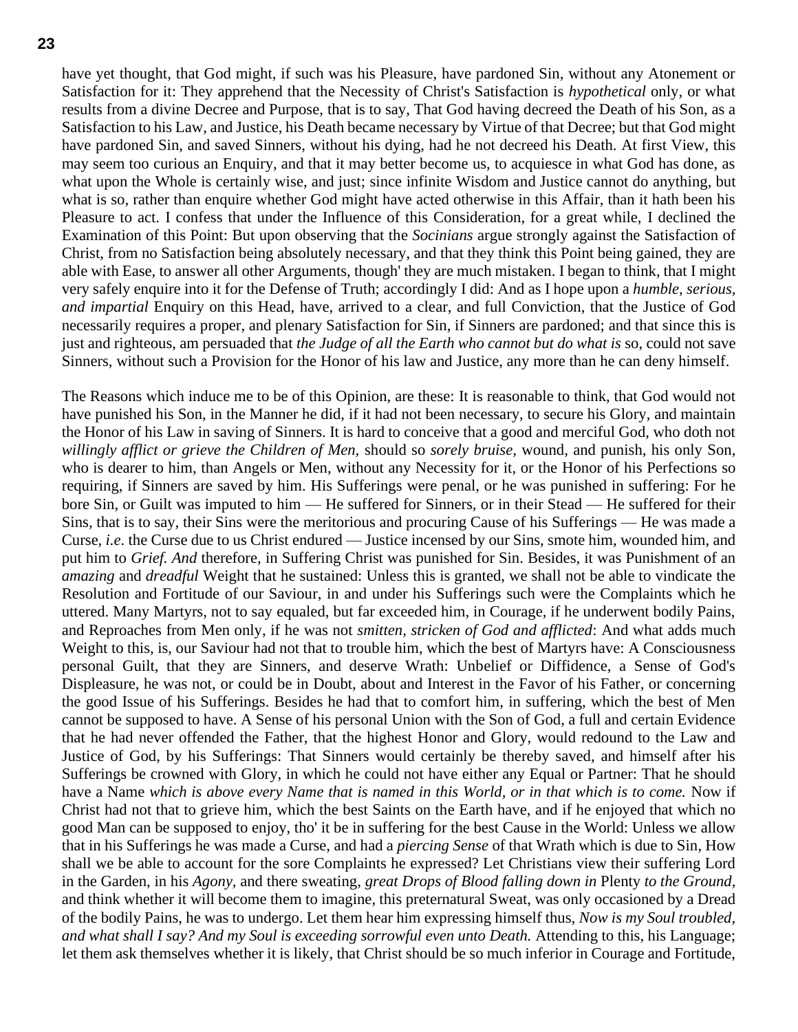have yet thought, that God might, if such was his Pleasure, have pardoned Sin, without any Atonement or Satisfaction for it: They apprehend that the Necessity of Christ's Satisfaction is *hypothetical* only, or what results from a divine Decree and Purpose, that is to say, That God having decreed the Death of his Son, as a Satisfaction to his Law, and Justice, his Death became necessary by Virtue of that Decree; but that God might have pardoned Sin, and saved Sinners, without his dying, had he not decreed his Death. At first View, this may seem too curious an Enquiry, and that it may better become us, to acquiesce in what God has done, as what upon the Whole is certainly wise, and just; since infinite Wisdom and Justice cannot do anything, but what is so, rather than enquire whether God might have acted otherwise in this Affair, than it hath been his Pleasure to act. I confess that under the Influence of this Consideration, for a great while, I declined the Examination of this Point: But upon observing that the *Socinians* argue strongly against the Satisfaction of Christ, from no Satisfaction being absolutely necessary, and that they think this Point being gained, they are able with Ease, to answer all other Arguments, though' they are much mistaken. I began to think, that I might very safely enquire into it for the Defense of Truth; accordingly I did: And as I hope upon a *humble, serious, and impartial* Enquiry on this Head, have, arrived to a clear, and full Conviction, that the Justice of God necessarily requires a proper, and plenary Satisfaction for Sin, if Sinners are pardoned; and that since this is just and righteous, am persuaded that *the Judge of all the Earth who cannot but do what is* so, could not save Sinners, without such a Provision for the Honor of his law and Justice, any more than he can deny himself.

The Reasons which induce me to be of this Opinion, are these: It is reasonable to think, that God would not have punished his Son, in the Manner he did, if it had not been necessary, to secure his Glory, and maintain the Honor of his Law in saving of Sinners. It is hard to conceive that a good and merciful God, who doth not *willingly afflict or grieve the Children of Men*, should so *sorely bruise*, wound, and punish, his only Son, who is dearer to him, than Angels or Men, without any Necessity for it, or the Honor of his Perfections so requiring, if Sinners are saved by him. His Sufferings were penal, or he was punished in suffering: For he bore Sin, or Guilt was imputed to him — He suffered for Sinners, or in their Stead — He suffered for their Sins, that is to say, their Sins were the meritorious and procuring Cause of his Sufferings — He was made a Curse, *i.e*. the Curse due to us Christ endured — Justice incensed by our Sins, smote him, wounded him, and put him to *Grief. And* therefore, in Suffering Christ was punished for Sin. Besides, it was Punishment of an *amazing* and *dreadful* Weight that he sustained: Unless this is granted, we shall not be able to vindicate the Resolution and Fortitude of our Saviour, in and under his Sufferings such were the Complaints which he uttered. Many Martyrs, not to say equaled, but far exceeded him, in Courage, if he underwent bodily Pains, and Reproaches from Men only, if he was not *smitten, stricken of God and afflicted*: And what adds much Weight to this, is, our Saviour had not that to trouble him, which the best of Martyrs have: A Consciousness personal Guilt, that they are Sinners, and deserve Wrath: Unbelief or Diffidence, a Sense of God's Displeasure, he was not, or could be in Doubt, about and Interest in the Favor of his Father, or concerning the good Issue of his Sufferings. Besides he had that to comfort him, in suffering, which the best of Men cannot be supposed to have. A Sense of his personal Union with the Son of God, a full and certain Evidence that he had never offended the Father, that the highest Honor and Glory, would redound to the Law and Justice of God, by his Sufferings: That Sinners would certainly be thereby saved, and himself after his Sufferings be crowned with Glory, in which he could not have either any Equal or Partner: That he should have a Name *which is above every Name that is named in this World, or in that which is to come.* Now if Christ had not that to grieve him, which the best Saints on the Earth have, and if he enjoyed that which no good Man can be supposed to enjoy, tho' it be in suffering for the best Cause in the World: Unless we allow that in his Sufferings he was made a Curse, and had a *piercing Sense* of that Wrath which is due to Sin, How shall we be able to account for the sore Complaints he expressed? Let Christians view their suffering Lord in the Garden, in his *Agony*, and there sweating, *great Drops of Blood falling down in* Plenty *to the Ground*, and think whether it will become them to imagine, this preternatural Sweat, was only occasioned by a Dread of the bodily Pains, he was to undergo. Let them hear him expressing himself thus, *Now is my Soul troubled, and what shall I say? And my Soul is exceeding sorrowful even unto Death.* Attending to this, his Language; let them ask themselves whether it is likely, that Christ should be so much inferior in Courage and Fortitude,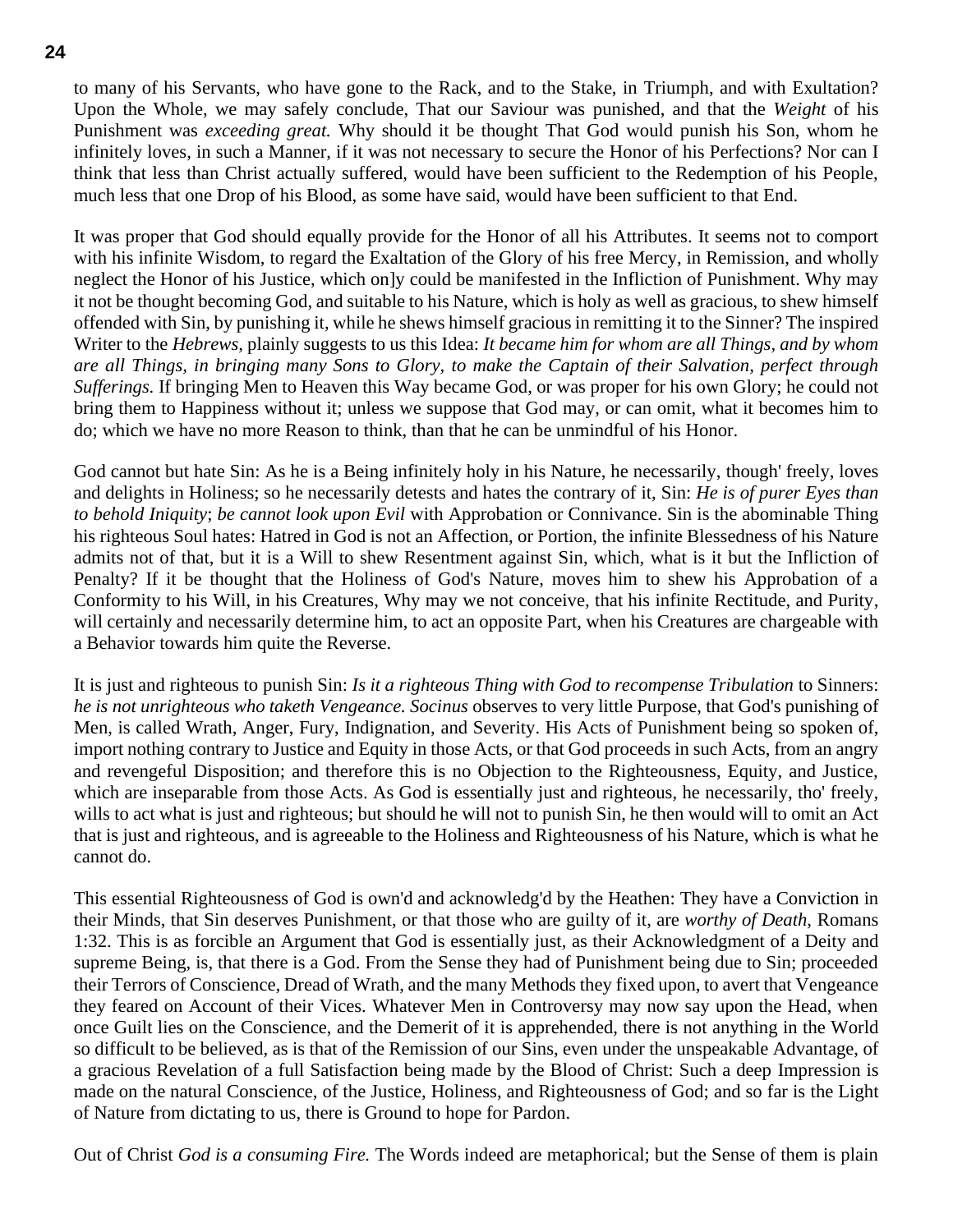to many of his Servants, who have gone to the Rack, and to the Stake, in Triumph, and with Exultation? Upon the Whole, we may safely conclude, That our Saviour was punished, and that the *Weight* of his Punishment was *exceeding great.* Why should it be thought That God would punish his Son, whom he infinitely loves, in such a Manner, if it was not necessary to secure the Honor of his Perfections? Nor can I think that less than Christ actually suffered, would have been sufficient to the Redemption of his People, much less that one Drop of his Blood, as some have said, would have been sufficient to that End.

It was proper that God should equally provide for the Honor of all his Attributes. It seems not to comport with his infinite Wisdom, to regard the Exaltation of the Glory of his free Mercy, in Remission, and wholly neglect the Honor of his Justice, which on]y could be manifested in the Infliction of Punishment. Why may it not be thought becoming God, and suitable to his Nature, which is holy as well as gracious, to shew himself offended with Sin, by punishing it, while he shews himself gracious in remitting it to the Sinner? The inspired Writer to the *Hebrews,* plainly suggests to us this Idea: *It became him for whom are all Things, and by whom are all Things, in bringing many Sons to Glory, to make the Captain of their Salvation, perfect through Sufferings.* If bringing Men to Heaven this Way became God, or was proper for his own Glory; he could not bring them to Happiness without it; unless we suppose that God may, or can omit, what it becomes him to do; which we have no more Reason to think, than that he can be unmindful of his Honor.

God cannot but hate Sin: As he is a Being infinitely holy in his Nature, he necessarily, though' freely, loves and delights in Holiness; so he necessarily detests and hates the contrary of it, Sin: *He is of purer Eyes than to behold Iniquity*; *be cannot look upon Evil* with Approbation or Connivance. Sin is the abominable Thing his righteous Soul hates: Hatred in God is not an Affection, or Portion, the infinite Blessedness of his Nature admits not of that, but it is a Will to shew Resentment against Sin, which, what is it but the Infliction of Penalty? If it be thought that the Holiness of God's Nature, moves him to shew his Approbation of a Conformity to his Will, in his Creatures, Why may we not conceive, that his infinite Rectitude, and Purity, will certainly and necessarily determine him, to act an opposite Part, when his Creatures are chargeable with a Behavior towards him quite the Reverse.

It is just and righteous to punish Sin: *Is it a righteous Thing with God to recompense Tribulation* to Sinners: *he is not unrighteous who taketh Vengeance. Socinus* observes to very little Purpose, that God's punishing of Men, is called Wrath, Anger, Fury, Indignation, and Severity. His Acts of Punishment being so spoken of, import nothing contrary to Justice and Equity in those Acts, or that God proceeds in such Acts, from an angry and revengeful Disposition; and therefore this is no Objection to the Righteousness, Equity, and Justice, which are inseparable from those Acts. As God is essentially just and righteous, he necessarily, tho' freely, wills to act what is just and righteous; but should he will not to punish Sin, he then would will to omit an Act that is just and righteous, and is agreeable to the Holiness and Righteousness of his Nature, which is what he cannot do.

This essential Righteousness of God is own'd and acknowledg'd by the Heathen: They have a Conviction in their Minds, that Sin deserves Punishment, or that those who are guilty of it, are *worthy of Death,* Romans 1:32. This is as forcible an Argument that God is essentially just, as their Acknowledgment of a Deity and supreme Being, is, that there is a God. From the Sense they had of Punishment being due to Sin; proceeded their Terrors of Conscience, Dread of Wrath, and the many Methods they fixed upon, to avert that Vengeance they feared on Account of their Vices. Whatever Men in Controversy may now say upon the Head, when once Guilt lies on the Conscience, and the Demerit of it is apprehended, there is not anything in the World so difficult to be believed, as is that of the Remission of our Sins, even under the unspeakable Advantage, of a gracious Revelation of a full Satisfaction being made by the Blood of Christ: Such a deep Impression is made on the natural Conscience, of the Justice, Holiness, and Righteousness of God; and so far is the Light of Nature from dictating to us, there is Ground to hope for Pardon.

Out of Christ *God is a consuming Fire.* The Words indeed are metaphorical; but the Sense of them is plain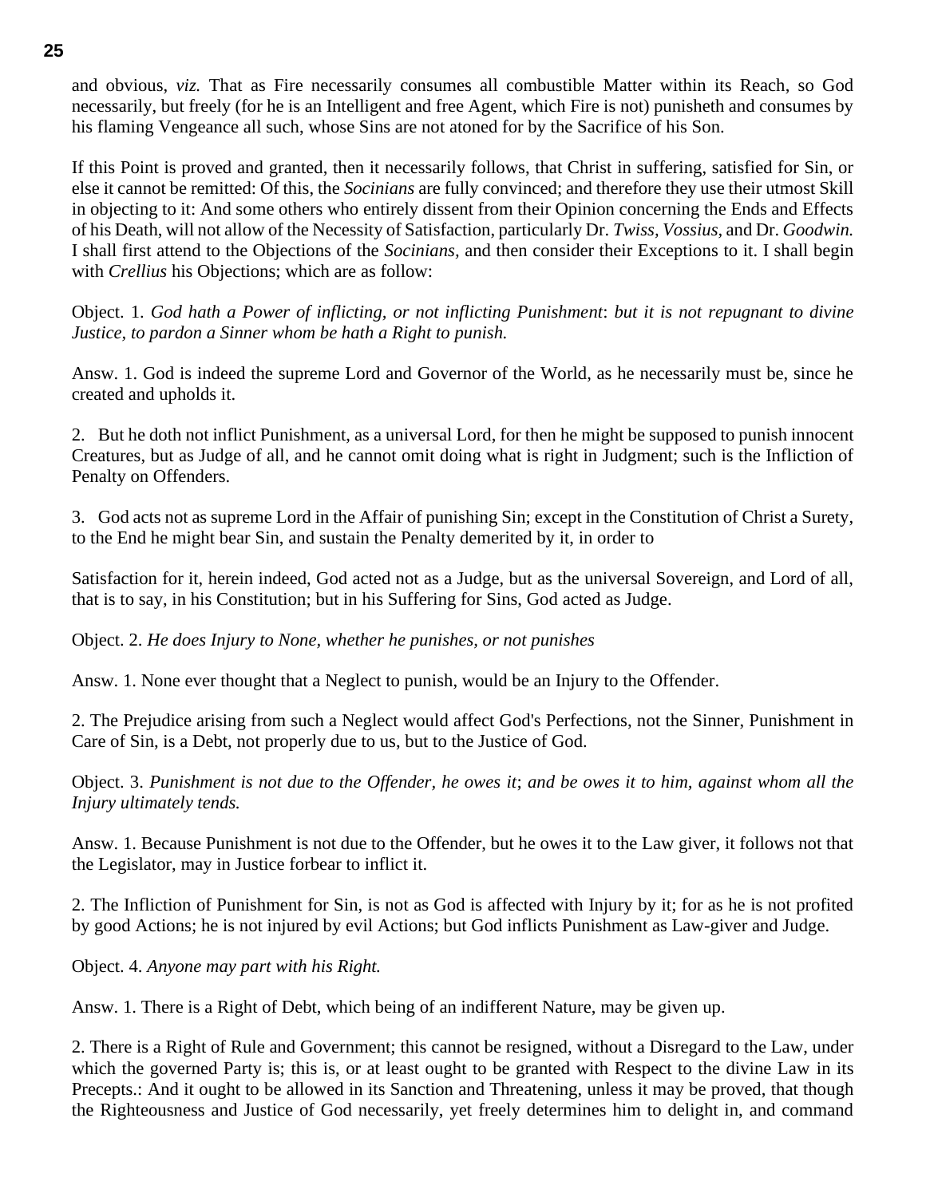and obvious, *viz.* That as Fire necessarily consumes all combustible Matter within its Reach, so God necessarily, but freely (for he is an Intelligent and free Agent, which Fire is not) punisheth and consumes by his flaming Vengeance all such, whose Sins are not atoned for by the Sacrifice of his Son.

If this Point is proved and granted, then it necessarily follows, that Christ in suffering, satisfied for Sin, or else it cannot be remitted: Of this, the *Socinians* are fully convinced; and therefore they use their utmost Skill in objecting to it: And some others who entirely dissent from their Opinion concerning the Ends and Effects of his Death, will not allow of the Necessity of Satisfaction, particularly Dr. *Twiss, Vossius,* and Dr. *Goodwin.* I shall first attend to the Objections of the *Socinians,* and then consider their Exceptions to it. I shall begin with *Crellius* his Objections; which are as follow:

Object. 1. *God hath a Power of inflicting, or not inflicting Punishment*: *but it is not repugnant to divine Justice, to pardon a Sinner whom be hath a Right to punish.*

Answ. 1. God is indeed the supreme Lord and Governor of the World, as he necessarily must be, since he created and upholds it.

2. But he doth not inflict Punishment, as a universal Lord, for then he might be supposed to punish innocent Creatures, but as Judge of all, and he cannot omit doing what is right in Judgment; such is the Infliction of Penalty on Offenders.

3. God acts not as supreme Lord in the Affair of punishing Sin; except in the Constitution of Christ a Surety, to the End he might bear Sin, and sustain the Penalty demerited by it, in order to

Satisfaction for it, herein indeed, God acted not as a Judge, but as the universal Sovereign, and Lord of all, that is to say, in his Constitution; but in his Suffering for Sins, God acted as Judge.

Object. 2. *He does Injury to None, whether he punishes, or not punishes*

Answ. 1. None ever thought that a Neglect to punish, would be an Injury to the Offender.

2. The Prejudice arising from such a Neglect would affect God's Perfections, not the Sinner, Punishment in Care of Sin, is a Debt, not properly due to us, but to the Justice of God.

Object. 3. *Punishment is not due to the Offender, he owes it*; *and be owes it to him, against whom all the Injury ultimately tends.*

Answ. 1. Because Punishment is not due to the Offender, but he owes it to the Law giver, it follows not that the Legislator, may in Justice forbear to inflict it.

2. The Infliction of Punishment for Sin, is not as God is affected with Injury by it; for as he is not profited by good Actions; he is not injured by evil Actions; but God inflicts Punishment as Law-giver and Judge.

Object. 4. *Anyone may part with his Right.*

Answ. 1. There is a Right of Debt, which being of an indifferent Nature, may be given up.

2. There is a Right of Rule and Government; this cannot be resigned, without a Disregard to the Law, under which the governed Party is; this is, or at least ought to be granted with Respect to the divine Law in its Precepts.: And it ought to be allowed in its Sanction and Threatening, unless it may be proved, that though the Righteousness and Justice of God necessarily, yet freely determines him to delight in, and command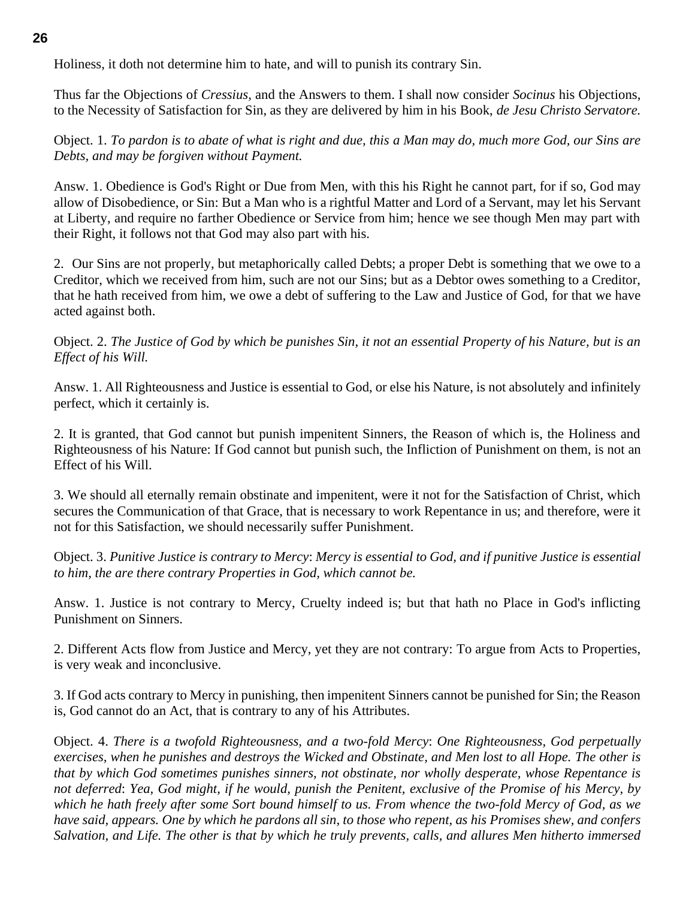Holiness, it doth not determine him to hate, and will to punish its contrary Sin.

Thus far the Objections of *Cressius,* and the Answers to them. I shall now consider *Socinus* his Objections, to the Necessity of Satisfaction for Sin, as they are delivered by him in his Book, *de Jesu Christo Servatore.*

Object. 1. *To pardon is to abate of what is right and due, this a Man may do, much more God, our Sins are Debts, and may be forgiven without Payment.*

Answ. 1. Obedience is God's Right or Due from Men, with this his Right he cannot part, for if so, God may allow of Disobedience, or Sin: But a Man who is a rightful Matter and Lord of a Servant, may let his Servant at Liberty, and require no farther Obedience or Service from him; hence we see though Men may part with their Right, it follows not that God may also part with his.

2. Our Sins are not properly, but metaphorically called Debts; a proper Debt is something that we owe to a Creditor, which we received from him, such are not our Sins; but as a Debtor owes something to a Creditor, that he hath received from him, we owe a debt of suffering to the Law and Justice of God, for that we have acted against both.

Object. 2. *The Justice of God by which be punishes Sin, it not an essential Property of his Nature, but is an Effect of his Will.*

Answ. 1. All Righteousness and Justice is essential to God, or else his Nature, is not absolutely and infinitely perfect, which it certainly is.

2. It is granted, that God cannot but punish impenitent Sinners, the Reason of which is, the Holiness and Righteousness of his Nature: If God cannot but punish such, the Infliction of Punishment on them, is not an Effect of his Will.

3. We should all eternally remain obstinate and impenitent, were it not for the Satisfaction of Christ, which secures the Communication of that Grace, that is necessary to work Repentance in us; and therefore, were it not for this Satisfaction, we should necessarily suffer Punishment.

Object. 3. *Punitive Justice is contrary to Mercy*: *Mercy is essential to God, and if punitive Justice is essential to him, the are there contrary Properties in God, which cannot be.*

Answ. 1. Justice is not contrary to Mercy, Cruelty indeed is; but that hath no Place in God's inflicting Punishment on Sinners.

2. Different Acts flow from Justice and Mercy, yet they are not contrary: To argue from Acts to Properties, is very weak and inconclusive.

3. If God acts contrary to Mercy in punishing, then impenitent Sinners cannot be punished for Sin; the Reason is, God cannot do an Act, that is contrary to any of his Attributes.

Object. 4. *There is a twofold Righteousness, and a two-fold Mercy*: *One Righteousness, God perpetually exercises, when he punishes and destroys the Wicked and Obstinate, and Men lost to all Hope. The other is that by which God sometimes punishes sinners, not obstinate, nor wholly desperate, whose Repentance is not deferred*: *Yea, God might, if he would, punish the Penitent, exclusive of the Promise of his Mercy, by which he hath freely after some Sort bound himself to us. From whence the two-fold Mercy of God, as we have said, appears. One by which he pardons all sin, to those who repent, as his Promises shew, and confers Salvation, and Life. The other is that by which he truly prevents, calls, and allures Men hitherto immersed*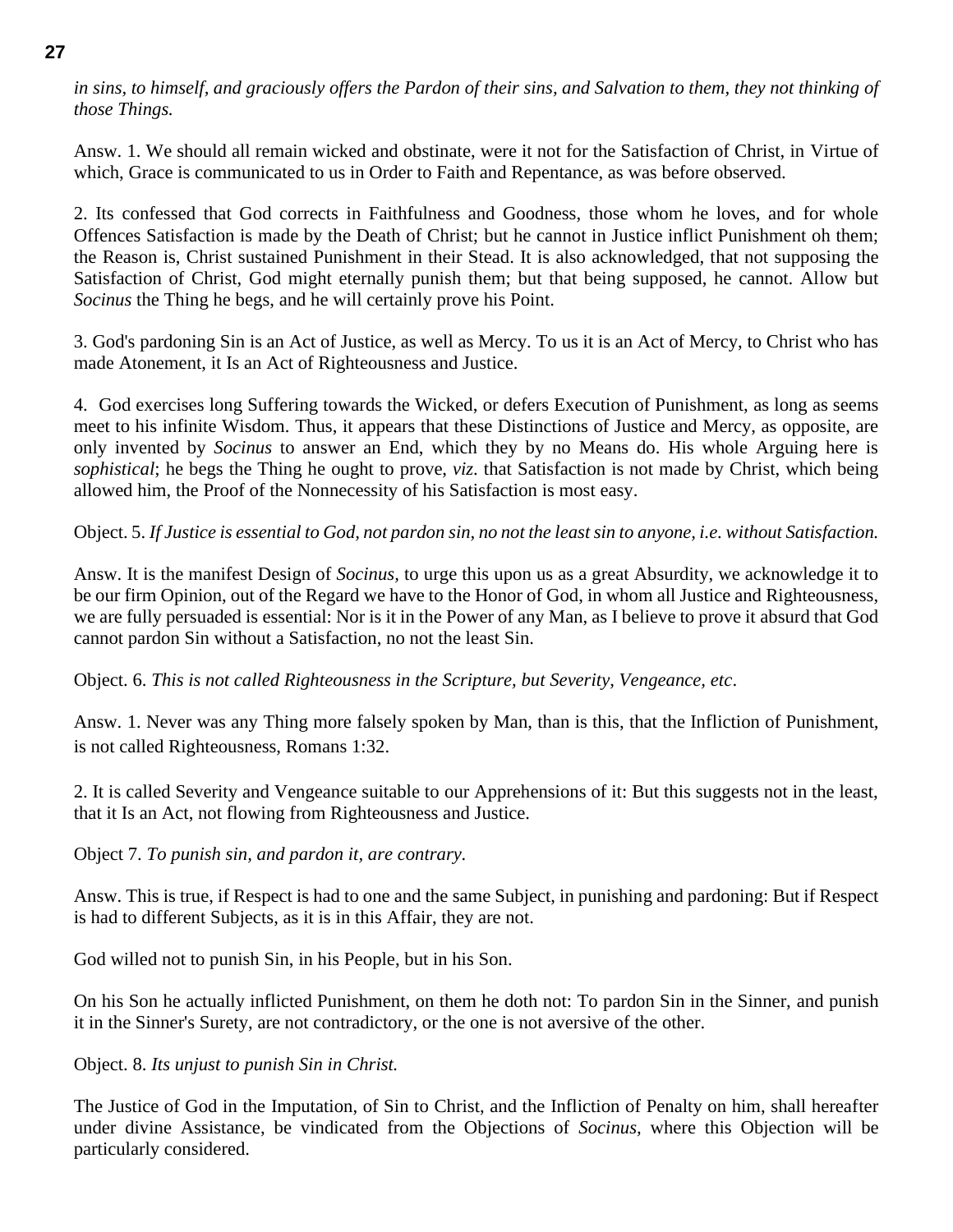*in sins, to himself, and graciously offers the Pardon of their sins, and Salvation to them, they not thinking of those Things.*

Answ. 1. We should all remain wicked and obstinate, were it not for the Satisfaction of Christ, in Virtue of which, Grace is communicated to us in Order to Faith and Repentance, as was before observed.

2. Its confessed that God corrects in Faithfulness and Goodness, those whom he loves, and for whole Offences Satisfaction is made by the Death of Christ; but he cannot in Justice inflict Punishment oh them; the Reason is, Christ sustained Punishment in their Stead. It is also acknowledged, that not supposing the Satisfaction of Christ, God might eternally punish them; but that being supposed, he cannot. Allow but *Socinus* the Thing he begs, and he will certainly prove his Point.

3. God's pardoning Sin is an Act of Justice, as well as Mercy. To us it is an Act of Mercy, to Christ who has made Atonement, it Is an Act of Righteousness and Justice.

4. God exercises long Suffering towards the Wicked, or defers Execution of Punishment, as long as seems meet to his infinite Wisdom. Thus, it appears that these Distinctions of Justice and Mercy, as opposite, are only invented by *Socinus* to answer an End, which they by no Means do. His whole Arguing here is *sophistical*; he begs the Thing he ought to prove, *viz.* that Satisfaction is not made by Christ, which being allowed him, the Proof of the Nonnecessity of his Satisfaction is most easy.

Object. 5. *If Justice is essential to God, not pardon sin, no not the least sin to anyone, i.e. without Satisfaction.*

Answ. It is the manifest Design of *Socinus,* to urge this upon us as a great Absurdity, we acknowledge it to be our firm Opinion, out of the Regard we have to the Honor of God, in whom all Justice and Righteousness, we are fully persuaded is essential: Nor is it in the Power of any Man, as I believe to prove it absurd that God cannot pardon Sin without a Satisfaction, no not the least Sin.

Object. 6. *This is not called Righteousness in the Scripture, but Severity, Vengeance, etc*.

Answ. 1. Never was any Thing more falsely spoken by Man, than is this, that the Infliction of Punishment, is not called Righteousness, Romans 1:32.

2. It is called Severity and Vengeance suitable to our Apprehensions of it: But this suggests not in the least, that it Is an Act, not flowing from Righteousness and Justice.

Object 7. *To punish sin, and pardon it, are contrary.*

Answ. This is true, if Respect is had to one and the same Subject, in punishing and pardoning: But if Respect is had to different Subjects, as it is in this Affair, they are not.

God willed not to punish Sin, in his People, but in his Son.

On his Son he actually inflicted Punishment, on them he doth not: To pardon Sin in the Sinner, and punish it in the Sinner's Surety, are not contradictory, or the one is not aversive of the other.

Object. 8. *Its unjust to punish Sin in Christ.*

The Justice of God in the Imputation, of Sin to Christ, and the Infliction of Penalty on him, shall hereafter under divine Assistance, be vindicated from the Objections of *Socinus*, where this Objection will be particularly considered.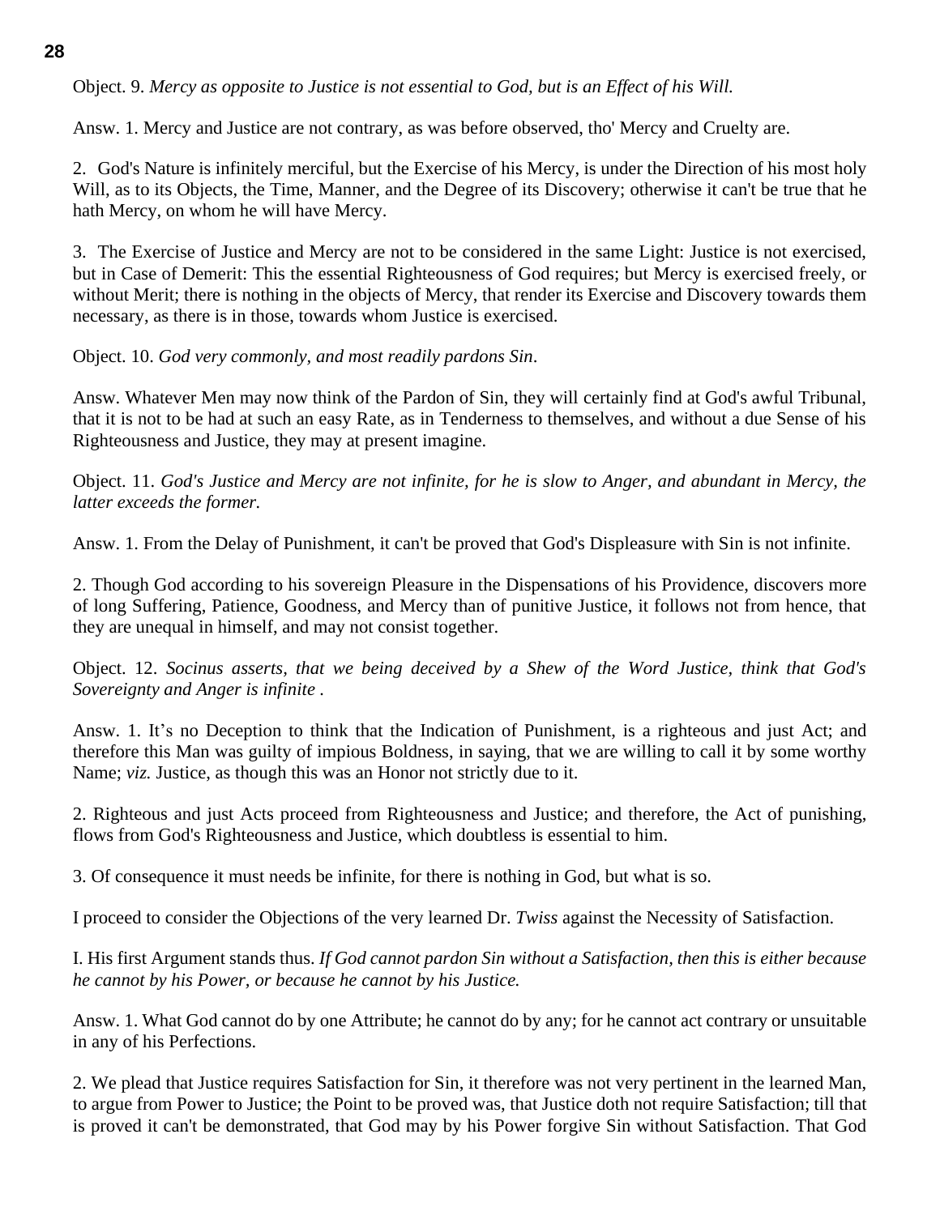Object. 9. *Mercy as opposite to Justice is not essential to God, but is an Effect of his Will.*

Answ. 1. Mercy and Justice are not contrary, as was before observed, tho' Mercy and Cruelty are.

2. God's Nature is infinitely merciful, but the Exercise of his Mercy, is under the Direction of his most holy Will, as to its Objects, the Time, Manner, and the Degree of its Discovery; otherwise it can't be true that he hath Mercy, on whom he will have Mercy.

3. The Exercise of Justice and Mercy are not to be considered in the same Light: Justice is not exercised, but in Case of Demerit: This the essential Righteousness of God requires; but Mercy is exercised freely, or without Merit; there is nothing in the objects of Mercy, that render its Exercise and Discovery towards them necessary, as there is in those, towards whom Justice is exercised.

Object. 10. *God very commonly, and most readily pardons Sin*.

Answ. Whatever Men may now think of the Pardon of Sin, they will certainly find at God's awful Tribunal, that it is not to be had at such an easy Rate, as in Tenderness to themselves, and without a due Sense of his Righteousness and Justice, they may at present imagine.

Object. 11. *God's Justice and Mercy are not infinite, for he is slow to Anger, and abundant in Mercy, the latter exceeds the former.*

Answ. 1. From the Delay of Punishment, it can't be proved that God's Displeasure with Sin is not infinite.

2. Though God according to his sovereign Pleasure in the Dispensations of his Providence, discovers more of long Suffering, Patience, Goodness, and Mercy than of punitive Justice, it follows not from hence, that they are unequal in himself, and may not consist together.

Object. 12. *Socinus asserts, that we being deceived by a Shew of the Word Justice, think that God's Sovereignty and Anger is infinite* .

Answ. 1. It's no Deception to think that the Indication of Punishment, is a righteous and just Act; and therefore this Man was guilty of impious Boldness, in saying, that we are willing to call it by some worthy Name; *viz.* Justice, as though this was an Honor not strictly due to it.

2. Righteous and just Acts proceed from Righteousness and Justice; and therefore, the Act of punishing, flows from God's Righteousness and Justice, which doubtless is essential to him.

3. Of consequence it must needs be infinite, for there is nothing in God, but what is so.

I proceed to consider the Objections of the very learned Dr. *Twiss* against the Necessity of Satisfaction.

I. His first Argument stands thus. *If God cannot pardon Sin without a Satisfaction, then this is either because he cannot by his Power, or because he cannot by his Justice.*

Answ. 1. What God cannot do by one Attribute; he cannot do by any; for he cannot act contrary or unsuitable in any of his Perfections.

2. We plead that Justice requires Satisfaction for Sin, it therefore was not very pertinent in the learned Man, to argue from Power to Justice; the Point to be proved was, that Justice doth not require Satisfaction; till that is proved it can't be demonstrated, that God may by his Power forgive Sin without Satisfaction. That God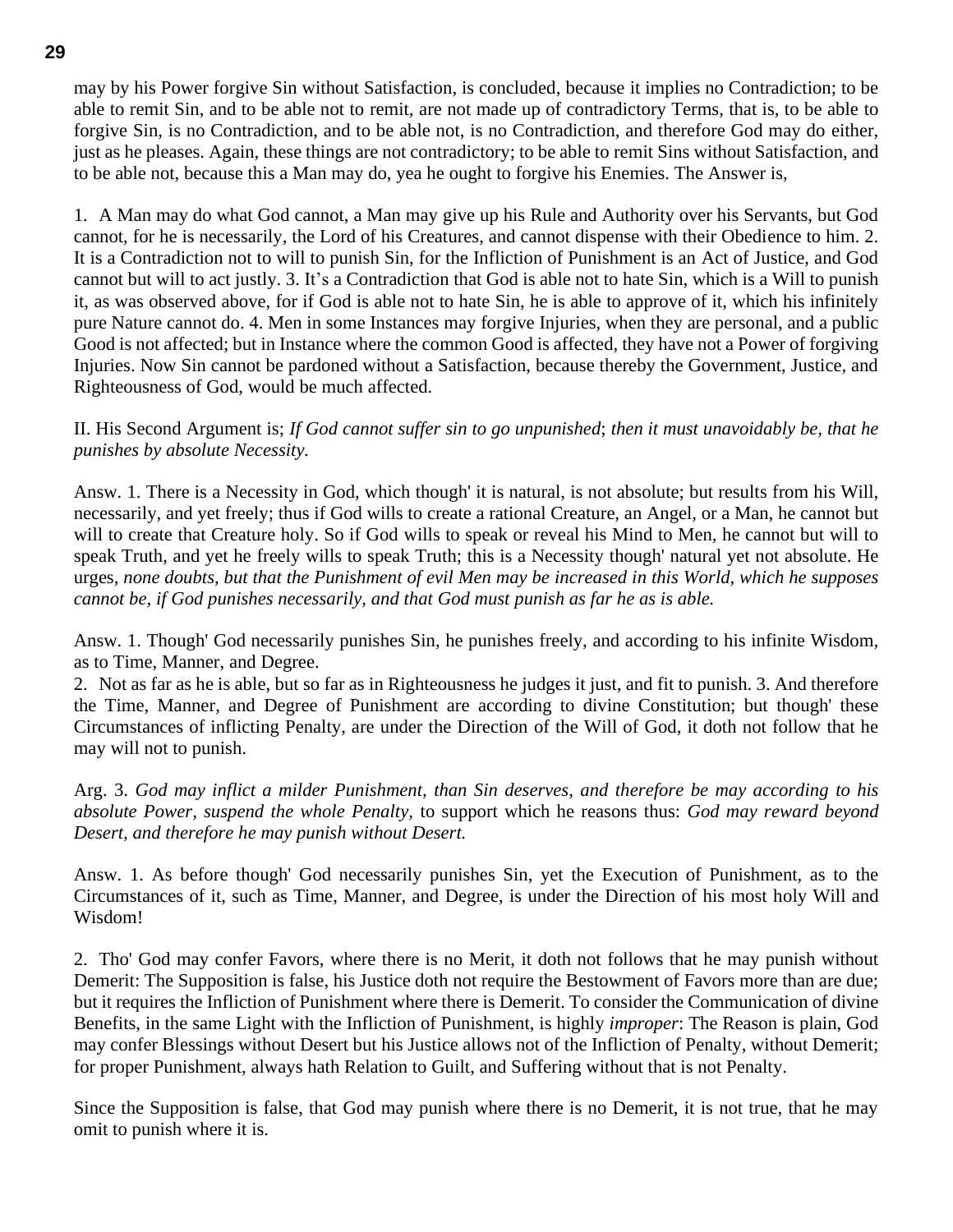may by his Power forgive Sin without Satisfaction, is concluded, because it implies no Contradiction; to be able to remit Sin, and to be able not to remit, are not made up of contradictory Terms, that is, to be able to forgive Sin, is no Contradiction, and to be able not, is no Contradiction, and therefore God may do either, just as he pleases. Again, these things are not contradictory; to be able to remit Sins without Satisfaction, and to be able not, because this a Man may do, yea he ought to forgive his Enemies. The Answer is,

1. A Man may do what God cannot, a Man may give up his Rule and Authority over his Servants, but God cannot, for he is necessarily, the Lord of his Creatures, and cannot dispense with their Obedience to him. 2. It is a Contradiction not to will to punish Sin, for the Infliction of Punishment is an Act of Justice, and God cannot but will to act justly. 3. It's a Contradiction that God is able not to hate Sin, which is a Will to punish it, as was observed above, for if God is able not to hate Sin, he is able to approve of it, which his infinitely pure Nature cannot do. 4. Men in some Instances may forgive Injuries, when they are personal, and a public Good is not affected; but in Instance where the common Good is affected, they have not a Power of forgiving Injuries. Now Sin cannot be pardoned without a Satisfaction, because thereby the Government, Justice, and Righteousness of God, would be much affected.

II. His Second Argument is; *If God cannot suffer sin to go unpunished*; *then it must unavoidably be, that he punishes by absolute Necessity.*

Answ. 1. There is a Necessity in God, which though' it is natural, is not absolute; but results from his Will, necessarily, and yet freely; thus if God wills to create a rational Creature, an Angel, or a Man, he cannot but will to create that Creature holy. So if God wills to speak or reveal his Mind to Men, he cannot but will to speak Truth, and yet he freely wills to speak Truth; this is a Necessity though' natural yet not absolute. He urges, *none doubts, but that the Punishment of evil Men may be increased in this World, which he supposes cannot be, if God punishes necessarily, and that God must punish as far he as is able.*

Answ. 1. Though' God necessarily punishes Sin, he punishes freely, and according to his infinite Wisdom, as to Time, Manner, and Degree.
2. Not as far as he is able, but so far as in Righteousness he judges it just, and fit to punish. 3. And therefore the Time, Manner, and Degree of Punishment are according to divine Constitution; but though' these Circumstances of inflicting Penalty, are under the Direction of the Will of God, it doth not follow that he may will not to punish.

Arg. 3. *God may inflict a milder Punishment, than Sin deserves, and therefore be may according to his absolute Power, suspend the whole Penalty,* to support which he reasons thus: *God may reward beyond Desert, and therefore he may punish without Desert.*

Answ. 1. As before though' God necessarily punishes Sin, yet the Execution of Punishment, as to the Circumstances of it, such as Time, Manner, and Degree, is under the Direction of his most holy Will and Wisdom!

2. Tho' God may confer Favors, where there is no Merit, it doth not follows that he may punish without Demerit: The Supposition is false, his Justice doth not require the Bestowment of Favors more than are due; but it requires the Infliction of Punishment where there is Demerit. To consider the Communication of divine Benefits, in the same Light with the Infliction of Punishment, is highly *improper*: The Reason is plain, God may confer Blessings without Desert but his Justice allows not of the Infliction of Penalty, without Demerit; for proper Punishment, always hath Relation to Guilt, and Suffering without that is not Penalty.

Since the Supposition is false, that God may punish where there is no Demerit, it is not true, that he may omit to punish where it is.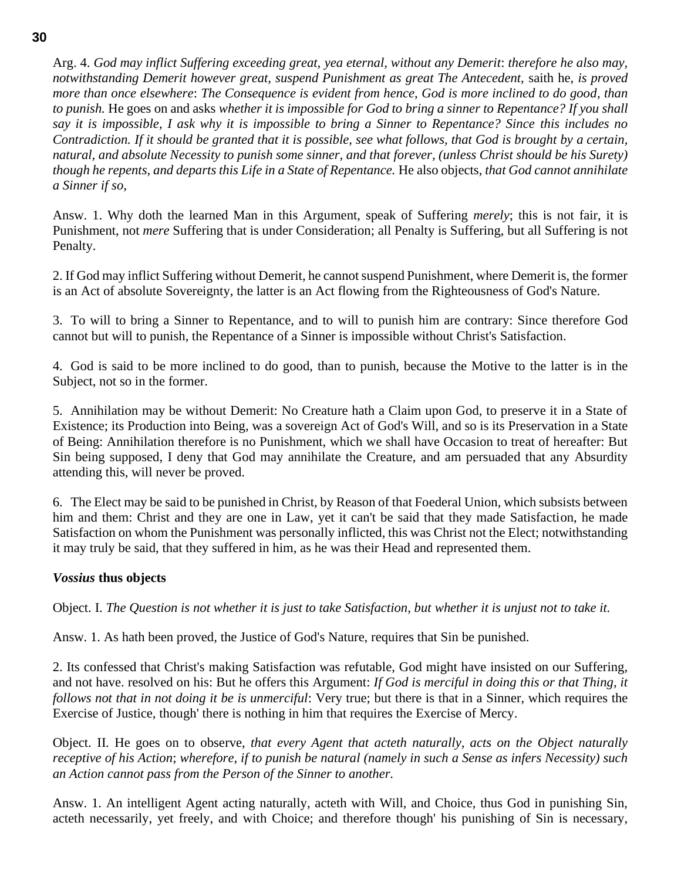Arg. 4. *God may inflict Suffering exceeding great, yea eternal, without any Demerit*: *therefore he also may, notwithstanding Demerit however great, suspend Punishment as great The Antecedent,* saith he, *is proved more than once elsewhere*: *The Consequence is evident from hence, God is more inclined to do good, than to punish.* He goes on and asks *whether it is impossible for God to bring a sinner to Repentance? If you shall say it is impossible, I ask why it is impossible to bring a Sinner to Repentance? Since this includes no Contradiction. If it should be granted that it is possible, see what follows, that God is brought by a certain, natural, and absolute Necessity to punish some sinner, and that forever, (unless Christ should be his Surety) though he repents, and departs this Life in a State of Repentance.* He also objects, *that God cannot annihilate a Sinner if so,*

Answ. 1. Why doth the learned Man in this Argument, speak of Suffering *merely*; this is not fair, it is Punishment, not *mere* Suffering that is under Consideration; all Penalty is Suffering, but all Suffering is not Penalty.

2. If God may inflict Suffering without Demerit, he cannot suspend Punishment, where Demerit is, the former is an Act of absolute Sovereignty, the latter is an Act flowing from the Righteousness of God's Nature.

3. To will to bring a Sinner to Repentance, and to will to punish him are contrary: Since therefore God cannot but will to punish, the Repentance of a Sinner is impossible without Christ's Satisfaction.

4. God is said to be more inclined to do good, than to punish, because the Motive to the latter is in the Subject, not so in the former.

5. Annihilation may be without Demerit: No Creature hath a Claim upon God, to preserve it in a State of Existence; its Production into Being, was a sovereign Act of God's Will, and so is its Preservation in a State of Being: Annihilation therefore is no Punishment, which we shall have Occasion to treat of hereafter: But Sin being supposed, I deny that God may annihilate the Creature, and am persuaded that any Absurdity attending this, will never be proved.

6. The Elect may be said to be punished in Christ, by Reason of that Foederal Union, which subsists between him and them: Christ and they are one in Law, yet it can't be said that they made Satisfaction, he made Satisfaction on whom the Punishment was personally inflicted, this was Christ not the Elect; notwithstanding it may truly be said, that they suffered in him, as he was their Head and represented them.

***Vossius* thus objects**

Object. I. *The Question is not whether it is just to take Satisfaction, but whether it is unjust not to take it.*

Answ. 1. As hath been proved, the Justice of God's Nature, requires that Sin be punished.

2. Its confessed that Christ's making Satisfaction was refutable, God might have insisted on our Suffering, and not have. resolved on his: But he offers this Argument: *If God is merciful in doing this or that Thing, it follows not that in not doing it be is unmerciful*: Very true; but there is that in a Sinner, which requires the Exercise of Justice, though' there is nothing in him that requires the Exercise of Mercy.

Object. II. He goes on to observe, *that every Agent that acteth naturally, acts on the Object naturally receptive of his Action*; *wherefore, if to punish be natural (namely in such a Sense as infers Necessity) such an Action cannot pass from the Person of the Sinner to another.*

Answ. 1. An intelligent Agent acting naturally, acteth with Will, and Choice, thus God in punishing Sin, acteth necessarily, yet freely, and with Choice; and therefore though' his punishing of Sin is necessary,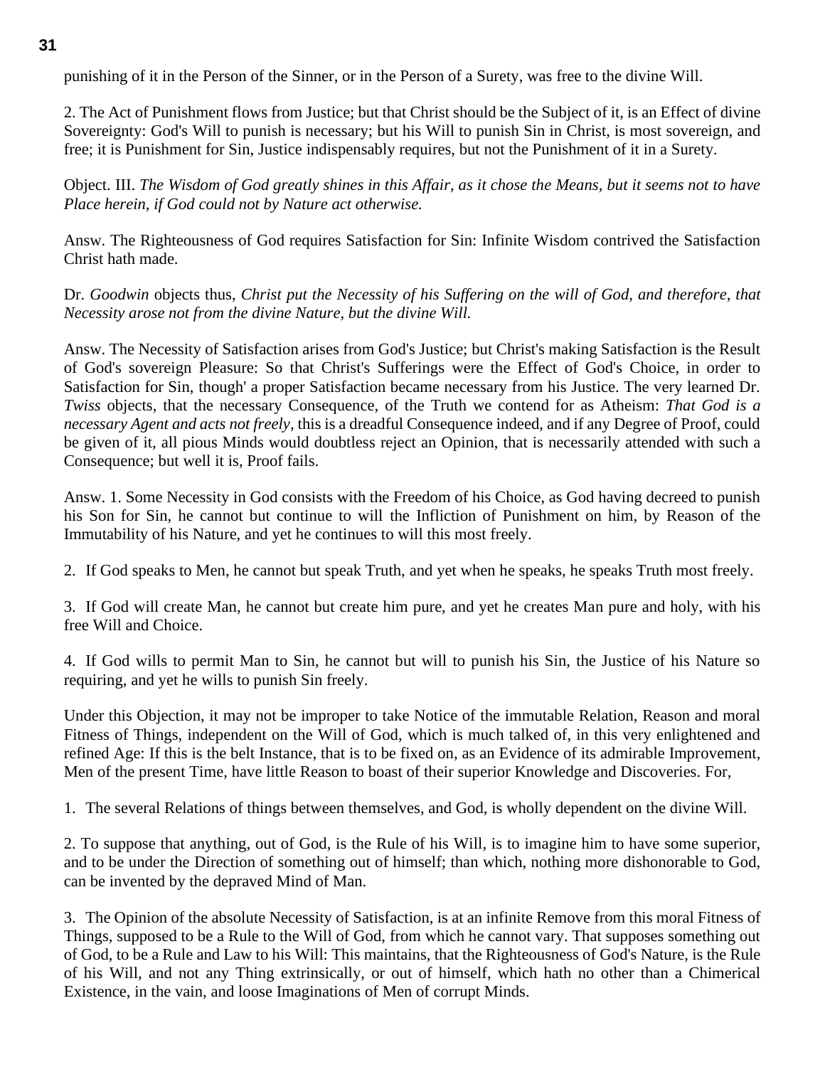punishing of it in the Person of the Sinner, or in the Person of a Surety, was free to the divine Will.

2. The Act of Punishment flows from Justice; but that Christ should be the Subject of it, is an Effect of divine Sovereignty: God's Will to punish is necessary; but his Will to punish Sin in Christ, is most sovereign, and free; it is Punishment for Sin, Justice indispensably requires, but not the Punishment of it in a Surety.

Object. III. *The Wisdom of God greatly shines in this Affair, as it chose the Means, but it seems not to have Place herein, if God could not by Nature act otherwise.*

Answ. The Righteousness of God requires Satisfaction for Sin: Infinite Wisdom contrived the Satisfaction Christ hath made.

Dr. *Goodwin* objects thus, *Christ put the Necessity of his Suffering on the will of God, and therefore, that Necessity arose not from the divine Nature, but the divine Will.*

Answ. The Necessity of Satisfaction arises from God's Justice; but Christ's making Satisfaction is the Result of God's sovereign Pleasure: So that Christ's Sufferings were the Effect of God's Choice, in order to Satisfaction for Sin, though' a proper Satisfaction became necessary from his Justice. The very learned Dr. *Twiss* objects, that the necessary Consequence, of the Truth we contend for as Atheism: *That God is a necessary Agent and acts not freely,* this is a dreadful Consequence indeed, and if any Degree of Proof, could be given of it, all pious Minds would doubtless reject an Opinion, that is necessarily attended with such a Consequence; but well it is, Proof fails.

Answ. 1. Some Necessity in God consists with the Freedom of his Choice, as God having decreed to punish his Son for Sin, he cannot but continue to will the Infliction of Punishment on him, by Reason of the Immutability of his Nature, and yet he continues to will this most freely.

2. If God speaks to Men, he cannot but speak Truth, and yet when he speaks, he speaks Truth most freely.

3. If God will create Man, he cannot but create him pure, and yet he creates Man pure and holy, with his free Will and Choice.

4. If God wills to permit Man to Sin, he cannot but will to punish his Sin, the Justice of his Nature so requiring, and yet he wills to punish Sin freely.

Under this Objection, it may not be improper to take Notice of the immutable Relation, Reason and moral Fitness of Things, independent on the Will of God, which is much talked of, in this very enlightened and refined Age: If this is the belt Instance, that is to be fixed on, as an Evidence of its admirable Improvement, Men of the present Time, have little Reason to boast of their superior Knowledge and Discoveries. For,

1. The several Relations of things between themselves, and God, is wholly dependent on the divine Will.

2. To suppose that anything, out of God, is the Rule of his Will, is to imagine him to have some superior, and to be under the Direction of something out of himself; than which, nothing more dishonorable to God, can be invented by the depraved Mind of Man.

3. The Opinion of the absolute Necessity of Satisfaction, is at an infinite Remove from this moral Fitness of Things, supposed to be a Rule to the Will of God, from which he cannot vary. That supposes something out of God, to be a Rule and Law to his Will: This maintains, that the Righteousness of God's Nature, is the Rule of his Will, and not any Thing extrinsically, or out of himself, which hath no other than a Chimerical Existence, in the vain, and loose Imaginations of Men of corrupt Minds.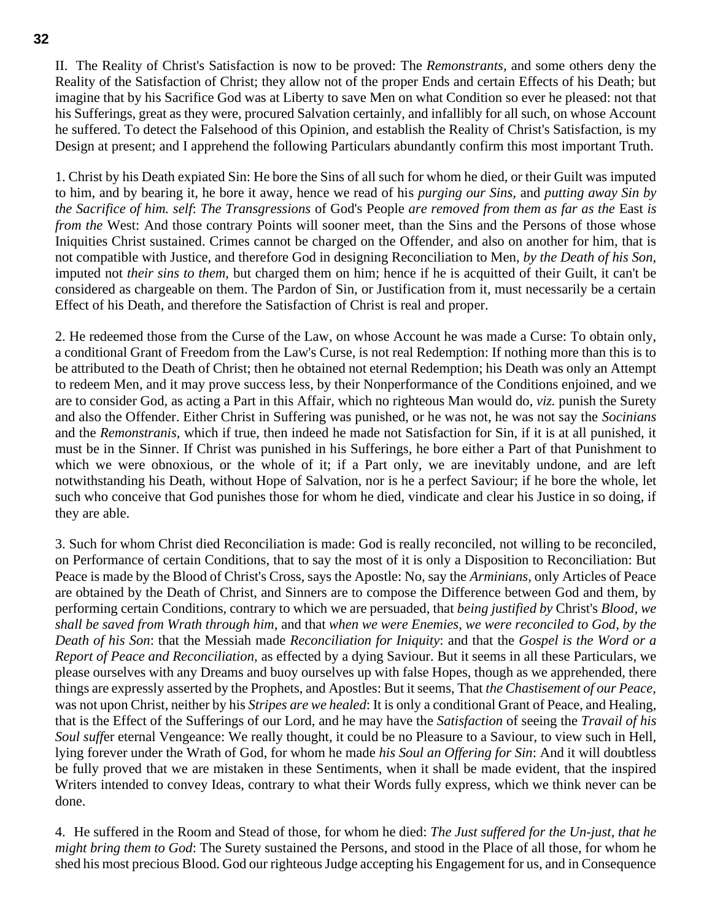II. The Reality of Christ's Satisfaction is now to be proved: The *Remonstrants,* and some others deny the Reality of the Satisfaction of Christ; they allow not of the proper Ends and certain Effects of his Death; but imagine that by his Sacrifice God was at Liberty to save Men on what Condition so ever he pleased: not that his Sufferings, great as they were, procured Salvation certainly, and infallibly for all such, on whose Account he suffered. To detect the Falsehood of this Opinion, and establish the Reality of Christ's Satisfaction, is my Design at present; and I apprehend the following Particulars abundantly confirm this most important Truth.

1. Christ by his Death expiated Sin: He bore the Sins of all such for whom he died, or their Guilt was imputed to him, and by bearing it, he bore it away, hence we read of his *purging our Sins,* and *putting away Sin by the Sacrifice of him. self*: *The Transgressions* of God's People *are removed from them as far as the* East *is from the* West: And those contrary Points will sooner meet, than the Sins and the Persons of those whose Iniquities Christ sustained. Crimes cannot be charged on the Offender, and also on another for him, that is not compatible with Justice, and therefore God in designing Reconciliation to Men, *by the Death of his Son,* imputed not *their sins to them,* but charged them on him; hence if he is acquitted of their Guilt, it can't be considered as chargeable on them. The Pardon of Sin, or Justification from it, must necessarily be a certain Effect of his Death, and therefore the Satisfaction of Christ is real and proper.

2. He redeemed those from the Curse of the Law, on whose Account he was made a Curse: To obtain only, a conditional Grant of Freedom from the Law's Curse, is not real Redemption: If nothing more than this is to be attributed to the Death of Christ; then he obtained not eternal Redemption; his Death was only an Attempt to redeem Men, and it may prove success less, by their Nonperformance of the Conditions enjoined, and we are to consider God, as acting a Part in this Affair, which no righteous Man would do, *viz.* punish the Surety and also the Offender. Either Christ in Suffering was punished, or he was not, he was not say the *Socinians* and the *Remonstranis,* which if true, then indeed he made not Satisfaction for Sin, if it is at all punished, it must be in the Sinner. If Christ was punished in his Sufferings, he bore either a Part of that Punishment to which we were obnoxious, or the whole of it; if a Part only, we are inevitably undone, and are left notwithstanding his Death, without Hope of Salvation, nor is he a perfect Saviour; if he bore the whole, let such who conceive that God punishes those for whom he died, vindicate and clear his Justice in so doing, if they are able.

3. Such for whom Christ died Reconciliation is made: God is really reconciled, not willing to be reconciled, on Performance of certain Conditions, that to say the most of it is only a Disposition to Reconciliation: But Peace is made by the Blood of Christ's Cross, says the Apostle: No, say the *Arminians,* only Articles of Peace are obtained by the Death of Christ, and Sinners are to compose the Difference between God and them, by performing certain Conditions, contrary to which we are persuaded, that *being justified by* Christ's *Blood, we shall be saved from Wrath through him,* and that *when we were Enemies, we were reconciled to God, by the Death of his Son*: that the Messiah made *Reconciliation for Iniquity*: and that the *Gospel is the Word or a Report of Peace and Reconciliation,* as effected by a dying Saviour. But it seems in all these Particulars, we please ourselves with any Dreams and buoy ourselves up with false Hopes, though as we apprehended, there things are expressly asserted by the Prophets, and Apostles: But it seems, That *the Chastisement of our Peace,* was not upon Christ, neither by his *Stripes are we healed*: It is only a conditional Grant of Peace, and Healing, that is the Effect of the Sufferings of our Lord, and he may have the *Satisfaction* of seeing the *Travail of his Soul suff*er eternal Vengeance: We really thought, it could be no Pleasure to a Saviour, to view such in Hell, lying forever under the Wrath of God, for whom he made *his Soul an Offering for Sin*: And it will doubtless be fully proved that we are mistaken in these Sentiments, when it shall be made evident, that the inspired Writers intended to convey Ideas, contrary to what their Words fully express, which we think never can be done.

4. He suffered in the Room and Stead of those, for whom he died: *The Just suffered for the Un-just, that he might bring them to God*: The Surety sustained the Persons, and stood in the Place of all those, for whom he shed his most precious Blood. God our righteous Judge accepting his Engagement for us, and in Consequence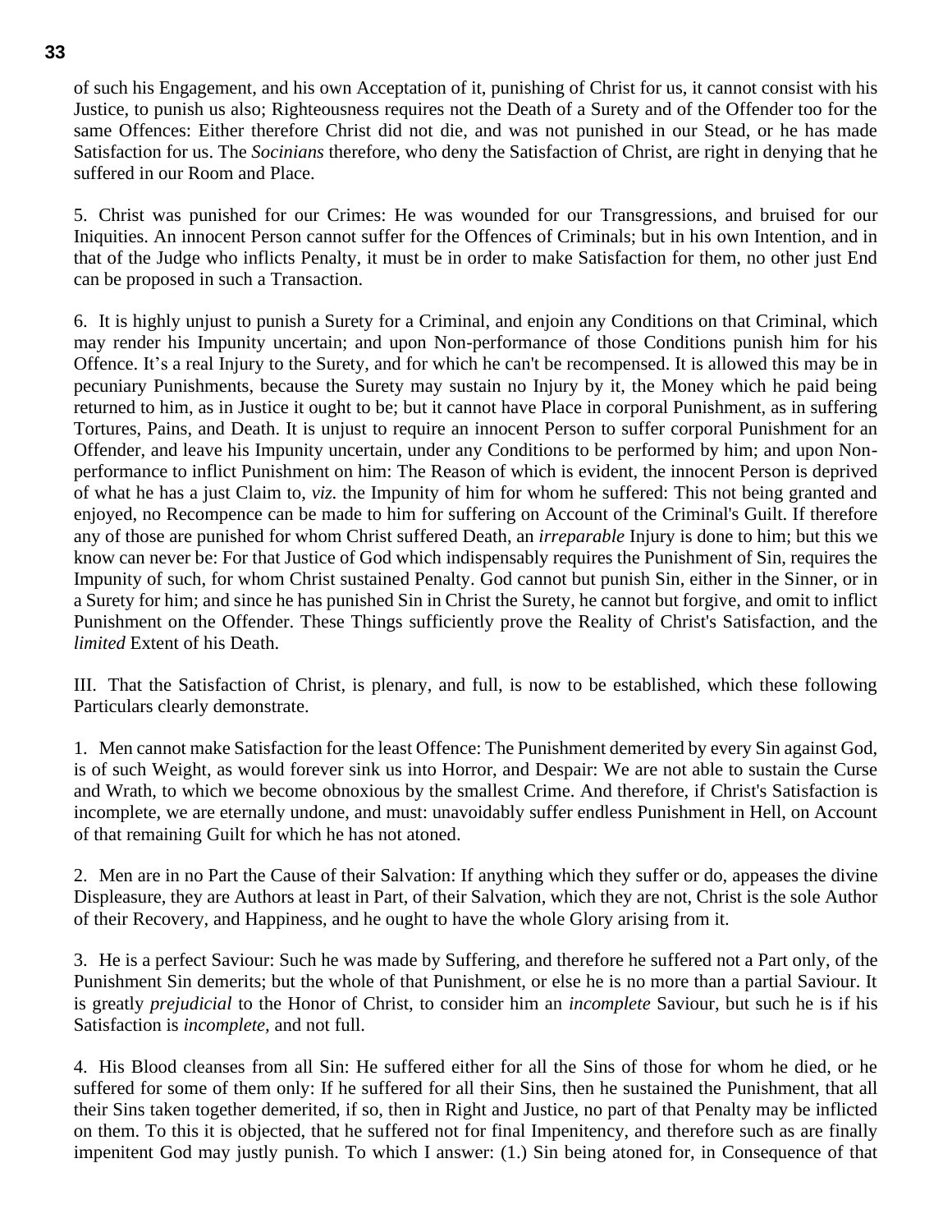of such his Engagement, and his own Acceptation of it, punishing of Christ for us, it cannot consist with his Justice, to punish us also; Righteousness requires not the Death of a Surety and of the Offender too for the same Offences: Either therefore Christ did not die, and was not punished in our Stead, or he has made Satisfaction for us. The *Socinians* therefore, who deny the Satisfaction of Christ, are right in denying that he suffered in our Room and Place.

5. Christ was punished for our Crimes: He was wounded for our Transgressions, and bruised for our Iniquities. An innocent Person cannot suffer for the Offences of Criminals; but in his own Intention, and in that of the Judge who inflicts Penalty, it must be in order to make Satisfaction for them, no other just End can be proposed in such a Transaction.

6. It is highly unjust to punish a Surety for a Criminal, and enjoin any Conditions on that Criminal, which may render his Impunity uncertain; and upon Non-performance of those Conditions punish him for his Offence. It's a real Injury to the Surety, and for which he can't be recompensed. It is allowed this may be in pecuniary Punishments, because the Surety may sustain no Injury by it, the Money which he paid being returned to him, as in Justice it ought to be; but it cannot have Place in corporal Punishment, as in suffering Tortures, Pains, and Death. It is unjust to require an innocent Person to suffer corporal Punishment for an Offender, and leave his Impunity uncertain, under any Conditions to be performed by him; and upon Non-performance to inflict Punishment on him: The Reason of which is evident, the innocent Person is deprived of what he has a just Claim to, *viz.* the Impunity of him for whom he suffered: This not being granted and enjoyed, no Recompence can be made to him for suffering on Account of the Criminal's Guilt. If therefore any of those are punished for whom Christ suffered Death, an *irreparable* Injury is done to him; but this we know can never be: For that Justice of God which indispensably requires the Punishment of Sin, requires the Impunity of such, for whom Christ sustained Penalty. God cannot but punish Sin, either in the Sinner, or in a Surety for him; and since he has punished Sin in Christ the Surety, he cannot but forgive, and omit to inflict Punishment on the Offender. These Things sufficiently prove the Reality of Christ's Satisfaction, and the *limited* Extent of his Death.

III. That the Satisfaction of Christ, is plenary, and full, is now to be established, which these following Particulars clearly demonstrate.

1. Men cannot make Satisfaction for the least Offence: The Punishment demerited by every Sin against God, is of such Weight, as would forever sink us into Horror, and Despair: We are not able to sustain the Curse and Wrath, to which we become obnoxious by the smallest Crime. And therefore, if Christ's Satisfaction is incomplete, we are eternally undone, and must: unavoidably suffer endless Punishment in Hell, on Account of that remaining Guilt for which he has not atoned.

2. Men are in no Part the Cause of their Salvation: If anything which they suffer or do, appeases the divine Displeasure, they are Authors at least in Part, of their Salvation, which they are not, Christ is the sole Author of their Recovery, and Happiness, and he ought to have the whole Glory arising from it.

3. He is a perfect Saviour: Such he was made by Suffering, and therefore he suffered not a Part only, of the Punishment Sin demerits; but the whole of that Punishment, or else he is no more than a partial Saviour. It is greatly *prejudicial* to the Honor of Christ, to consider him an *incomplete* Saviour, but such he is if his Satisfaction is *incomplete,* and not full.

4. His Blood cleanses from all Sin: He suffered either for all the Sins of those for whom he died, or he suffered for some of them only: If he suffered for all their Sins, then he sustained the Punishment, that all their Sins taken together demerited, if so, then in Right and Justice, no part of that Penalty may be inflicted on them. To this it is objected, that he suffered not for final Impenitency, and therefore such as are finally impenitent God may justly punish. To which I answer: (1.) Sin being atoned for, in Consequence of that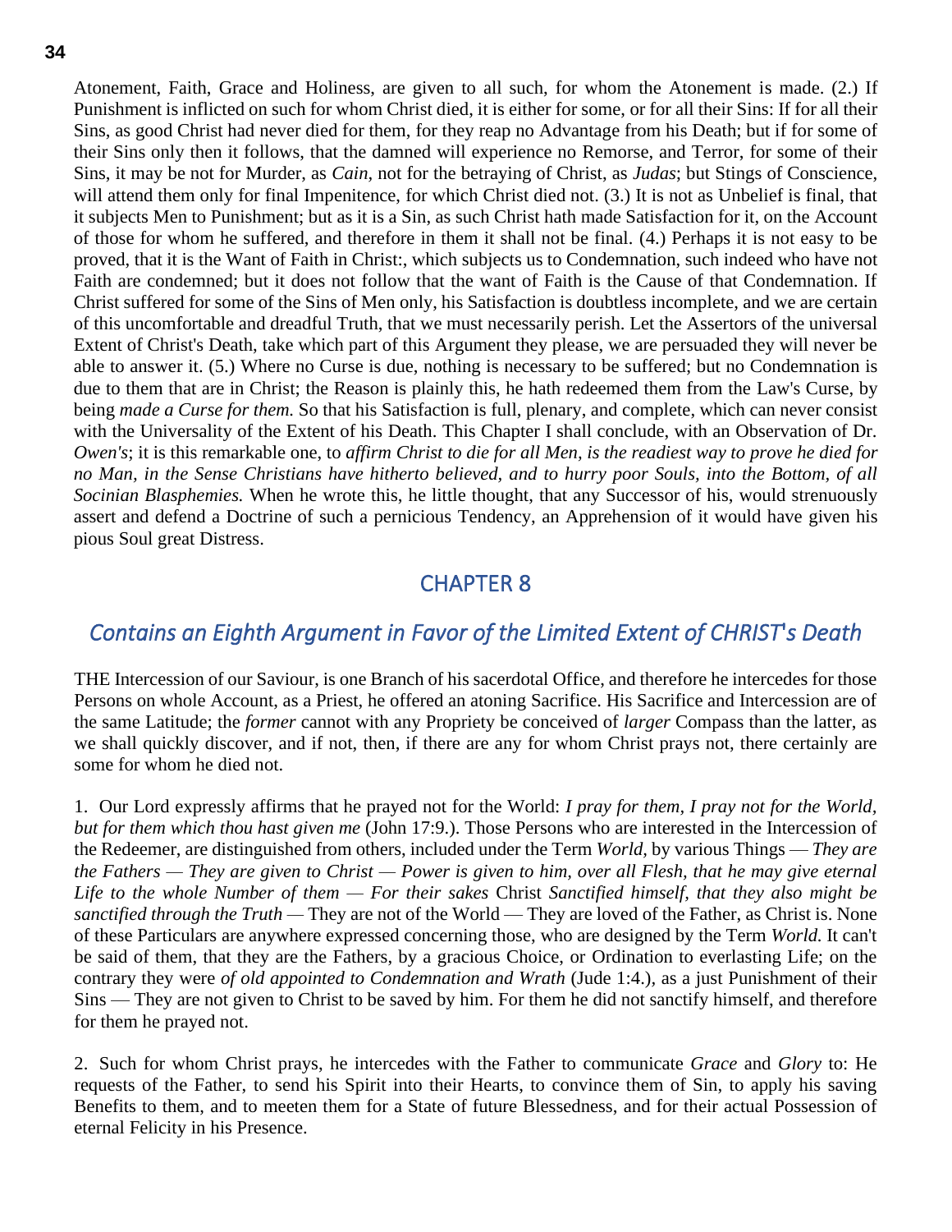Atonement, Faith, Grace and Holiness, are given to all such, for whom the Atonement is made. (2.) If Punishment is inflicted on such for whom Christ died, it is either for some, or for all their Sins: If for all their Sins, as good Christ had never died for them, for they reap no Advantage from his Death; but if for some of their Sins only then it follows, that the damned will experience no Remorse, and Terror, for some of their Sins, it may be not for Murder, as *Cain,* not for the betraying of Christ, as *Judas*; but Stings of Conscience, will attend them only for final Impenitence, for which Christ died not. (3.) It is not as Unbelief is final, that it subjects Men to Punishment; but as it is a Sin, as such Christ hath made Satisfaction for it, on the Account of those for whom he suffered, and therefore in them it shall not be final. (4.) Perhaps it is not easy to be proved, that it is the Want of Faith in Christ:, which subjects us to Condemnation, such indeed who have not Faith are condemned; but it does not follow that the want of Faith is the Cause of that Condemnation. If Christ suffered for some of the Sins of Men only, his Satisfaction is doubtless incomplete, and we are certain of this uncomfortable and dreadful Truth, that we must necessarily perish. Let the Assertors of the universal Extent of Christ's Death, take which part of this Argument they please, we are persuaded they will never be able to answer it. (5.) Where no Curse is due, nothing is necessary to be suffered; but no Condemnation is due to them that are in Christ; the Reason is plainly this, he hath redeemed them from the Law's Curse, by being *made a Curse for them.* So that his Satisfaction is full, plenary, and complete, which can never consist with the Universality of the Extent of his Death. This Chapter I shall conclude, with an Observation of Dr. *Owen's*; it is this remarkable one, to *affirm Christ to die for all Men, is the readiest way to prove he died for no Man, in the Sense Christians have hitherto believed, and to hurry poor Souls, into the Bottom, of all Socinian Blasphemies.* When he wrote this, he little thought, that any Successor of his, would strenuously assert and defend a Doctrine of such a pernicious Tendency, an Apprehension of it would have given his pious Soul great Distress.

## CHAPTER 8

### *Contains an Eighth Argument in Favor of the Limited Extent of CHRIST's Death*

THE Intercession of our Saviour, is one Branch of his sacerdotal Office, and therefore he intercedes for those Persons on whole Account, as a Priest, he offered an atoning Sacrifice. His Sacrifice and Intercession are of the same Latitude; the *former* cannot with any Propriety be conceived of *larger* Compass than the latter, as we shall quickly discover, and if not, then, if there are any for whom Christ prays not, there certainly are some for whom he died not.

1. Our Lord expressly affirms that he prayed not for the World: *I pray for them, I pray not for the World, but for them which thou hast given me* (John 17:9.). Those Persons who are interested in the Intercession of the Redeemer, are distinguished from others, included under the Term *World,* by various Things — *They are the Fathers — They are given to Christ — Power is given to him, over all Flesh, that he may give eternal Life to the whole Number of them — For their sakes* Christ *Sanctified himself, that they also might be sanctified through the Truth* — They are not of the World — They are loved of the Father, as Christ is. None of these Particulars are anywhere expressed concerning those, who are designed by the Term *World.* It can't be said of them, that they are the Fathers, by a gracious Choice, or Ordination to everlasting Life; on the contrary they were *of old appointed to Condemnation and Wrath* (Jude 1:4.), as a just Punishment of their Sins — They are not given to Christ to be saved by him. For them he did not sanctify himself, and therefore for them he prayed not.

2. Such for whom Christ prays, he intercedes with the Father to communicate *Grace* and *Glory* to: He requests of the Father, to send his Spirit into their Hearts, to convince them of Sin, to apply his saving Benefits to them, and to meeten them for a State of future Blessedness, and for their actual Possession of eternal Felicity in his Presence.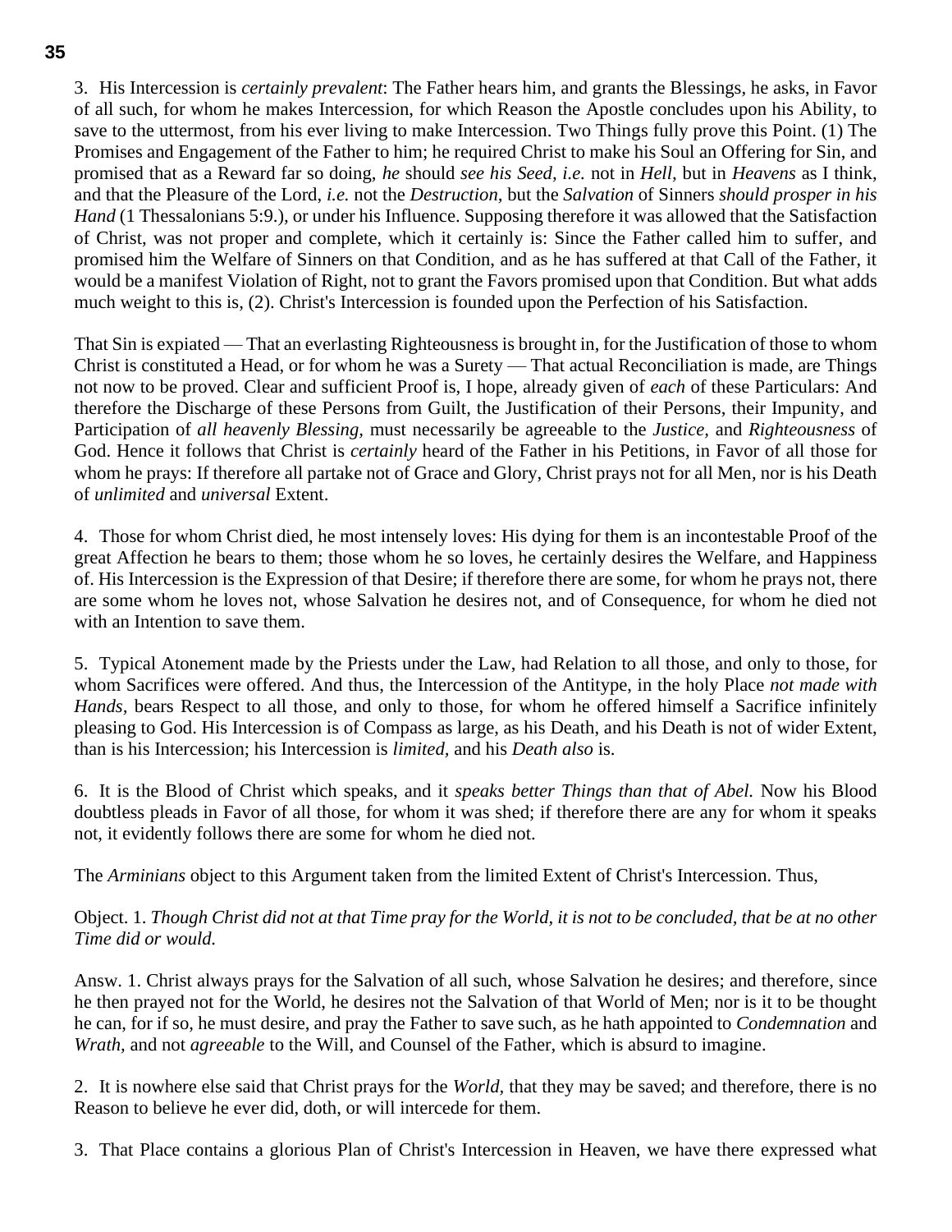3. His Intercession is *certainly prevalent*: The Father hears him, and grants the Blessings, he asks, in Favor of all such, for whom he makes Intercession, for which Reason the Apostle concludes upon his Ability, to save to the uttermost, from his ever living to make Intercession. Two Things fully prove this Point. (1) The Promises and Engagement of the Father to him; he required Christ to make his Soul an Offering for Sin, and promised that as a Reward far so doing, *he* should *see his Seed, i.e.* not in *Hell,* but in *Heavens* as I think, and that the Pleasure of the Lord, *i.e.* not the *Destruction,* but the *Salvation* of Sinners *should prosper in his Hand* (1 Thessalonians 5:9.), or under his Influence. Supposing therefore it was allowed that the Satisfaction of Christ, was not proper and complete, which it certainly is: Since the Father called him to suffer, and promised him the Welfare of Sinners on that Condition, and as he has suffered at that Call of the Father, it would be a manifest Violation of Right, not to grant the Favors promised upon that Condition. But what adds much weight to this is, (2). Christ's Intercession is founded upon the Perfection of his Satisfaction.

That Sin is expiated — That an everlasting Righteousness is brought in, for the Justification of those to whom Christ is constituted a Head, or for whom he was a Surety — That actual Reconciliation is made, are Things not now to be proved. Clear and sufficient Proof is, I hope, already given of *each* of these Particulars: And therefore the Discharge of these Persons from Guilt, the Justification of their Persons, their Impunity, and Participation of *all heavenly Blessing,* must necessarily be agreeable to the *Justice,* and *Righteousness* of God. Hence it follows that Christ is *certainly* heard of the Father in his Petitions, in Favor of all those for whom he prays: If therefore all partake not of Grace and Glory, Christ prays not for all Men, nor is his Death of *unlimited* and *universal* Extent.

4. Those for whom Christ died, he most intensely loves: His dying for them is an incontestable Proof of the great Affection he bears to them; those whom he so loves, he certainly desires the Welfare, and Happiness of. His Intercession is the Expression of that Desire; if therefore there are some, for whom he prays not, there are some whom he loves not, whose Salvation he desires not, and of Consequence, for whom he died not with an Intention to save them.

5. Typical Atonement made by the Priests under the Law, had Relation to all those, and only to those, for whom Sacrifices were offered. And thus, the Intercession of the Antitype, in the holy Place *not made with Hands,* bears Respect to all those, and only to those, for whom he offered himself a Sacrifice infinitely pleasing to God. His Intercession is of Compass as large, as his Death, and his Death is not of wider Extent, than is his Intercession; his Intercession is *limited,* and his *Death also* is.

6. It is the Blood of Christ which speaks, and it *speaks better Things than that of Abel.* Now his Blood doubtless pleads in Favor of all those, for whom it was shed; if therefore there are any for whom it speaks not, it evidently follows there are some for whom he died not.

The *Arminians* object to this Argument taken from the limited Extent of Christ's Intercession. Thus,

Object. 1. *Though Christ did not at that Time pray for the World, it is not to be concluded, that be at no other Time did or would.*

Answ. 1. Christ always prays for the Salvation of all such, whose Salvation he desires; and therefore, since he then prayed not for the World, he desires not the Salvation of that World of Men; nor is it to be thought he can, for if so, he must desire, and pray the Father to save such, as he hath appointed to *Condemnation* and *Wrath,* and not *agreeable* to the Will, and Counsel of the Father, which is absurd to imagine.

2. It is nowhere else said that Christ prays for the *World,* that they may be saved; and therefore, there is no Reason to believe he ever did, doth, or will intercede for them.

3. That Place contains a glorious Plan of Christ's Intercession in Heaven, we have there expressed what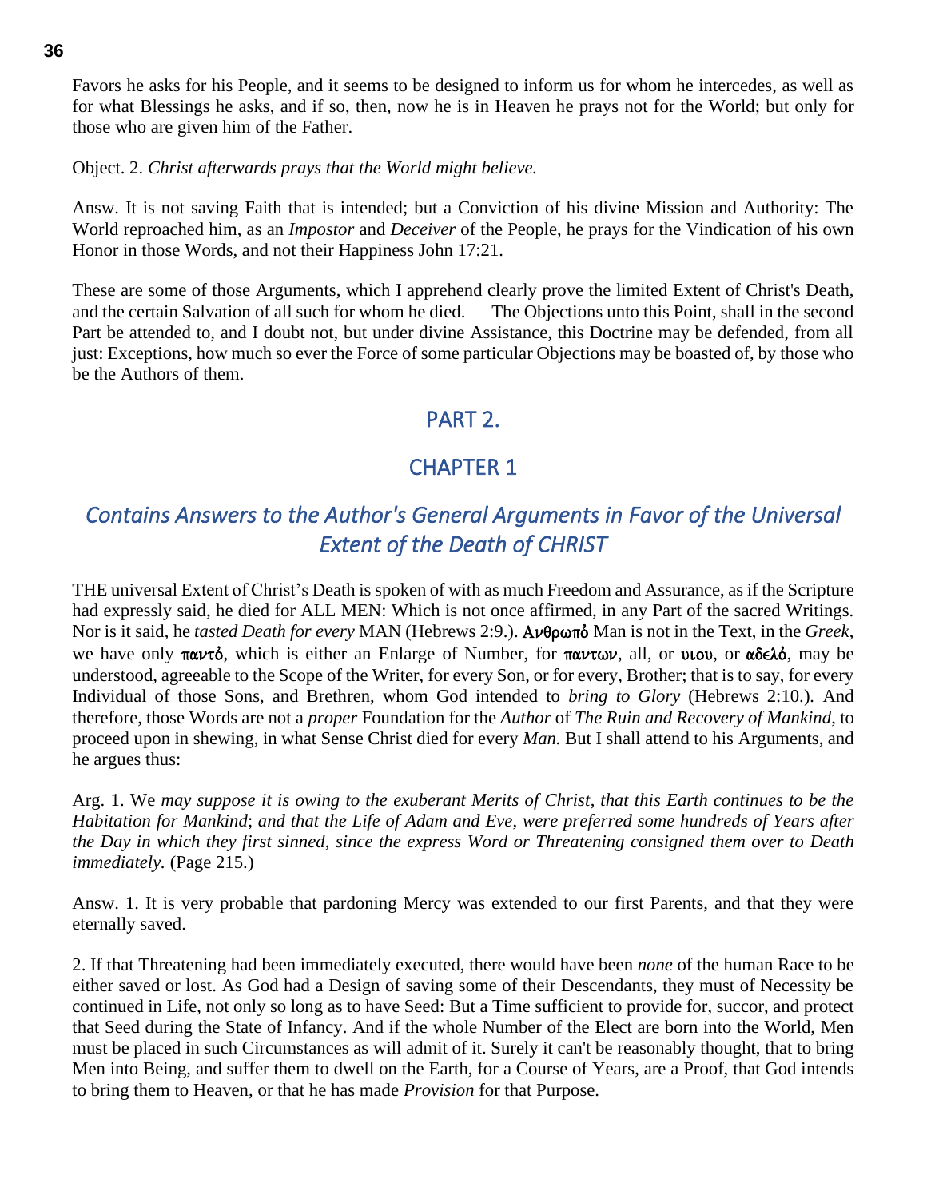Favors he asks for his People, and it seems to be designed to inform us for whom he intercedes, as well as for what Blessings he asks, and if so, then, now he is in Heaven he prays not for the World; but only for those who are given him of the Father.

Object. 2. *Christ afterwards prays that the World might believe.*

Answ. It is not saving Faith that is intended; but a Conviction of his divine Mission and Authority: The World reproached him, as an *Impostor* and *Deceiver* of the People, he prays for the Vindication of his own Honor in those Words, and not their Happiness John 17:21.

These are some of those Arguments, which I apprehend clearly prove the limited Extent of Christ's Death, and the certain Salvation of all such for whom he died. — The Objections unto this Point, shall in the second Part be attended to, and I doubt not, but under divine Assistance, this Doctrine may be defended, from all just: Exceptions, how much so ever the Force of some particular Objections may be boasted of, by those who be the Authors of them.

## PART 2.

## CHAPTER 1

### *Contains Answers to the Author's General Arguments in Favor of the Universal Extent of the Death of CHRIST*

THE universal Extent of Christ's Death is spoken of with as much Freedom and Assurance, as if the Scripture had expressly said, he died for ALL MEN: Which is not once affirmed, in any Part of the sacred Writings. Nor is it said, he *tasted Death for every* MAN (Hebrews 2:9.). **Ανθρωπὸ** Man is not in the Text, in the *Greek*, we have only **παντὸ**, which is either an Enlarge of Number, for **παντων**, all, or **υιου**, or **αδελὸ**, may be understood, agreeable to the Scope of the Writer, for every Son, or for every, Brother; that is to say, for every Individual of those Sons, and Brethren, whom God intended to *bring to Glory* (Hebrews 2:10.). And therefore, those Words are not a *proper* Foundation for the *Author* of *The Ruin and Recovery of Mankind*, to proceed upon in shewing, in what Sense Christ died for every *Man.* But I shall attend to his Arguments, and he argues thus:

Arg. 1. We *may suppose it is owing to the exuberant Merits of Christ, that this Earth continues to be the Habitation for Mankind*; *and that the Life of Adam and Eve, were preferred some hundreds of Years after the Day in which they first sinned, since the express Word or Threatening consigned them over to Death immediately.* (Page 215.)

Answ. 1. It is very probable that pardoning Mercy was extended to our first Parents, and that they were eternally saved.

2. If that Threatening had been immediately executed, there would have been *none* of the human Race to be either saved or lost. As God had a Design of saving some of their Descendants, they must of Necessity be continued in Life, not only so long as to have Seed: But a Time sufficient to provide for, succor, and protect that Seed during the State of Infancy. And if the whole Number of the Elect are born into the World, Men must be placed in such Circumstances as will admit of it. Surely it can't be reasonably thought, that to bring Men into Being, and suffer them to dwell on the Earth, for a Course of Years, are a Proof, that God intends to bring them to Heaven, or that he has made *Provision* for that Purpose.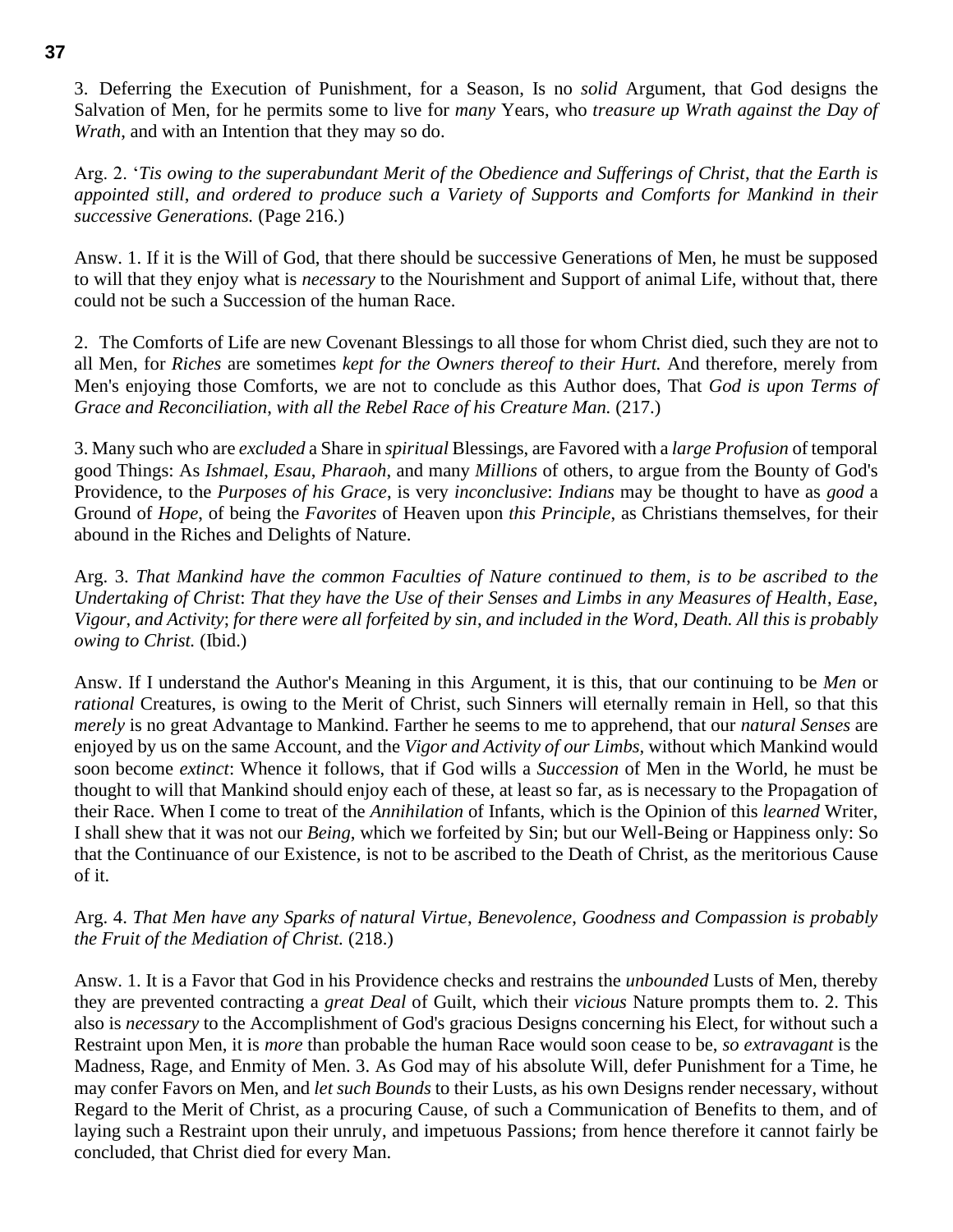3. Deferring the Execution of Punishment, for a Season, Is no *solid* Argument, that God designs the Salvation of Men, for he permits some to live for *many* Years, who *treasure up Wrath against the Day of Wrath*, and with an Intention that they may so do.

Arg. 2. '*Tis owing to the superabundant Merit of the Obedience and Sufferings of Christ, that the Earth is appointed still, and ordered to produce such a Variety of Supports and Comforts for Mankind in their successive Generations.* (Page 216.)

Answ. 1. If it is the Will of God, that there should be successive Generations of Men, he must be supposed to will that they enjoy what is *necessary* to the Nourishment and Support of animal Life, without that, there could not be such a Succession of the human Race.

2. The Comforts of Life are new Covenant Blessings to all those for whom Christ died, such they are not to all Men, for *Riches* are sometimes *kept for the Owners thereof to their Hurt.* And therefore, merely from Men's enjoying those Comforts, we are not to conclude as this Author does, That *God is upon Terms of Grace and Reconciliation, with all the Rebel Race of his Creature Man.* (217.)

3. Many such who are *excluded* a Share in *spiritual* Blessings, are Favored with a *large Profusion* of temporal good Things: As *Ishmael*, *Esau*, *Pharaoh*, and many *Millions* of others, to argue from the Bounty of God's Providence, to the *Purposes of his Grace*, is very *inconclusive*: *Indians* may be thought to have as *good* a Ground of *Hope*, of being the *Favorites* of Heaven upon *this Principle*, as Christians themselves, for their abound in the Riches and Delights of Nature.

Arg. 3. *That Mankind have the common Faculties of Nature continued to them, is to be ascribed to the Undertaking of Christ*: *That they have the Use of their Senses and Limbs in any Measures of Health*, *Ease*, *Vigour*, *and Activity*; *for there were all forfeited by sin*, *and included in the Word*, *Death. All this is probably owing to Christ.* (Ibid.)

Answ. If I understand the Author's Meaning in this Argument, it is this, that our continuing to be *Men* or *rational* Creatures, is owing to the Merit of Christ, such Sinners will eternally remain in Hell, so that this *merely* is no great Advantage to Mankind. Farther he seems to me to apprehend, that our *natural Senses* are enjoyed by us on the same Account, and the *Vigor and Activity of our Limbs*, without which Mankind would soon become *extinct*: Whence it follows, that if God wills a *Succession* of Men in the World, he must be thought to will that Mankind should enjoy each of these, at least so far, as is necessary to the Propagation of their Race. When I come to treat of the *Annihilation* of Infants, which is the Opinion of this *learned* Writer, I shall shew that it was not our *Being*, which we forfeited by Sin; but our Well-Being or Happiness only: So that the Continuance of our Existence, is not to be ascribed to the Death of Christ, as the meritorious Cause of it.

Arg. 4. *That Men have any Sparks of natural Virtue*, *Benevolence*, *Goodness and Compassion is probably the Fruit of the Mediation of Christ.* (218.)

Answ. 1. It is a Favor that God in his Providence checks and restrains the *unbounded* Lusts of Men, thereby they are prevented contracting a *great Deal* of Guilt, which their *vicious* Nature prompts them to. 2. This also is *necessary* to the Accomplishment of God's gracious Designs concerning his Elect, for without such a Restraint upon Men, it is *more* than probable the human Race would soon cease to be, *so extravagant* is the Madness, Rage, and Enmity of Men. 3. As God may of his absolute Will, defer Punishment for a Time, he may confer Favors on Men, and *let such Bounds* to their Lusts, as his own Designs render necessary, without Regard to the Merit of Christ, as a procuring Cause, of such a Communication of Benefits to them, and of laying such a Restraint upon their unruly, and impetuous Passions; from hence therefore it cannot fairly be concluded, that Christ died for every Man.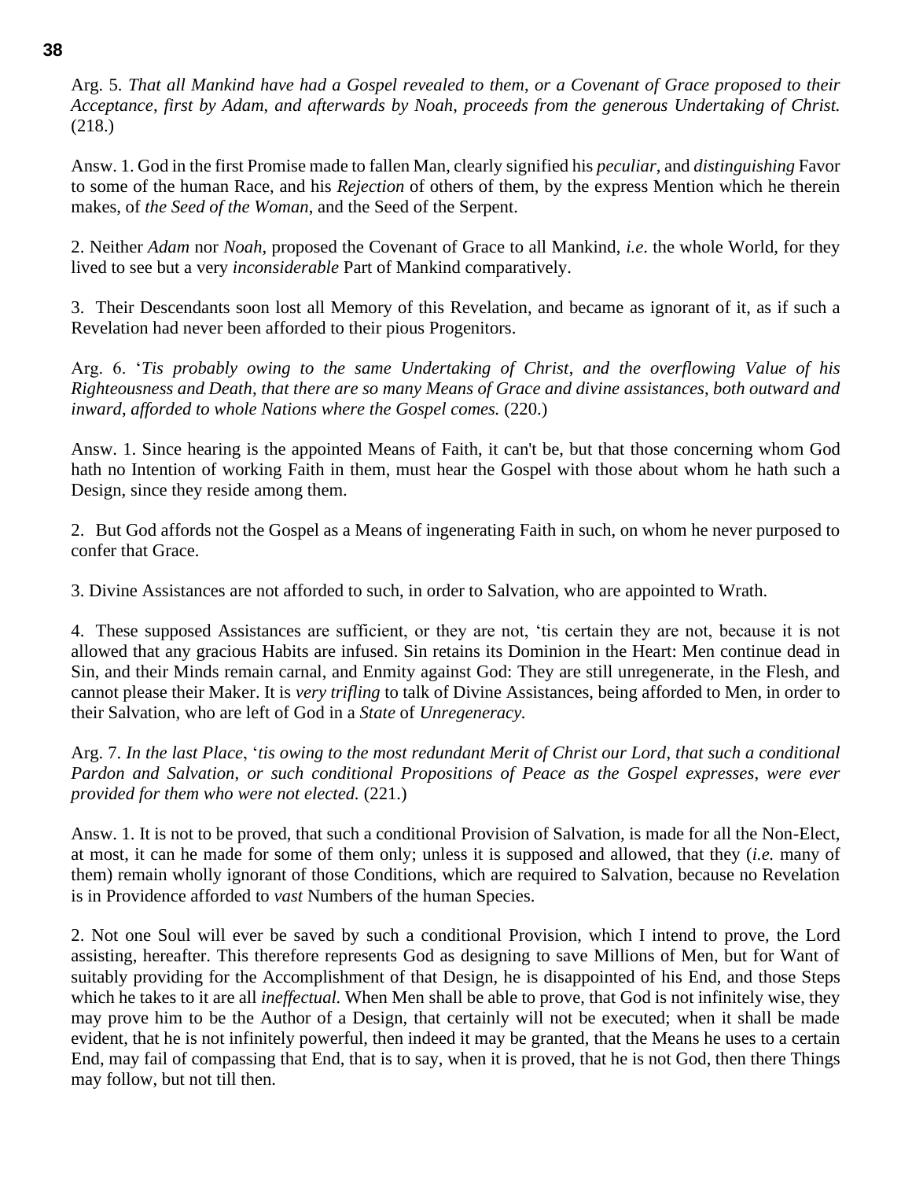Arg. 5. *That all Mankind have had a Gospel revealed to them, or a Covenant of Grace proposed to their Acceptance, first by Adam, and afterwards by Noah, proceeds from the generous Undertaking of Christ.* (218.)

Answ. 1. God in the first Promise made to fallen Man, clearly signified his *peculiar*, and *distinguishing* Favor to some of the human Race, and his *Rejection* of others of them, by the express Mention which he therein makes, of *the Seed of the Woman*, and the Seed of the Serpent.

2. Neither *Adam* nor *Noah*, proposed the Covenant of Grace to all Mankind, *i.e.* the whole World, for they lived to see but a very *inconsiderable* Part of Mankind comparatively.

3. Their Descendants soon lost all Memory of this Revelation, and became as ignorant of it, as if such a Revelation had never been afforded to their pious Progenitors.

Arg. 6. '*Tis probably owing to the same Undertaking of Christ, and the overflowing Value of his Righteousness and Death, that there are so many Means of Grace and divine assistances, both outward and inward, afforded to whole Nations where the Gospel comes.* (220.)

Answ. 1. Since hearing is the appointed Means of Faith, it can't be, but that those concerning whom God hath no Intention of working Faith in them, must hear the Gospel with those about whom he hath such a Design, since they reside among them.

2. But God affords not the Gospel as a Means of ingenerating Faith in such, on whom he never purposed to confer that Grace.

3. Divine Assistances are not afforded to such, in order to Salvation, who are appointed to Wrath.

4. These supposed Assistances are sufficient, or they are not, 'tis certain they are not, because it is not allowed that any gracious Habits are infused. Sin retains its Dominion in the Heart: Men continue dead in Sin, and their Minds remain carnal, and Enmity against God: They are still unregenerate, in the Flesh, and cannot please their Maker. It is *very trifling* to talk of Divine Assistances, being afforded to Men, in order to their Salvation, who are left of God in a *State* of *Unregeneracy.*

Arg. 7. *In the last Place*, '*tis owing to the most redundant Merit of Christ our Lord, that such a conditional Pardon and Salvation, or such conditional Propositions of Peace as the Gospel expresses, were ever provided for them who were not elected.* (221.)

Answ. 1. It is not to be proved, that such a conditional Provision of Salvation, is made for all the Non-Elect, at most, it can he made for some of them only; unless it is supposed and allowed, that they (*i.e.* many of them) remain wholly ignorant of those Conditions, which are required to Salvation, because no Revelation is in Providence afforded to *vast* Numbers of the human Species.

2. Not one Soul will ever be saved by such a conditional Provision, which I intend to prove, the Lord assisting, hereafter. This therefore represents God as designing to save Millions of Men, but for Want of suitably providing for the Accomplishment of that Design, he is disappointed of his End, and those Steps which he takes to it are all *ineffectual*. When Men shall be able to prove, that God is not infinitely wise, they may prove him to be the Author of a Design, that certainly will not be executed; when it shall be made evident, that he is not infinitely powerful, then indeed it may be granted, that the Means he uses to a certain End, may fail of compassing that End, that is to say, when it is proved, that he is not God, then there Things may follow, but not till then.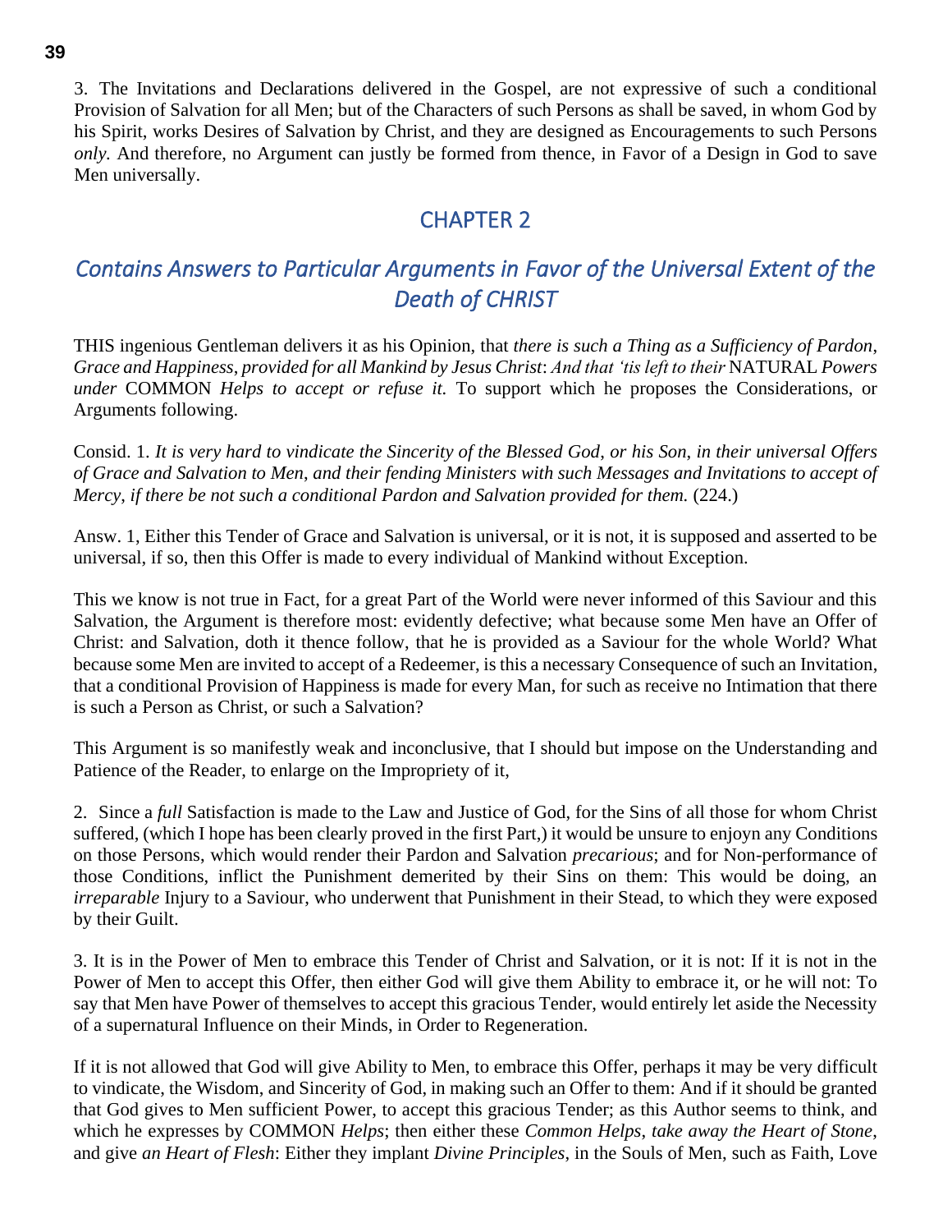3. The Invitations and Declarations delivered in the Gospel, are not expressive of such a conditional Provision of Salvation for all Men; but of the Characters of such Persons as shall be saved, in whom God by his Spirit, works Desires of Salvation by Christ, and they are designed as Encouragements to such Persons *only.* And therefore, no Argument can justly be formed from thence, in Favor of a Design in God to save Men universally.

## CHAPTER 2

## *Contains Answers to Particular Arguments in Favor of the Universal Extent of the Death of CHRIST*

THIS ingenious Gentleman delivers it as his Opinion, that *there is such a Thing as a Sufficiency of Pardon, Grace and Happiness, provided for all Mankind by Jesus Christ*: *And that 'tis left to their* NATURAL *Powers under* COMMON *Helps to accept or refuse it.* To support which he proposes the Considerations, or Arguments following.

Consid. 1. *It is very hard to vindicate the Sincerity of the Blessed God, or his Son, in their universal Offers of Grace and Salvation to Men, and their fending Ministers with such Messages and Invitations to accept of Mercy, if there be not such a conditional Pardon and Salvation provided for them.* (224.)

Answ. 1, Either this Tender of Grace and Salvation is universal, or it is not, it is supposed and asserted to be universal, if so, then this Offer is made to every individual of Mankind without Exception.

This we know is not true in Fact, for a great Part of the World were never informed of this Saviour and this Salvation, the Argument is therefore most: evidently defective; what because some Men have an Offer of Christ: and Salvation, doth it thence follow, that he is provided as a Saviour for the whole World? What because some Men are invited to accept of a Redeemer, is this a necessary Consequence of such an Invitation, that a conditional Provision of Happiness is made for every Man, for such as receive no Intimation that there is such a Person as Christ, or such a Salvation?

This Argument is so manifestly weak and inconclusive, that I should but impose on the Understanding and Patience of the Reader, to enlarge on the Impropriety of it,

2. Since a *full* Satisfaction is made to the Law and Justice of God, for the Sins of all those for whom Christ suffered, (which I hope has been clearly proved in the first Part,) it would be unsure to enjoyn any Conditions on those Persons, which would render their Pardon and Salvation *precarious*; and for Non-performance of those Conditions, inflict the Punishment demerited by their Sins on them: This would be doing, an *irreparable* Injury to a Saviour, who underwent that Punishment in their Stead, to which they were exposed by their Guilt.

3. It is in the Power of Men to embrace this Tender of Christ and Salvation, or it is not: If it is not in the Power of Men to accept this Offer, then either God will give them Ability to embrace it, or he will not: To say that Men have Power of themselves to accept this gracious Tender, would entirely let aside the Necessity of a supernatural Influence on their Minds, in Order to Regeneration.

If it is not allowed that God will give Ability to Men, to embrace this Offer, perhaps it may be very difficult to vindicate, the Wisdom, and Sincerity of God, in making such an Offer to them: And if it should be granted that God gives to Men sufficient Power, to accept this gracious Tender; as this Author seems to think, and which he expresses by COMMON *Helps*; then either these *Common Helps, take away the Heart of Stone*, and give *an Heart of Flesh*: Either they implant *Divine Principles*, in the Souls of Men, such as Faith, Love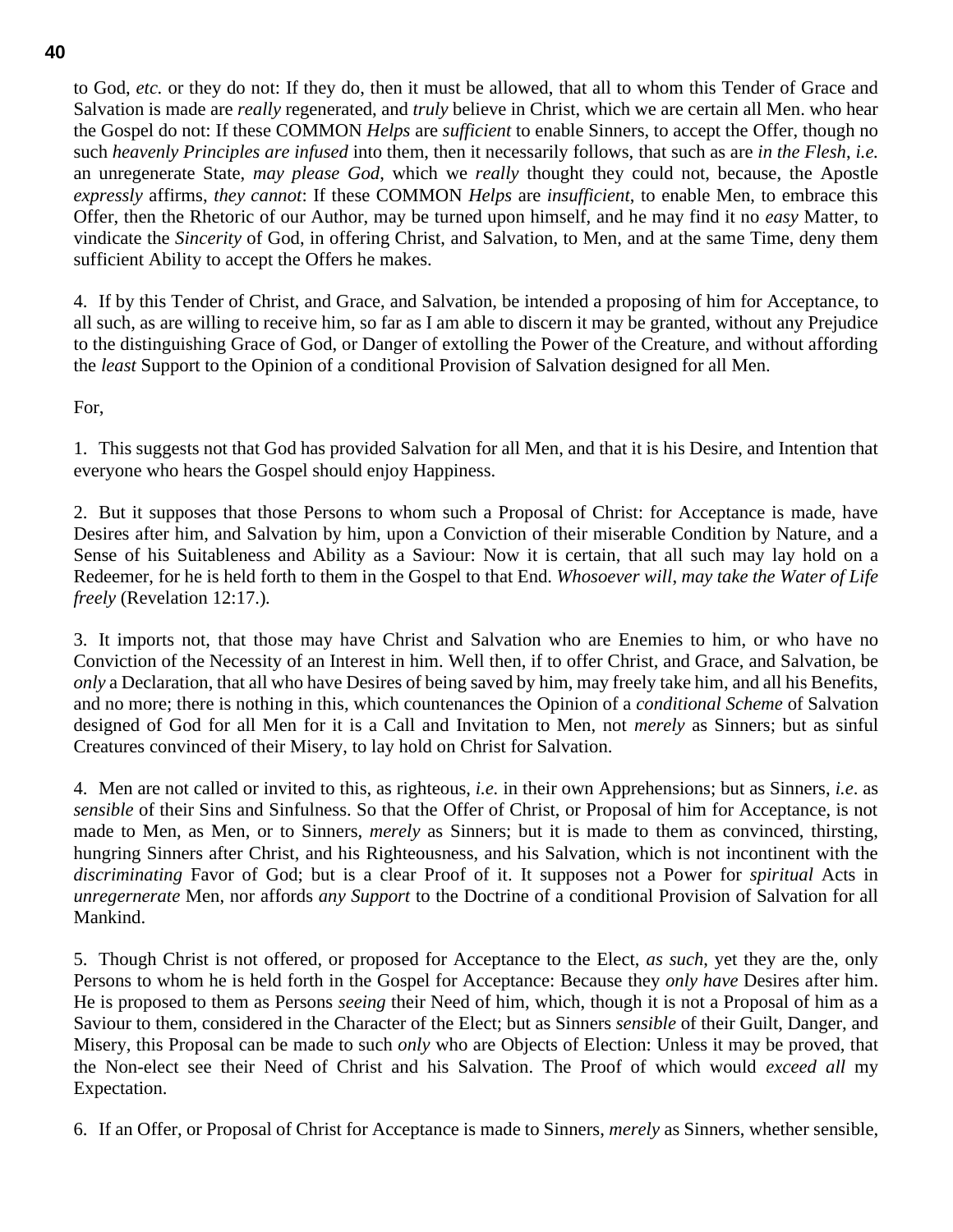to God, *etc.* or they do not: If they do, then it must be allowed, that all to whom this Tender of Grace and Salvation is made are *really* regenerated, and *truly* believe in Christ, which we are certain all Men. who hear the Gospel do not: If these COMMON *Helps* are *sufficient* to enable Sinners, to accept the Offer, though no such *heavenly Principles are infused* into them, then it necessarily follows, that such as are *in the Flesh*, *i.e.* an unregenerate State, *may please God*, which we *really* thought they could not, because, the Apostle *expressly* affirms, *they cannot*: If these COMMON *Helps* are *insufficient*, to enable Men, to embrace this Offer, then the Rhetoric of our Author, may be turned upon himself, and he may find it no *easy* Matter, to vindicate the *Sincerity* of God, in offering Christ, and Salvation, to Men, and at the same Time, deny them sufficient Ability to accept the Offers he makes.

4. If by this Tender of Christ, and Grace, and Salvation, be intended a proposing of him for Acceptance, to all such, as are willing to receive him, so far as I am able to discern it may be granted, without any Prejudice to the distinguishing Grace of God, or Danger of extolling the Power of the Creature, and without affording the *least* Support to the Opinion of a conditional Provision of Salvation designed for all Men.

For,

1. This suggests not that God has provided Salvation for all Men, and that it is his Desire, and Intention that everyone who hears the Gospel should enjoy Happiness.

2. But it supposes that those Persons to whom such a Proposal of Christ: for Acceptance is made, have Desires after him, and Salvation by him, upon a Conviction of their miserable Condition by Nature, and a Sense of his Suitableness and Ability as a Saviour: Now it is certain, that all such may lay hold on a Redeemer, for he is held forth to them in the Gospel to that End. *Whosoever will*, *may take the Water of Life freely* (Revelation 12:17.).

3. It imports not, that those may have Christ and Salvation who are Enemies to him, or who have no Conviction of the Necessity of an Interest in him. Well then, if to offer Christ, and Grace, and Salvation, be *only* a Declaration, that all who have Desires of being saved by him, may freely take him, and all his Benefits, and no more; there is nothing in this, which countenances the Opinion of a *conditional Scheme* of Salvation designed of God for all Men for it is a Call and Invitation to Men, not *merely* as Sinners; but as sinful Creatures convinced of their Misery, to lay hold on Christ for Salvation.

4. Men are not called or invited to this, as righteous, *i.e.* in their own Apprehensions; but as Sinners, *i.e*. as *sensible* of their Sins and Sinfulness. So that the Offer of Christ, or Proposal of him for Acceptance, is not made to Men, as Men, or to Sinners, *merely* as Sinners; but it is made to them as convinced, thirsting, hungring Sinners after Christ, and his Righteousness, and his Salvation, which is not incontinent with the *discriminating* Favor of God; but is a clear Proof of it. It supposes not a Power for *spiritual* Acts in *unregernerate* Men, nor affords *any Support* to the Doctrine of a conditional Provision of Salvation for all Mankind.

5. Though Christ is not offered, or proposed for Acceptance to the Elect, *as such*, yet they are the, only Persons to whom he is held forth in the Gospel for Acceptance: Because they *only have* Desires after him. He is proposed to them as Persons *seeing* their Need of him, which, though it is not a Proposal of him as a Saviour to them, considered in the Character of the Elect; but as Sinners *sensible* of their Guilt, Danger, and Misery, this Proposal can be made to such *only* who are Objects of Election: Unless it may be proved, that the Non-elect see their Need of Christ and his Salvation. The Proof of which would *exceed all* my Expectation.

6. If an Offer, or Proposal of Christ for Acceptance is made to Sinners, *merely* as Sinners, whether sensible,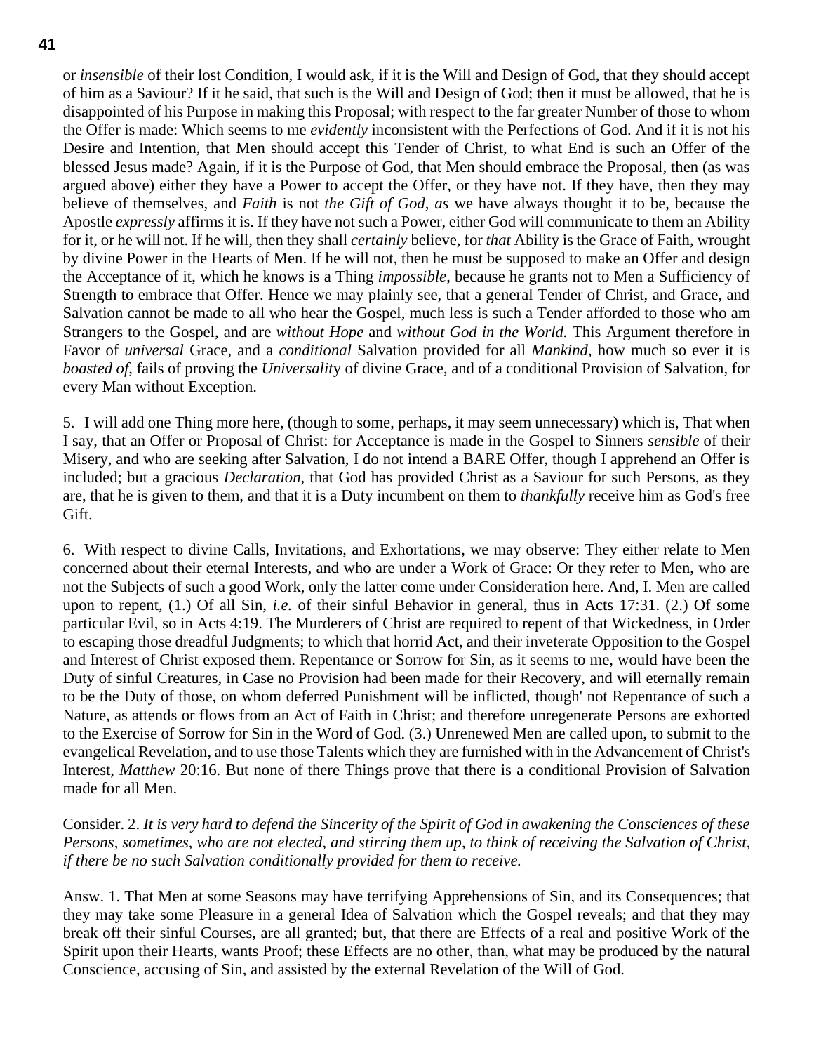or *insensible* of their lost Condition, I would ask, if it is the Will and Design of God, that they should accept of him as a Saviour? If it he said, that such is the Will and Design of God; then it must be allowed, that he is disappointed of his Purpose in making this Proposal; with respect to the far greater Number of those to whom the Offer is made: Which seems to me *evidently* inconsistent with the Perfections of God. And if it is not his Desire and Intention, that Men should accept this Tender of Christ, to what End is such an Offer of the blessed Jesus made? Again, if it is the Purpose of God, that Men should embrace the Proposal, then (as was argued above) either they have a Power to accept the Offer, or they have not. If they have, then they may believe of themselves, and *Faith* is not *the Gift of God*, *as* we have always thought it to be, because the Apostle *expressly* affirms it is. If they have not such a Power, either God will communicate to them an Ability for it, or he will not. If he will, then they shall *certainly* believe, for *that* Ability is the Grace of Faith, wrought by divine Power in the Hearts of Men. If he will not, then he must be supposed to make an Offer and design the Acceptance of it, which he knows is a Thing *impossible*, because he grants not to Men a Sufficiency of Strength to embrace that Offer. Hence we may plainly see, that a general Tender of Christ, and Grace, and Salvation cannot be made to all who hear the Gospel, much less is such a Tender afforded to those who am Strangers to the Gospel, and are *without Hope* and *without God in the World.* This Argument therefore in Favor of *universal* Grace, and a *conditional* Salvation provided for all *Mankind*, how much so ever it is *boasted of*, fails of proving the *Universality* of divine Grace, and of a conditional Provision of Salvation, for every Man without Exception.

5. I will add one Thing more here, (though to some, perhaps, it may seem unnecessary) which is, That when I say, that an Offer or Proposal of Christ: for Acceptance is made in the Gospel to Sinners *sensible* of their Misery, and who are seeking after Salvation, I do not intend a BARE Offer, though I apprehend an Offer is included; but a gracious *Declaration*, that God has provided Christ as a Saviour for such Persons, as they are, that he is given to them, and that it is a Duty incumbent on them to *thankfully* receive him as God's free Gift.

6. With respect to divine Calls, Invitations, and Exhortations, we may observe: They either relate to Men concerned about their eternal Interests, and who are under a Work of Grace: Or they refer to Men, who are not the Subjects of such a good Work, only the latter come under Consideration here. And, I. Men are called upon to repent, (1.) Of all Sin, *i.e.* of their sinful Behavior in general, thus in Acts 17:31. (2.) Of some particular Evil, so in Acts 4:19. The Murderers of Christ are required to repent of that Wickedness, in Order to escaping those dreadful Judgments; to which that horrid Act, and their inveterate Opposition to the Gospel and Interest of Christ exposed them. Repentance or Sorrow for Sin, as it seems to me, would have been the Duty of sinful Creatures, in Case no Provision had been made for their Recovery, and will eternally remain to be the Duty of those, on whom deferred Punishment will be inflicted, though' not Repentance of such a Nature, as attends or flows from an Act of Faith in Christ; and therefore unregenerate Persons are exhorted to the Exercise of Sorrow for Sin in the Word of God. (3.) Unrenewed Men are called upon, to submit to the evangelical Revelation, and to use those Talents which they are furnished with in the Advancement of Christ's Interest, *Matthew* 20:16. But none of there Things prove that there is a conditional Provision of Salvation made for all Men.

Consider. 2. *It is very hard to defend the Sincerity of the Spirit of God in awakening the Consciences of these Persons*, *sometimes*, *who are not elected*, *and stirring them up*, *to think of receiving the Salvation of Christ*, *if there be no such Salvation conditionally provided for them to receive.*

Answ. 1. That Men at some Seasons may have terrifying Apprehensions of Sin, and its Consequences; that they may take some Pleasure in a general Idea of Salvation which the Gospel reveals; and that they may break off their sinful Courses, are all granted; but, that there are Effects of a real and positive Work of the Spirit upon their Hearts, wants Proof; these Effects are no other, than, what may be produced by the natural Conscience, accusing of Sin, and assisted by the external Revelation of the Will of God.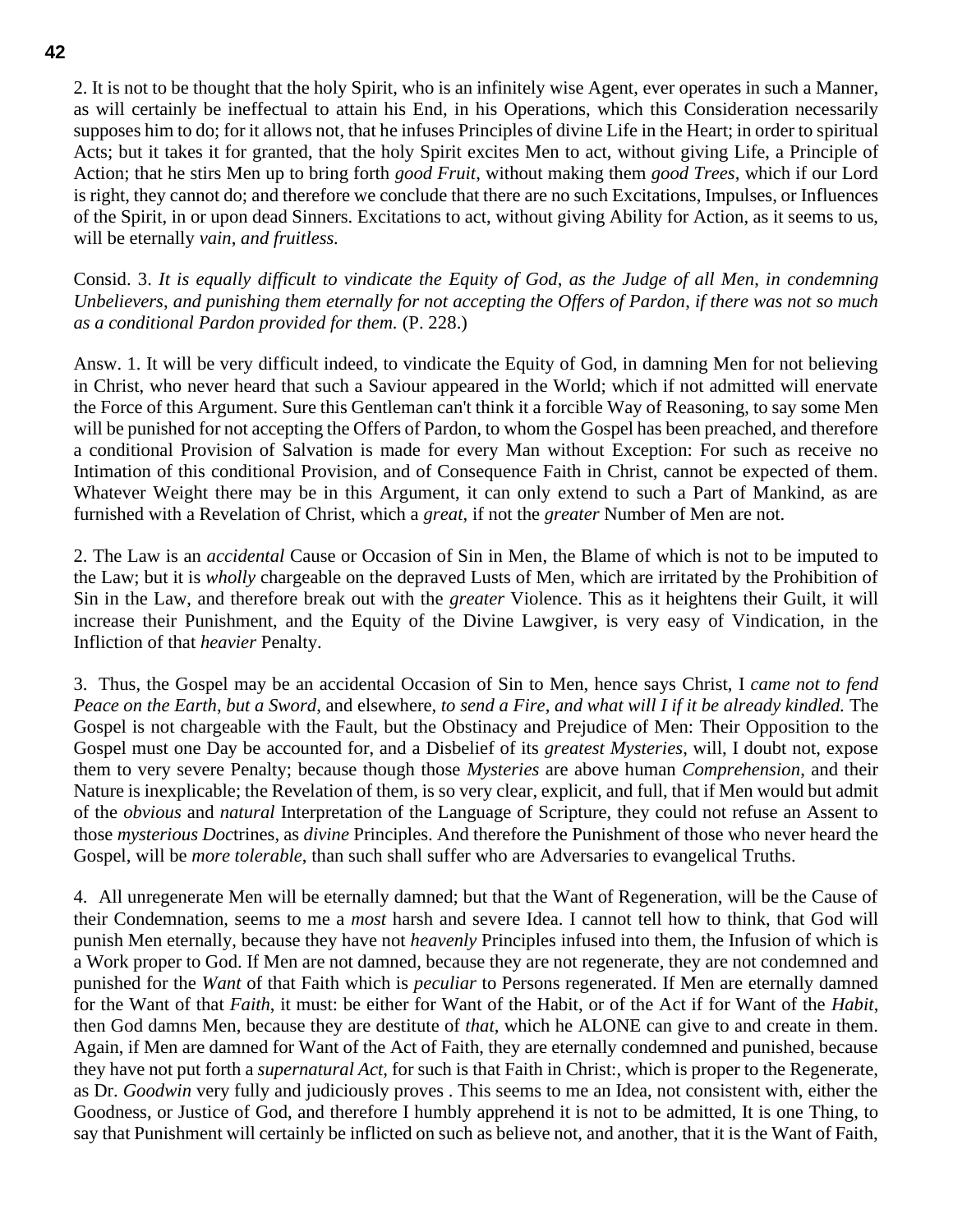2. It is not to be thought that the holy Spirit, who is an infinitely wise Agent, ever operates in such a Manner, as will certainly be ineffectual to attain his End, in his Operations, which this Consideration necessarily supposes him to do; for it allows not, that he infuses Principles of divine Life in the Heart; in order to spiritual Acts; but it takes it for granted, that the holy Spirit excites Men to act, without giving Life, a Principle of Action; that he stirs Men up to bring forth *good Fruit*, without making them *good Trees*, which if our Lord is right, they cannot do; and therefore we conclude that there are no such Excitations, Impulses, or Influences of the Spirit, in or upon dead Sinners. Excitations to act, without giving Ability for Action, as it seems to us, will be eternally *vain, and fruitless.*

Consid. 3. *It is equally difficult to vindicate the Equity of God, as the Judge of all Men, in condemning Unbelievers, and punishing them eternally for not accepting the Offers of Pardon, if there was not so much as a conditional Pardon provided for them.* (P. 228.)

Answ. 1. It will be very difficult indeed, to vindicate the Equity of God, in damning Men for not believing in Christ, who never heard that such a Saviour appeared in the World; which if not admitted will enervate the Force of this Argument. Sure this Gentleman can't think it a forcible Way of Reasoning, to say some Men will be punished for not accepting the Offers of Pardon, to whom the Gospel has been preached, and therefore a conditional Provision of Salvation is made for every Man without Exception: For such as receive no Intimation of this conditional Provision, and of Consequence Faith in Christ, cannot be expected of them. Whatever Weight there may be in this Argument, it can only extend to such a Part of Mankind, as are furnished with a Revelation of Christ, which a *great*, if not the *greater* Number of Men are not.

2. The Law is an *accidental* Cause or Occasion of Sin in Men, the Blame of which is not to be imputed to the Law; but it is *wholly* chargeable on the depraved Lusts of Men, which are irritated by the Prohibition of Sin in the Law, and therefore break out with the *greater* Violence. This as it heightens their Guilt, it will increase their Punishment, and the Equity of the Divine Lawgiver, is very easy of Vindication, in the Infliction of that *heavier* Penalty.

3. Thus, the Gospel may be an accidental Occasion of Sin to Men, hence says Christ, I *came not to fend Peace on the Earth, but a Sword,* and elsewhere, *to send a Fire, and what will I if it be already kindled.* The Gospel is not chargeable with the Fault, but the Obstinacy and Prejudice of Men: Their Opposition to the Gospel must one Day be accounted for, and a Disbelief of its *greatest Mysteries*, will, I doubt not, expose them to very severe Penalty; because though those *Mysteries* are above human *Comprehension*, and their Nature is inexplicable; the Revelation of them, is so very clear, explicit, and full, that if Men would but admit of the *obvious* and *natural* Interpretation of the Language of Scripture, they could not refuse an Assent to those *mysterious Doc*trines, as *divine* Principles. And therefore the Punishment of those who never heard the Gospel, will be *more tolerable*, than such shall suffer who are Adversaries to evangelical Truths.

4. All unregenerate Men will be eternally damned; but that the Want of Regeneration, will be the Cause of their Condemnation, seems to me a *most* harsh and severe Idea. I cannot tell how to think, that God will punish Men eternally, because they have not *heavenly* Principles infused into them, the Infusion of which is a Work proper to God. If Men are not damned, because they are not regenerate, they are not condemned and punished for the *Want* of that Faith which is *peculiar* to Persons regenerated. If Men are eternally damned for the Want of that *Faith*, it must: be either for Want of the Habit, or of the Act if for Want of the *Habit*, then God damns Men, because they are destitute of *that*, which he ALONE can give to and create in them. Again, if Men are damned for Want of the Act of Faith, they are eternally condemned and punished, because they have not put forth a *supernatural Act*, for such is that Faith in Christ:, which is proper to the Regenerate, as Dr. *Goodwin* very fully and judiciously proves . This seems to me an Idea, not consistent with, either the Goodness, or Justice of God, and therefore I humbly apprehend it is not to be admitted, It is one Thing, to say that Punishment will certainly be inflicted on such as believe not, and another, that it is the Want of Faith,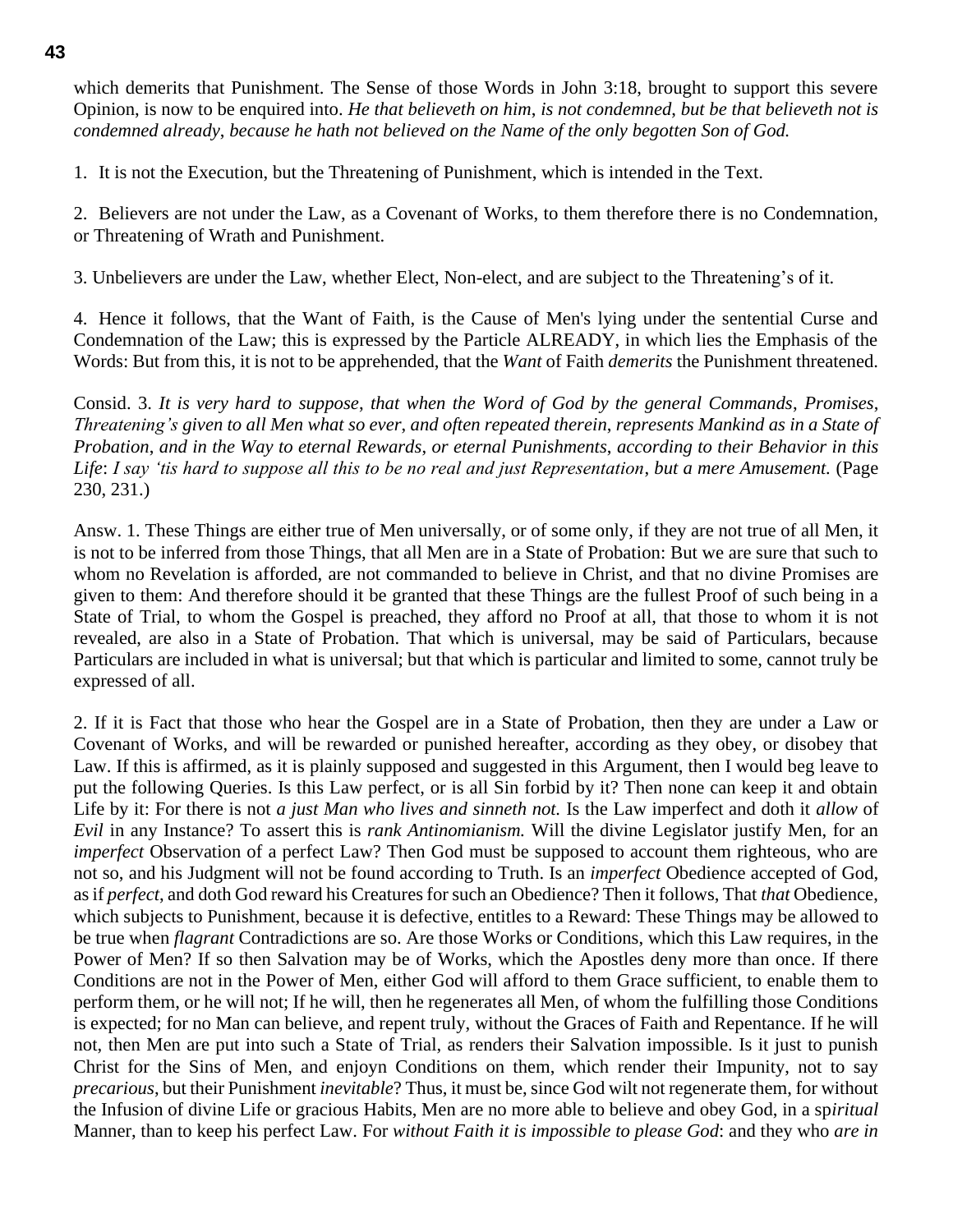which demerits that Punishment. The Sense of those Words in John 3:18, brought to support this severe Opinion, is now to be enquired into. *He that believeth on him, is not condemned, but be that believeth not is condemned already, because he hath not believed on the Name of the only begotten Son of God.*

1. It is not the Execution, but the Threatening of Punishment, which is intended in the Text.

2. Believers are not under the Law, as a Covenant of Works, to them therefore there is no Condemnation, or Threatening of Wrath and Punishment.

3. Unbelievers are under the Law, whether Elect, Non-elect, and are subject to the Threatening's of it.

4. Hence it follows, that the Want of Faith, is the Cause of Men's lying under the sentential Curse and Condemnation of the Law; this is expressed by the Particle ALREADY, in which lies the Emphasis of the Words: But from this, it is not to be apprehended, that the *Want* of Faith *demerits* the Punishment threatened.

Consid. 3. *It is very hard to suppose, that when the Word of God by the general Commands, Promises, Threatening's given to all Men what so ever, and often repeated therein, represents Mankind as in a State of Probation, and in the Way to eternal Rewards, or eternal Punishments, according to their Behavior in this Life*: *I say 'tis hard to suppose all this to be no real and just Representation, but a mere Amusement.* (Page 230, 231.)

Answ. 1. These Things are either true of Men universally, or of some only, if they are not true of all Men, it is not to be inferred from those Things, that all Men are in a State of Probation: But we are sure that such to whom no Revelation is afforded, are not commanded to believe in Christ, and that no divine Promises are given to them: And therefore should it be granted that these Things are the fullest Proof of such being in a State of Trial, to whom the Gospel is preached, they afford no Proof at all, that those to whom it is not revealed, are also in a State of Probation. That which is universal, may be said of Particulars, because Particulars are included in what is universal; but that which is particular and limited to some, cannot truly be expressed of all.

2. If it is Fact that those who hear the Gospel are in a State of Probation, then they are under a Law or Covenant of Works, and will be rewarded or punished hereafter, according as they obey, or disobey that Law. If this is affirmed, as it is plainly supposed and suggested in this Argument, then I would beg leave to put the following Queries. Is this Law perfect, or is all Sin forbid by it? Then none can keep it and obtain Life by it: For there is not *a just Man who lives and sinneth not.* Is the Law imperfect and doth it *allow* of *Evil* in any Instance? To assert this is *rank Antinomianism.* Will the divine Legislator justify Men, for an *imperfect* Observation of a perfect Law? Then God must be supposed to account them righteous, who are not so, and his Judgment will not be found according to Truth. Is an *imperfect* Obedience accepted of God, as if *perfect*, and doth God reward his Creatures for such an Obedience? Then it follows, That *that* Obedience, which subjects to Punishment, because it is defective, entitles to a Reward: These Things may be allowed to be true when *flagrant* Contradictions are so. Are those Works or Conditions, which this Law requires, in the Power of Men? If so then Salvation may be of Works, which the Apostles deny more than once. If there Conditions are not in the Power of Men, either God will afford to them Grace sufficient, to enable them to perform them, or he will not; If he will, then he regenerates all Men, of whom the fulfilling those Conditions is expected; for no Man can believe, and repent truly, without the Graces of Faith and Repentance. If he will not, then Men are put into such a State of Trial, as renders their Salvation impossible. Is it just to punish Christ for the Sins of Men, and enjoyn Conditions on them, which render their Impunity, not to say *precarious*, but their Punishment *inevitable*? Thus, it must be, since God wilt not regenerate them, for without the Infusion of divine Life or gracious Habits, Men are no more able to believe and obey God, in a sp*iritual* Manner, than to keep his perfect Law. For *without Faith it is impossible to please God*: and they who *are in*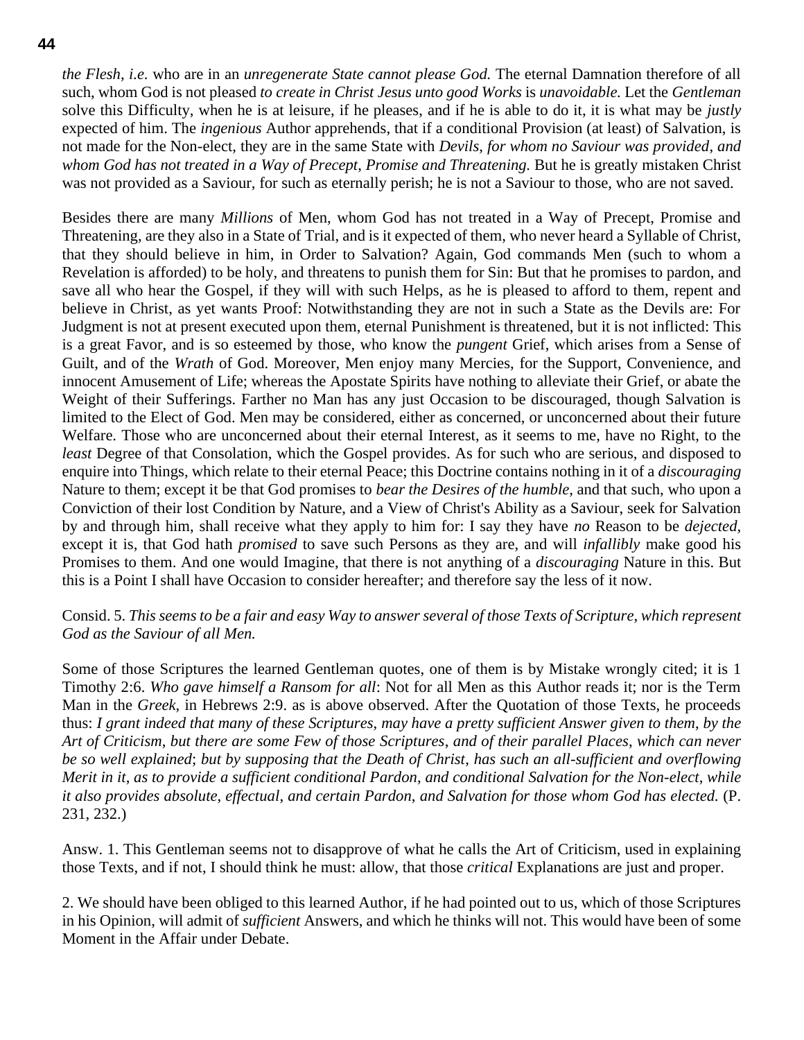*the Flesh*, *i.e.* who are in an *unregenerate State cannot please God.* The eternal Damnation therefore of all such, whom God is not pleased *to create in Christ Jesus unto good Works* is *unavoidable.* Let the *Gentleman* solve this Difficulty, when he is at leisure, if he pleases, and if he is able to do it, it is what may be *justly* expected of him. The *ingenious* Author apprehends, that if a conditional Provision (at least) of Salvation, is not made for the Non-elect, they are in the same State with *Devils*, *for whom no Saviour was provided*, *and whom God has not treated in a Way of Precept, Promise and Threatening.* But he is greatly mistaken Christ was not provided as a Saviour, for such as eternally perish; he is not a Saviour to those, who are not saved.

Besides there are many *Millions* of Men, whom God has not treated in a Way of Precept, Promise and Threatening, are they also in a State of Trial, and is it expected of them, who never heard a Syllable of Christ, that they should believe in him, in Order to Salvation? Again, God commands Men (such to whom a Revelation is afforded) to be holy, and threatens to punish them for Sin: But that he promises to pardon, and save all who hear the Gospel, if they will with such Helps, as he is pleased to afford to them, repent and believe in Christ, as yet wants Proof: Notwithstanding they are not in such a State as the Devils are: For Judgment is not at present executed upon them, eternal Punishment is threatened, but it is not inflicted: This is a great Favor, and is so esteemed by those, who know the *pungent* Grief, which arises from a Sense of Guilt, and of the *Wrath* of God. Moreover, Men enjoy many Mercies, for the Support, Convenience, and innocent Amusement of Life; whereas the Apostate Spirits have nothing to alleviate their Grief, or abate the Weight of their Sufferings. Farther no Man has any just Occasion to be discouraged, though Salvation is limited to the Elect of God. Men may be considered, either as concerned, or unconcerned about their future Welfare. Those who are unconcerned about their eternal Interest, as it seems to me, have no Right, to the *least* Degree of that Consolation, which the Gospel provides. As for such who are serious, and disposed to enquire into Things, which relate to their eternal Peace; this Doctrine contains nothing in it of a *discouraging* Nature to them; except it be that God promises to *bear the Desires of the humble*, and that such, who upon a Conviction of their lost Condition by Nature, and a View of Christ's Ability as a Saviour, seek for Salvation by and through him, shall receive what they apply to him for: I say they have *no* Reason to be *dejected*, except it is, that God hath *promised* to save such Persons as they are, and will *infallibly* make good his Promises to them. And one would Imagine, that there is not anything of a *discouraging* Nature in this. But this is a Point I shall have Occasion to consider hereafter; and therefore say the less of it now.

Consid. 5. *This seems to be a fair and easy Way to answer several of those Texts of Scripture*, *which represent God as the Saviour of all Men.*

Some of those Scriptures the learned Gentleman quotes, one of them is by Mistake wrongly cited; it is 1 Timothy 2:6. *Who gave himself a Ransom for all*: Not for all Men as this Author reads it; nor is the Term Man in the *Greek*, in Hebrews 2:9. as is above observed. After the Quotation of those Texts, he proceeds thus: *I grant indeed that many of these Scriptures, may have a pretty sufficient Answer given to them*, *by the Art of Criticism*, *but there are some Few of those Scriptures*, *and of their parallel Places*, *which can never be so well explained*; *but by supposing that the Death of Christ*, *has such an all-sufficient and overflowing Merit in it*, *as to provide a sufficient conditional Pardon*, *and conditional Salvation for the Non-elect*, *while it also provides absolute*, *effectual*, *and certain Pardon*, *and Salvation for those whom God has elected.* (P. 231, 232.)

Answ. 1. This Gentleman seems not to disapprove of what he calls the Art of Criticism, used in explaining those Texts, and if not, I should think he must: allow, that those *critical* Explanations are just and proper.

2. We should have been obliged to this learned Author, if he had pointed out to us, which of those Scriptures in his Opinion, will admit of *sufficient* Answers, and which he thinks will not. This would have been of some Moment in the Affair under Debate.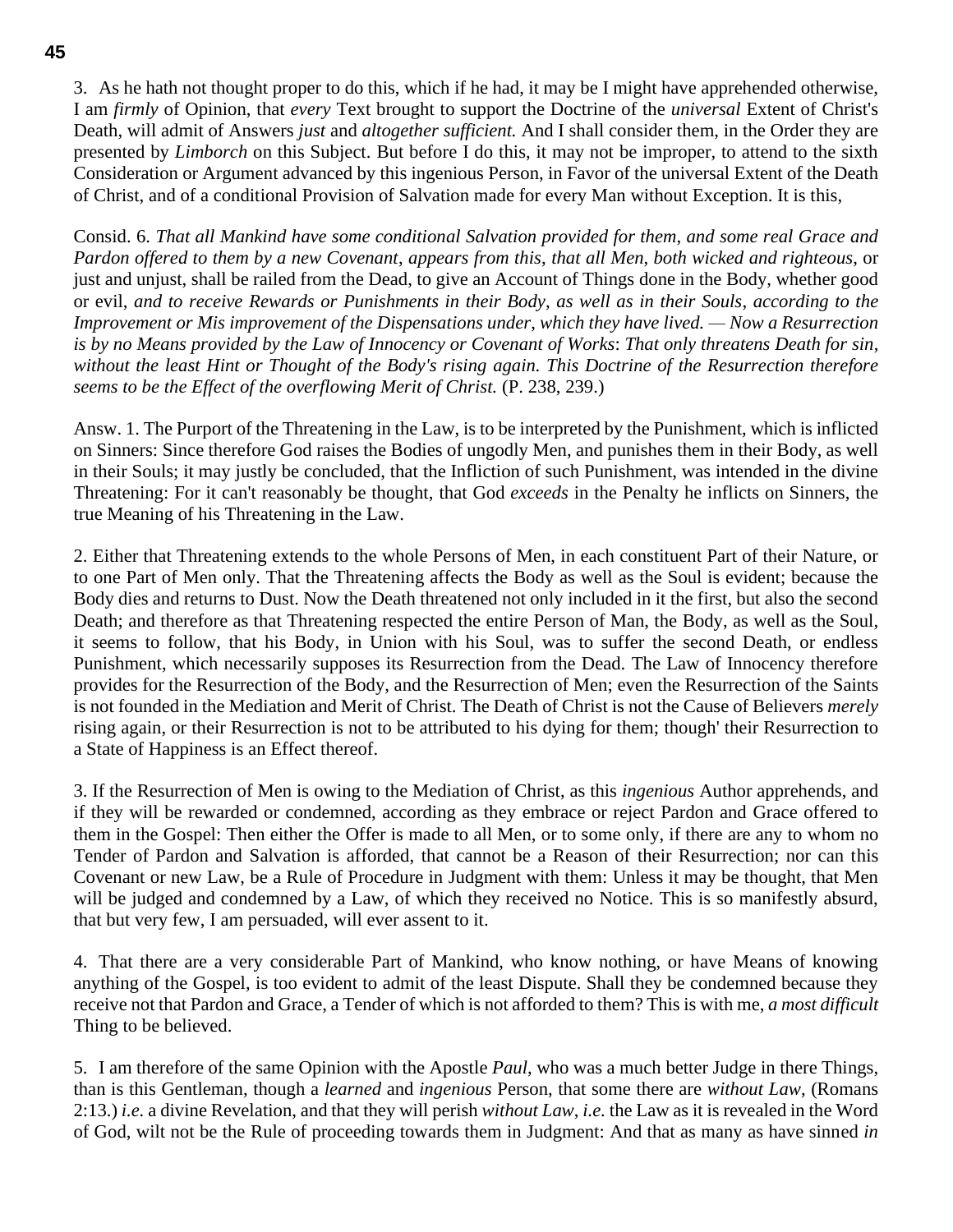3. As he hath not thought proper to do this, which if he had, it may be I might have apprehended otherwise, I am *firmly* of Opinion, that *every* Text brought to support the Doctrine of the *universal* Extent of Christ's Death, will admit of Answers *just* and *altogether sufficient.* And I shall consider them, in the Order they are presented by *Limborch* on this Subject. But before I do this, it may not be improper, to attend to the sixth Consideration or Argument advanced by this ingenious Person, in Favor of the universal Extent of the Death of Christ, and of a conditional Provision of Salvation made for every Man without Exception. It is this,

Consid. 6. *That all Mankind have some conditional Salvation provided for them, and some real Grace and Pardon offered to them by a new Covenant, appears from this, that all Men, both wicked and righteous,* or just and unjust, shall be railed from the Dead, to give an Account of Things done in the Body, whether good or evil, *and to receive Rewards or Punishments in their Body, as well as in their Souls, according to the Improvement or Mis improvement of the Dispensations under, which they have lived. — Now a Resurrection is by no Means provided by the Law of Innocency or Covenant of Works: That only threatens Death for sin, without the least Hint or Thought of the Body's rising again. This Doctrine of the Resurrection therefore seems to be the Effect of the overflowing Merit of Christ.* (P. 238, 239.)

Answ. 1. The Purport of the Threatening in the Law, is to be interpreted by the Punishment, which is inflicted on Sinners: Since therefore God raises the Bodies of ungodly Men, and punishes them in their Body, as well in their Souls; it may justly be concluded, that the Infliction of such Punishment, was intended in the divine Threatening: For it can't reasonably be thought, that God *exceeds* in the Penalty he inflicts on Sinners, the true Meaning of his Threatening in the Law.

2. Either that Threatening extends to the whole Persons of Men, in each constituent Part of their Nature, or to one Part of Men only. That the Threatening affects the Body as well as the Soul is evident; because the Body dies and returns to Dust. Now the Death threatened not only included in it the first, but also the second Death; and therefore as that Threatening respected the entire Person of Man, the Body, as well as the Soul, it seems to follow, that his Body, in Union with his Soul, was to suffer the second Death, or endless Punishment, which necessarily supposes its Resurrection from the Dead. The Law of Innocency therefore provides for the Resurrection of the Body, and the Resurrection of Men; even the Resurrection of the Saints is not founded in the Mediation and Merit of Christ. The Death of Christ is not the Cause of Believers *merely* rising again, or their Resurrection is not to be attributed to his dying for them; though' their Resurrection to a State of Happiness is an Effect thereof.

3. If the Resurrection of Men is owing to the Mediation of Christ, as this *ingenious* Author apprehends, and if they will be rewarded or condemned, according as they embrace or reject Pardon and Grace offered to them in the Gospel: Then either the Offer is made to all Men, or to some only, if there are any to whom no Tender of Pardon and Salvation is afforded, that cannot be a Reason of their Resurrection; nor can this Covenant or new Law, be a Rule of Procedure in Judgment with them: Unless it may be thought, that Men will be judged and condemned by a Law, of which they received no Notice. This is so manifestly absurd, that but very few, I am persuaded, will ever assent to it.

4. That there are a very considerable Part of Mankind, who know nothing, or have Means of knowing anything of the Gospel, is too evident to admit of the least Dispute. Shall they be condemned because they receive not that Pardon and Grace, a Tender of which is not afforded to them? This is with me, *a most difficult* Thing to be believed.

5. I am therefore of the same Opinion with the Apostle *Paul*, who was a much better Judge in there Things, than is this Gentleman, though a *learned* and *ingenious* Person, that some there are *without Law*, (Romans 2:13.) *i.e.* a divine Revelation, and that they will perish *without Law*, *i.e.* the Law as it is revealed in the Word of God, wilt not be the Rule of proceeding towards them in Judgment: And that as many as have sinned *in*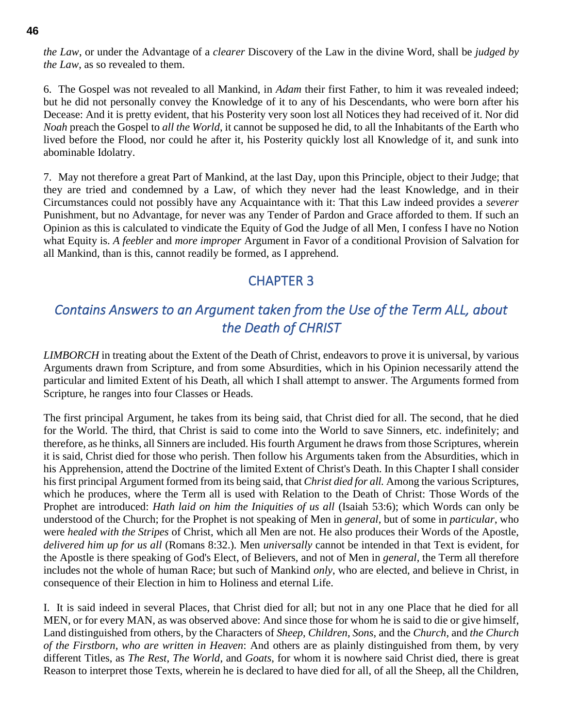*the Law*, or under the Advantage of a *clearer* Discovery of the Law in the divine Word, shall be *judged by the Law*, as so revealed to them.

6. The Gospel was not revealed to all Mankind, in *Adam* their first Father, to him it was revealed indeed; but he did not personally convey the Knowledge of it to any of his Descendants, who were born after his Decease: And it is pretty evident, that his Posterity very soon lost all Notices they had received of it. Nor did *Noah* preach the Gospel to *all the World*, it cannot be supposed he did, to all the Inhabitants of the Earth who lived before the Flood, nor could he after it, his Posterity quickly lost all Knowledge of it, and sunk into abominable Idolatry.

7. May not therefore a great Part of Mankind, at the last Day, upon this Principle, object to their Judge; that they are tried and condemned by a Law, of which they never had the least Knowledge, and in their Circumstances could not possibly have any Acquaintance with it: That this Law indeed provides a *severer* Punishment, but no Advantage, for never was any Tender of Pardon and Grace afforded to them. If such an Opinion as this is calculated to vindicate the Equity of God the Judge of all Men, I confess I have no Notion what Equity is. *A feebler* and *more improper* Argument in Favor of a conditional Provision of Salvation for all Mankind, than is this, cannot readily be formed, as I apprehend.

## CHAPTER 3

### *Contains Answers to an Argument taken from the Use of the Term ALL, about the Death of CHRIST*

*LIMBORCH* in treating about the Extent of the Death of Christ, endeavors to prove it is universal, by various Arguments drawn from Scripture, and from some Absurdities, which in his Opinion necessarily attend the particular and limited Extent of his Death, all which I shall attempt to answer. The Arguments formed from Scripture, he ranges into four Classes or Heads.

The first principal Argument, he takes from its being said, that Christ died for all. The second, that he died for the World. The third, that Christ is said to come into the World to save Sinners, etc. indefinitely; and therefore, as he thinks, all Sinners are included. His fourth Argument he draws from those Scriptures, wherein it is said, Christ died for those who perish. Then follow his Arguments taken from the Absurdities, which in his Apprehension, attend the Doctrine of the limited Extent of Christ's Death. In this Chapter I shall consider his first principal Argument formed from its being said, that *Christ died for all.* Among the various Scriptures, which he produces, where the Term all is used with Relation to the Death of Christ: Those Words of the Prophet are introduced: *Hath laid on him the Iniquities of us all* (Isaiah 53:6); which Words can only be understood of the Church; for the Prophet is not speaking of Men in *general*, but of some in *particular*, who were *healed with the Stripes* of Christ, which all Men are not. He also produces their Words of the Apostle, *delivered him up for us all* (Romans 8:32.). Men *universally* cannot be intended in that Text is evident, for the Apostle is there speaking of God's Elect, of Believers, and not of Men in *general*, the Term all therefore includes not the whole of human Race; but such of Mankind *only*, who are elected, and believe in Christ, in consequence of their Election in him to Holiness and eternal Life.

I. It is said indeed in several Places, that Christ died for all; but not in any one Place that he died for all MEN, or for every MAN, as was observed above: And since those for whom he is said to die or give himself, Land distinguished from others, by the Characters of *Sheep*, *Children*, *Sons*, and the *Church*, and *the Church of the Firstborn*, *who are written in Heaven*: And others are as plainly distinguished from them, by very different Titles, as *The Rest*, *The World*, and *Goats*, for whom it is nowhere said Christ died, there is great Reason to interpret those Texts, wherein he is declared to have died for all, of all the Sheep, all the Children,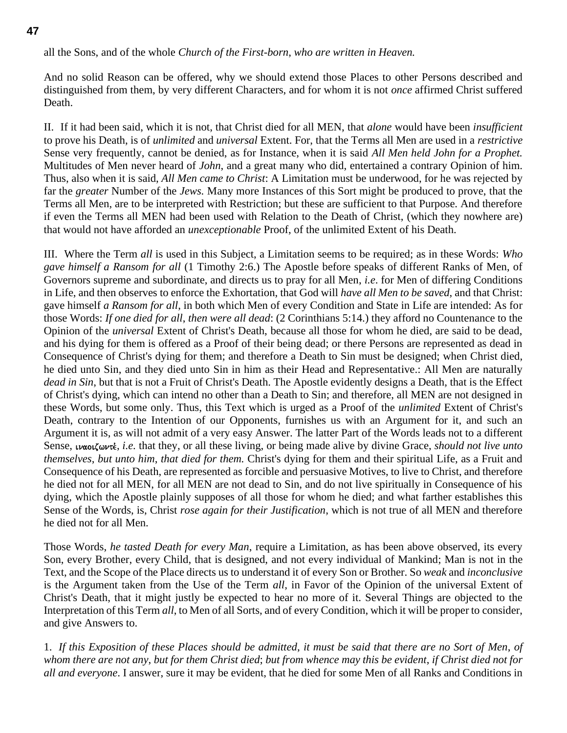all the Sons, and of the whole *Church of the First-born*, *who are written in Heaven.*

And no solid Reason can be offered, why we should extend those Places to other Persons described and distinguished from them, by very different Characters, and for whom it is not *once* affirmed Christ suffered Death.

II. If it had been said, which it is not, that Christ died for all MEN, that *alone* would have been *insufficient* to prove his Death, is of *unlimited* and *universal* Extent. For, that the Terms all Men are used in a *restrictive* Sense very frequently, cannot be denied, as for Instance, when it is said *All Men held John for a Prophet.* Multitudes of Men never heard of *John*, and a great many who did, entertained a contrary Opinion of him. Thus, also when it is said, *All Men came to Christ*: A Limitation must be underwood, for he was rejected by far the *greater* Number of the *Jews.* Many more Instances of this Sort might be produced to prove, that the Terms all Men, are to be interpreted with Restriction; but these are sufficient to that Purpose. And therefore if even the Terms all MEN had been used with Relation to the Death of Christ, (which they nowhere are) that would not have afforded an *unexceptionable* Proof, of the unlimited Extent of his Death.

III. Where the Term *all* is used in this Subject, a Limitation seems to be required; as in these Words: *Who gave himself a Ransom for all* (1 Timothy 2:6.) The Apostle before speaks of different Ranks of Men, of Governors supreme and subordinate, and directs us to pray for all Men, *i.e*. for Men of differing Conditions in Life, and then observes to enforce the Exhortation, that God will *have all Men to be saved*, and that Christ: gave himself *a Ransom for all*, in both which Men of every Condition and State in Life are intended: As for those Words: *If one died for all*, *then were all dead*: (2 Corinthians 5:14.) they afford no Countenance to the Opinion of the *universal* Extent of Christ's Death, because all those for whom he died, are said to be dead, and his dying for them is offered as a Proof of their being dead; or there Persons are represented as dead in Consequence of Christ's dying for them; and therefore a Death to Sin must be designed; when Christ died, he died unto Sin, and they died unto Sin in him as their Head and Representative.: All Men are naturally *dead in Sin*, but that is not a Fruit of Christ's Death. The Apostle evidently designs a Death, that is the Effect of Christ's dying, which can intend no other than a Death to Sin; and therefore, all MEN are not designed in these Words, but some only. Thus, this Text which is urged as a Proof of the *unlimited* Extent of Christ's Death, contrary to the Intention of our Opponents, furnishes us with an Argument for it, and such an Argument it is, as will not admit of a very easy Answer. The latter Part of the Words leads not to a different Sense, ιναοιζωντέ, *i.e.* that they, or all these living, or being made alive by divine Grace, *should not live unto themselves*, *but unto him*, *that died for them.* Christ's dying for them and their spiritual Life, as a Fruit and Consequence of his Death, are represented as forcible and persuasive Motives, to live to Christ, and therefore he died not for all MEN, for all MEN are not dead to Sin, and do not live spiritually in Consequence of his dying, which the Apostle plainly supposes of all those for whom he died; and what farther establishes this Sense of the Words, is, Christ *rose again for their Justification*, which is not true of all MEN and therefore he died not for all Men.

Those Words, *he tasted Death for every Man*, require a Limitation, as has been above observed, its every Son, every Brother, every Child, that is designed, and not every individual of Mankind; Man is not in the Text, and the Scope of the Place directs us to understand it of every Son or Brother. So *weak* and *inconclusive* is the Argument taken from the Use of the Term *all*, in Favor of the Opinion of the universal Extent of Christ's Death, that it might justly be expected to hear no more of it. Several Things are objected to the Interpretation of this Term *all*, to Men of all Sorts, and of every Condition, which it will be proper to consider, and give Answers to.

1. *If this Exposition of these Places should be admitted*, *it must be said that there are no Sort of Men*, *of whom there are not any*, *but for them Christ died*; *but from whence may this be evident*, *if Christ died not for all and everyone*. I answer, sure it may be evident, that he died for some Men of all Ranks and Conditions in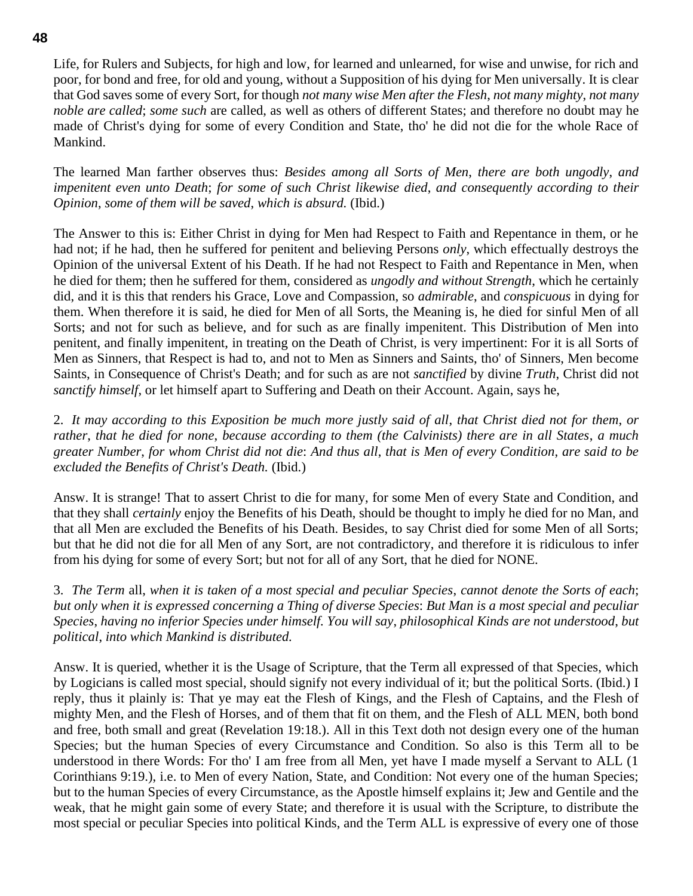Life, for Rulers and Subjects, for high and low, for learned and unlearned, for wise and unwise, for rich and poor, for bond and free, for old and young, without a Supposition of his dying for Men universally. It is clear that God saves some of every Sort, for though *not many wise Men after the Flesh*, *not many mighty*, *not many noble are called*; *some such* are called, as well as others of different States; and therefore no doubt may he made of Christ's dying for some of every Condition and State, tho' he did not die for the whole Race of Mankind.

The learned Man farther observes thus: *Besides among all Sorts of Men, there are both ungodly, and impenitent even unto Death*; *for some of such Christ likewise died*, *and consequently according to their Opinion*, *some of them will be saved*, *which is absurd.* (Ibid.)

The Answer to this is: Either Christ in dying for Men had Respect to Faith and Repentance in them, or he had not; if he had, then he suffered for penitent and believing Persons *only*, which effectually destroys the Opinion of the universal Extent of his Death. If he had not Respect to Faith and Repentance in Men, when he died for them; then he suffered for them, considered as *ungodly and without Strength*, which he certainly did, and it is this that renders his Grace, Love and Compassion, so *admirable*, and *conspicuous* in dying for them. When therefore it is said, he died for Men of all Sorts, the Meaning is, he died for sinful Men of all Sorts; and not for such as believe, and for such as are finally impenitent. This Distribution of Men into penitent, and finally impenitent, in treating on the Death of Christ, is very impertinent: For it is all Sorts of Men as Sinners, that Respect is had to, and not to Men as Sinners and Saints, tho' of Sinners, Men become Saints, in Consequence of Christ's Death; and for such as are not *sanctified* by divine *Truth*, Christ did not *sanctify himself*, or let himself apart to Suffering and Death on their Account. Again, says he,

2. *It may according to this Exposition be much more justly said of all*, *that Christ died not for them*, *or rather*, *that he died for none*, *because according to them (the Calvinists) there are in all States*, *a much greater Number*, *for whom Christ did not die*: *And thus all*, *that is Men of every Condition*, *are said to be excluded the Benefits of Christ's Death.* (Ibid.)

Answ. It is strange! That to assert Christ to die for many, for some Men of every State and Condition, and that they shall *certainly* enjoy the Benefits of his Death, should be thought to imply he died for no Man, and that all Men are excluded the Benefits of his Death. Besides, to say Christ died for some Men of all Sorts; but that he did not die for all Men of any Sort, are not contradictory, and therefore it is ridiculous to infer from his dying for some of every Sort; but not for all of any Sort, that he died for NONE.

3. *The Term* all, *when it is taken of a most special and peculiar Species*, *cannot denote the Sorts of each*; *but only when it is expressed concerning a Thing of diverse Species*: *But Man is a most special and peculiar Species*, *having no inferior Species under himself. You will say*, *philosophical Kinds are not understood*, *but political*, *into which Mankind is distributed.*

Answ. It is queried, whether it is the Usage of Scripture, that the Term all expressed of that Species, which by Logicians is called most special, should signify not every individual of it; but the political Sorts. (Ibid.) I reply, thus it plainly is: That ye may eat the Flesh of Kings, and the Flesh of Captains, and the Flesh of mighty Men, and the Flesh of Horses, and of them that fit on them, and the Flesh of ALL MEN, both bond and free, both small and great (Revelation 19:18.). All in this Text doth not design every one of the human Species; but the human Species of every Circumstance and Condition. So also is this Term all to be understood in there Words: For tho' I am free from all Men, yet have I made myself a Servant to ALL (1 Corinthians 9:19.), i.e. to Men of every Nation, State, and Condition: Not every one of the human Species; but to the human Species of every Circumstance, as the Apostle himself explains it; Jew and Gentile and the weak, that he might gain some of every State; and therefore it is usual with the Scripture, to distribute the most special or peculiar Species into political Kinds, and the Term ALL is expressive of every one of those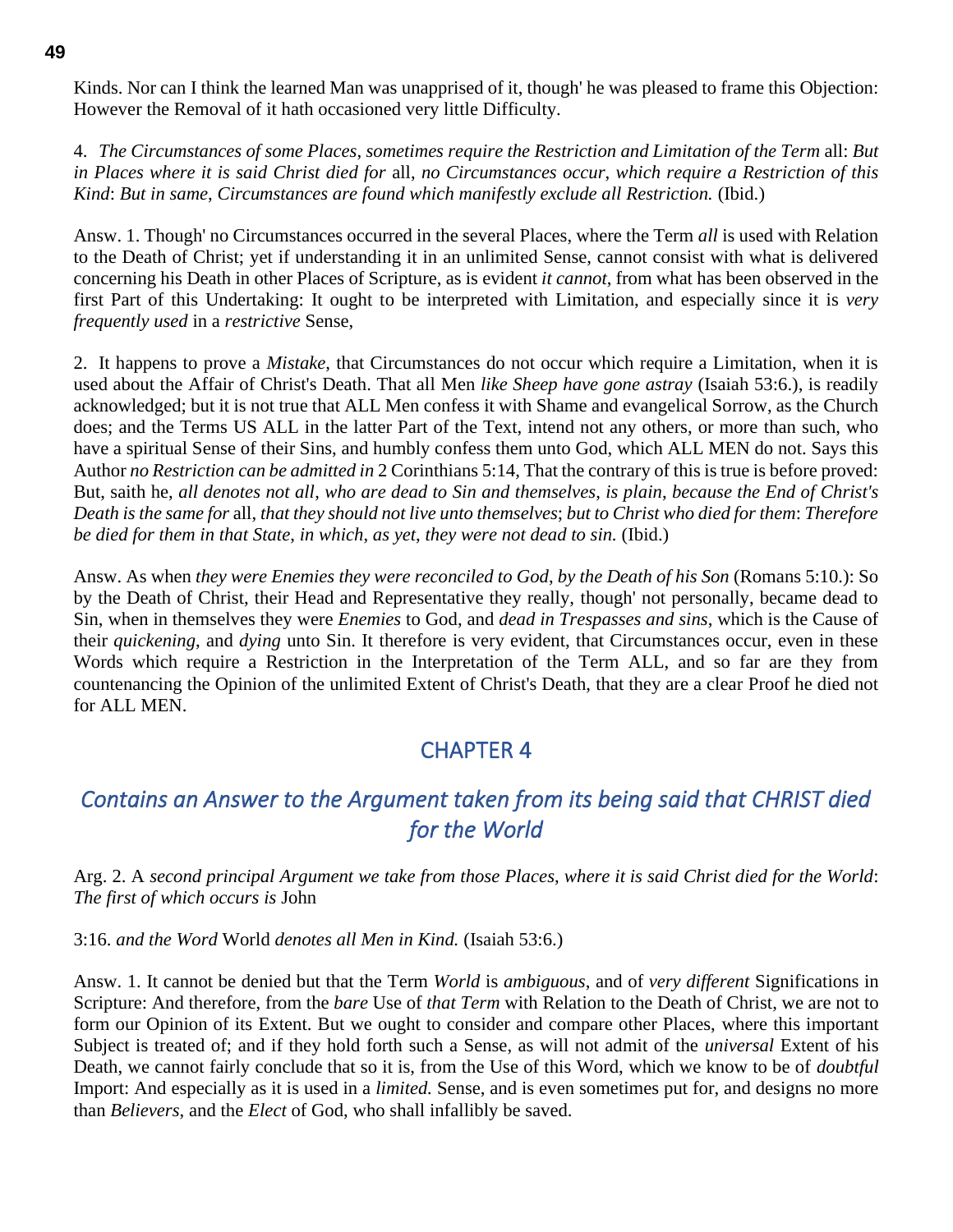Kinds. Nor can I think the learned Man was unapprised of it, though' he was pleased to frame this Objection: However the Removal of it hath occasioned very little Difficulty.

4. *The Circumstances of some Places, sometimes require the Restriction and Limitation of the Term* all: *But in Places where it is said Christ died for* all, *no Circumstances occur, which require a Restriction of this Kind*: *But in same, Circumstances are found which manifestly exclude all Restriction.* (Ibid.)

Answ. 1. Though' no Circumstances occurred in the several Places, where the Term *all* is used with Relation to the Death of Christ; yet if understanding it in an unlimited Sense, cannot consist with what is delivered concerning his Death in other Places of Scripture, as is evident *it cannot*, from what has been observed in the first Part of this Undertaking: It ought to be interpreted with Limitation, and especially since it is *very frequently used* in a *restrictive* Sense,

2. It happens to prove a *Mistake*, that Circumstances do not occur which require a Limitation, when it is used about the Affair of Christ's Death. That all Men *like Sheep have gone astray* (Isaiah 53:6.), is readily acknowledged; but it is not true that ALL Men confess it with Shame and evangelical Sorrow, as the Church does; and the Terms US ALL in the latter Part of the Text, intend not any others, or more than such, who have a spiritual Sense of their Sins, and humbly confess them unto God, which ALL MEN do not. Says this Author *no Restriction can be admitted in* 2 Corinthians 5:14, That the contrary of this is true is before proved: But, saith he, *all denotes not all, who are dead to Sin and themselves, is plain, because the End of Christ's Death is the same for* all, *that they should not live unto themselves*; *but to Christ who died for them*: *Therefore be died for them in that State, in which, as yet, they were not dead to sin.* (Ibid.)

Answ. As when *they were Enemies they were reconciled to God, by the Death of his Son* (Romans 5:10.): So by the Death of Christ, their Head and Representative they really, though' not personally, became dead to Sin, when in themselves they were *Enemies* to God, and *dead in Trespasses and sins*, which is the Cause of their *quickening*, and *dying* unto Sin. It therefore is very evident, that Circumstances occur, even in these Words which require a Restriction in the Interpretation of the Term ALL, and so far are they from countenancing the Opinion of the unlimited Extent of Christ's Death, that they are a clear Proof he died not for ALL MEN.

## CHAPTER 4

## *Contains an Answer to the Argument taken from its being said that CHRIST died for the World*

Arg. 2. A *second principal Argument we take from those Places, where it is said Christ died for the World*: *The first of which occurs is* John

3:16. *and the Word* World *denotes all Men in Kind.* (Isaiah 53:6.)

Answ. 1. It cannot be denied but that the Term *World* is *ambiguous*, and of *very different* Significations in Scripture: And therefore, from the *bare* Use of *that Term* with Relation to the Death of Christ, we are not to form our Opinion of its Extent. But we ought to consider and compare other Places, where this important Subject is treated of; and if they hold forth such a Sense, as will not admit of the *universal* Extent of his Death, we cannot fairly conclude that so it is, from the Use of this Word, which we know to be of *doubtful* Import: And especially as it is used in a *limited.* Sense, and is even sometimes put for, and designs no more than *Believers*, and the *Elect* of God, who shall infallibly be saved.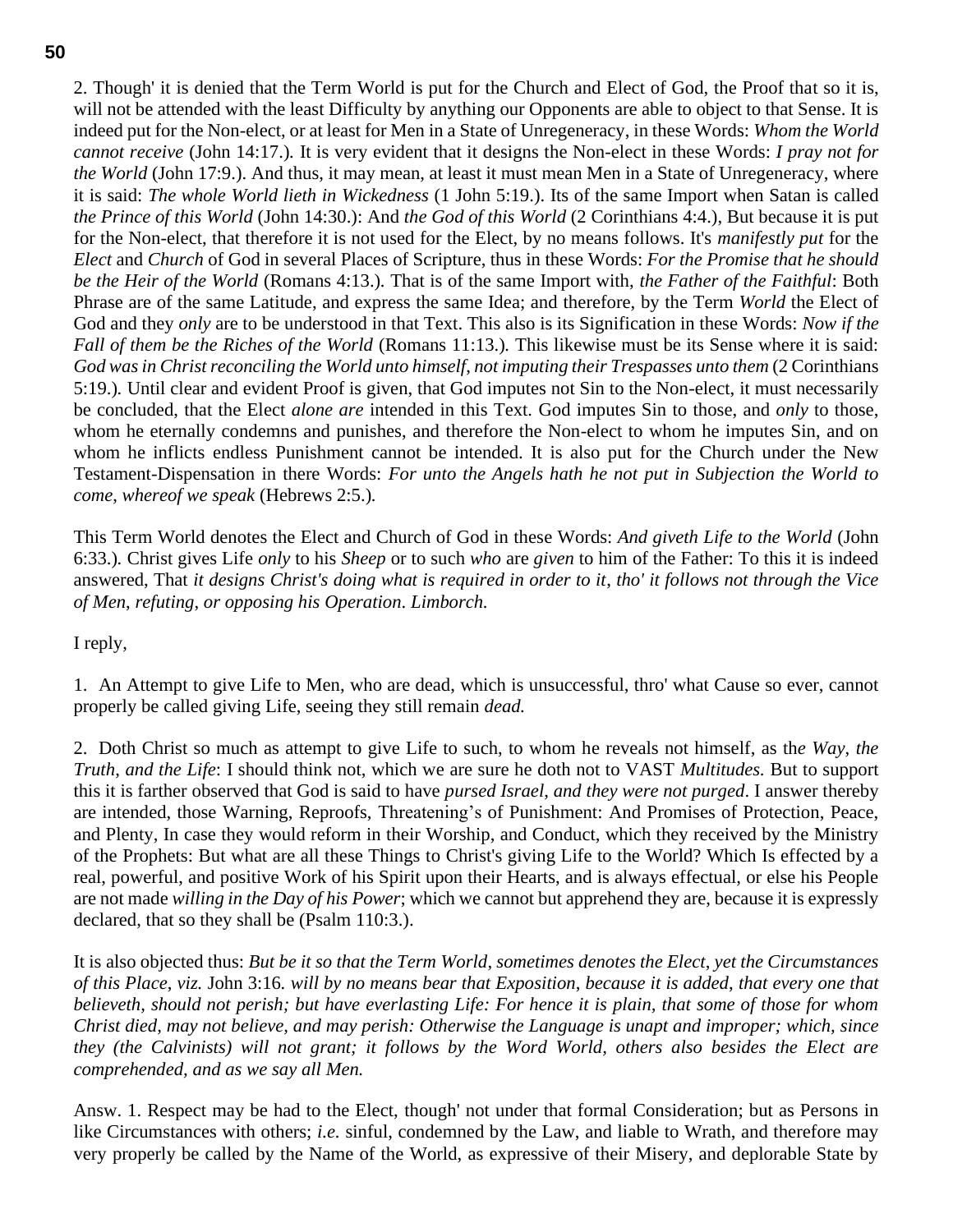2. Though' it is denied that the Term World is put for the Church and Elect of God, the Proof that so it is, will not be attended with the least Difficulty by anything our Opponents are able to object to that Sense. It is indeed put for the Non-elect, or at least for Men in a State of Unregeneracy, in these Words: *Whom the World cannot receive* (John 14:17.)*.* It is very evident that it designs the Non-elect in these Words: *I pray not for the World* (John 17:9.). And thus, it may mean, at least it must mean Men in a State of Unregeneracy, where it is said: *The whole World lieth in Wickedness* (1 John 5:19.). Its of the same Import when Satan is called *the Prince of this World* (John 14:30.): And *the God of this World* (2 Corinthians 4:4.), But because it is put for the Non-elect, that therefore it is not used for the Elect, by no means follows. It's *manifestly put* for the *Elect* and *Church* of God in several Places of Scripture, thus in these Words: *For the Promise that he should be the Heir of the World* (Romans 4:13.)*.* That is of the same Import with, *the Father of the Faithful*: Both Phrase are of the same Latitude, and express the same Idea; and therefore, by the Term *World* the Elect of God and they *only* are to be understood in that Text. This also is its Signification in these Words: *Now if the Fall of them be the Riches of the World* (Romans 11:13.)*.* This likewise must be its Sense where it is said: *God was in Christ reconciling the World unto himself, not imputing their Trespasses unto them* (2 Corinthians 5:19.)*.* Until clear and evident Proof is given, that God imputes not Sin to the Non-elect, it must necessarily be concluded, that the Elect *alone are* intended in this Text. God imputes Sin to those, and *only* to those, whom he eternally condemns and punishes, and therefore the Non-elect to whom he imputes Sin, and on whom he inflicts endless Punishment cannot be intended. It is also put for the Church under the New Testament-Dispensation in there Words: *For unto the Angels hath he not put in Subjection the World to come, whereof we speak* (Hebrews 2:5.)*.*

This Term World denotes the Elect and Church of God in these Words: *And giveth Life to the World* (John 6:33.)*.* Christ gives Life *only* to his *Sheep* or to such *who* are *given* to him of the Father: To this it is indeed answered, That *it designs Christ's doing what is required in order to it, tho' it follows not through the Vice of Men, refuting, or opposing his Operation. Limborch.*

I reply,

1. An Attempt to give Life to Men, who are dead, which is unsuccessful, thro' what Cause so ever, cannot properly be called giving Life, seeing they still remain *dead.*

2. Doth Christ so much as attempt to give Life to such, to whom he reveals not himself, as th*e Way, the Truth, and the Life*: I should think not, which we are sure he doth not to VAST *Multitudes.* But to support this it is farther observed that God is said to have *pursed Israel, and they were not purged*. I answer thereby are intended, those Warning, Reproofs, Threatening's of Punishment: And Promises of Protection, Peace, and Plenty, In case they would reform in their Worship, and Conduct, which they received by the Ministry of the Prophets: But what are all these Things to Christ's giving Life to the World? Which Is effected by a real, powerful, and positive Work of his Spirit upon their Hearts, and is always effectual, or else his People are not made *willing in the Day of his Power*; which we cannot but apprehend they are, because it is expressly declared, that so they shall be (Psalm 110:3.).

It is also objected thus: *But be it so that the Term World, sometimes denotes the Elect, yet the Circumstances of this Place, viz.* John 3:16*. will by no means bear that Exposition, because it is added, that every one that believeth, should not perish; but have everlasting Life: For hence it is plain, that some of those for whom Christ died, may not believe, and may perish: Otherwise the Language is unapt and improper; which, since they (the Calvinists) will not grant; it follows by the Word World, others also besides the Elect are comprehended, and as we say all Men.*

Answ. 1. Respect may be had to the Elect, though' not under that formal Consideration; but as Persons in like Circumstances with others; *i.e.* sinful, condemned by the Law, and liable to Wrath, and therefore may very properly be called by the Name of the World, as expressive of their Misery, and deplorable State by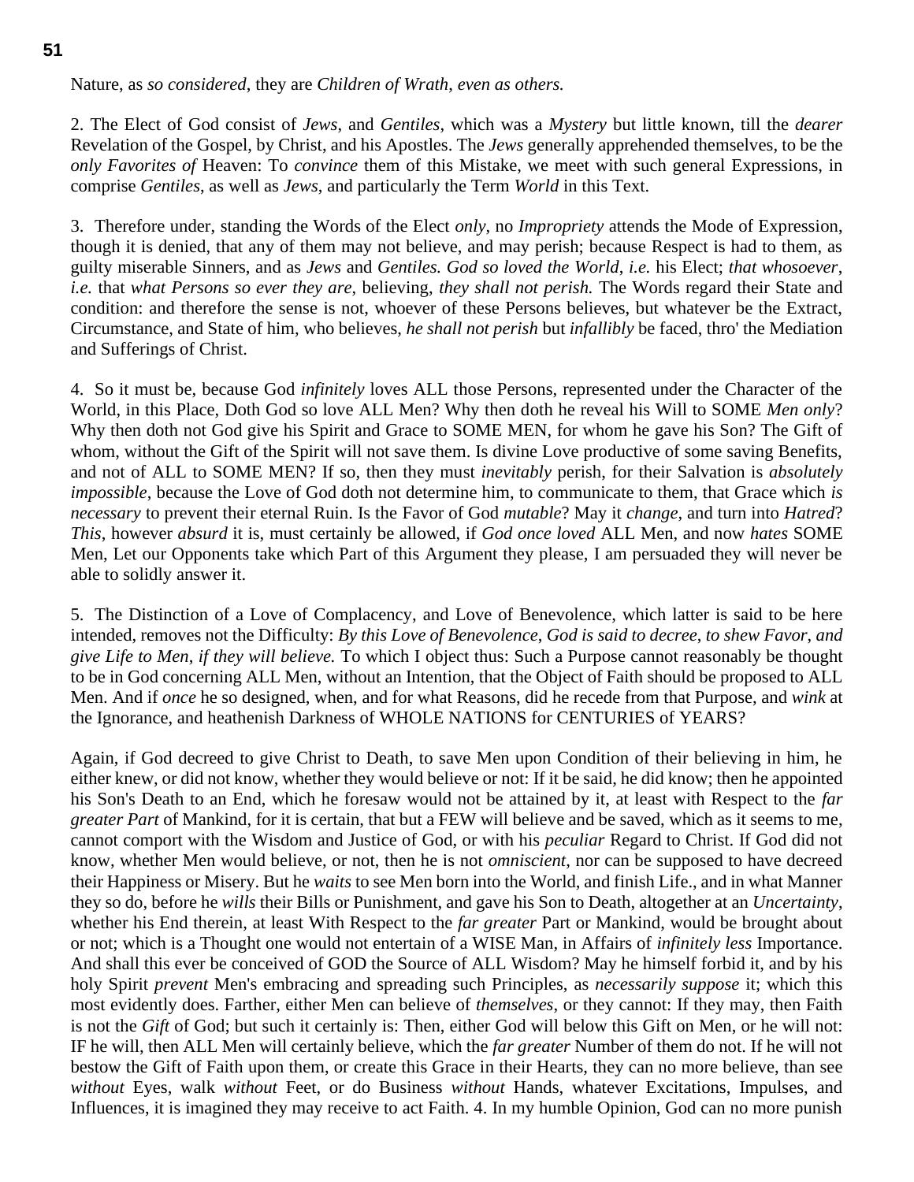Nature, as *so considered*, they are *Children of Wrath*, *even as others.*

2. The Elect of God consist of *Jews*, and *Gentiles*, which was a *Mystery* but little known, till the *dearer* Revelation of the Gospel, by Christ, and his Apostles. The *Jews* generally apprehended themselves, to be the *only Favorites of* Heaven: To *convince* them of this Mistake, we meet with such general Expressions, in comprise *Gentiles*, as well as *Jews,* and particularly the Term *World* in this Text.

3. Therefore under, standing the Words of the Elect *only*, no *Impropriety* attends the Mode of Expression, though it is denied, that any of them may not believe, and may perish; because Respect is had to them, as guilty miserable Sinners, and as *Jews* and *Gentiles. God so loved the World*, *i.e.* his Elect; *that whosoever*, *i.e.* that *what Persons so ever they are*, believing, *they shall not perish.* The Words regard their State and condition: and therefore the sense is not, whoever of these Persons believes, but whatever be the Extract, Circumstance, and State of him, who believes, *he shall not perish* but *infallibly* be faced, thro' the Mediation and Sufferings of Christ.

4. So it must be, because God *infinitely* loves ALL those Persons, represented under the Character of the World, in this Place, Doth God so love ALL Men? Why then doth he reveal his Will to SOME *Men only*? Why then doth not God give his Spirit and Grace to SOME MEN, for whom he gave his Son? The Gift of whom, without the Gift of the Spirit will not save them. Is divine Love productive of some saving Benefits, and not of ALL to SOME MEN? If so, then they must *inevitably* perish, for their Salvation is *absolutely impossible*, because the Love of God doth not determine him, to communicate to them, that Grace which *is necessary* to prevent their eternal Ruin. Is the Favor of God *mutable*? May it *change,* and turn into *Hatred*? *This*, however *absurd* it is, must certainly be allowed, if *God once loved* ALL Men, and now *hates* SOME Men, Let our Opponents take which Part of this Argument they please, I am persuaded they will never be able to solidly answer it.

5. The Distinction of a Love of Complacency, and Love of Benevolence, which latter is said to be here intended, removes not the Difficulty: *By this Love of Benevolence, God is said to decree, to shew Favor, and give Life to Men, if they will believe.* To which I object thus: Such a Purpose cannot reasonably be thought to be in God concerning ALL Men, without an Intention, that the Object of Faith should be proposed to ALL Men. And if *once* he so designed, when, and for what Reasons, did he recede from that Purpose, and *wink* at the Ignorance, and heathenish Darkness of WHOLE NATIONS for CENTURIES of YEARS?

Again, if God decreed to give Christ to Death, to save Men upon Condition of their believing in him, he either knew, or did not know, whether they would believe or not: If it be said, he did know; then he appointed his Son's Death to an End, which he foresaw would not be attained by it, at least with Respect to the *far greater Part* of Mankind, for it is certain, that but a FEW will believe and be saved, which as it seems to me, cannot comport with the Wisdom and Justice of God, or with his *peculiar* Regard to Christ. If God did not know, whether Men would believe, or not, then he is not *omniscient*, nor can be supposed to have decreed their Happiness or Misery. But he *waits* to see Men born into the World, and finish Life., and in what Manner they so do, before he *wills* their Bills or Punishment, and gave his Son to Death, altogether at an *Uncertainty*, whether his End therein, at least With Respect to the *far greater* Part or Mankind, would be brought about or not; which is a Thought one would not entertain of a WISE Man, in Affairs of *infinitely less* Importance. And shall this ever be conceived of GOD the Source of ALL Wisdom? May he himself forbid it, and by his holy Spirit *prevent* Men's embracing and spreading such Principles, as *necessarily suppose* it; which this most evidently does. Farther, either Men can believe of *themselves*, or they cannot: If they may, then Faith is not the *Gift* of God; but such it certainly is: Then, either God will below this Gift on Men, or he will not: IF he will, then ALL Men will certainly believe, which the *far greater* Number of them do not. If he will not bestow the Gift of Faith upon them, or create this Grace in their Hearts, they can no more believe, than see *without* Eyes, walk *without* Feet, or do Business *without* Hands, whatever Excitations, Impulses, and Influences, it is imagined they may receive to act Faith. 4. In my humble Opinion, God can no more punish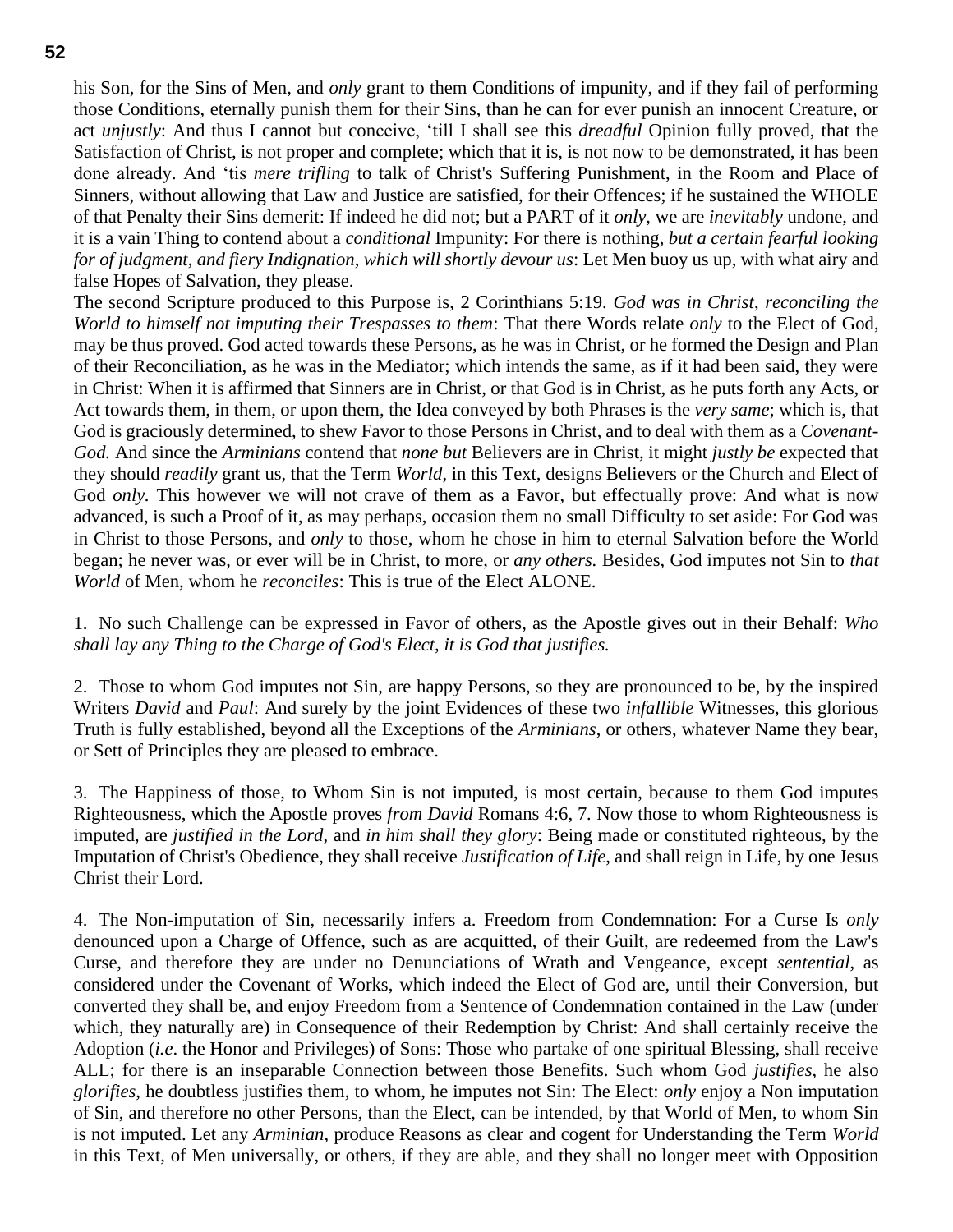his Son, for the Sins of Men, and *only* grant to them Conditions of impunity, and if they fail of performing those Conditions, eternally punish them for their Sins, than he can for ever punish an innocent Creature, or act *unjustly*: And thus I cannot but conceive, 'till I shall see this *dreadful* Opinion fully proved, that the Satisfaction of Christ, is not proper and complete; which that it is, is not now to be demonstrated, it has been done already. And 'tis *mere trifling* to talk of Christ's Suffering Punishment, in the Room and Place of Sinners, without allowing that Law and Justice are satisfied, for their Offences; if he sustained the WHOLE of that Penalty their Sins demerit: If indeed he did not; but a PART of it *only*, we are *inevitably* undone, and it is a vain Thing to contend about a *conditional* Impunity: For there is nothing, *but a certain fearful looking for of judgment, and fiery Indignation, which will shortly devour us*: Let Men buoy us up, with what airy and false Hopes of Salvation, they please.

The second Scripture produced to this Purpose is, 2 Corinthians 5:19. *God was in Christ, reconciling the World to himself not imputing their Trespasses to them*: That there Words relate *only* to the Elect of God, may be thus proved. God acted towards these Persons, as he was in Christ, or he formed the Design and Plan of their Reconciliation, as he was in the Mediator; which intends the same, as if it had been said, they were in Christ: When it is affirmed that Sinners are in Christ, or that God is in Christ, as he puts forth any Acts, or Act towards them, in them, or upon them, the Idea conveyed by both Phrases is the *very same*; which is, that God is graciously determined, to shew Favor to those Persons in Christ, and to deal with them as a *Covenant-God.* And since the *Arminians* contend that *none but* Believers are in Christ, it might *justly be* expected that they should *readily* grant us, that the Term *World*, in this Text, designs Believers or the Church and Elect of God *only.* This however we will not crave of them as a Favor, but effectually prove: And what is now advanced, is such a Proof of it, as may perhaps, occasion them no small Difficulty to set aside: For God was in Christ to those Persons, and *only* to those, whom he chose in him to eternal Salvation before the World began; he never was, or ever will be in Christ, to more, or *any others.* Besides, God imputes not Sin to *that World* of Men, whom he *reconciles*: This is true of the Elect ALONE.

1. No such Challenge can be expressed in Favor of others, as the Apostle gives out in their Behalf: *Who shall lay any Thing to the Charge of God's Elect, it is God that justifies.*

2. Those to whom God imputes not Sin, are happy Persons, so they are pronounced to be, by the inspired Writers *David* and *Paul*: And surely by the joint Evidences of these two *infallible* Witnesses, this glorious Truth is fully established, beyond all the Exceptions of the *Arminians*, or others, whatever Name they bear, or Sett of Principles they are pleased to embrace.

3. The Happiness of those, to Whom Sin is not imputed, is most certain, because to them God imputes Righteousness, which the Apostle proves *from David* Romans 4:6, 7. Now those to whom Righteousness is imputed, are *justified in the Lord*, and *in him shall they glory*: Being made or constituted righteous, by the Imputation of Christ's Obedience, they shall receive *Justification of Life*, and shall reign in Life, by one Jesus Christ their Lord.

4. The Non-imputation of Sin, necessarily infers a. Freedom from Condemnation: For a Curse Is *only* denounced upon a Charge of Offence, such as are acquitted, of their Guilt, are redeemed from the Law's Curse, and therefore they are under no Denunciations of Wrath and Vengeance, except *sentential*, as considered under the Covenant of Works, which indeed the Elect of God are, until their Conversion, but converted they shall be, and enjoy Freedom from a Sentence of Condemnation contained in the Law (under which, they naturally are) in Consequence of their Redemption by Christ: And shall certainly receive the Adoption (*i.e.* the Honor and Privileges) of Sons: Those who partake of one spiritual Blessing, shall receive ALL; for there is an inseparable Connection between those Benefits. Such whom God *justifies*, he also *glorifies*, he doubtless justifies them, to whom, he imputes not Sin: The Elect: *only* enjoy a Non imputation of Sin, and therefore no other Persons, than the Elect, can be intended, by that World of Men, to whom Sin is not imputed. Let any *Arminian*, produce Reasons as clear and cogent for Understanding the Term *World* in this Text, of Men universally, or others, if they are able, and they shall no longer meet with Opposition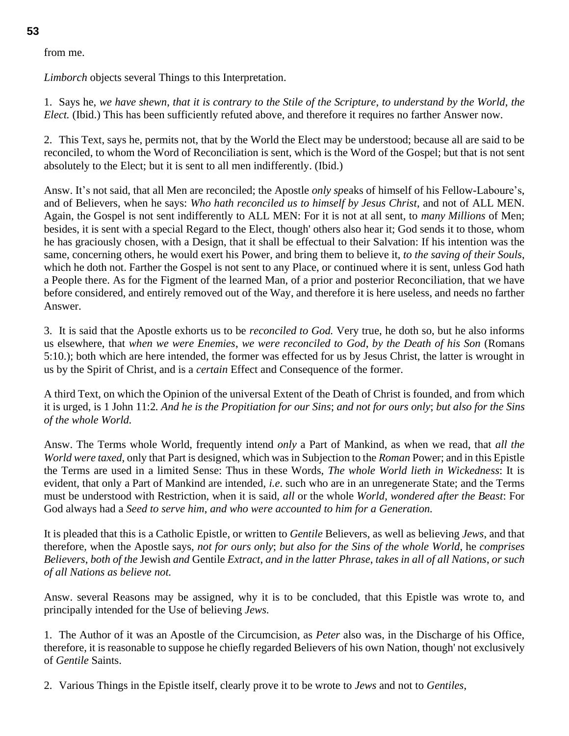from me.

*Limborch* objects several Things to this Interpretation.

1. Says he, *we have shewn, that it is contrary to the Stile of the Scripture, to understand by the World, the Elect.* (Ibid.) This has been sufficiently refuted above, and therefore it requires no farther Answer now.

2. This Text, says he, permits not, that by the World the Elect may be understood; because all are said to be reconciled, to whom the Word of Reconciliation is sent, which is the Word of the Gospel; but that is not sent absolutely to the Elect; but it is sent to all men indifferently. (Ibid.)

Answ. It's not said, that all Men are reconciled; the Apostle *only sp*eaks of himself of his Fellow-Laboure's, and of Believers, when he says: *Who hath reconciled us to himself by Jesus Christ*, and not of ALL MEN. Again, the Gospel is not sent indifferently to ALL MEN: For it is not at all sent, to *many Millions* of Men; besides, it is sent with a special Regard to the Elect, though' others also hear it; God sends it to those, whom he has graciously chosen, with a Design, that it shall be effectual to their Salvation: If his intention was the same, concerning others, he would exert his Power, and bring them to believe it, *to the saving of their Souls*, which he doth not. Farther the Gospel is not sent to any Place, or continued where it is sent, unless God hath a People there. As for the Figment of the learned Man, of a prior and posterior Reconciliation, that we have before considered, and entirely removed out of the Way, and therefore it is here useless, and needs no farther Answer.

3. It is said that the Apostle exhorts us to be *reconciled to God.* Very true, he doth so, but he also informs us elsewhere, that *when we were Enemies*, *we were reconciled to God*, *by the Death of his Son* (Romans 5:10.); both which are here intended, the former was effected for us by Jesus Christ, the latter is wrought in us by the Spirit of Christ, and is a *certain* Effect and Consequence of the former.

A third Text, on which the Opinion of the universal Extent of the Death of Christ is founded, and from which it is urged, is 1 John 11:2*. And he is the Propitiation for our Sins*; *and not for ours only*; *but also for the Sins of the whole World.*

Answ. The Terms whole World, frequently intend *only* a Part of Mankind, as when we read, that *all the World were taxed*, only that Part is designed, which was in Subjection to the *Roman* Power; and in this Epistle the Terms are used in a limited Sense: Thus in these Words, *The whole World lieth in Wickedness*: It is evident, that only a Part of Mankind are intended, *i.e*. such who are in an unregenerate State; and the Terms must be understood with Restriction, when it is said, *all* or the whole *World*, *wondered after the Beast*: For God always had a *Seed to serve him*, *and who were accounted to him for a Generation.*

It is pleaded that this is a Catholic Epistle, or written to *Gentile* Believers, as well as believing *Jews*, and that therefore, when the Apostle says, *not for ours only*; *but also for the Sins of the whole World*, he *comprises Believers*, *both of the* Jewish *and* Gentile *Extract*, *and in the latter Phrase*, *takes in all of all Nations*, *or such of all Nations as believe not.*

Answ. several Reasons may be assigned, why it is to be concluded, that this Epistle was wrote to, and principally intended for the Use of believing *Jews.*

1. The Author of it was an Apostle of the Circumcision, as *Peter* also was, in the Discharge of his Office, therefore, it is reasonable to suppose he chiefly regarded Believers of his own Nation, though' not exclusively of *Gentile* Saints.

2. Various Things in the Epistle itself, clearly prove it to be wrote to *Jews* and not to *Gentiles*,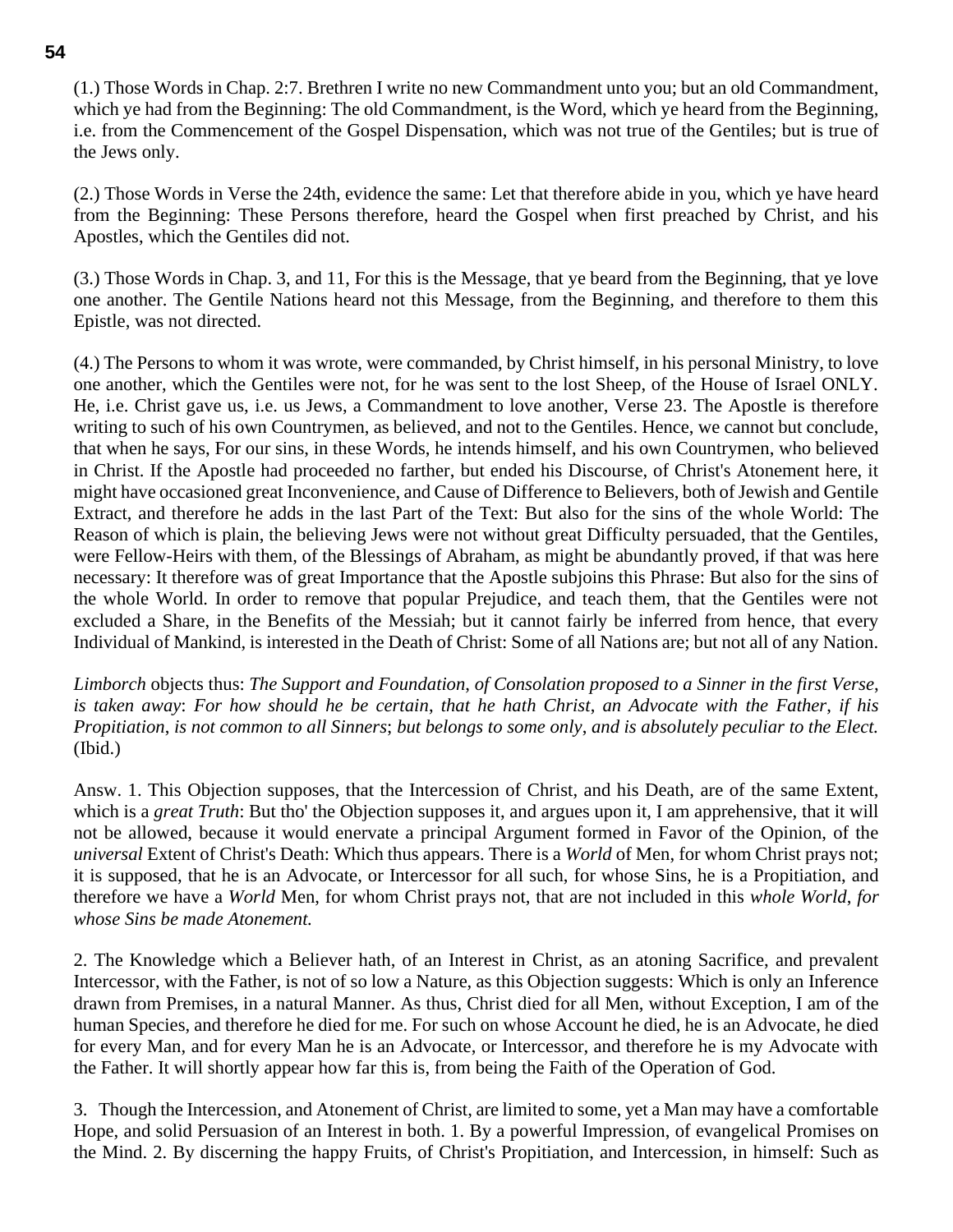(1.) Those Words in Chap. 2:7. Brethren I write no new Commandment unto you; but an old Commandment, which ye had from the Beginning: The old Commandment, is the Word, which ye heard from the Beginning, i.e. from the Commencement of the Gospel Dispensation, which was not true of the Gentiles; but is true of the Jews only.

(2.) Those Words in Verse the 24th, evidence the same: Let that therefore abide in you, which ye have heard from the Beginning: These Persons therefore, heard the Gospel when first preached by Christ, and his Apostles, which the Gentiles did not.

(3.) Those Words in Chap. 3, and 11, For this is the Message, that ye beard from the Beginning, that ye love one another. The Gentile Nations heard not this Message, from the Beginning, and therefore to them this Epistle, was not directed.

(4.) The Persons to whom it was wrote, were commanded, by Christ himself, in his personal Ministry, to love one another, which the Gentiles were not, for he was sent to the lost Sheep, of the House of Israel ONLY. He, i.e. Christ gave us, i.e. us Jews, a Commandment to love another, Verse 23. The Apostle is therefore writing to such of his own Countrymen, as believed, and not to the Gentiles. Hence, we cannot but conclude, that when he says, For our sins, in these Words, he intends himself, and his own Countrymen, who believed in Christ. If the Apostle had proceeded no farther, but ended his Discourse, of Christ's Atonement here, it might have occasioned great Inconvenience, and Cause of Difference to Believers, both of Jewish and Gentile Extract, and therefore he adds in the last Part of the Text: But also for the sins of the whole World: The Reason of which is plain, the believing Jews were not without great Difficulty persuaded, that the Gentiles, were Fellow-Heirs with them, of the Blessings of Abraham, as might be abundantly proved, if that was here necessary: It therefore was of great Importance that the Apostle subjoins this Phrase: But also for the sins of the whole World. In order to remove that popular Prejudice, and teach them, that the Gentiles were not excluded a Share, in the Benefits of the Messiah; but it cannot fairly be inferred from hence, that every Individual of Mankind, is interested in the Death of Christ: Some of all Nations are; but not all of any Nation.

*Limborch* objects thus: *The Support and Foundation, of Consolation proposed to a Sinner in the first Verse, is taken away*: *For how should he be certain, that he hath Christ, an Advocate with the Father, if his Propitiation, is not common to all Sinners*; *but belongs to some only, and is absolutely peculiar to the Elect.* (Ibid.)

Answ. 1. This Objection supposes, that the Intercession of Christ, and his Death, are of the same Extent, which is a *great Truth*: But tho' the Objection supposes it, and argues upon it, I am apprehensive, that it will not be allowed, because it would enervate a principal Argument formed in Favor of the Opinion, of the *universal* Extent of Christ's Death: Which thus appears. There is a *World* of Men, for whom Christ prays not; it is supposed, that he is an Advocate, or Intercessor for all such, for whose Sins, he is a Propitiation, and therefore we have a *World* Men, for whom Christ prays not, that are not included in this *whole World*, *for whose Sins be made Atonement.*

2. The Knowledge which a Believer hath, of an Interest in Christ, as an atoning Sacrifice, and prevalent Intercessor, with the Father, is not of so low a Nature, as this Objection suggests: Which is only an Inference drawn from Premises, in a natural Manner. As thus, Christ died for all Men, without Exception, I am of the human Species, and therefore he died for me. For such on whose Account he died, he is an Advocate, he died for every Man, and for every Man he is an Advocate, or Intercessor, and therefore he is my Advocate with the Father. It will shortly appear how far this is, from being the Faith of the Operation of God.

3. Though the Intercession, and Atonement of Christ, are limited to some, yet a Man may have a comfortable Hope, and solid Persuasion of an Interest in both. 1. By a powerful Impression, of evangelical Promises on the Mind. 2. By discerning the happy Fruits, of Christ's Propitiation, and Intercession, in himself: Such as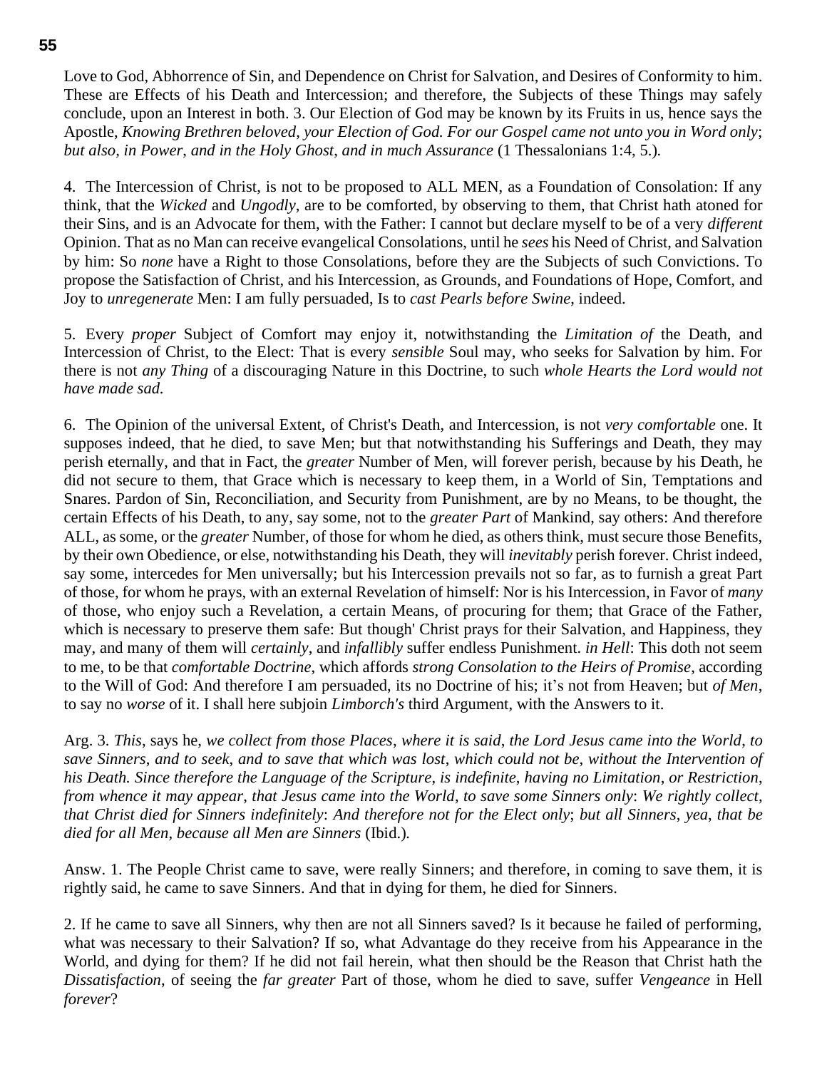Love to God, Abhorrence of Sin, and Dependence on Christ for Salvation, and Desires of Conformity to him. These are Effects of his Death and Intercession; and therefore, the Subjects of these Things may safely conclude, upon an Interest in both. 3. Our Election of God may be known by its Fruits in us, hence says the Apostle, *Knowing Brethren beloved, your Election of God. For our Gospel came not unto you in Word only*; *but also, in Power, and in the Holy Ghost, and in much Assurance* (1 Thessalonians 1:4, 5.).

4. The Intercession of Christ, is not to be proposed to ALL MEN, as a Foundation of Consolation: If any think, that the *Wicked* and *Ungodly*, are to be comforted, by observing to them, that Christ hath atoned for their Sins, and is an Advocate for them, with the Father: I cannot but declare myself to be of a very *different* Opinion. That as no Man can receive evangelical Consolations, until he *sees* his Need of Christ, and Salvation by him: So *none* have a Right to those Consolations, before they are the Subjects of such Convictions. To propose the Satisfaction of Christ, and his Intercession, as Grounds, and Foundations of Hope, Comfort, and Joy to *unregenerate* Men: I am fully persuaded, Is to *cast Pearls before Swine*, indeed.

5. Every *proper* Subject of Comfort may enjoy it, notwithstanding the *Limitation of* the Death, and Intercession of Christ, to the Elect: That is every *sensible* Soul may, who seeks for Salvation by him. For there is not *any Thing* of a discouraging Nature in this Doctrine, to such *whole Hearts the Lord would not have made sad.*

6. The Opinion of the universal Extent, of Christ's Death, and Intercession, is not *very comfortable* one. It supposes indeed, that he died, to save Men; but that notwithstanding his Sufferings and Death, they may perish eternally, and that in Fact, the *greater* Number of Men, will forever perish, because by his Death, he did not secure to them, that Grace which is necessary to keep them, in a World of Sin, Temptations and Snares. Pardon of Sin, Reconciliation, and Security from Punishment, are by no Means, to be thought, the certain Effects of his Death, to any, say some, not to the *greater Part* of Mankind, say others: And therefore ALL, as some, or the *greater* Number, of those for whom he died, as others think, must secure those Benefits, by their own Obedience, or else, notwithstanding his Death, they will *inevitably* perish forever. Christ indeed, say some, intercedes for Men universally; but his Intercession prevails not so far, as to furnish a great Part of those, for whom he prays, with an external Revelation of himself: Nor is his Intercession, in Favor of *many* of those, who enjoy such a Revelation, a certain Means, of procuring for them; that Grace of the Father, which is necessary to preserve them safe: But though' Christ prays for their Salvation, and Happiness, they may, and many of them will *certainly*, and *infallibly* suffer endless Punishment. *in Hell*: This doth not seem to me, to be that *comfortable Doctrine*, which affords *strong Consolation to the Heirs of Promise*, according to the Will of God: And therefore I am persuaded, its no Doctrine of his; it's not from Heaven; but *of Men*, to say no *worse* of it. I shall here subjoin *Limborch's* third Argument, with the Answers to it.

Arg. 3. *This*, says he, *we collect from those Places*, *where it is said*, *the Lord Jesus came into the World*, *to save Sinners*, *and to seek*, *and to save that which was lost*, *which could not be*, *without the Intervention of his Death. Since therefore the Language of the Scripture*, *is indefinite*, *having no Limitation*, *or Restriction*, *from whence it may appear*, *that Jesus came into the World*, *to save some Sinners only*: *We rightly collect*, *that Christ died for Sinners indefinitely*: *And therefore not for the Elect only*; *but all Sinners*, *yea, that be died for all Men, because all Men are Sinners* (Ibid.).

Answ. 1. The People Christ came to save, were really Sinners; and therefore, in coming to save them, it is rightly said, he came to save Sinners. And that in dying for them, he died for Sinners.

2. If he came to save all Sinners, why then are not all Sinners saved? Is it because he failed of performing, what was necessary to their Salvation? If so, what Advantage do they receive from his Appearance in the World, and dying for them? If he did not fail herein, what then should be the Reason that Christ hath the *Dissatisfaction*, of seeing the *far greater* Part of those, whom he died to save, suffer *Vengeance* in Hell *forever*?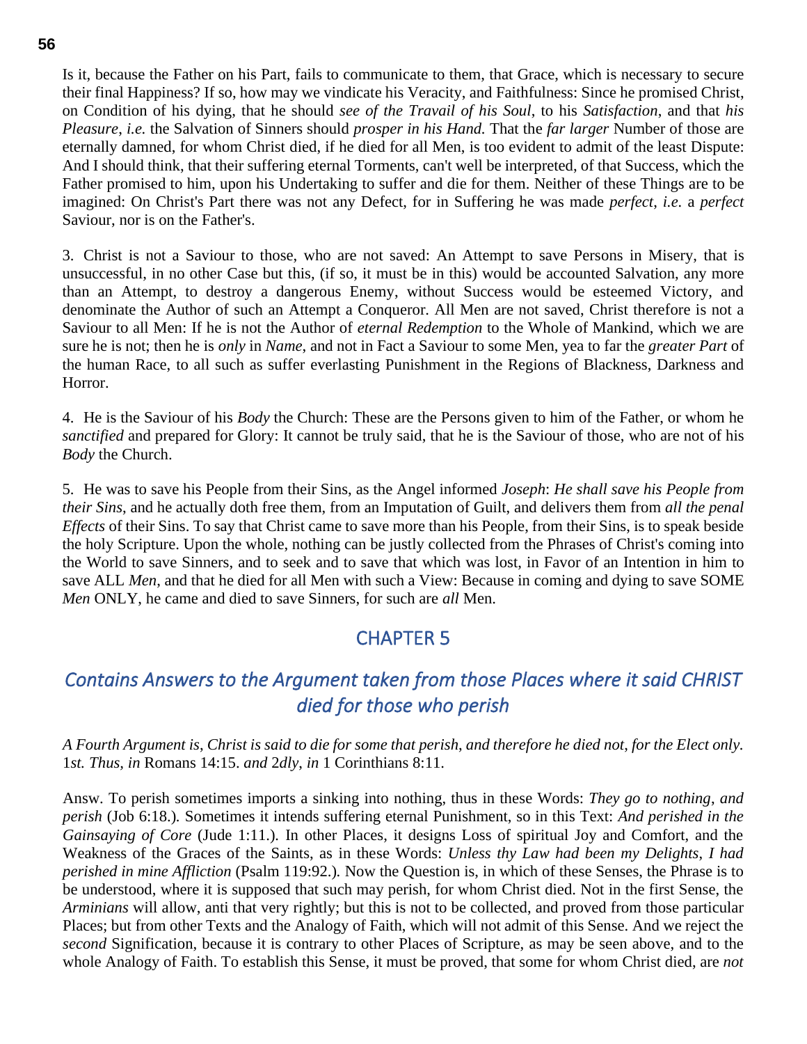Is it, because the Father on his Part, fails to communicate to them, that Grace, which is necessary to secure their final Happiness? If so, how may we vindicate his Veracity, and Faithfulness: Since he promised Christ, on Condition of his dying, that he should *see of the Travail of his Soul*, to his *Satisfaction*, and that *his Pleasure*, *i.e.* the Salvation of Sinners should *prosper in his Hand.* That the *far larger* Number of those are eternally damned, for whom Christ died, if he died for all Men, is too evident to admit of the least Dispute: And I should think, that their suffering eternal Torments, can't well be interpreted, of that Success, which the Father promised to him, upon his Undertaking to suffer and die for them. Neither of these Things are to be imagined: On Christ's Part there was not any Defect, for in Suffering he was made *perfect*, *i.e.* a *perfect* Saviour, nor is on the Father's.

3. Christ is not a Saviour to those, who are not saved: An Attempt to save Persons in Misery, that is unsuccessful, in no other Case but this, (if so, it must be in this) would be accounted Salvation, any more than an Attempt, to destroy a dangerous Enemy, without Success would be esteemed Victory, and denominate the Author of such an Attempt a Conqueror. All Men are not saved, Christ therefore is not a Saviour to all Men: If he is not the Author of *eternal Redemption* to the Whole of Mankind, which we are sure he is not; then he is *only* in *Name,* and not in Fact a Saviour to some Men, yea to far the *greater Part* of the human Race, to all such as suffer everlasting Punishment in the Regions of Blackness, Darkness and Horror.

4. He is the Saviour of his *Body* the Church: These are the Persons given to him of the Father, or whom he *sanctified* and prepared for Glory: It cannot be truly said, that he is the Saviour of those, who are not of his *Body* the Church.

5. He was to save his People from their Sins, as the Angel informed *Joseph*: *He shall save his People from their Sins*, and he actually doth free them, from an Imputation of Guilt, and delivers them from *all the penal Effects* of their Sins. To say that Christ came to save more than his People, from their Sins, is to speak beside the holy Scripture. Upon the whole, nothing can be justly collected from the Phrases of Christ's coming into the World to save Sinners, and to seek and to save that which was lost, in Favor of an Intention in him to save ALL *Men*, and that he died for all Men with such a View: Because in coming and dying to save SOME *Men* ONLY, he came and died to save Sinners, for such are *all* Men.

## CHAPTER 5

### *Contains Answers to the Argument taken from those Places where it said CHRIST died for those who perish*

*A Fourth Argument is*, *Christ is said to die for some that perish*, *and therefore he died not*, *for the Elect only.* 1*st. Thus, in* Romans 14:15. *and* 2*dly*, *in* 1 Corinthians 8:11.

Answ. To perish sometimes imports a sinking into nothing, thus in these Words: *They go to nothing*, *and perish* (Job 6:18.). Sometimes it intends suffering eternal Punishment, so in this Text: *And perished in the Gainsaying of Core* (Jude 1:11.). In other Places, it designs Loss of spiritual Joy and Comfort, and the Weakness of the Graces of the Saints, as in these Words: *Unless thy Law had been my Delights*, *I had perished in mine Affliction* (Psalm 119:92.). Now the Question is, in which of these Senses, the Phrase is to be understood, where it is supposed that such may perish, for whom Christ died. Not in the first Sense, the *Arminians* will allow, anti that very rightly; but this is not to be collected, and proved from those particular Places; but from other Texts and the Analogy of Faith, which will not admit of this Sense. And we reject the *second* Signification, because it is contrary to other Places of Scripture, as may be seen above, and to the whole Analogy of Faith. To establish this Sense, it must be proved, that some for whom Christ died, are *not*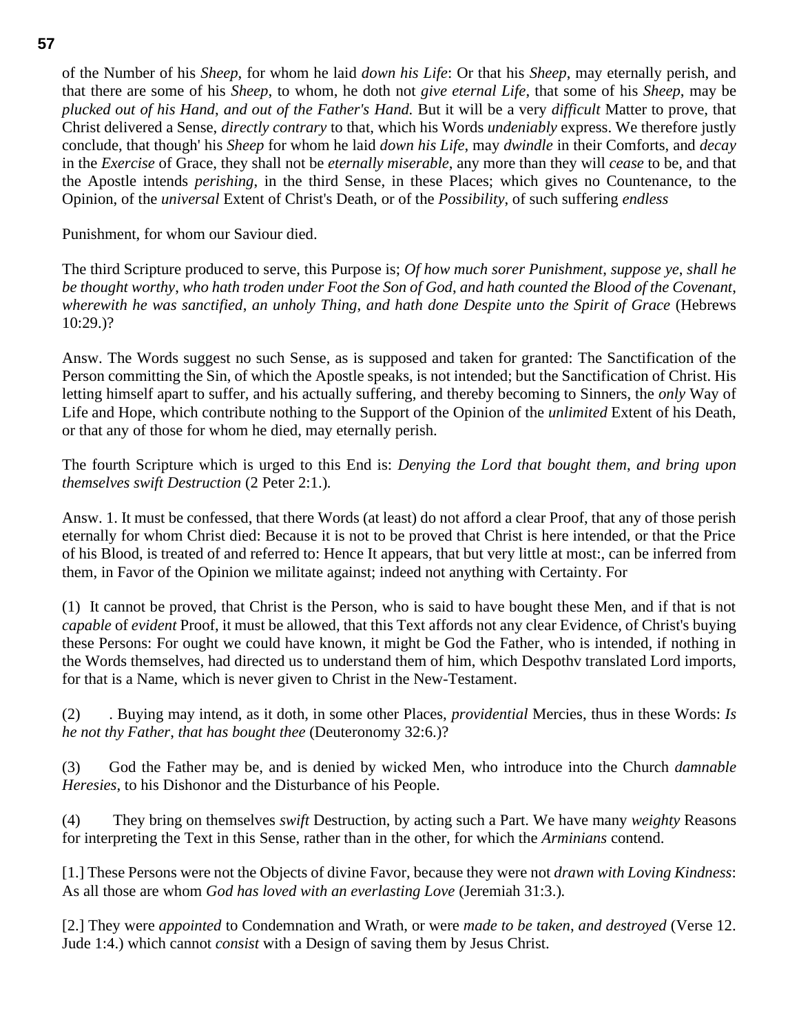of the Number of his *Sheep*, for whom he laid *down his Life*: Or that his *Sheep*, may eternally perish, and that there are some of his *Sheep*, to whom, he doth not *give eternal Life*, that some of his *Sheep*, may be *plucked out of his Hand, and out of the Father's Hand.* But it will be a very *difficult* Matter to prove, that Christ delivered a Sense, *directly contrary* to that, which his Words *undeniably* express. We therefore justly conclude, that though' his *Sheep* for whom he laid *down his Life*, may *dwindle* in their Comforts, and *decay* in the *Exercise* of Grace, they shall not be *eternally miserable*, any more than they will *cease* to be, and that the Apostle intends *perishing*, in the third Sense, in these Places; which gives no Countenance, to the Opinion, of the *universal* Extent of Christ's Death, or of the *Possibility*, of such suffering *endless*

Punishment, for whom our Saviour died.

The third Scripture produced to serve, this Purpose is; *Of how much sorer Punishment, suppose ye, shall he be thought worthy, who hath troden under Foot the Son of God, and hath counted the Blood of the Covenant, wherewith he was sanctified, an unholy Thing, and hath done Despite unto the Spirit of Grace* (Hebrews 10:29.)?

Answ. The Words suggest no such Sense, as is supposed and taken for granted: The Sanctification of the Person committing the Sin, of which the Apostle speaks, is not intended; but the Sanctification of Christ. His letting himself apart to suffer, and his actually suffering, and thereby becoming to Sinners, the *only* Way of Life and Hope, which contribute nothing to the Support of the Opinion of the *unlimited* Extent of his Death, or that any of those for whom he died, may eternally perish.

The fourth Scripture which is urged to this End is: *Denying the Lord that bought them, and bring upon themselves swift Destruction* (2 Peter 2:1.).

Answ. 1. It must be confessed, that there Words (at least) do not afford a clear Proof, that any of those perish eternally for whom Christ died: Because it is not to be proved that Christ is here intended, or that the Price of his Blood, is treated of and referred to: Hence It appears, that but very little at most:, can be inferred from them, in Favor of the Opinion we militate against; indeed not anything with Certainty. For

(1) It cannot be proved, that Christ is the Person, who is said to have bought these Men, and if that is not *capable* of *evident* Proof, it must be allowed, that this Text affords not any clear Evidence, of Christ's buying these Persons: For ought we could have known, it might be God the Father, who is intended, if nothing in the Words themselves, had directed us to understand them of him, which Despothv translated Lord imports, for that is a Name, which is never given to Christ in the New-Testament.

(2) . Buying may intend, as it doth, in some other Places, *providential* Mercies, thus in these Words: *Is he not thy Father, that has bought thee* (Deuteronomy 32:6.)?

(3) God the Father may be, and is denied by wicked Men, who introduce into the Church *damnable Heresies*, to his Dishonor and the Disturbance of his People.

(4) They bring on themselves *swift* Destruction, by acting such a Part. We have many *weighty* Reasons for interpreting the Text in this Sense, rather than in the other, for which the *Arminians* contend.

[1.] These Persons were not the Objects of divine Favor, because they were not *drawn with Loving Kindness*: As all those are whom *God has loved with an everlasting Love* (Jeremiah 31:3.).

[2.] They were *appointed* to Condemnation and Wrath, or were *made to be taken, and destroyed* (Verse 12. Jude 1:4.) which cannot *consist* with a Design of saving them by Jesus Christ.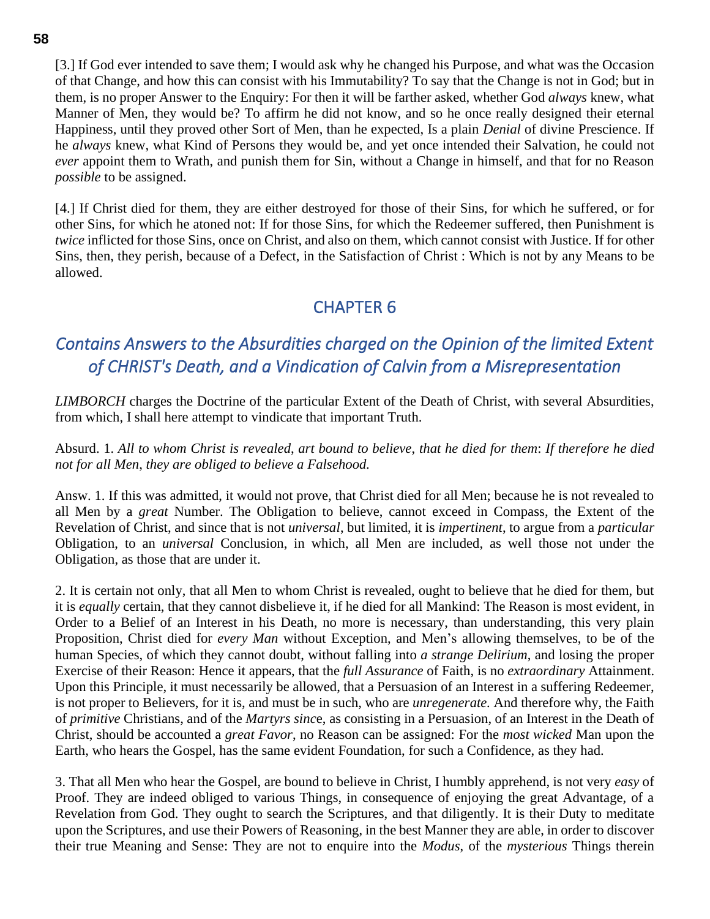[3.] If God ever intended to save them; I would ask why he changed his Purpose, and what was the Occasion of that Change, and how this can consist with his Immutability? To say that the Change is not in God; but in them, is no proper Answer to the Enquiry: For then it will be farther asked, whether God *always* knew, what Manner of Men, they would be? To affirm he did not know, and so he once really designed their eternal Happiness, until they proved other Sort of Men, than he expected, Is a plain *Denial* of divine Prescience. If he *always* knew, what Kind of Persons they would be, and yet once intended their Salvation, he could not *ever* appoint them to Wrath, and punish them for Sin, without a Change in himself, and that for no Reason *possible* to be assigned.

[4.] If Christ died for them, they are either destroyed for those of their Sins, for which he suffered, or for other Sins, for which he atoned not: If for those Sins, for which the Redeemer suffered, then Punishment is *twice* inflicted for those Sins, once on Christ, and also on them, which cannot consist with Justice. If for other Sins, then, they perish, because of a Defect, in the Satisfaction of Christ : Which is not by any Means to be allowed.

## CHAPTER 6

## *Contains Answers to the Absurdities charged on the Opinion of the limited Extent of CHRIST's Death, and a Vindication of Calvin from a Misrepresentation*

*LIMBORCH* charges the Doctrine of the particular Extent of the Death of Christ, with several Absurdities, from which, I shall here attempt to vindicate that important Truth.

Absurd. 1. *All to whom Christ is revealed, art bound to believe, that he died for them*: *If therefore he died not for all Men, they are obliged to believe a Falsehood.*

Answ. 1. If this was admitted, it would not prove, that Christ died for all Men; because he is not revealed to all Men by a *great* Number. The Obligation to believe, cannot exceed in Compass, the Extent of the Revelation of Christ, and since that is not *universal*, but limited, it is *impertinent*, to argue from a *particular* Obligation, to an *universal* Conclusion, in which, all Men are included, as well those not under the Obligation, as those that are under it.

2. It is certain not only, that all Men to whom Christ is revealed, ought to believe that he died for them, but it is *equally* certain, that they cannot disbelieve it, if he died for all Mankind: The Reason is most evident, in Order to a Belief of an Interest in his Death, no more is necessary, than understanding, this very plain Proposition, Christ died for *every Man* without Exception, and Men's allowing themselves, to be of the human Species, of which they cannot doubt, without falling into *a strange Delirium*, and losing the proper Exercise of their Reason: Hence it appears, that the *full Assurance* of Faith, is no *extraordinary* Attainment. Upon this Principle, it must necessarily be allowed, that a Persuasion of an Interest in a suffering Redeemer, is not proper to Believers, for it is, and must be in such, who are *unregenerate.* And therefore why, the Faith of *primitive* Christians, and of the *Martyrs since*, as consisting in a Persuasion, of an Interest in the Death of Christ, should be accounted a *great Favor*, no Reason can be assigned: For the *most wicked* Man upon the Earth, who hears the Gospel, has the same evident Foundation, for such a Confidence, as they had.

3. That all Men who hear the Gospel, are bound to believe in Christ, I humbly apprehend, is not very *easy* of Proof. They are indeed obliged to various Things, in consequence of enjoying the great Advantage, of a Revelation from God. They ought to search the Scriptures, and that diligently. It is their Duty to meditate upon the Scriptures, and use their Powers of Reasoning, in the best Manner they are able, in order to discover their true Meaning and Sense: They are not to enquire into the *Modus*, of the *mysterious* Things therein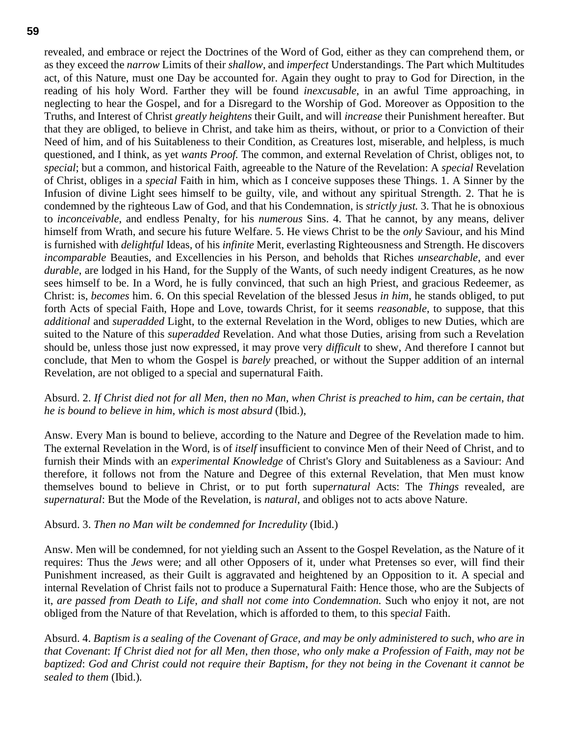revealed, and embrace or reject the Doctrines of the Word of God, either as they can comprehend them, or as they exceed the *narrow* Limits of their *shallow*, and *imperfect* Understandings. The Part which Multitudes act, of this Nature, must one Day be accounted for. Again they ought to pray to God for Direction, in the reading of his holy Word. Farther they will be found *inexcusable*, in an awful Time approaching, in neglecting to hear the Gospel, and for a Disregard to the Worship of God. Moreover as Opposition to the Truths, and Interest of Christ *greatly heightens* their Guilt, and will *increase* their Punishment hereafter. But that they are obliged, to believe in Christ, and take him as theirs, without, or prior to a Conviction of their Need of him, and of his Suitableness to their Condition, as Creatures lost, miserable, and helpless, is much questioned, and I think, as yet *wants Proof.* The common, and external Revelation of Christ, obliges not, to *special*; but a common, and historical Faith, agreeable to the Nature of the Revelation: A *special* Revelation of Christ, obliges in a *special* Faith in him, which as I conceive supposes these Things. 1. A Sinner by the Infusion of divine Light sees himself to be guilty, vile, and without any spiritual Strength. 2. That he is condemned by the righteous Law of God, and that his Condemnation, is *strictly just.* 3. That he is obnoxious to *inconceivable*, and endless Penalty, for his *numerous* Sins. 4. That he cannot, by any means, deliver himself from Wrath, and secure his future Welfare. 5. He views Christ to be the *only* Saviour, and his Mind is furnished with *delightful* Ideas, of his *infinite* Merit, everlasting Righteousness and Strength. He discovers *incomparable* Beauties, and Excellencies in his Person, and beholds that Riches *unsearchable*, and ever *durable*, are lodged in his Hand, for the Supply of the Wants, of such needy indigent Creatures, as he now sees himself to be. In a Word, he is fully convinced, that such an high Priest, and gracious Redeemer, as Christ: is, *becomes* him. 6. On this special Revelation of the blessed Jesus *in him*, he stands obliged, to put forth Acts of special Faith, Hope and Love, towards Christ, for it seems *reasonable*, to suppose, that this *additional* and *superadded* Light, to the external Revelation in the Word, obliges to new Duties, which are suited to the Nature of this *superadded* Revelation. And what those Duties, arising from such a Revelation should be, unless those just now expressed, it may prove very *difficult* to shew, And therefore I cannot but conclude, that Men to whom the Gospel is *barely* preached, or without the Supper addition of an internal Revelation, are not obliged to a special and supernatural Faith.

Absurd. 2. *If Christ died not for all Men*, *then no Man*, *when Christ is preached to him*, *can be certain*, *that he is bound to believe in him*, *which is most absurd* (Ibid.),

Answ. Every Man is bound to believe, according to the Nature and Degree of the Revelation made to him. The external Revelation in the Word, is of *itself* insufficient to convince Men of their Need of Christ, and to furnish their Minds with an *experimental Knowledge* of Christ's Glory and Suitableness as a Saviour: And therefore, it follows not from the Nature and Degree of this external Revelation, that Men must know themselves bound to believe in Christ, or to put forth sup*ernatural* Acts: The *Things* revealed, are *supernatural*: But the Mode of the Revelation, is *natural*, and obliges not to acts above Nature.

Absurd. 3. *Then no Man wilt be condemned for Incredulity* (Ibid.)

Answ. Men will be condemned, for not yielding such an Assent to the Gospel Revelation, as the Nature of it requires: Thus the *Jews* were; and all other Opposers of it, under what Pretenses so ever, will find their Punishment increased, as their Guilt is aggravated and heightened by an Opposition to it. A special and internal Revelation of Christ fails not to produce a Supernatural Faith: Hence those, who are the Subjects of it, *are passed from Death to Life*, *and shall not come into Condemnation.* Such who enjoy it not, are not obliged from the Nature of that Revelation, which is afforded to them, to this sp*ecial* Faith.

Absurd. 4. *Baptism is a sealing of the Covenant of Grace*, *and may be only administered to such*, *who are in that Covenant*: *If Christ died not for all Men*, *then those*, *who only make a Profession of Faith*, *may not be baptized*: *God and Christ could not require their Baptism*, *for they not being in the Covenant it cannot be sealed to them* (Ibid.)*.*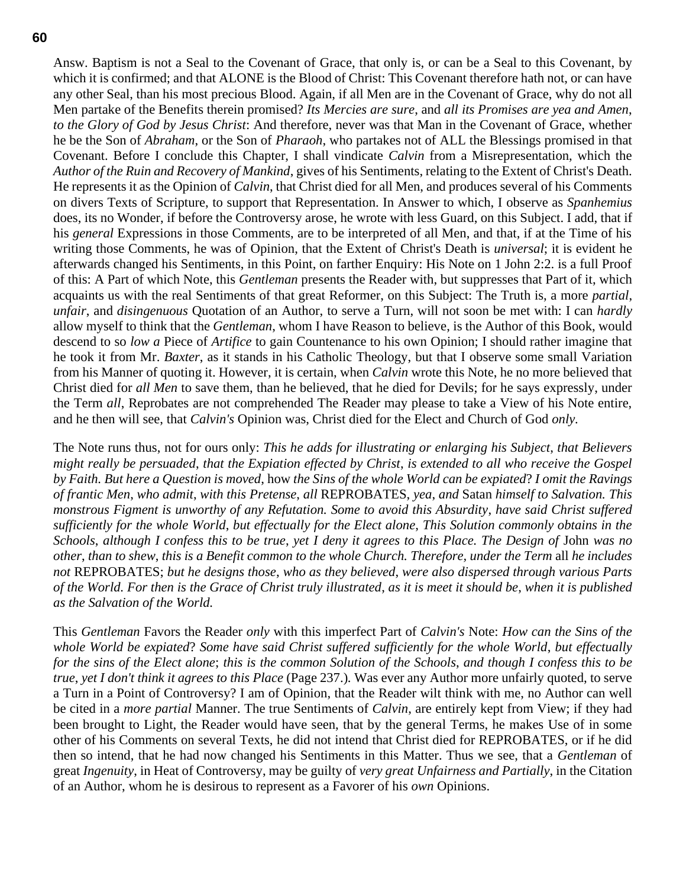Answ. Baptism is not a Seal to the Covenant of Grace, that only is, or can be a Seal to this Covenant, by which it is confirmed; and that ALONE is the Blood of Christ: This Covenant therefore hath not, or can have any other Seal, than his most precious Blood. Again, if all Men are in the Covenant of Grace, why do not all Men partake of the Benefits therein promised? *Its Mercies are sure*, and *all its Promises are yea and Amen, to the Glory of God by Jesus Christ*: And therefore, never was that Man in the Covenant of Grace, whether he be the Son of *Abraham*, or the Son of *Pharaoh*, who partakes not of ALL the Blessings promised in that Covenant. Before I conclude this Chapter, I shall vindicate *Calvin* from a Misrepresentation, which the *Author of the Ruin and Recovery of Mankind*, gives of his Sentiments, relating to the Extent of Christ's Death. He represents it as the Opinion of *Calvin*, that Christ died for all Men, and produces several of his Comments on divers Texts of Scripture, to support that Representation. In Answer to which, I observe as *Spanhemius* does, its no Wonder, if before the Controversy arose, he wrote with less Guard, on this Subject. I add, that if his *general* Expressions in those Comments, are to be interpreted of all Men, and that, if at the Time of his writing those Comments, he was of Opinion, that the Extent of Christ's Death is *universal*; it is evident he afterwards changed his Sentiments, in this Point, on farther Enquiry: His Note on 1 John 2:2. is a full Proof of this: A Part of which Note, this *Gentleman* presents the Reader with, but suppresses that Part of it, which acquaints us with the real Sentiments of that great Reformer, on this Subject: The Truth is, a more *partial*, *unfair*, and *disingenuous* Quotation of an Author, to serve a Turn, will not soon be met with: I can *hardly* allow myself to think that the *Gentleman*, whom I have Reason to believe, is the Author of this Book, would descend to so *low a* Piece of *Artifice* to gain Countenance to his own Opinion; I should rather imagine that he took it from Mr. *Baxter*, as it stands in his Catholic Theology, but that I observe some small Variation from his Manner of quoting it. However, it is certain, when *Calvin* wrote this Note, he no more believed that Christ died for *all Men* to save them, than he believed, that he died for Devils; for he says expressly, under the Term *all*, Reprobates are not comprehended The Reader may please to take a View of his Note entire, and he then will see, that *Calvin's* Opinion was, Christ died for the Elect and Church of God *only*.

The Note runs thus, not for ours only: *This he adds for illustrating or enlarging his Subject, that Believers might really be persuaded, that the Expiation effected by Christ, is extended to all who receive the Gospel by Faith. But here a Question is moved,* how *the Sins of the whole World can be expiated*? *I omit the Ravings of frantic Men, who admit, with this Pretense, all* REPROBATES, *yea, and* Satan *himself to Salvation. This monstrous Figment is unworthy of any Refutation. Some to avoid this Absurdity, have said Christ suffered sufficiently for the whole World, but effectually for the Elect alone, This Solution commonly obtains in the Schools, although I confess this to be true, yet I deny it agrees to this Place. The Design of* John *was no other, than to shew, this is a Benefit common to the whole Church. Therefore, under the Term* all *he includes not* REPROBATES; *but he designs those, who as they believed, were also dispersed through various Parts of the World. For then is the Grace of Christ truly illustrated, as it is meet it should be, when it is published as the Salvation of the World.*

This *Gentleman* Favors the Reader *only* with this imperfect Part of *Calvin's* Note: *How can the Sins of the whole World be expiated*? *Some have said Christ suffered sufficiently for the whole World, but effectually for the sins of the Elect alone*; *this is the common Solution of the Schools, and though I confess this to be true, yet I don't think it agrees to this Place* (Page 237.). Was ever any Author more unfairly quoted, to serve a Turn in a Point of Controversy? I am of Opinion, that the Reader wilt think with me, no Author can well be cited in a *more partial* Manner. The true Sentiments of *Calvin*, are entirely kept from View; if they had been brought to Light, the Reader would have seen, that by the general Terms, he makes Use of in some other of his Comments on several Texts, he did not intend that Christ died for REPROBATES, or if he did then so intend, that he had now changed his Sentiments in this Matter. Thus we see, that a *Gentleman* of great *Ingenuity*, in Heat of Controversy, may be guilty of *very great Unfairness and Partially*, in the Citation of an Author, whom he is desirous to represent as a Favorer of his *own* Opinions.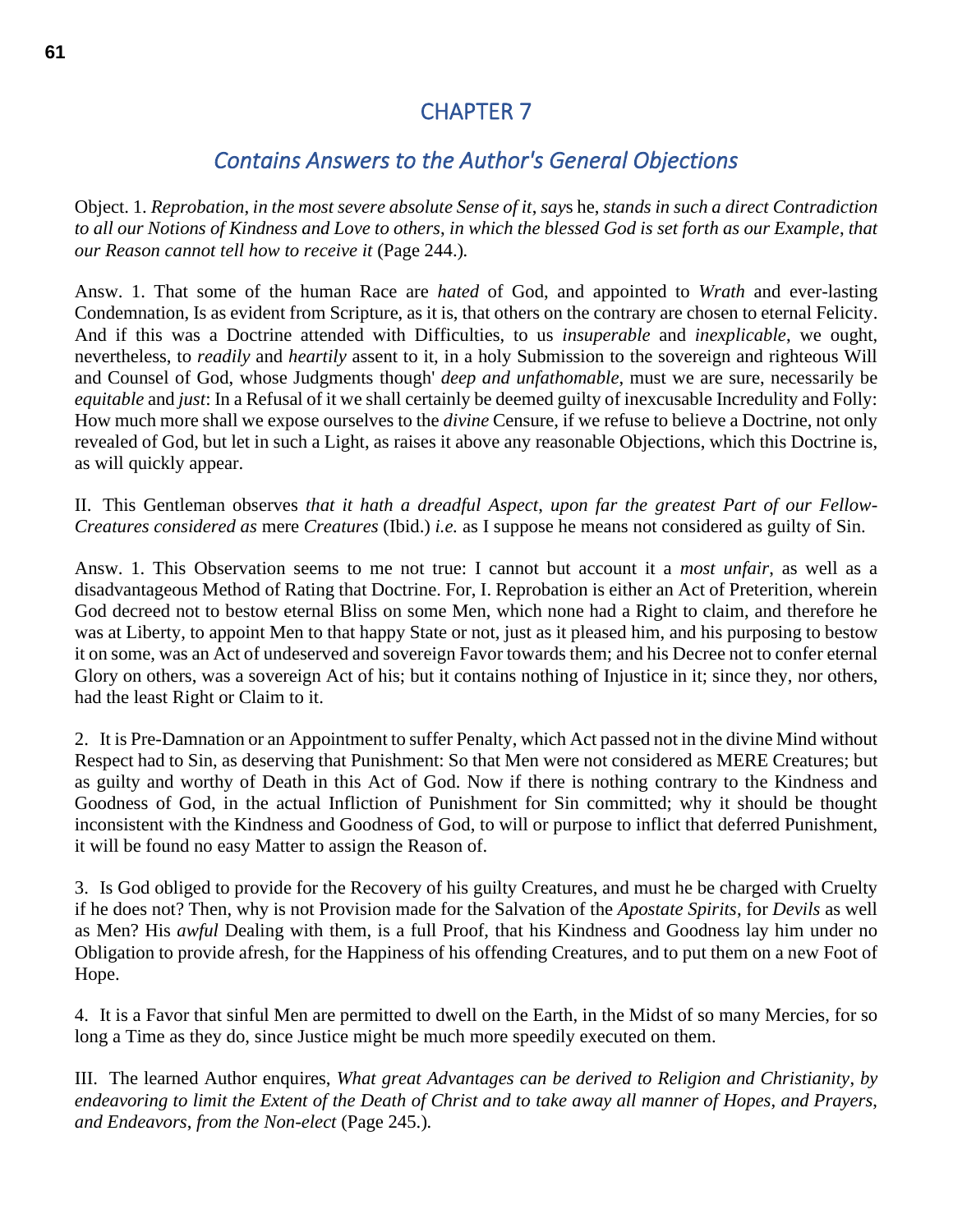# CHAPTER 7

## *Contains Answers to the Author's General Objections*

Object. 1. *Reprobation*, *in the most severe absolute Sense of it*, *say*s he, *stands in such a direct Contradiction to all our Notions of Kindness and Love to others*, *in which the blessed God is set forth as our Example*, *that our Reason cannot tell how to receive it* (Page 244.)*.*

Answ. 1. That some of the human Race are *hated* of God, and appointed to *Wrath* and ever-lasting Condemnation, Is as evident from Scripture, as it is, that others on the contrary are chosen to eternal Felicity. And if this was a Doctrine attended with Difficulties, to us *insuperable* and *inexplicable*, we ought, nevertheless, to *readily* and *heartily* assent to it, in a holy Submission to the sovereign and righteous Will and Counsel of God, whose Judgments though' *deep and unfathomable*, must we are sure, necessarily be *equitable* and *just*: In a Refusal of it we shall certainly be deemed guilty of inexcusable Incredulity and Folly: How much more shall we expose ourselves to the *divine* Censure, if we refuse to believe a Doctrine, not only revealed of God, but let in such a Light, as raises it above any reasonable Objections, which this Doctrine is, as will quickly appear.

II. This Gentleman observes *that it hath a dreadful Aspect, upon far the greatest Part of our Fellow-Creatures considered as* mere *Creatures* (Ibid.) *i.e.* as I suppose he means not considered as guilty of Sin.

Answ. 1. This Observation seems to me not true: I cannot but account it a *most unfair*, as well as a disadvantageous Method of Rating that Doctrine. For, I. Reprobation is either an Act of Preterition, wherein God decreed not to bestow eternal Bliss on some Men, which none had a Right to claim, and therefore he was at Liberty, to appoint Men to that happy State or not, just as it pleased him, and his purposing to bestow it on some, was an Act of undeserved and sovereign Favor towards them; and his Decree not to confer eternal Glory on others, was a sovereign Act of his; but it contains nothing of Injustice in it; since they, nor others, had the least Right or Claim to it.

2. It is Pre-Damnation or an Appointment to suffer Penalty, which Act passed not in the divine Mind without Respect had to Sin, as deserving that Punishment: So that Men were not considered as MERE Creatures; but as guilty and worthy of Death in this Act of God. Now if there is nothing contrary to the Kindness and Goodness of God, in the actual Infliction of Punishment for Sin committed; why it should be thought inconsistent with the Kindness and Goodness of God, to will or purpose to inflict that deferred Punishment, it will be found no easy Matter to assign the Reason of.

3. Is God obliged to provide for the Recovery of his guilty Creatures, and must he be charged with Cruelty if he does not? Then, why is not Provision made for the Salvation of the *Apostate Spirits*, for *Devils* as well as Men? His *awful* Dealing with them, is a full Proof, that his Kindness and Goodness lay him under no Obligation to provide afresh, for the Happiness of his offending Creatures, and to put them on a new Foot of Hope.

4. It is a Favor that sinful Men are permitted to dwell on the Earth, in the Midst of so many Mercies, for so long a Time as they do, since Justice might be much more speedily executed on them.

III. The learned Author enquires, *What great Advantages can be derived to Religion and Christianity*, *by endeavoring to limit the Extent of the Death of Christ and to take away all manner of Hopes*, *and Prayers*, *and Endeavors*, *from the Non-elect* (Page 245.)*.*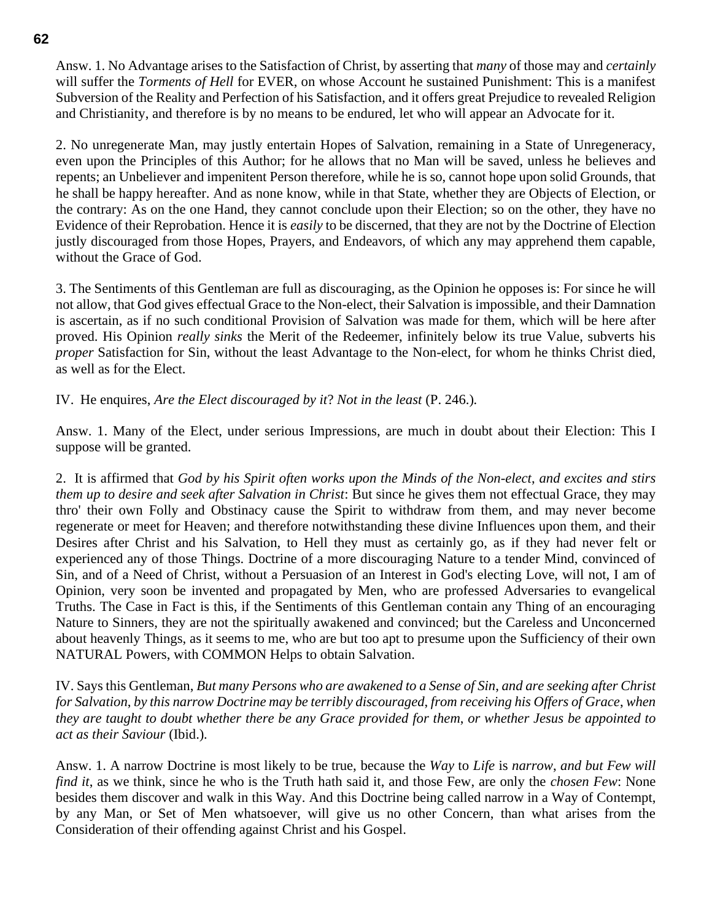Answ. 1. No Advantage arises to the Satisfaction of Christ, by asserting that *many* of those may and *certainly* will suffer the *Torments of Hell* for EVER, on whose Account he sustained Punishment: This is a manifest Subversion of the Reality and Perfection of his Satisfaction, and it offers great Prejudice to revealed Religion and Christianity, and therefore is by no means to be endured, let who will appear an Advocate for it.

2. No unregenerate Man, may justly entertain Hopes of Salvation, remaining in a State of Unregeneracy, even upon the Principles of this Author; for he allows that no Man will be saved, unless he believes and repents; an Unbeliever and impenitent Person therefore, while he is so, cannot hope upon solid Grounds, that he shall be happy hereafter. And as none know, while in that State, whether they are Objects of Election, or the contrary: As on the one Hand, they cannot conclude upon their Election; so on the other, they have no Evidence of their Reprobation. Hence it is *easily* to be discerned, that they are not by the Doctrine of Election justly discouraged from those Hopes, Prayers, and Endeavors, of which any may apprehend them capable, without the Grace of God.

3. The Sentiments of this Gentleman are full as discouraging, as the Opinion he opposes is: For since he will not allow, that God gives effectual Grace to the Non-elect, their Salvation is impossible, and their Damnation is ascertain, as if no such conditional Provision of Salvation was made for them, which will be here after proved. His Opinion *really sinks* the Merit of the Redeemer, infinitely below its true Value, subverts his *proper* Satisfaction for Sin, without the least Advantage to the Non-elect, for whom he thinks Christ died, as well as for the Elect.

IV. He enquires, *Are the Elect discouraged by it*? *Not in the least* (P. 246.).

Answ. 1. Many of the Elect, under serious Impressions, are much in doubt about their Election: This I suppose will be granted.

2. It is affirmed that *God by his Spirit often works upon the Minds of the Non-elect, and excites and stirs them up to desire and seek after Salvation in Christ*: But since he gives them not effectual Grace, they may thro' their own Folly and Obstinacy cause the Spirit to withdraw from them, and may never become regenerate or meet for Heaven; and therefore notwithstanding these divine Influences upon them, and their Desires after Christ and his Salvation, to Hell they must as certainly go, as if they had never felt or experienced any of those Things. Doctrine of a more discouraging Nature to a tender Mind, convinced of Sin, and of a Need of Christ, without a Persuasion of an Interest in God's electing Love, will not, I am of Opinion, very soon be invented and propagated by Men, who are professed Adversaries to evangelical Truths. The Case in Fact is this, if the Sentiments of this Gentleman contain any Thing of an encouraging Nature to Sinners, they are not the spiritually awakened and convinced; but the Careless and Unconcerned about heavenly Things, as it seems to me, who are but too apt to presume upon the Sufficiency of their own NATURAL Powers, with COMMON Helps to obtain Salvation.

IV. Says this Gentleman, *But many Persons who are awakened to a Sense of Sin*, *and are seeking after Christ for Salvation*, *by this narrow Doctrine may be terribly discouraged*, *from receiving his Offers of Grace*, *when they are taught to doubt whether there be any Grace provided for them*, *or whether Jesus be appointed to act as their Saviour* (Ibid.).

Answ. 1. A narrow Doctrine is most likely to be true, because the *Way* to *Life* is *narrow*, *and but Few will find it*, as we think, since he who is the Truth hath said it, and those Few, are only the *chosen Few*: None besides them discover and walk in this Way. And this Doctrine being called narrow in a Way of Contempt, by any Man, or Set of Men whatsoever, will give us no other Concern, than what arises from the Consideration of their offending against Christ and his Gospel.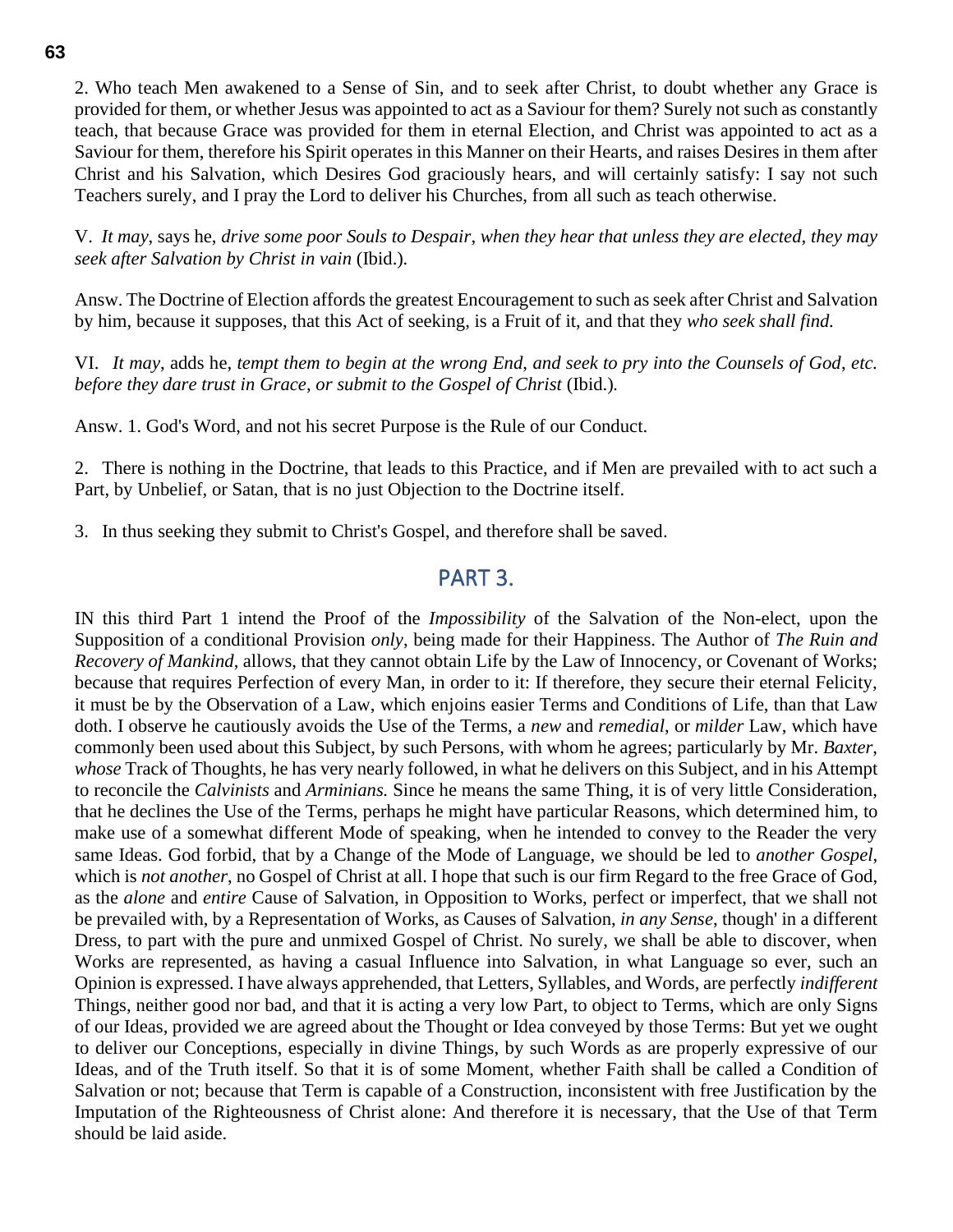2. Who teach Men awakened to a Sense of Sin, and to seek after Christ, to doubt whether any Grace is provided for them, or whether Jesus was appointed to act as a Saviour for them? Surely not such as constantly teach, that because Grace was provided for them in eternal Election, and Christ was appointed to act as a Saviour for them, therefore his Spirit operates in this Manner on their Hearts, and raises Desires in them after Christ and his Salvation, which Desires God graciously hears, and will certainly satisfy: I say not such Teachers surely, and I pray the Lord to deliver his Churches, from all such as teach otherwise.

V. *It may*, says he, *drive some poor Souls to Despair, when they hear that unless they are elected, they may seek after Salvation by Christ in vain* (Ibid.).

Answ. The Doctrine of Election affords the greatest Encouragement to such as seek after Christ and Salvation by him, because it supposes, that this Act of seeking, is a Fruit of it, and that they *who seek shall find.*

VI. *It may*, adds he, *tempt them to begin at the wrong End, and seek to pry into the Counsels of God, etc. before they dare trust in Grace, or submit to the Gospel of Christ* (Ibid.).

Answ. 1. God's Word, and not his secret Purpose is the Rule of our Conduct.

2. There is nothing in the Doctrine, that leads to this Practice, and if Men are prevailed with to act such a Part, by Unbelief, or Satan, that is no just Objection to the Doctrine itself.

3. In thus seeking they submit to Christ's Gospel, and therefore shall be saved.

## PART 3.

IN this third Part 1 intend the Proof of the *Impossibility* of the Salvation of the Non-elect, upon the Supposition of a conditional Provision *only*, being made for their Happiness. The Author of *The Ruin and Recovery of Mankind*, allows, that they cannot obtain Life by the Law of Innocency, or Covenant of Works; because that requires Perfection of every Man, in order to it: If therefore, they secure their eternal Felicity, it must be by the Observation of a Law, which enjoins easier Terms and Conditions of Life, than that Law doth. I observe he cautiously avoids the Use of the Terms, a *new* and *remedial*, or *milder* Law, which have commonly been used about this Subject, by such Persons, with whom he agrees; particularly by Mr. *Baxter*, *whose* Track of Thoughts, he has very nearly followed, in what he delivers on this Subject, and in his Attempt to reconcile the *Calvinists* and *Arminians.* Since he means the same Thing, it is of very little Consideration, that he declines the Use of the Terms, perhaps he might have particular Reasons, which determined him, to make use of a somewhat different Mode of speaking, when he intended to convey to the Reader the very same Ideas. God forbid, that by a Change of the Mode of Language, we should be led to *another Gospel*, which is *not another*, no Gospel of Christ at all. I hope that such is our firm Regard to the free Grace of God, as the *alone* and *entire* Cause of Salvation, in Opposition to Works, perfect or imperfect, that we shall not be prevailed with, by a Representation of Works, as Causes of Salvation, *in any Sense*, though' in a different Dress, to part with the pure and unmixed Gospel of Christ. No surely, we shall be able to discover, when Works are represented, as having a casual Influence into Salvation, in what Language so ever, such an Opinion is expressed. I have always apprehended, that Letters, Syllables, and Words, are perfectly *indifferent* Things, neither good nor bad, and that it is acting a very low Part, to object to Terms, which are only Signs of our Ideas, provided we are agreed about the Thought or Idea conveyed by those Terms: But yet we ought to deliver our Conceptions, especially in divine Things, by such Words as are properly expressive of our Ideas, and of the Truth itself. So that it is of some Moment, whether Faith shall be called a Condition of Salvation or not; because that Term is capable of a Construction, inconsistent with free Justification by the Imputation of the Righteousness of Christ alone: And therefore it is necessary, that the Use of that Term should be laid aside.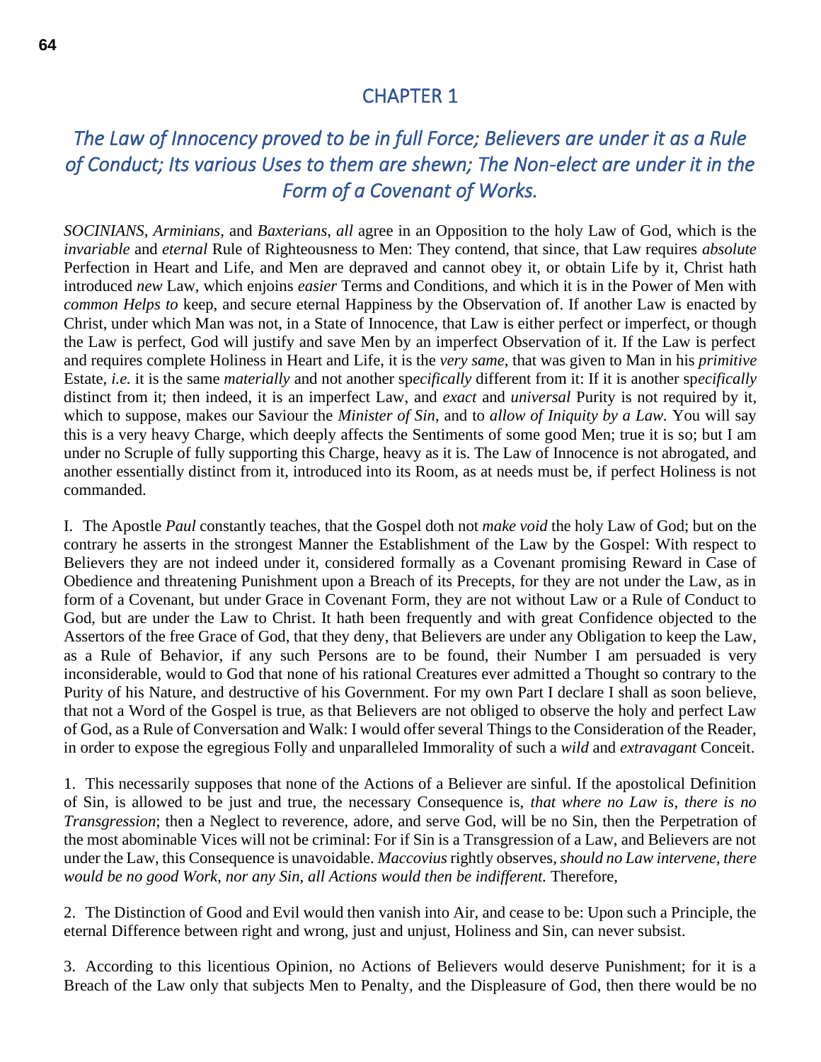# CHAPTER 1

## *The Law of Innocency proved to be in full Force; Believers are under it as a Rule of Conduct; Its various Uses to them are shewn; The Non-elect are under it in the Form of a Covenant of Works.*

*SOCINIANS*, *Arminians*, and *Baxterians*, *all* agree in an Opposition to the holy Law of God, which is the *invariable* and *eternal* Rule of Righteousness to Men: They contend, that since, that Law requires *absolute* Perfection in Heart and Life, and Men are depraved and cannot obey it, or obtain Life by it, Christ hath introduced *new* Law, which enjoins *easier* Terms and Conditions, and which it is in the Power of Men with *common Helps to* keep, and secure eternal Happiness by the Observation of. If another Law is enacted by Christ, under which Man was not, in a State of Innocence, that Law is either perfect or imperfect, or though the Law is perfect, God will justify and save Men by an imperfect Observation of it. If the Law is perfect and requires complete Holiness in Heart and Life, it is the *very same*, that was given to Man in his *primitive* Estate, *i.e.* it is the same *materially* and not another sp*ecifically* different from it: If it is another sp*ecifically* distinct from it; then indeed, it is an imperfect Law, and *exact* and *universal* Purity is not required by it, which to suppose, makes our Saviour the *Minister of Sin*, and to *allow of Iniquity by a Law.* You will say this is a very heavy Charge, which deeply affects the Sentiments of some good Men; true it is so; but I am under no Scruple of fully supporting this Charge, heavy as it is. The Law of Innocence is not abrogated, and another essentially distinct from it, introduced into its Room, as at needs must be, if perfect Holiness is not commanded.

I. The Apostle *Paul* constantly teaches, that the Gospel doth not *make void* the holy Law of God; but on the contrary he asserts in the strongest Manner the Establishment of the Law by the Gospel: With respect to Believers they are not indeed under it, considered formally as a Covenant promising Reward in Case of Obedience and threatening Punishment upon a Breach of its Precepts, for they are not under the Law, as in form of a Covenant, but under Grace in Covenant Form, they are not without Law or a Rule of Conduct to God, but are under the Law to Christ. It hath been frequently and with great Confidence objected to the Assertors of the free Grace of God, that they deny, that Believers are under any Obligation to keep the Law, as a Rule of Behavior, if any such Persons are to be found, their Number I am persuaded is very inconsiderable, would to God that none of his rational Creatures ever admitted a Thought so contrary to the Purity of his Nature, and destructive of his Government. For my own Part I declare I shall as soon believe, that not a Word of the Gospel is true, as that Believers are not obliged to observe the holy and perfect Law of God, as a Rule of Conversation and Walk: I would offer several Things to the Consideration of the Reader, in order to expose the egregious Folly and unparalleled Immorality of such a *wild* and *extravagant* Conceit.

1. This necessarily supposes that none of the Actions of a Believer are sinful. If the apostolical Definition of Sin, is allowed to be just and true, the necessary Consequence is, *that where no Law is*, *there is no Transgression*; then a Neglect to reverence, adore, and serve God, will be no Sin, then the Perpetration of the most abominable Vices will not be criminal: For if Sin is a Transgression of a Law, and Believers are not under the Law, this Consequence is unavoidable. *Maccovius* rightly observes, *should no Law intervene*, *there would be no good Work*, *nor any Sin*, *all Actions would then be indifferent.* Therefore,

2. The Distinction of Good and Evil would then vanish into Air, and cease to be: Upon such a Principle, the eternal Difference between right and wrong, just and unjust, Holiness and Sin, can never subsist.

3. According to this licentious Opinion, no Actions of Believers would deserve Punishment; for it is a Breach of the Law only that subjects Men to Penalty, and the Displeasure of God, then there would be no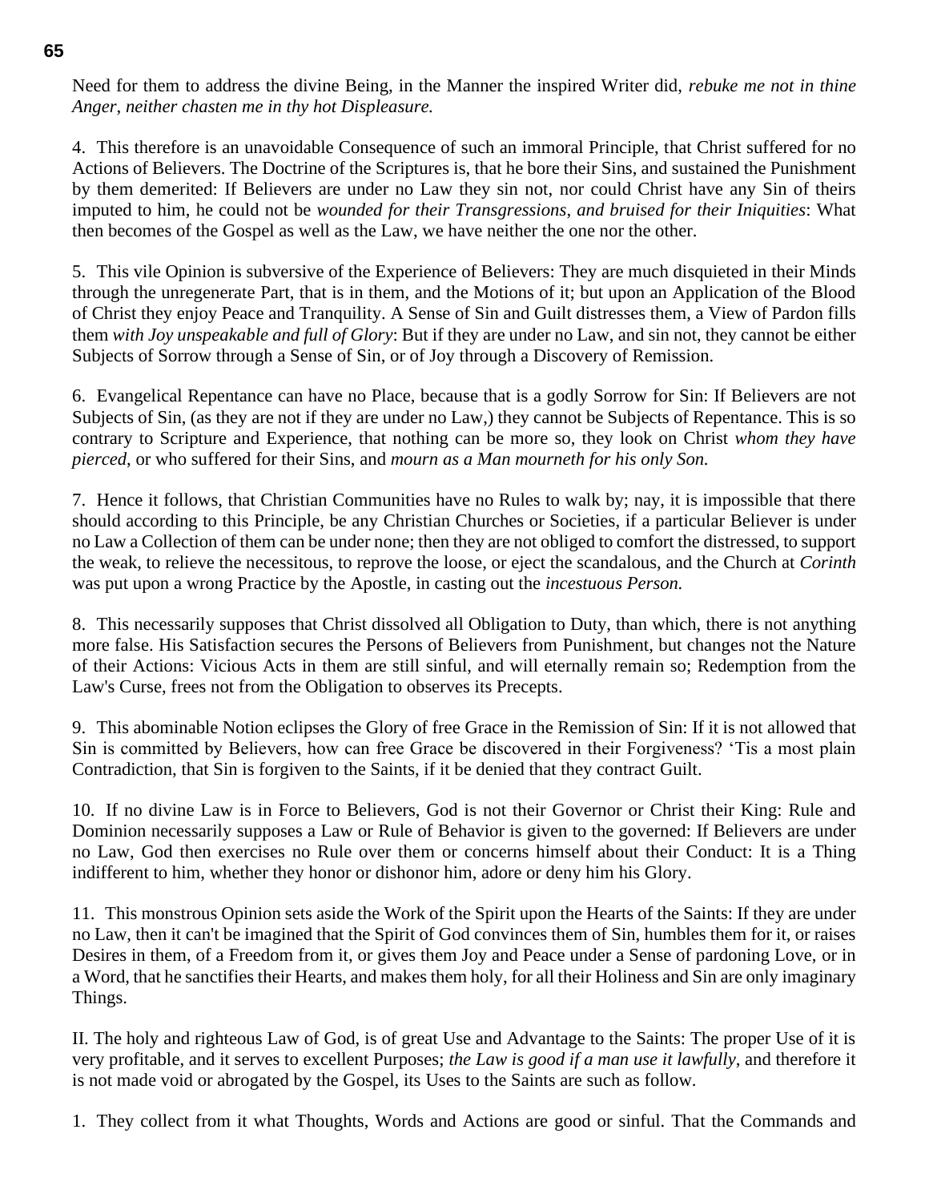Need for them to address the divine Being, in the Manner the inspired Writer did, *rebuke me not in thine Anger, neither chasten me in thy hot Displeasure.*

4. This therefore is an unavoidable Consequence of such an immoral Principle, that Christ suffered for no Actions of Believers. The Doctrine of the Scriptures is, that he bore their Sins, and sustained the Punishment by them demerited: If Believers are under no Law they sin not, nor could Christ have any Sin of theirs imputed to him, he could not be *wounded for their Transgressions, and bruised for their Iniquities*: What then becomes of the Gospel as well as the Law, we have neither the one nor the other.

5. This vile Opinion is subversive of the Experience of Believers: They are much disquieted in their Minds through the unregenerate Part, that is in them, and the Motions of it; but upon an Application of the Blood of Christ they enjoy Peace and Tranquility. A Sense of Sin and Guilt distresses them, a View of Pardon fills them *with Joy unspeakable and full of Glory*: But if they are under no Law, and sin not, they cannot be either Subjects of Sorrow through a Sense of Sin, or of Joy through a Discovery of Remission.

6. Evangelical Repentance can have no Place, because that is a godly Sorrow for Sin: If Believers are not Subjects of Sin, (as they are not if they are under no Law,) they cannot be Subjects of Repentance. This is so contrary to Scripture and Experience, that nothing can be more so, they look on Christ *whom they have pierced*, or who suffered for their Sins, and *mourn as a Man mourneth for his only Son.*

7. Hence it follows, that Christian Communities have no Rules to walk by; nay, it is impossible that there should according to this Principle, be any Christian Churches or Societies, if a particular Believer is under no Law a Collection of them can be under none; then they are not obliged to comfort the distressed, to support the weak, to relieve the necessitous, to reprove the loose, or eject the scandalous, and the Church at *Corinth* was put upon a wrong Practice by the Apostle, in casting out the *incestuous Person.*

8. This necessarily supposes that Christ dissolved all Obligation to Duty, than which, there is not anything more false. His Satisfaction secures the Persons of Believers from Punishment, but changes not the Nature of their Actions: Vicious Acts in them are still sinful, and will eternally remain so; Redemption from the Law's Curse, frees not from the Obligation to observes its Precepts.

9. This abominable Notion eclipses the Glory of free Grace in the Remission of Sin: If it is not allowed that Sin is committed by Believers, how can free Grace be discovered in their Forgiveness? 'Tis a most plain Contradiction, that Sin is forgiven to the Saints, if it be denied that they contract Guilt.

10. If no divine Law is in Force to Believers, God is not their Governor or Christ their King: Rule and Dominion necessarily supposes a Law or Rule of Behavior is given to the governed: If Believers are under no Law, God then exercises no Rule over them or concerns himself about their Conduct: It is a Thing indifferent to him, whether they honor or dishonor him, adore or deny him his Glory.

11. This monstrous Opinion sets aside the Work of the Spirit upon the Hearts of the Saints: If they are under no Law, then it can't be imagined that the Spirit of God convinces them of Sin, humbles them for it, or raises Desires in them, of a Freedom from it, or gives them Joy and Peace under a Sense of pardoning Love, or in a Word, that he sanctifies their Hearts, and makes them holy, for all their Holiness and Sin are only imaginary Things.

II. The holy and righteous Law of God, is of great Use and Advantage to the Saints: The proper Use of it is very profitable, and it serves to excellent Purposes; *the Law is good if a man use it lawfully*, and therefore it is not made void or abrogated by the Gospel, its Uses to the Saints are such as follow.

1. They collect from it what Thoughts, Words and Actions are good or sinful. That the Commands and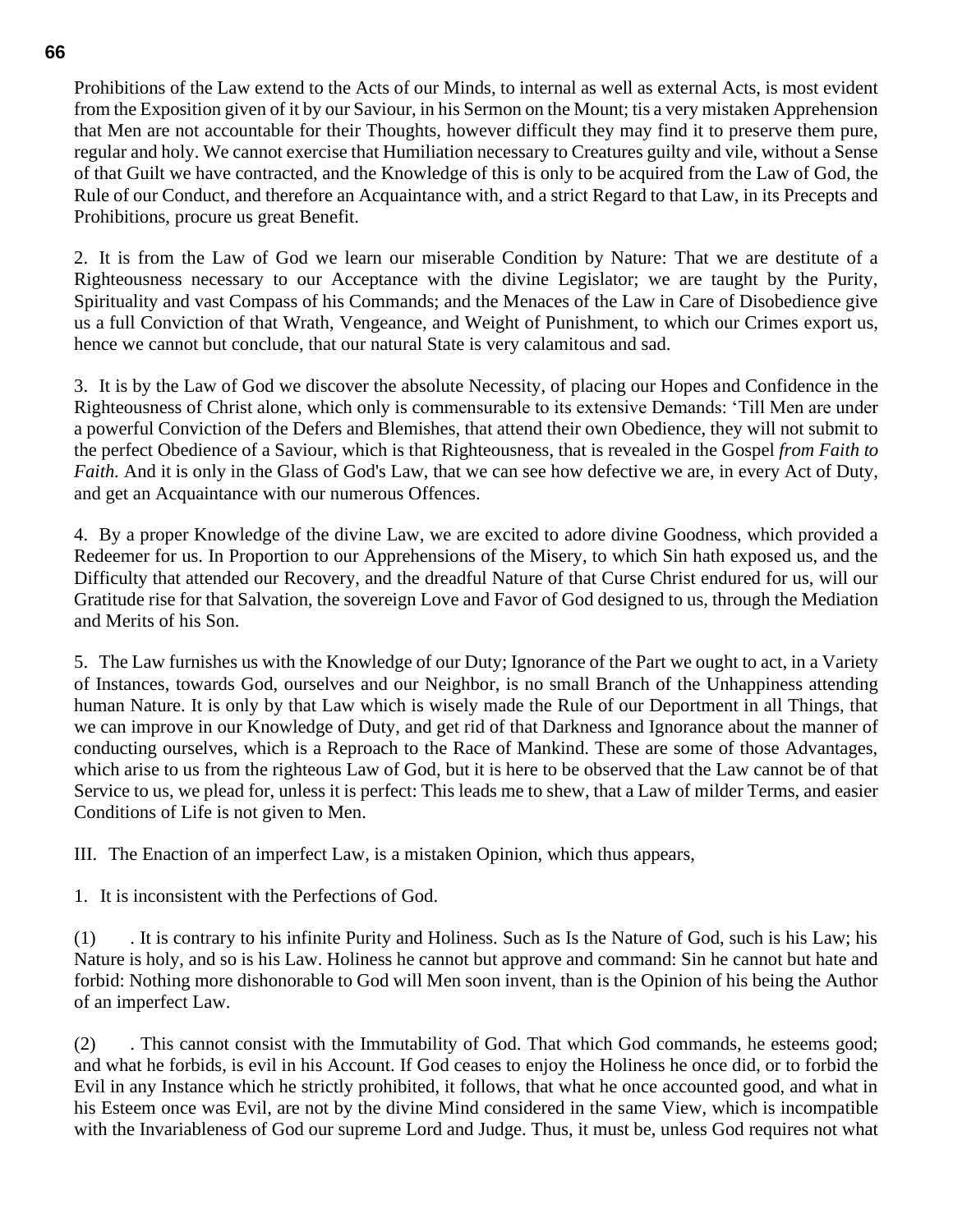Prohibitions of the Law extend to the Acts of our Minds, to internal as well as external Acts, is most evident from the Exposition given of it by our Saviour, in his Sermon on the Mount; tis a very mistaken Apprehension that Men are not accountable for their Thoughts, however difficult they may find it to preserve them pure, regular and holy. We cannot exercise that Humiliation necessary to Creatures guilty and vile, without a Sense of that Guilt we have contracted, and the Knowledge of this is only to be acquired from the Law of God, the Rule of our Conduct, and therefore an Acquaintance with, and a strict Regard to that Law, in its Precepts and Prohibitions, procure us great Benefit.

2. It is from the Law of God we learn our miserable Condition by Nature: That we are destitute of a Righteousness necessary to our Acceptance with the divine Legislator; we are taught by the Purity, Spirituality and vast Compass of his Commands; and the Menaces of the Law in Care of Disobedience give us a full Conviction of that Wrath, Vengeance, and Weight of Punishment, to which our Crimes export us, hence we cannot but conclude, that our natural State is very calamitous and sad.

3. It is by the Law of God we discover the absolute Necessity, of placing our Hopes and Confidence in the Righteousness of Christ alone, which only is commensurable to its extensive Demands: 'Till Men are under a powerful Conviction of the Defers and Blemishes, that attend their own Obedience, they will not submit to the perfect Obedience of a Saviour, which is that Righteousness, that is revealed in the Gospel *from Faith to Faith.* And it is only in the Glass of God's Law, that we can see how defective we are, in every Act of Duty, and get an Acquaintance with our numerous Offences.

4. By a proper Knowledge of the divine Law, we are excited to adore divine Goodness, which provided a Redeemer for us. In Proportion to our Apprehensions of the Misery, to which Sin hath exposed us, and the Difficulty that attended our Recovery, and the dreadful Nature of that Curse Christ endured for us, will our Gratitude rise for that Salvation, the sovereign Love and Favor of God designed to us, through the Mediation and Merits of his Son.

5. The Law furnishes us with the Knowledge of our Duty; Ignorance of the Part we ought to act, in a Variety of Instances, towards God, ourselves and our Neighbor, is no small Branch of the Unhappiness attending human Nature. It is only by that Law which is wisely made the Rule of our Deportment in all Things, that we can improve in our Knowledge of Duty, and get rid of that Darkness and Ignorance about the manner of conducting ourselves, which is a Reproach to the Race of Mankind. These are some of those Advantages, which arise to us from the righteous Law of God, but it is here to be observed that the Law cannot be of that Service to us, we plead for, unless it is perfect: This leads me to shew, that a Law of milder Terms, and easier Conditions of Life is not given to Men.

III. The Enaction of an imperfect Law, is a mistaken Opinion, which thus appears,

1. It is inconsistent with the Perfections of God.

(1) . It is contrary to his infinite Purity and Holiness. Such as Is the Nature of God, such is his Law; his Nature is holy, and so is his Law. Holiness he cannot but approve and command: Sin he cannot but hate and forbid: Nothing more dishonorable to God will Men soon invent, than is the Opinion of his being the Author of an imperfect Law.

(2) . This cannot consist with the Immutability of God. That which God commands, he esteems good; and what he forbids, is evil in his Account. If God ceases to enjoy the Holiness he once did, or to forbid the Evil in any Instance which he strictly prohibited, it follows, that what he once accounted good, and what in his Esteem once was Evil, are not by the divine Mind considered in the same View, which is incompatible with the Invariableness of God our supreme Lord and Judge. Thus, it must be, unless God requires not what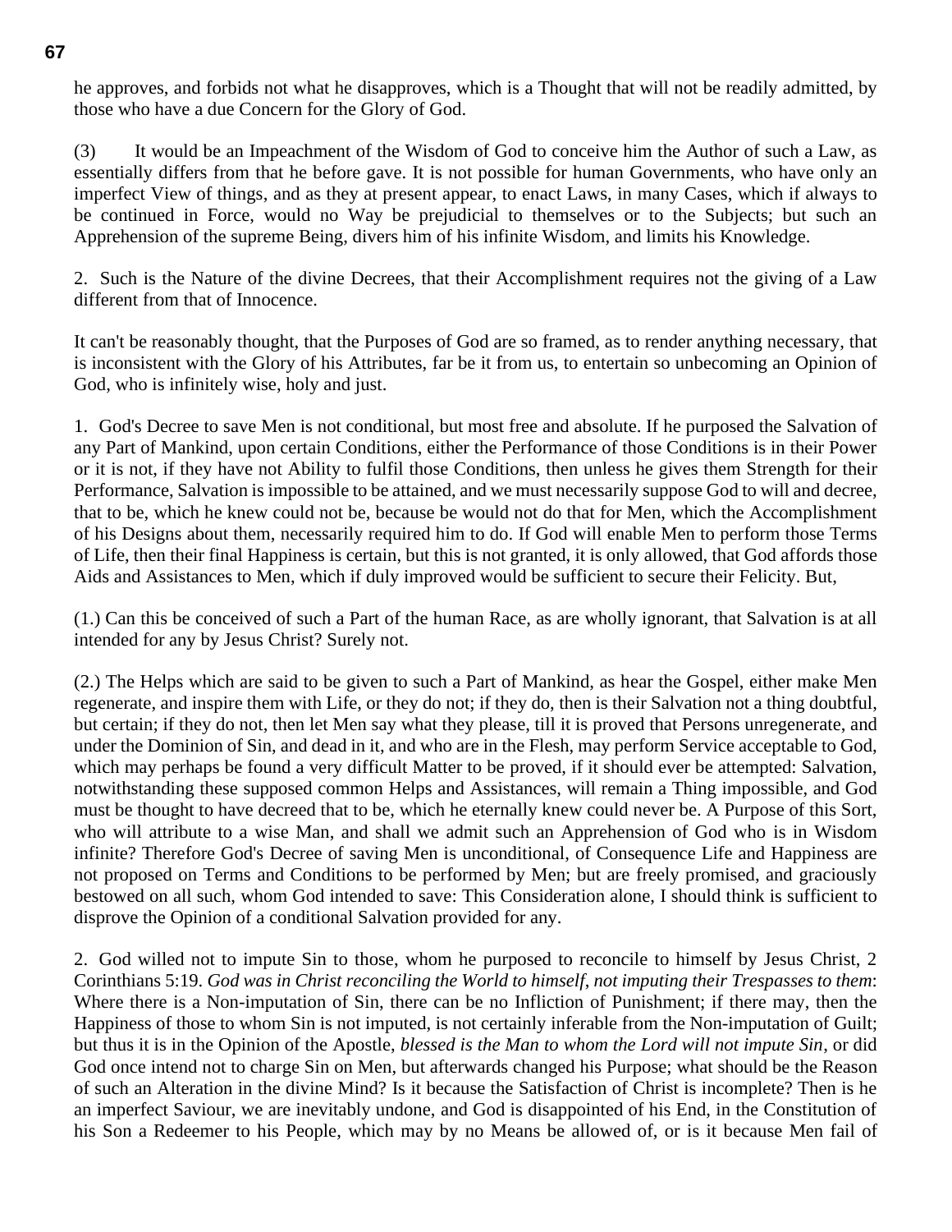he approves, and forbids not what he disapproves, which is a Thought that will not be readily admitted, by those who have a due Concern for the Glory of God.

(3) It would be an Impeachment of the Wisdom of God to conceive him the Author of such a Law, as essentially differs from that he before gave. It is not possible for human Governments, who have only an imperfect View of things, and as they at present appear, to enact Laws, in many Cases, which if always to be continued in Force, would no Way be prejudicial to themselves or to the Subjects; but such an Apprehension of the supreme Being, divers him of his infinite Wisdom, and limits his Knowledge.

2. Such is the Nature of the divine Decrees, that their Accomplishment requires not the giving of a Law different from that of Innocence.

It can't be reasonably thought, that the Purposes of God are so framed, as to render anything necessary, that is inconsistent with the Glory of his Attributes, far be it from us, to entertain so unbecoming an Opinion of God, who is infinitely wise, holy and just.

1. God's Decree to save Men is not conditional, but most free and absolute. If he purposed the Salvation of any Part of Mankind, upon certain Conditions, either the Performance of those Conditions is in their Power or it is not, if they have not Ability to fulfil those Conditions, then unless he gives them Strength for their Performance, Salvation is impossible to be attained, and we must necessarily suppose God to will and decree, that to be, which he knew could not be, because be would not do that for Men, which the Accomplishment of his Designs about them, necessarily required him to do. If God will enable Men to perform those Terms of Life, then their final Happiness is certain, but this is not granted, it is only allowed, that God affords those Aids and Assistances to Men, which if duly improved would be sufficient to secure their Felicity. But,

(1.) Can this be conceived of such a Part of the human Race, as are wholly ignorant, that Salvation is at all intended for any by Jesus Christ? Surely not.

(2.) The Helps which are said to be given to such a Part of Mankind, as hear the Gospel, either make Men regenerate, and inspire them with Life, or they do not; if they do, then is their Salvation not a thing doubtful, but certain; if they do not, then let Men say what they please, till it is proved that Persons unregenerate, and under the Dominion of Sin, and dead in it, and who are in the Flesh, may perform Service acceptable to God, which may perhaps be found a very difficult Matter to be proved, if it should ever be attempted: Salvation, notwithstanding these supposed common Helps and Assistances, will remain a Thing impossible, and God must be thought to have decreed that to be, which he eternally knew could never be. A Purpose of this Sort, who will attribute to a wise Man, and shall we admit such an Apprehension of God who is in Wisdom infinite? Therefore God's Decree of saving Men is unconditional, of Consequence Life and Happiness are not proposed on Terms and Conditions to be performed by Men; but are freely promised, and graciously bestowed on all such, whom God intended to save: This Consideration alone, I should think is sufficient to disprove the Opinion of a conditional Salvation provided for any.

2. God willed not to impute Sin to those, whom he purposed to reconcile to himself by Jesus Christ, 2 Corinthians 5:19. *God was in Christ reconciling the World to himself, not imputing their Trespasses to them*: Where there is a Non-imputation of Sin, there can be no Infliction of Punishment; if there may, then the Happiness of those to whom Sin is not imputed, is not certainly inferable from the Non-imputation of Guilt; but thus it is in the Opinion of the Apostle, *blessed is the Man to whom the Lord will not impute Sin*, or did God once intend not to charge Sin on Men, but afterwards changed his Purpose; what should be the Reason of such an Alteration in the divine Mind? Is it because the Satisfaction of Christ is incomplete? Then is he an imperfect Saviour, we are inevitably undone, and God is disappointed of his End, in the Constitution of his Son a Redeemer to his People, which may by no Means be allowed of, or is it because Men fail of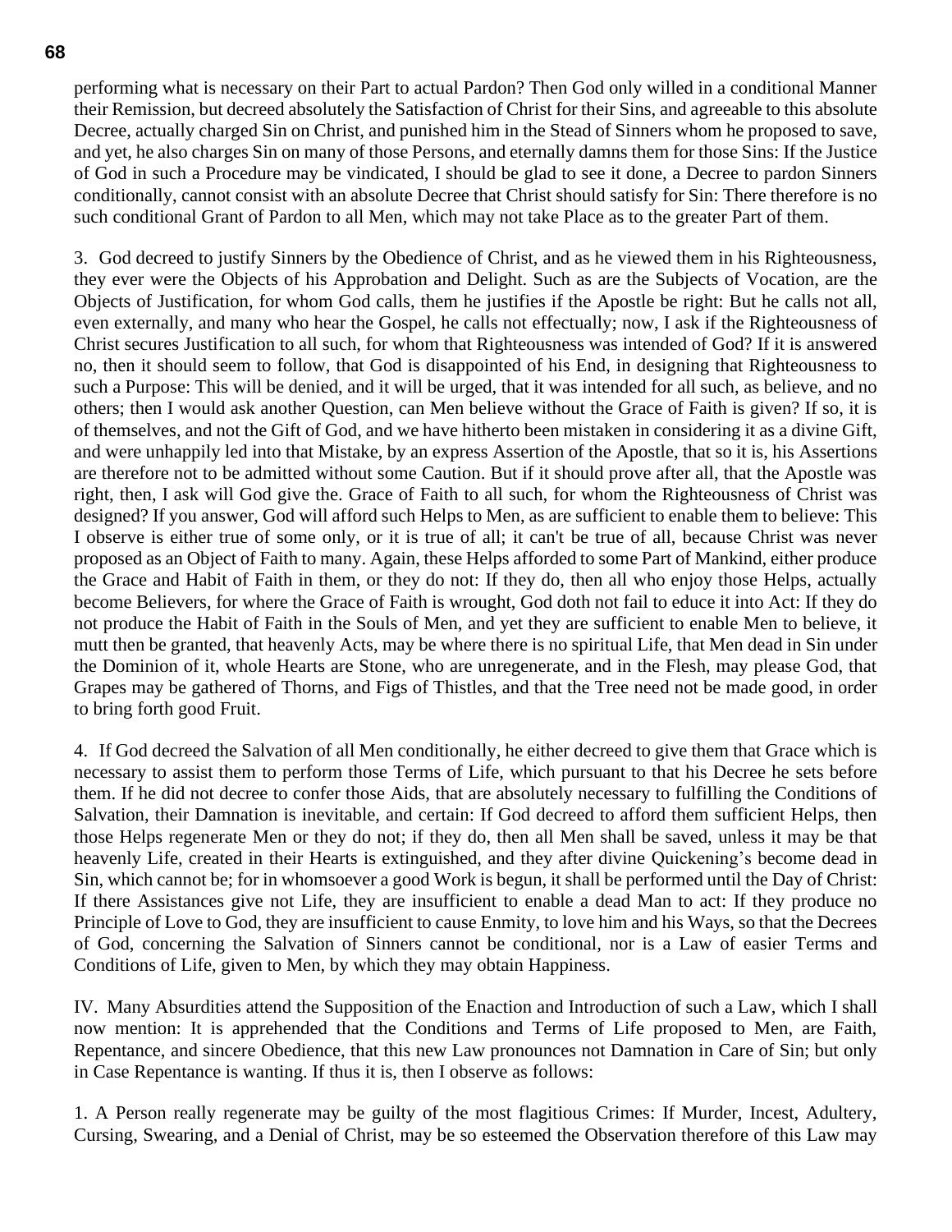performing what is necessary on their Part to actual Pardon? Then God only willed in a conditional Manner their Remission, but decreed absolutely the Satisfaction of Christ for their Sins, and agreeable to this absolute Decree, actually charged Sin on Christ, and punished him in the Stead of Sinners whom he proposed to save, and yet, he also charges Sin on many of those Persons, and eternally damns them for those Sins: If the Justice of God in such a Procedure may be vindicated, I should be glad to see it done, a Decree to pardon Sinners conditionally, cannot consist with an absolute Decree that Christ should satisfy for Sin: There therefore is no such conditional Grant of Pardon to all Men, which may not take Place as to the greater Part of them.

3. God decreed to justify Sinners by the Obedience of Christ, and as he viewed them in his Righteousness, they ever were the Objects of his Approbation and Delight. Such as are the Subjects of Vocation, are the Objects of Justification, for whom God calls, them he justifies if the Apostle be right: But he calls not all, even externally, and many who hear the Gospel, he calls not effectually; now, I ask if the Righteousness of Christ secures Justification to all such, for whom that Righteousness was intended of God? If it is answered no, then it should seem to follow, that God is disappointed of his End, in designing that Righteousness to such a Purpose: This will be denied, and it will be urged, that it was intended for all such, as believe, and no others; then I would ask another Question, can Men believe without the Grace of Faith is given? If so, it is of themselves, and not the Gift of God, and we have hitherto been mistaken in considering it as a divine Gift, and were unhappily led into that Mistake, by an express Assertion of the Apostle, that so it is, his Assertions are therefore not to be admitted without some Caution. But if it should prove after all, that the Apostle was right, then, I ask will God give the. Grace of Faith to all such, for whom the Righteousness of Christ was designed? If you answer, God will afford such Helps to Men, as are sufficient to enable them to believe: This I observe is either true of some only, or it is true of all; it can't be true of all, because Christ was never proposed as an Object of Faith to many. Again, these Helps afforded to some Part of Mankind, either produce the Grace and Habit of Faith in them, or they do not: If they do, then all who enjoy those Helps, actually become Believers, for where the Grace of Faith is wrought, God doth not fail to educe it into Act: If they do not produce the Habit of Faith in the Souls of Men, and yet they are sufficient to enable Men to believe, it mutt then be granted, that heavenly Acts, may be where there is no spiritual Life, that Men dead in Sin under the Dominion of it, whole Hearts are Stone, who are unregenerate, and in the Flesh, may please God, that Grapes may be gathered of Thorns, and Figs of Thistles, and that the Tree need not be made good, in order to bring forth good Fruit.

4. If God decreed the Salvation of all Men conditionally, he either decreed to give them that Grace which is necessary to assist them to perform those Terms of Life, which pursuant to that his Decree he sets before them. If he did not decree to confer those Aids, that are absolutely necessary to fulfilling the Conditions of Salvation, their Damnation is inevitable, and certain: If God decreed to afford them sufficient Helps, then those Helps regenerate Men or they do not; if they do, then all Men shall be saved, unless it may be that heavenly Life, created in their Hearts is extinguished, and they after divine Quickening's become dead in Sin, which cannot be; for in whomsoever a good Work is begun, it shall be performed until the Day of Christ: If there Assistances give not Life, they are insufficient to enable a dead Man to act: If they produce no Principle of Love to God, they are insufficient to cause Enmity, to love him and his Ways, so that the Decrees of God, concerning the Salvation of Sinners cannot be conditional, nor is a Law of easier Terms and Conditions of Life, given to Men, by which they may obtain Happiness.

IV. Many Absurdities attend the Supposition of the Enaction and Introduction of such a Law, which I shall now mention: It is apprehended that the Conditions and Terms of Life proposed to Men, are Faith, Repentance, and sincere Obedience, that this new Law pronounces not Damnation in Care of Sin; but only in Case Repentance is wanting. If thus it is, then I observe as follows:

1. A Person really regenerate may be guilty of the most flagitious Crimes: If Murder, Incest, Adultery, Cursing, Swearing, and a Denial of Christ, may be so esteemed the Observation therefore of this Law may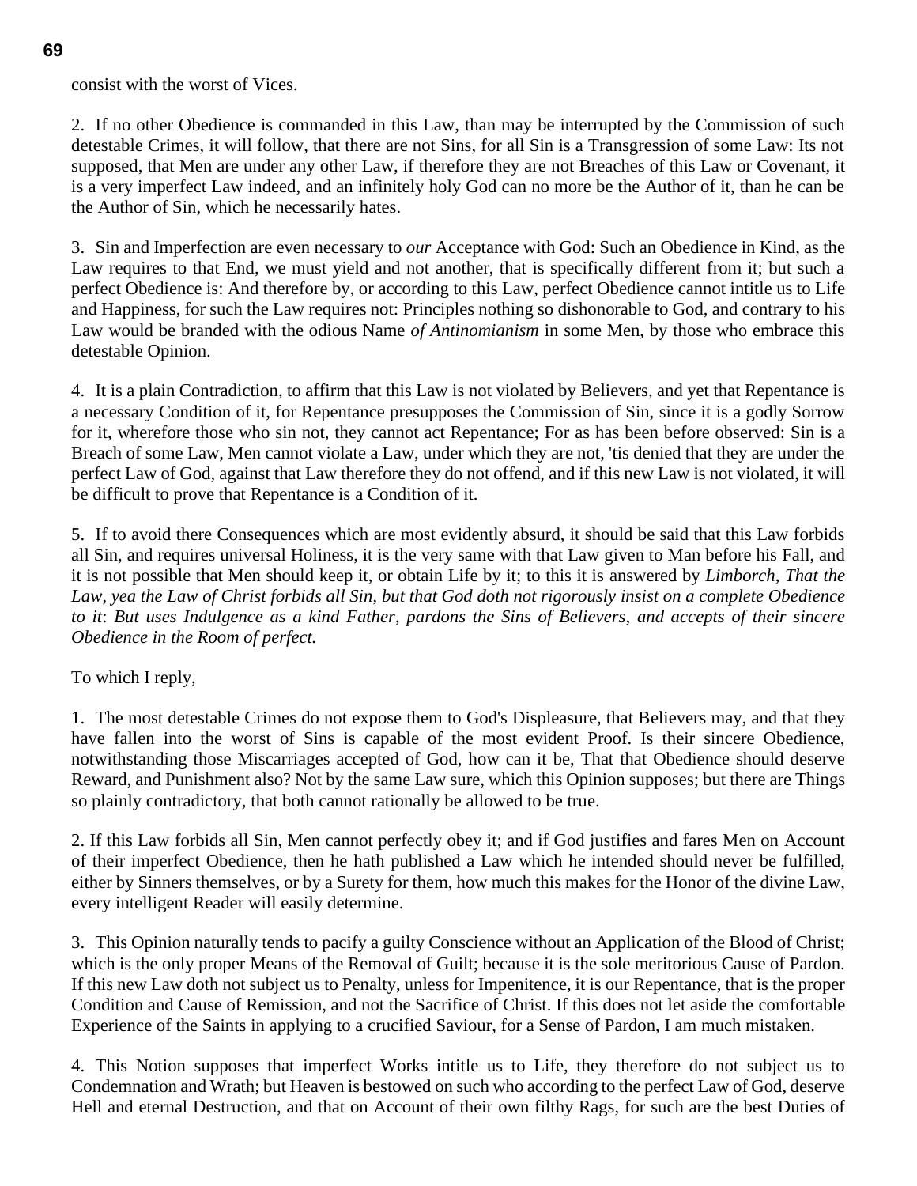consist with the worst of Vices.

2. If no other Obedience is commanded in this Law, than may be interrupted by the Commission of such detestable Crimes, it will follow, that there are not Sins, for all Sin is a Transgression of some Law: Its not supposed, that Men are under any other Law, if therefore they are not Breaches of this Law or Covenant, it is a very imperfect Law indeed, and an infinitely holy God can no more be the Author of it, than he can be the Author of Sin, which he necessarily hates.

3. Sin and Imperfection are even necessary to *our* Acceptance with God: Such an Obedience in Kind, as the Law requires to that End, we must yield and not another, that is specifically different from it; but such a perfect Obedience is: And therefore by, or according to this Law, perfect Obedience cannot intitle us to Life and Happiness, for such the Law requires not: Principles nothing so dishonorable to God, and contrary to his Law would be branded with the odious Name *of Antinomianism* in some Men, by those who embrace this detestable Opinion.

4. It is a plain Contradiction, to affirm that this Law is not violated by Believers, and yet that Repentance is a necessary Condition of it, for Repentance presupposes the Commission of Sin, since it is a godly Sorrow for it, wherefore those who sin not, they cannot act Repentance; For as has been before observed: Sin is a Breach of some Law, Men cannot violate a Law, under which they are not, 'tis denied that they are under the perfect Law of God, against that Law therefore they do not offend, and if this new Law is not violated, it will be difficult to prove that Repentance is a Condition of it.

5. If to avoid there Consequences which are most evidently absurd, it should be said that this Law forbids all Sin, and requires universal Holiness, it is the very same with that Law given to Man before his Fall, and it is not possible that Men should keep it, or obtain Life by it; to this it is answered by *Limborch*, *That the Law*, *yea the Law of Christ forbids all Sin*, *but that God doth not rigorously insist on a complete Obedience to it*: *But uses Indulgence as a kind Father*, *pardons the Sins of Believers*, *and accepts of their sincere Obedience in the Room of perfect.*

To which I reply,

1. The most detestable Crimes do not expose them to God's Displeasure, that Believers may, and that they have fallen into the worst of Sins is capable of the most evident Proof. Is their sincere Obedience, notwithstanding those Miscarriages accepted of God, how can it be, That that Obedience should deserve Reward, and Punishment also? Not by the same Law sure, which this Opinion supposes; but there are Things so plainly contradictory, that both cannot rationally be allowed to be true.

2. If this Law forbids all Sin, Men cannot perfectly obey it; and if God justifies and fares Men on Account of their imperfect Obedience, then he hath published a Law which he intended should never be fulfilled, either by Sinners themselves, or by a Surety for them, how much this makes for the Honor of the divine Law, every intelligent Reader will easily determine.

3. This Opinion naturally tends to pacify a guilty Conscience without an Application of the Blood of Christ; which is the only proper Means of the Removal of Guilt; because it is the sole meritorious Cause of Pardon. If this new Law doth not subject us to Penalty, unless for Impenitence, it is our Repentance, that is the proper Condition and Cause of Remission, and not the Sacrifice of Christ. If this does not let aside the comfortable Experience of the Saints in applying to a crucified Saviour, for a Sense of Pardon, I am much mistaken.

4. This Notion supposes that imperfect Works intitle us to Life, they therefore do not subject us to Condemnation and Wrath; but Heaven is bestowed on such who according to the perfect Law of God, deserve Hell and eternal Destruction, and that on Account of their own filthy Rags, for such are the best Duties of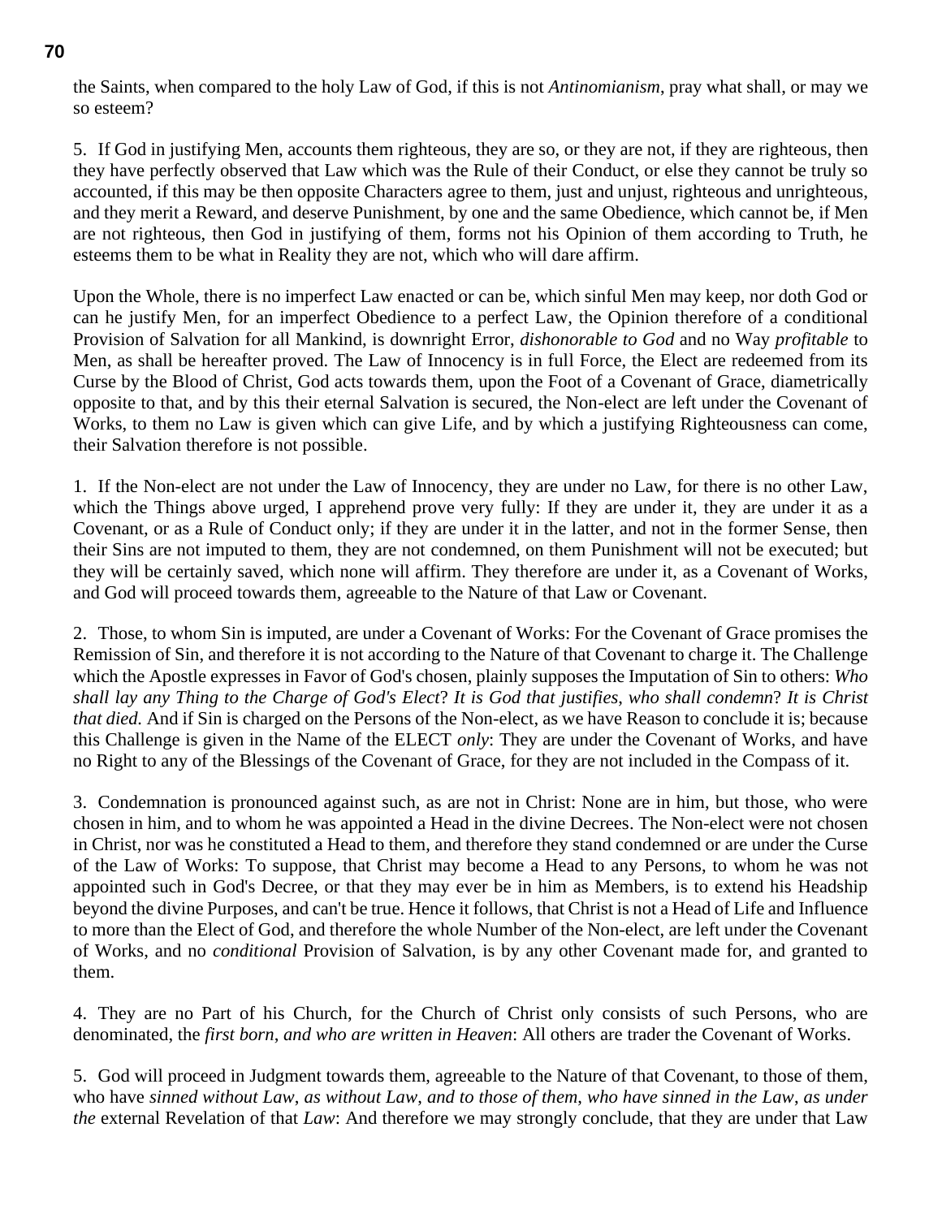the Saints, when compared to the holy Law of God, if this is not *Antinomianism*, pray what shall, or may we so esteem?

5. If God in justifying Men, accounts them righteous, they are so, or they are not, if they are righteous, then they have perfectly observed that Law which was the Rule of their Conduct, or else they cannot be truly so accounted, if this may be then opposite Characters agree to them, just and unjust, righteous and unrighteous, and they merit a Reward, and deserve Punishment, by one and the same Obedience, which cannot be, if Men are not righteous, then God in justifying of them, forms not his Opinion of them according to Truth, he esteems them to be what in Reality they are not, which who will dare affirm.

Upon the Whole, there is no imperfect Law enacted or can be, which sinful Men may keep, nor doth God or can he justify Men, for an imperfect Obedience to a perfect Law, the Opinion therefore of a conditional Provision of Salvation for all Mankind, is downright Error, *dishonorable to God* and no Way *profitable* to Men, as shall be hereafter proved. The Law of Innocency is in full Force, the Elect are redeemed from its Curse by the Blood of Christ, God acts towards them, upon the Foot of a Covenant of Grace, diametrically opposite to that, and by this their eternal Salvation is secured, the Non-elect are left under the Covenant of Works, to them no Law is given which can give Life, and by which a justifying Righteousness can come, their Salvation therefore is not possible.

1. If the Non-elect are not under the Law of Innocency, they are under no Law, for there is no other Law, which the Things above urged, I apprehend prove very fully: If they are under it, they are under it as a Covenant, or as a Rule of Conduct only; if they are under it in the latter, and not in the former Sense, then their Sins are not imputed to them, they are not condemned, on them Punishment will not be executed; but they will be certainly saved, which none will affirm. They therefore are under it, as a Covenant of Works, and God will proceed towards them, agreeable to the Nature of that Law or Covenant.

2. Those, to whom Sin is imputed, are under a Covenant of Works: For the Covenant of Grace promises the Remission of Sin, and therefore it is not according to the Nature of that Covenant to charge it. The Challenge which the Apostle expresses in Favor of God's chosen, plainly supposes the Imputation of Sin to others: *Who shall lay any Thing to the Charge of God's Elect*? *It is God that justifies, who shall condemn*? *It is Christ that died.* And if Sin is charged on the Persons of the Non-elect, as we have Reason to conclude it is; because this Challenge is given in the Name of the ELECT *only*: They are under the Covenant of Works, and have no Right to any of the Blessings of the Covenant of Grace, for they are not included in the Compass of it.

3. Condemnation is pronounced against such, as are not in Christ: None are in him, but those, who were chosen in him, and to whom he was appointed a Head in the divine Decrees. The Non-elect were not chosen in Christ, nor was he constituted a Head to them, and therefore they stand condemned or are under the Curse of the Law of Works: To suppose, that Christ may become a Head to any Persons, to whom he was not appointed such in God's Decree, or that they may ever be in him as Members, is to extend his Headship beyond the divine Purposes, and can't be true. Hence it follows, that Christ is not a Head of Life and Influence to more than the Elect of God, and therefore the whole Number of the Non-elect, are left under the Covenant of Works, and no *conditional* Provision of Salvation, is by any other Covenant made for, and granted to them.

4. They are no Part of his Church, for the Church of Christ only consists of such Persons, who are denominated, the *first born*, *and who are written in Heaven*: All others are trader the Covenant of Works.

5. God will proceed in Judgment towards them, agreeable to the Nature of that Covenant, to those of them, who have *sinned without Law, as without Law, and to those of them, who have sinned in the Law, as under the* external Revelation of that *Law*: And therefore we may strongly conclude, that they are under that Law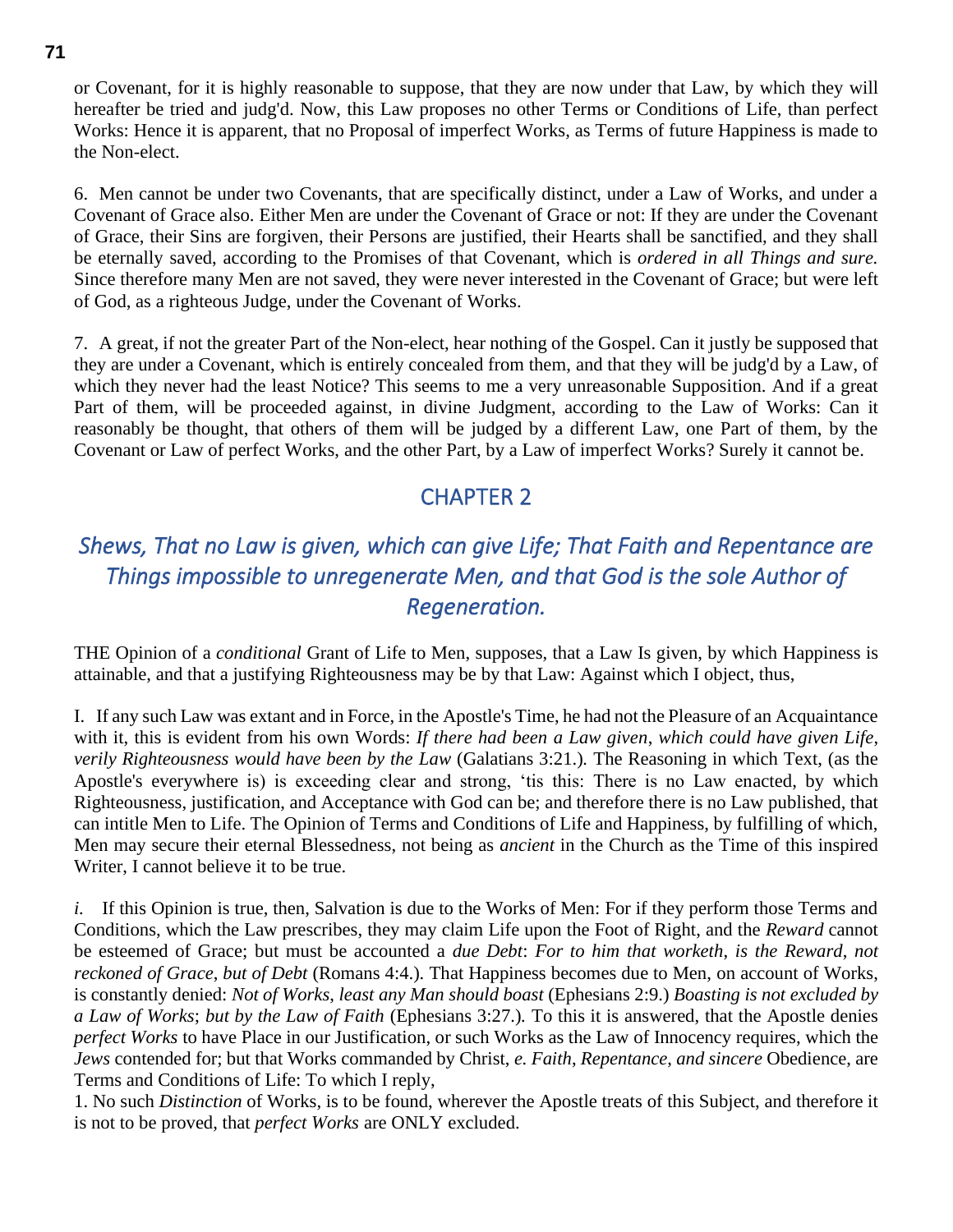or Covenant, for it is highly reasonable to suppose, that they are now under that Law, by which they will hereafter be tried and judg'd. Now, this Law proposes no other Terms or Conditions of Life, than perfect Works: Hence it is apparent, that no Proposal of imperfect Works, as Terms of future Happiness is made to the Non-elect.

6. Men cannot be under two Covenants, that are specifically distinct, under a Law of Works, and under a Covenant of Grace also. Either Men are under the Covenant of Grace or not: If they are under the Covenant of Grace, their Sins are forgiven, their Persons are justified, their Hearts shall be sanctified, and they shall be eternally saved, according to the Promises of that Covenant, which is *ordered in all Things and sure.* Since therefore many Men are not saved, they were never interested in the Covenant of Grace; but were left of God, as a righteous Judge, under the Covenant of Works.

7. A great, if not the greater Part of the Non-elect, hear nothing of the Gospel. Can it justly be supposed that they are under a Covenant, which is entirely concealed from them, and that they will be judg'd by a Law, of which they never had the least Notice? This seems to me a very unreasonable Supposition. And if a great Part of them, will be proceeded against, in divine Judgment, according to the Law of Works: Can it reasonably be thought, that others of them will be judged by a different Law, one Part of them, by the Covenant or Law of perfect Works, and the other Part, by a Law of imperfect Works? Surely it cannot be.

## CHAPTER 2

### *Shews, That no Law is given, which can give Life; That Faith and Repentance are Things impossible to unregenerate Men, and that God is the sole Author of Regeneration.*

THE Opinion of a *conditional* Grant of Life to Men, supposes, that a Law Is given, by which Happiness is attainable, and that a justifying Righteousness may be by that Law: Against which I object, thus,

I. If any such Law was extant and in Force, in the Apostle's Time, he had not the Pleasure of an Acquaintance with it, this is evident from his own Words: *If there had been a Law given*, *which could have given Life*, *verily Righteousness would have been by the Law* (Galatians 3:21.). The Reasoning in which Text, (as the Apostle's everywhere is) is exceeding clear and strong, 'tis this: There is no Law enacted, by which Righteousness, justification, and Acceptance with God can be; and therefore there is no Law published, that can intitle Men to Life. The Opinion of Terms and Conditions of Life and Happiness, by fulfilling of which, Men may secure their eternal Blessedness, not being as *ancient* in the Church as the Time of this inspired Writer, I cannot believe it to be true.

*i.* If this Opinion is true, then, Salvation is due to the Works of Men: For if they perform those Terms and Conditions, which the Law prescribes, they may claim Life upon the Foot of Right, and the *Reward* cannot be esteemed of Grace; but must be accounted a *due Debt*: *For to him that worketh*, *is the Reward*, *not reckoned of Grace*, *but of Debt* (Romans 4:4.). That Happiness becomes due to Men, on account of Works, is constantly denied: *Not of Works*, *least any Man should boast* (Ephesians 2:9.) *Boasting is not excluded by a Law of Works*; *but by the Law of Faith* (Ephesians 3:27.). To this it is answered, that the Apostle denies *perfect Works* to have Place in our Justification, or such Works as the Law of Innocency requires, which the *Jews* contended for; but that Works commanded by Christ, *e. Faith*, *Repentance*, *and sincere* Obedience, are Terms and Conditions of Life: To which I reply,

1. No such *Distinction* of Works, is to be found, wherever the Apostle treats of this Subject, and therefore it is not to be proved, that *perfect Works* are ONLY excluded.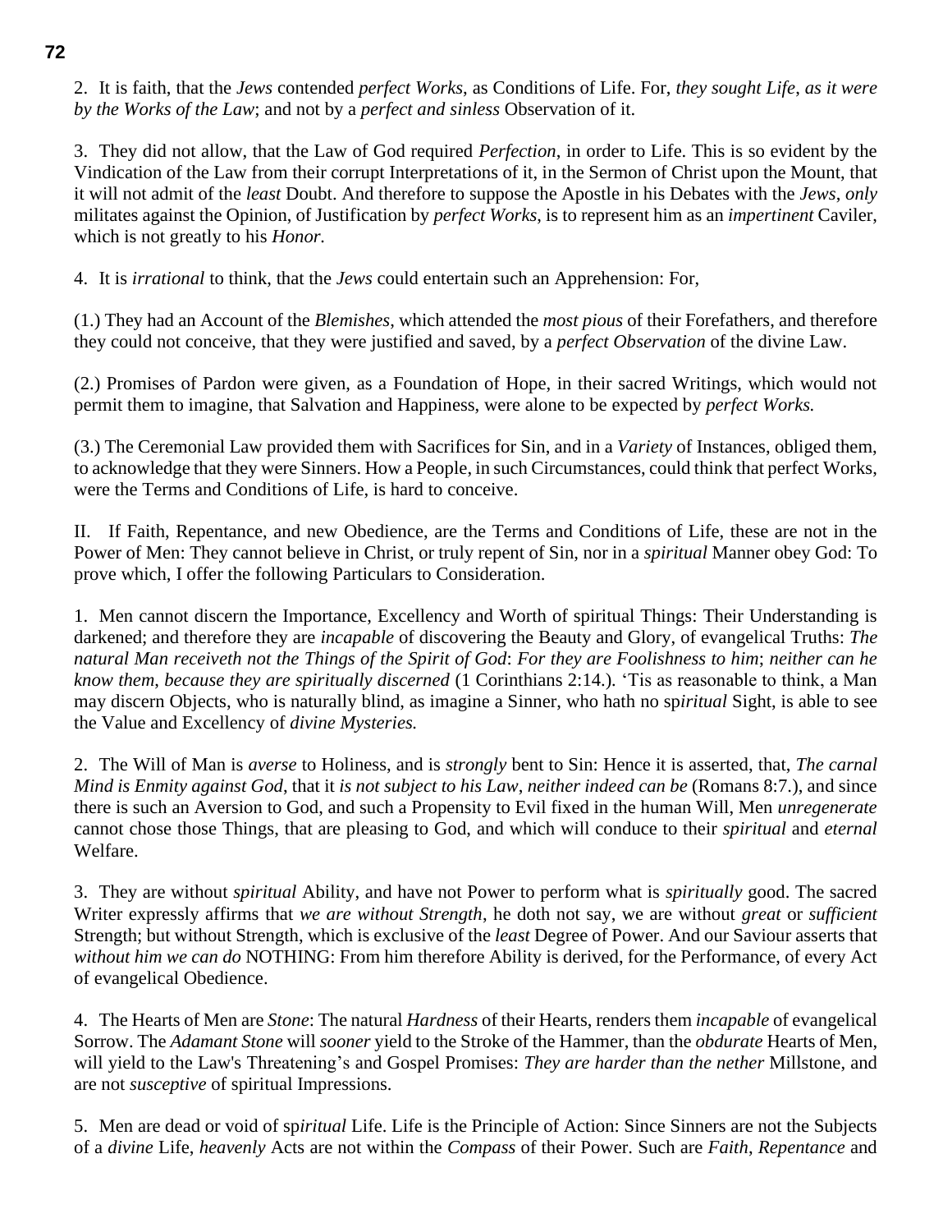2. It is faith, that the *Jews* contended *perfect Works*, as Conditions of Life. For, *they sought Life*, *as it were by the Works of the Law*; and not by a *perfect and sinless* Observation of it.

3. They did not allow, that the Law of God required *Perfection*, in order to Life. This is so evident by the Vindication of the Law from their corrupt Interpretations of it, in the Sermon of Christ upon the Mount, that it will not admit of the *least* Doubt. And therefore to suppose the Apostle in his Debates with the *Jews*, *only* militates against the Opinion, of Justification by *perfect Works*, is to represent him as an *impertinent* Caviler, which is not greatly to his *Honor.*

4. It is *irrational* to think, that the *Jews* could entertain such an Apprehension: For,

(1.) They had an Account of the *Blemishes*, which attended the *most pious* of their Forefathers, and therefore they could not conceive, that they were justified and saved, by a *perfect Observation* of the divine Law.

(2.) Promises of Pardon were given, as a Foundation of Hope, in their sacred Writings, which would not permit them to imagine, that Salvation and Happiness, were alone to be expected by *perfect Works.*

(3.) The Ceremonial Law provided them with Sacrifices for Sin, and in a *Variety* of Instances, obliged them, to acknowledge that they were Sinners. How a People, in such Circumstances, could think that perfect Works, were the Terms and Conditions of Life, is hard to conceive.

II. If Faith, Repentance, and new Obedience, are the Terms and Conditions of Life, these are not in the Power of Men: They cannot believe in Christ, or truly repent of Sin, nor in a *spiritual* Manner obey God: To prove which, I offer the following Particulars to Consideration.

1. Men cannot discern the Importance, Excellency and Worth of spiritual Things: Their Understanding is darkened; and therefore they are *incapable* of discovering the Beauty and Glory, of evangelical Truths: *The natural Man receiveth not the Things of the Spirit of God*: *For they are Foolishness to him*; *neither can he know them*, *because they are spiritually discerned* (1 Corinthians 2:14.). 'Tis as reasonable to think, a Man may discern Objects, who is naturally blind, as imagine a Sinner, who hath no sp*iritual* Sight, is able to see the Value and Excellency of *divine Mysteries.*

2. The Will of Man is *averse* to Holiness, and is *strongly* bent to Sin: Hence it is asserted, that, *The carnal Mind is Enmity against God*, that it *is not subject to his Law*, *neither indeed can be* (Romans 8:7.), and since there is such an Aversion to God, and such a Propensity to Evil fixed in the human Will, Men *unregenerate* cannot chose those Things, that are pleasing to God, and which will conduce to their *spiritual* and *eternal* Welfare.

3. They are without *spiritual* Ability, and have not Power to perform what is *spiritually* good. The sacred Writer expressly affirms that *we are without Strength*, he doth not say, we are without *great* or *sufficient* Strength; but without Strength, which is exclusive of the *least* Degree of Power. And our Saviour asserts that *without him we can do* NOTHING: From him therefore Ability is derived, for the Performance, of every Act of evangelical Obedience.

4. The Hearts of Men are *Stone*: The natural *Hardness* of their Hearts, renders them *incapable* of evangelical Sorrow. The *Adamant Stone* will *sooner* yield to the Stroke of the Hammer, than the *obdurate* Hearts of Men, will yield to the Law's Threatening's and Gospel Promises: *They are harder than the nether* Millstone, and are not *susceptive* of spiritual Impressions.

5. Men are dead or void of sp*iritual* Life. Life is the Principle of Action: Since Sinners are not the Subjects of a *divine* Life, *heavenly* Acts are not within the *Compass* of their Power. Such are *Faith*, *Repentance* and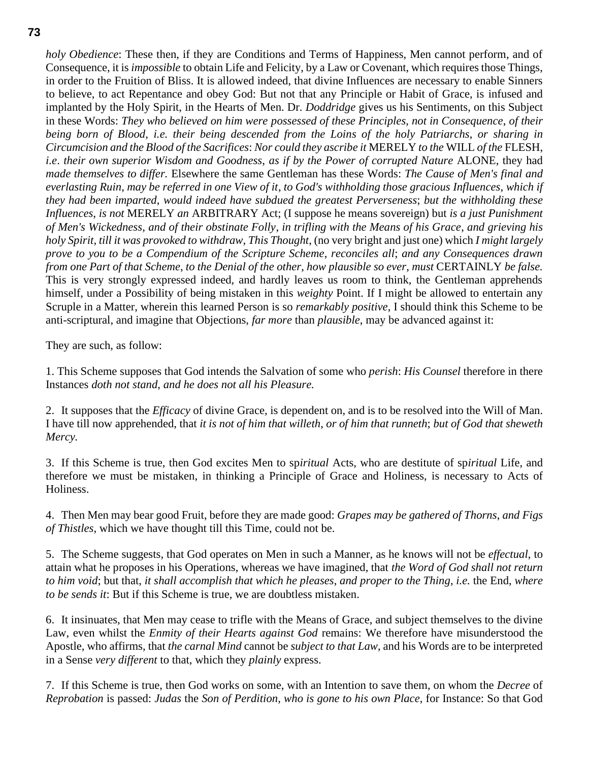*holy Obedience*: These then, if they are Conditions and Terms of Happiness, Men cannot perform, and of Consequence, it is *impossible* to obtain Life and Felicity, by a Law or Covenant, which requires those Things, in order to the Fruition of Bliss. It is allowed indeed, that divine Influences are necessary to enable Sinners to believe, to act Repentance and obey God: But not that any Principle or Habit of Grace, is infused and implanted by the Holy Spirit, in the Hearts of Men. Dr. *Doddridge* gives us his Sentiments, on this Subject in these Words: *They who believed on him were possessed of these Principles, not in Consequence, of their being born of Blood, i.e. their being descended from the Loins of the holy Patriarchs, or sharing in Circumcision and the Blood of the Sacrifices*: *Nor could they ascribe it* MERELY *to the* WILL *of the* FLESH, *i.e. their own superior Wisdom and Goodness, as if by the Power of corrupted Nature* ALONE, they had *made themselves to differ.* Elsewhere the same Gentleman has these Words: *The Cause of Men's final and everlasting Ruin, may be referred in one View of it, to God's withholding those gracious Influences, which if they had been imparted, would indeed have subdued the greatest Perverseness*; *but the withholding these Influences, is not* MERELY *an* ARBITRARY Act; (I suppose he means sovereign) but *is a just Punishment of Men's Wickedness, and of their obstinate Folly, in trifling with the Means of his Grace, and grieving his holy Spirit, till it was provoked to withdraw, This Thought*, (no very bright and just one) which *I might largely prove to you to be a Compendium of the Scripture Scheme, reconciles all*; *and any Consequences drawn from one Part of that Scheme, to the Denial of the other, how plausible so ever, must* CERTAINLY *be false.* This is very strongly expressed indeed, and hardly leaves us room to think, the Gentleman apprehends himself, under a Possibility of being mistaken in this *weighty* Point. If I might be allowed to entertain any Scruple in a Matter, wherein this learned Person is so *remarkably positive*, I should think this Scheme to be anti-scriptural, and imagine that Objections, *far more* than *plausible*, may be advanced against it:

They are such, as follow:

1. This Scheme supposes that God intends the Salvation of some who *perish*: *His Counsel* therefore in there Instances *doth not stand, and he does not all his Pleasure.*

2. It supposes that the *Efficacy* of divine Grace, is dependent on, and is to be resolved into the Will of Man. I have till now apprehended, that *it is not of him that willeth, or of him that runneth*; *but of God that sheweth Mercy.*

3. If this Scheme is true, then God excites Men to sp*iritual* Acts, who are destitute of sp*iritual* Life, and therefore we must be mistaken, in thinking a Principle of Grace and Holiness, is necessary to Acts of Holiness.

4. Then Men may bear good Fruit, before they are made good: *Grapes may be gathered of Thorns, and Figs of Thistles*, which we have thought till this Time, could not be.

5. The Scheme suggests, that God operates on Men in such a Manner, as he knows will not be *effectual*, to attain what he proposes in his Operations, whereas we have imagined, that *the Word of God shall not return to him void*; but that, *it shall accomplish that which he pleases, and proper to the Thing, i.e.* the End, *where to be sends it*: But if this Scheme is true, we are doubtless mistaken.

6. It insinuates, that Men may cease to trifle with the Means of Grace, and subject themselves to the divine Law, even whilst the *Enmity of their Hearts against God* remains: We therefore have misunderstood the Apostle, who affirms, that *the carnal Mind* cannot be *subject to that Law*, and his Words are to be interpreted in a Sense *very different* to that, which they *plainly* express.

7. If this Scheme is true, then God works on some, with an Intention to save them, on whom the *Decree* of *Reprobation* is passed: *Judas* the *Son of Perdition*, *who is gone to his own Place*, for Instance: So that God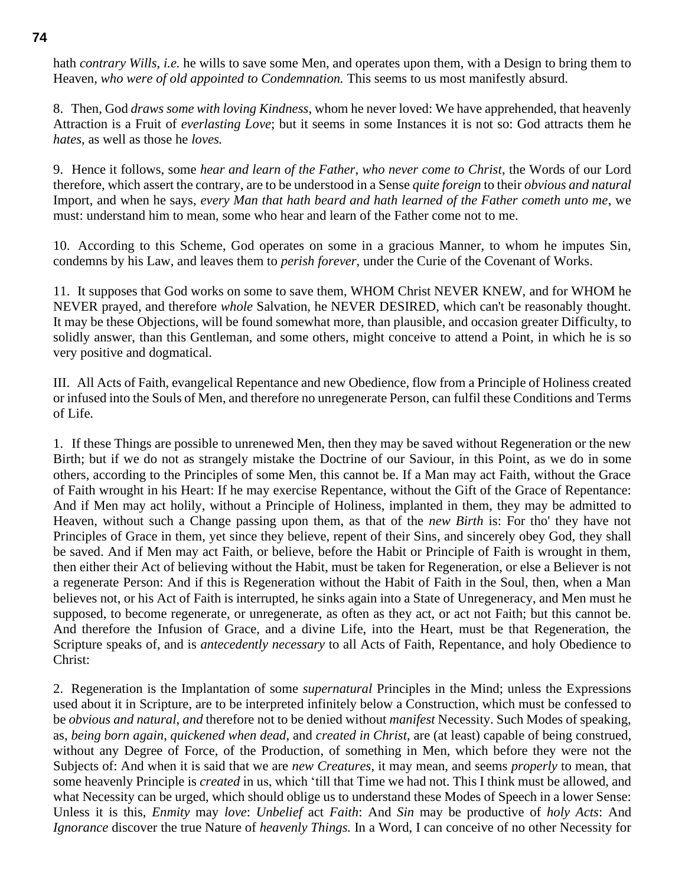hath *contrary Wills*, *i.e.* he wills to save some Men, and operates upon them, with a Design to bring them to Heaven, *who were of old appointed to Condemnation.* This seems to us most manifestly absurd.

8. Then, God *draws some with loving Kindness*, whom he never loved: We have apprehended, that heavenly Attraction is a Fruit of *everlasting Love*; but it seems in some Instances it is not so: God attracts them he *hates*, as well as those he *loves.*

9. Hence it follows, some *hear and learn of the Father*, *who never come to Christ*, the Words of our Lord therefore, which assert the contrary, are to be understood in a Sense *quite foreign* to their *obvious and natural* Import, and when he says, *every Man that hath beard and hath learned of the Father cometh unto me*, we must: understand him to mean, some who hear and learn of the Father come not to me.

10. According to this Scheme, God operates on some in a gracious Manner, to whom he imputes Sin, condemns by his Law, and leaves them to *perish forever*, under the Curie of the Covenant of Works.

11. It supposes that God works on some to save them, WHOM Christ NEVER KNEW, and for WHOM he NEVER prayed, and therefore *whole* Salvation, he NEVER DESIRED, which can't be reasonably thought. It may be these Objections, will be found somewhat more, than plausible, and occasion greater Difficulty, to solidly answer, than this Gentleman, and some others, might conceive to attend a Point, in which he is so very positive and dogmatical.

III. All Acts of Faith, evangelical Repentance and new Obedience, flow from a Principle of Holiness created or infused into the Souls of Men, and therefore no unregenerate Person, can fulfil these Conditions and Terms of Life.

1. If these Things are possible to unrenewed Men, then they may be saved without Regeneration or the new Birth; but if we do not as strangely mistake the Doctrine of our Saviour, in this Point, as we do in some others, according to the Principles of some Men, this cannot be. If a Man may act Faith, without the Grace of Faith wrought in his Heart: If he may exercise Repentance, without the Gift of the Grace of Repentance: And if Men may act holily, without a Principle of Holiness, implanted in them, they may be admitted to Heaven, without such a Change passing upon them, as that of the *new Birth* is: For tho' they have not Principles of Grace in them, yet since they believe, repent of their Sins, and sincerely obey God, they shall be saved. And if Men may act Faith, or believe, before the Habit or Principle of Faith is wrought in them, then either their Act of believing without the Habit, must be taken for Regeneration, or else a Believer is not a regenerate Person: And if this is Regeneration without the Habit of Faith in the Soul, then, when a Man believes not, or his Act of Faith is interrupted, he sinks again into a State of Unregeneracy, and Men must he supposed, to become regenerate, or unregenerate, as often as they act, or act not Faith; but this cannot be. And therefore the Infusion of Grace, and a divine Life, into the Heart, must be that Regeneration, the Scripture speaks of, and is *antecedently necessary* to all Acts of Faith, Repentance, and holy Obedience to Christ:

2. Regeneration is the Implantation of some *supernatural* Principles in the Mind; unless the Expressions used about it in Scripture, are to be interpreted infinitely below a Construction, which must be confessed to be *obvious and natural*, *and* therefore not to be denied without *manifest* Necessity. Such Modes of speaking, as, *being born again*, *quickened when dead*, and *created in Christ*, are (at least) capable of being construed, without any Degree of Force, of the Production, of something in Men, which before they were not the Subjects of: And when it is said that we are *new Creatures*, it may mean, and seems *properly* to mean, that some heavenly Principle is *created* in us, which 'till that Time we had not. This I think must be allowed, and what Necessity can be urged, which should oblige us to understand these Modes of Speech in a lower Sense: Unless it is this, *Enmity* may *love*: *Unbelief* act *Faith*: And *Sin* may be productive of *holy Acts*: And *Ignorance* discover the true Nature of *heavenly Things.* In a Word, I can conceive of no other Necessity for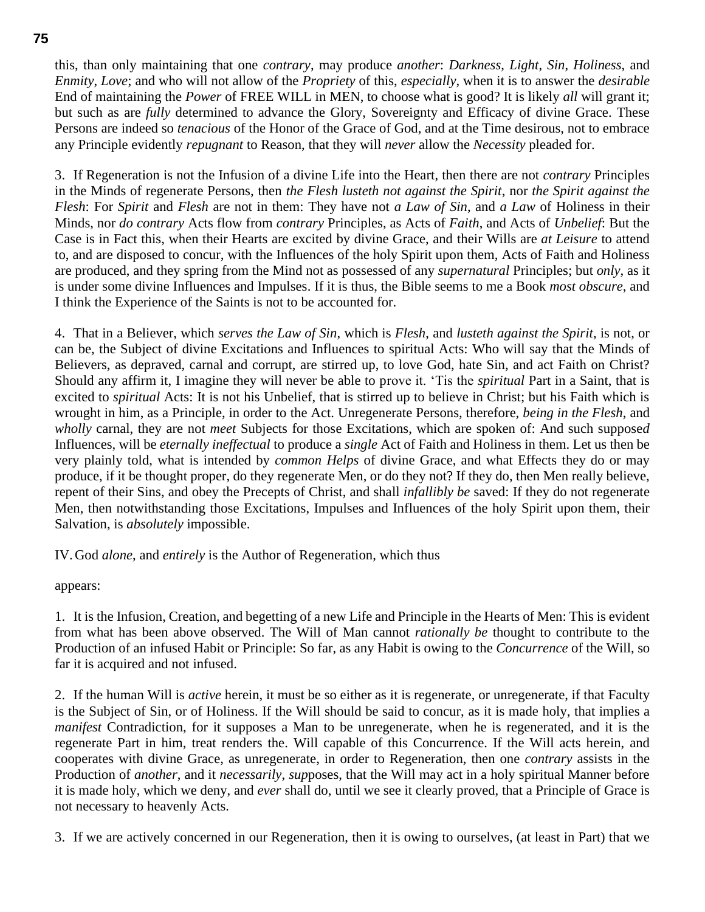this, than only maintaining that one *contrary*, may produce *another*: *Darkness*, *Light*, *Sin*, *Holiness*, and *Enmity*, *Love*; and who will not allow of the *Propriety* of this, *especially*, when it is to answer the *desirable* End of maintaining the *Power* of FREE WILL in MEN, to choose what is good? It is likely *all* will grant it; but such as are *fully* determined to advance the Glory, Sovereignty and Efficacy of divine Grace. These Persons are indeed so *tenacious* of the Honor of the Grace of God, and at the Time desirous, not to embrace any Principle evidently *repugnant* to Reason, that they will *never* allow the *Necessity* pleaded for.

3. If Regeneration is not the Infusion of a divine Life into the Heart, then there are not *contrary* Principles in the Minds of regenerate Persons, then *the Flesh lusteth not against the Spirit*, nor *the Spirit against the Flesh*: For *Spirit* and *Flesh* are not in them: They have not *a Law of Sin*, and *a Law* of Holiness in their Minds, nor *do contrary* Acts flow from *contrary* Principles, as Acts of *Faith*, and Acts of *Unbelief*: But the Case is in Fact this, when their Hearts are excited by divine Grace, and their Wills are *at Leisure* to attend to, and are disposed to concur, with the Influences of the holy Spirit upon them, Acts of Faith and Holiness are produced, and they spring from the Mind not as possessed of any *supernatural* Principles; but *only*, as it is under some divine Influences and Impulses. If it is thus, the Bible seems to me a Book *most obscure*, and I think the Experience of the Saints is not to be accounted for.

4. That in a Believer, which *serves the Law of Sin*, which is *Flesh*, and *lusteth against the Spirit*, is not, or can be, the Subject of divine Excitations and Influences to spiritual Acts: Who will say that the Minds of Believers, as depraved, carnal and corrupt, are stirred up, to love God, hate Sin, and act Faith on Christ? Should any affirm it, I imagine they will never be able to prove it. 'Tis the *spiritual* Part in a Saint, that is excited to *spiritual* Acts: It is not his Unbelief, that is stirred up to believe in Christ; but his Faith which is wrought in him, as a Principle, in order to the Act. Unregenerate Persons, therefore, *being in the Flesh*, and *wholly* carnal, they are not *meet* Subjects for those Excitations, which are spoken of: And such suppose*d* Influences, will be *eternally ineffectual* to produce a *single* Act of Faith and Holiness in them. Let us then be very plainly told, what is intended by *common Helps* of divine Grace, and what Effects they do or may produce, if it be thought proper, do they regenerate Men, or do they not? If they do, then Men really believe, repent of their Sins, and obey the Precepts of Christ, and shall *infallibly be* saved: If they do not regenerate Men, then notwithstanding those Excitations, Impulses and Influences of the holy Spirit upon them, their Salvation, is *absolutely* impossible.

IV. God *alone*, and *entirely* is the Author of Regeneration, which thus

appears:

1. It is the Infusion, Creation, and begetting of a new Life and Principle in the Hearts of Men: This is evident from what has been above observed. The Will of Man cannot *rationally be* thought to contribute to the Production of an infused Habit or Principle: So far, as any Habit is owing to the *Concurrence* of the Will, so far it is acquired and not infused.

2. If the human Will is *active* herein, it must be so either as it is regenerate, or unregenerate, if that Faculty is the Subject of Sin, or of Holiness. If the Will should be said to concur, as it is made holy, that implies a *manifest* Contradiction, for it supposes a Man to be unregenerate, when he is regenerated, and it is the regenerate Part in him, treat renders the. Will capable of this Concurrence. If the Will acts herein, and cooperates with divine Grace, as unregenerate, in order to Regeneration, then one *contrary* assists in the Production of *another*, and it *necessarily*, *sup*poses, that the Will may act in a holy spiritual Manner before it is made holy, which we deny, and *ever* shall do, until we see it clearly proved, that a Principle of Grace is not necessary to heavenly Acts.

3. If we are actively concerned in our Regeneration, then it is owing to ourselves, (at least in Part) that we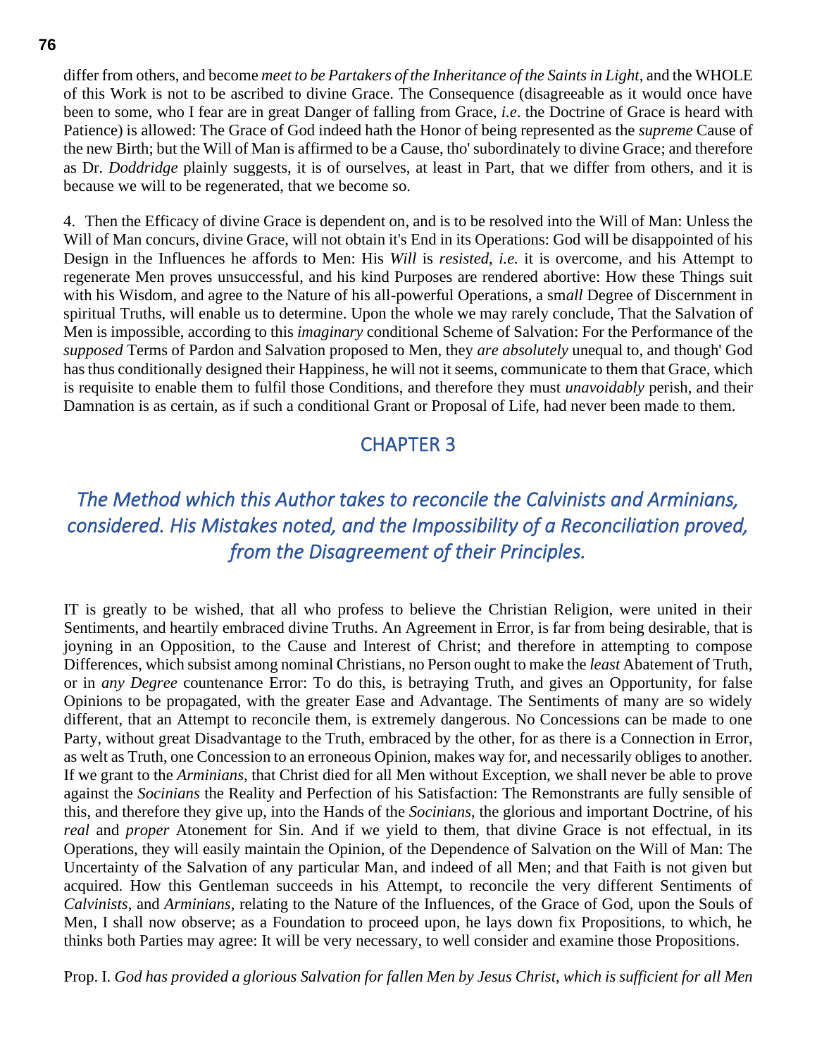differ from others, and become *meet to be Partakers of the Inheritance of the Saints in Light*, and the WHOLE of this Work is not to be ascribed to divine Grace. The Consequence (disagreeable as it would once have been to some, who I fear are in great Danger of falling from Grace, *i.e*. the Doctrine of Grace is heard with Patience) is allowed: The Grace of God indeed hath the Honor of being represented as the *supreme* Cause of the new Birth; but the Will of Man is affirmed to be a Cause, tho' subordinately to divine Grace; and therefore as Dr. *Doddridge* plainly suggests, it is of ourselves, at least in Part, that we differ from others, and it is because we will to be regenerated, that we become so.

4. Then the Efficacy of divine Grace is dependent on, and is to be resolved into the Will of Man: Unless the Will of Man concurs, divine Grace, will not obtain it's End in its Operations: God will be disappointed of his Design in the Influences he affords to Men: His *Will* is *resisted*, *i.e.* it is overcome, and his Attempt to regenerate Men proves unsuccessful, and his kind Purposes are rendered abortive: How these Things suit with his Wisdom, and agree to the Nature of his all-powerful Operations, a sm*all* Degree of Discernment in spiritual Truths, will enable us to determine. Upon the whole we may rarely conclude, That the Salvation of Men is impossible, according to this *imaginary* conditional Scheme of Salvation: For the Performance of the *supposed* Terms of Pardon and Salvation proposed to Men, they *are absolutely* unequal to, and though' God has thus conditionally designed their Happiness, he will not it seems, communicate to them that Grace, which is requisite to enable them to fulfil those Conditions, and therefore they must *unavoidably* perish, and their Damnation is as certain, as if such a conditional Grant or Proposal of Life, had never been made to them.

## CHAPTER 3

### *The Method which this Author takes to reconcile the Calvinists and Arminians, considered. His Mistakes noted, and the Impossibility of a Reconciliation proved, from the Disagreement of their Principles.*

IT is greatly to be wished, that all who profess to believe the Christian Religion, were united in their Sentiments, and heartily embraced divine Truths. An Agreement in Error, is far from being desirable, that is joyning in an Opposition, to the Cause and Interest of Christ; and therefore in attempting to compose Differences, which subsist among nominal Christians, no Person ought to make the *least* Abatement of Truth, or in *any Degree* countenance Error: To do this, is betraying Truth, and gives an Opportunity, for false Opinions to be propagated, with the greater Ease and Advantage. The Sentiments of many are so widely different, that an Attempt to reconcile them, is extremely dangerous. No Concessions can be made to one Party, without great Disadvantage to the Truth, embraced by the other, for as there is a Connection in Error, as welt as Truth, one Concession to an erroneous Opinion, makes way for, and necessarily obliges to another. If we grant to the *Arminians*, that Christ died for all Men without Exception, we shall never be able to prove against the *Socinians* the Reality and Perfection of his Satisfaction: The Remonstrants are fully sensible of this, and therefore they give up, into the Hands of the *Socinians*, the glorious and important Doctrine, of his *real* and *proper* Atonement for Sin. And if we yield to them, that divine Grace is not effectual, in its Operations, they will easily maintain the Opinion, of the Dependence of Salvation on the Will of Man: The Uncertainty of the Salvation of any particular Man, and indeed of all Men; and that Faith is not given but acquired. How this Gentleman succeeds in his Attempt, to reconcile the very different Sentiments of *Calvinists*, and *Arminians*, relating to the Nature of the Influences, of the Grace of God, upon the Souls of Men, I shall now observe; as a Foundation to proceed upon, he lays down fix Propositions, to which, he thinks both Parties may agree: It will be very necessary, to well consider and examine those Propositions.

Prop. I. *God has provided a glorious Salvation for fallen Men by Jesus Christ, which is sufficient for all Men*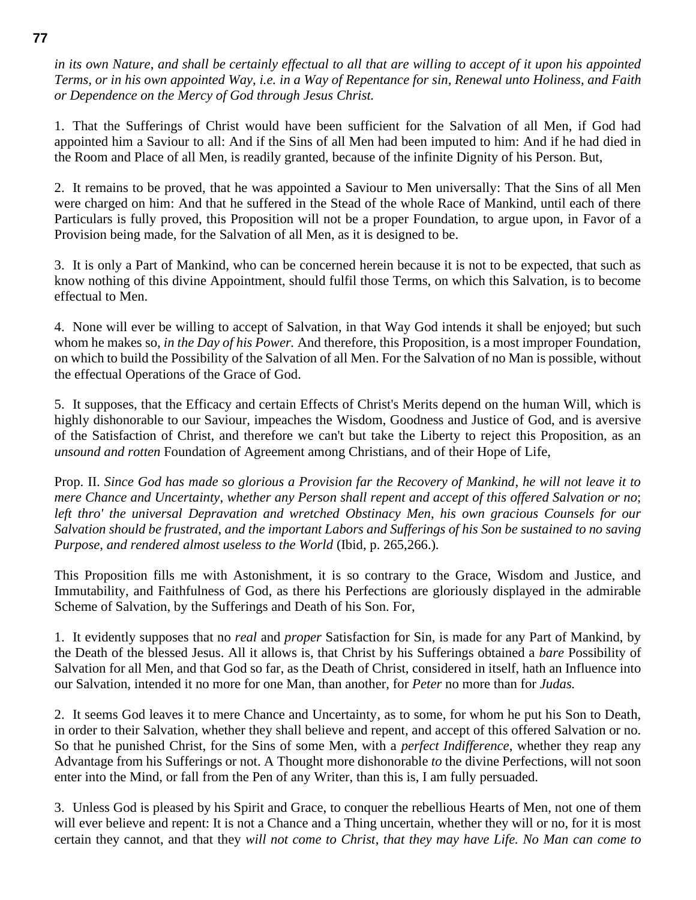*in its own Nature, and shall be certainly effectual to all that are willing to accept of it upon his appointed Terms, or in his own appointed Way, i.e. in a Way of Repentance for sin, Renewal unto Holiness, and Faith or Dependence on the Mercy of God through Jesus Christ.*

1. That the Sufferings of Christ would have been sufficient for the Salvation of all Men, if God had appointed him a Saviour to all: And if the Sins of all Men had been imputed to him: And if he had died in the Room and Place of all Men, is readily granted, because of the infinite Dignity of his Person. But,

2. It remains to be proved, that he was appointed a Saviour to Men universally: That the Sins of all Men were charged on him: And that he suffered in the Stead of the whole Race of Mankind, until each of there Particulars is fully proved, this Proposition will not be a proper Foundation, to argue upon, in Favor of a Provision being made, for the Salvation of all Men, as it is designed to be.

3. It is only a Part of Mankind, who can be concerned herein because it is not to be expected, that such as know nothing of this divine Appointment, should fulfil those Terms, on which this Salvation, is to become effectual to Men.

4. None will ever be willing to accept of Salvation, in that Way God intends it shall be enjoyed; but such whom he makes so, *in the Day of his Power.* And therefore, this Proposition, is a most improper Foundation, on which to build the Possibility of the Salvation of all Men. For the Salvation of no Man is possible, without the effectual Operations of the Grace of God.

5. It supposes, that the Efficacy and certain Effects of Christ's Merits depend on the human Will, which is highly dishonorable to our Saviour, impeaches the Wisdom, Goodness and Justice of God, and is aversive of the Satisfaction of Christ, and therefore we can't but take the Liberty to reject this Proposition, as an *unsound and rotten* Foundation of Agreement among Christians, and of their Hope of Life,

Prop. II. *Since God has made so glorious a Provision far the Recovery of Mankind*, *he will not leave it to mere Chance and Uncertainty*, *whether any Person shall repent and accept of this offered Salvation or no*; *left thro' the universal Depravation and wretched Obstinacy Men*, *his own gracious Counsels for our Salvation should be frustrated*, *and the important Labors and Sufferings of his Son be sustained to no saving Purpose*, *and rendered almost useless to the World* (Ibid, p. 265,266.).

This Proposition fills me with Astonishment, it is so contrary to the Grace, Wisdom and Justice, and Immutability, and Faithfulness of God, as there his Perfections are gloriously displayed in the admirable Scheme of Salvation, by the Sufferings and Death of his Son. For,

1. It evidently supposes that no *real* and *proper* Satisfaction for Sin, is made for any Part of Mankind, by the Death of the blessed Jesus. All it allows is, that Christ by his Sufferings obtained a *bare* Possibility of Salvation for all Men, and that God so far, as the Death of Christ, considered in itself, hath an Influence into our Salvation, intended it no more for one Man, than another, for *Peter* no more than for *Judas.*

2. It seems God leaves it to mere Chance and Uncertainty, as to some, for whom he put his Son to Death, in order to their Salvation, whether they shall believe and repent, and accept of this offered Salvation or no. So that he punished Christ, for the Sins of some Men, with a *perfect Indifference*, whether they reap any Advantage from his Sufferings or not. A Thought more dishonorable *to* the divine Perfections, will not soon enter into the Mind, or fall from the Pen of any Writer, than this is, I am fully persuaded.

3. Unless God is pleased by his Spirit and Grace, to conquer the rebellious Hearts of Men, not one of them will ever believe and repent: It is not a Chance and a Thing uncertain, whether they will or no, for it is most certain they cannot, and that they *will not come to Christ*, *that they may have Life. No Man can come to*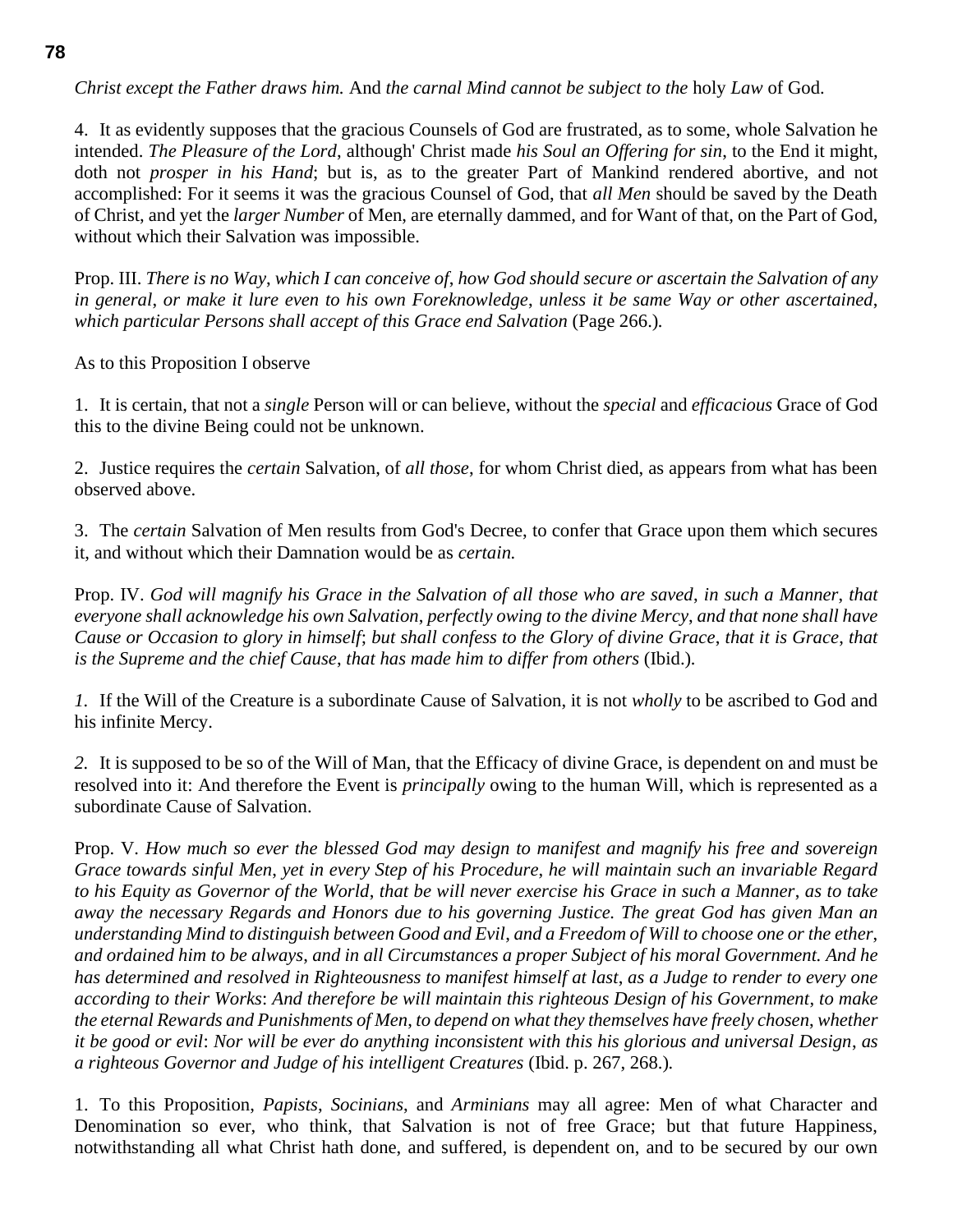*Christ except the Father draws him.* And *the carnal Mind cannot be subject to the* holy *Law* of God.

4. It as evidently supposes that the gracious Counsels of God are frustrated, as to some, whole Salvation he intended. *The Pleasure of the Lord*, although' Christ made *his Soul an Offering for sin*, to the End it might, doth not *prosper in his Hand*; but is, as to the greater Part of Mankind rendered abortive, and not accomplished: For it seems it was the gracious Counsel of God, that *all Men* should be saved by the Death of Christ, and yet the *larger Number* of Men, are eternally dammed, and for Want of that, on the Part of God, without which their Salvation was impossible.

Prop. III. *There is no Way, which I can conceive of, how God should secure or ascertain the Salvation of any in general, or make it lure even to his own Foreknowledge, unless it be same Way or other ascertained, which particular Persons shall accept of this Grace end Salvation* (Page 266.).

As to this Proposition I observe

1. It is certain, that not a *single* Person will or can believe, without the *special* and *efficacious* Grace of God this to the divine Being could not be unknown.

2. Justice requires the *certain* Salvation, of *all those*, for whom Christ died, as appears from what has been observed above.

3. The *certain* Salvation of Men results from God's Decree, to confer that Grace upon them which secures it, and without which their Damnation would be as *certain.*

Prop. IV. *God will magnify his Grace in the Salvation of all those who are saved, in such a Manner, that everyone shall acknowledge his own Salvation, perfectly owing to the divine Mercy, and that none shall have Cause or Occasion to glory in himself; but shall confess to the Glory of divine Grace, that it is Grace, that is the Supreme and the chief Cause, that has made him to differ from others* (Ibid.).

*1.* If the Will of the Creature is a subordinate Cause of Salvation, it is not *wholly* to be ascribed to God and his infinite Mercy.

*2.* It is supposed to be so of the Will of Man, that the Efficacy of divine Grace, is dependent on and must be resolved into it: And therefore the Event is *principally* owing to the human Will, which is represented as a subordinate Cause of Salvation.

Prop. V. *How much so ever the blessed God may design to manifest and magnify his free and sovereign Grace towards sinful Men, yet in every Step of his Procedure, he will maintain such an invariable Regard to his Equity as Governor of the World, that be will never exercise his Grace in such a Manner, as to take away the necessary Regards and Honors due to his governing Justice. The great God has given Man an understanding Mind to distinguish between Good and Evil, and a Freedom of Will to choose one or the ether, and ordained him to be always, and in all Circumstances a proper Subject of his moral Government. And he has determined and resolved in Righteousness to manifest himself at last, as a Judge to render to every one according to their Works: And therefore be will maintain this righteous Design of his Government, to make the eternal Rewards and Punishments of Men, to depend on what they themselves have freely chosen, whether it be good or evil: Nor will be ever do anything inconsistent with this his glorious and universal Design, as a righteous Governor and Judge of his intelligent Creatures* (Ibid. p. 267, 268.).

1. To this Proposition, *Papists*, *Socinians*, and *Arminians* may all agree: Men of what Character and Denomination so ever, who think, that Salvation is not of free Grace; but that future Happiness, notwithstanding all what Christ hath done, and suffered, is dependent on, and to be secured by our own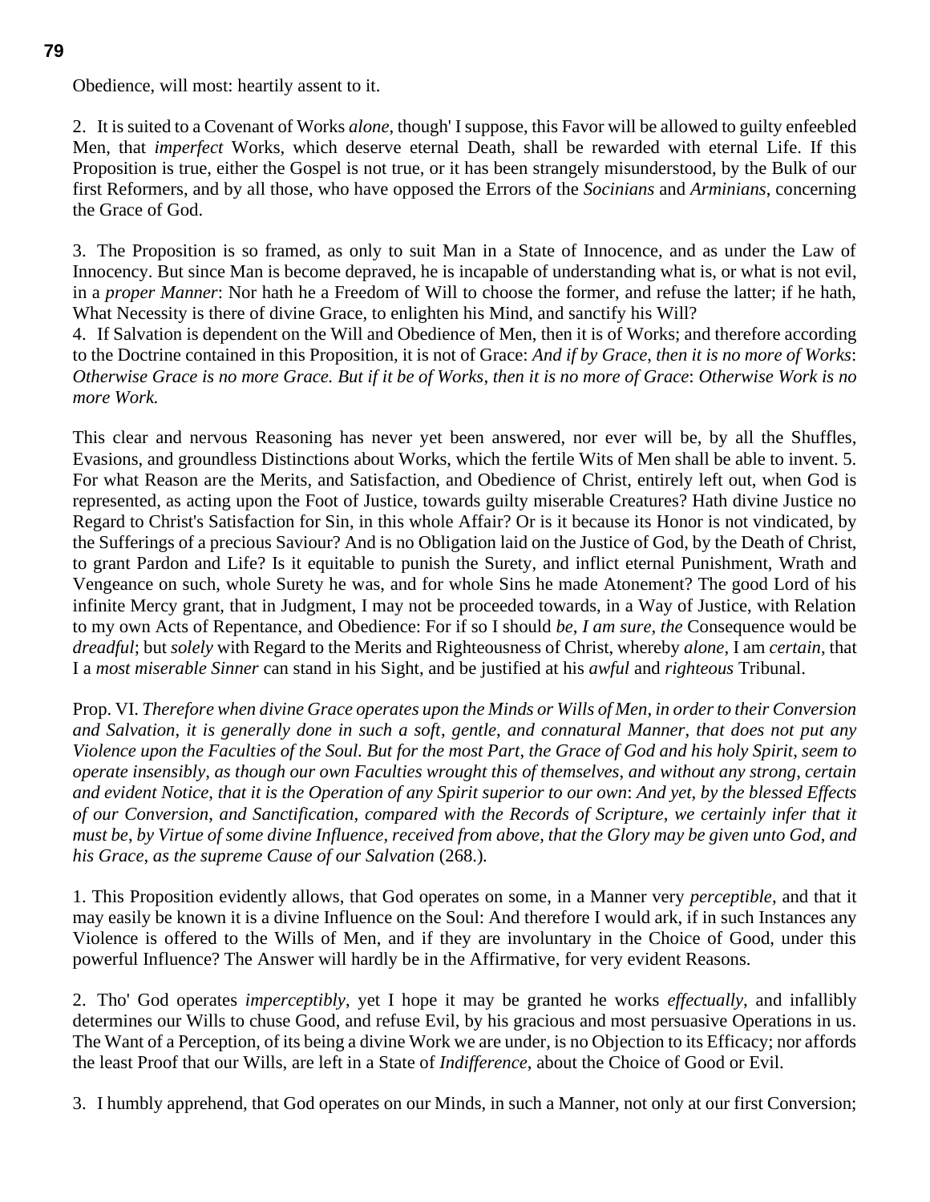Obedience, will most: heartily assent to it.

2. It is suited to a Covenant of Works *alone*, though' I suppose, this Favor will be allowed to guilty enfeebled Men, that *imperfect* Works, which deserve eternal Death, shall be rewarded with eternal Life. If this Proposition is true, either the Gospel is not true, or it has been strangely misunderstood, by the Bulk of our first Reformers, and by all those, who have opposed the Errors of the *Socinians* and *Arminians*, concerning the Grace of God.

3. The Proposition is so framed, as only to suit Man in a State of Innocence, and as under the Law of Innocency. But since Man is become depraved, he is incapable of understanding what is, or what is not evil, in a *proper Manner*: Nor hath he a Freedom of Will to choose the former, and refuse the latter; if he hath, What Necessity is there of divine Grace, to enlighten his Mind, and sanctify his Will?

4. If Salvation is dependent on the Will and Obedience of Men, then it is of Works; and therefore according to the Doctrine contained in this Proposition, it is not of Grace: *And if by Grace*, *then it is no more of Works*: *Otherwise Grace is no more Grace. But if it be of Works*, *then it is no more of Grace*: *Otherwise Work is no more Work.*

This clear and nervous Reasoning has never yet been answered, nor ever will be, by all the Shuffles, Evasions, and groundless Distinctions about Works, which the fertile Wits of Men shall be able to invent. 5. For what Reason are the Merits, and Satisfaction, and Obedience of Christ, entirely left out, when God is represented, as acting upon the Foot of Justice, towards guilty miserable Creatures? Hath divine Justice no Regard to Christ's Satisfaction for Sin, in this whole Affair? Or is it because its Honor is not vindicated, by the Sufferings of a precious Saviour? And is no Obligation laid on the Justice of God, by the Death of Christ, to grant Pardon and Life? Is it equitable to punish the Surety, and inflict eternal Punishment, Wrath and Vengeance on such, whole Surety he was, and for whole Sins he made Atonement? The good Lord of his infinite Mercy grant, that in Judgment, I may not be proceeded towards, in a Way of Justice, with Relation to my own Acts of Repentance, and Obedience: For if so I should *be*, *I am sure*, *the* Consequence would be *dreadful*; but *solely* with Regard to the Merits and Righteousness of Christ, whereby *alone*, I am *certain*, that I a *most miserable Sinner* can stand in his Sight, and be justified at his *awful* and *righteous* Tribunal.

Prop. VI. *Therefore when divine Grace operates upon the Minds or Wills of Men*, *in order to their Conversion and Salvation*, *it is generally done in such a soft*, *gentle*, *and connatural Manner*, *that does not put any Violence upon the Faculties of the Soul. But for the most Part*, *the Grace of God and his holy Spirit*, *seem to operate insensibly*, *as though our own Faculties wrought this of themselves*, *and without any strong*, *certain and evident Notice*, *that it is the Operation of any Spirit superior to our own*: *And yet*, *by the blessed Effects of our Conversion*, *and Sanctification*, *compared with the Records of Scripture*, *we certainly infer that it must be*, *by Virtue of some divine Influence*, *received from above*, *that the Glory may be given unto God*, *and his Grace*, *as the supreme Cause of our Salvation* (268.)*.*

1. This Proposition evidently allows, that God operates on some, in a Manner very *perceptible*, and that it may easily be known it is a divine Influence on the Soul: And therefore I would ark, if in such Instances any Violence is offered to the Wills of Men, and if they are involuntary in the Choice of Good, under this powerful Influence? The Answer will hardly be in the Affirmative, for very evident Reasons.

2. Tho' God operates *imperceptibly*, yet I hope it may be granted he works *effectually*, and infallibly determines our Wills to chuse Good, and refuse Evil, by his gracious and most persuasive Operations in us. The Want of a Perception, of its being a divine Work we are under, is no Objection to its Efficacy; nor affords the least Proof that our Wills, are left in a State of *Indifference*, about the Choice of Good or Evil.

3. I humbly apprehend, that God operates on our Minds, in such a Manner, not only at our first Conversion;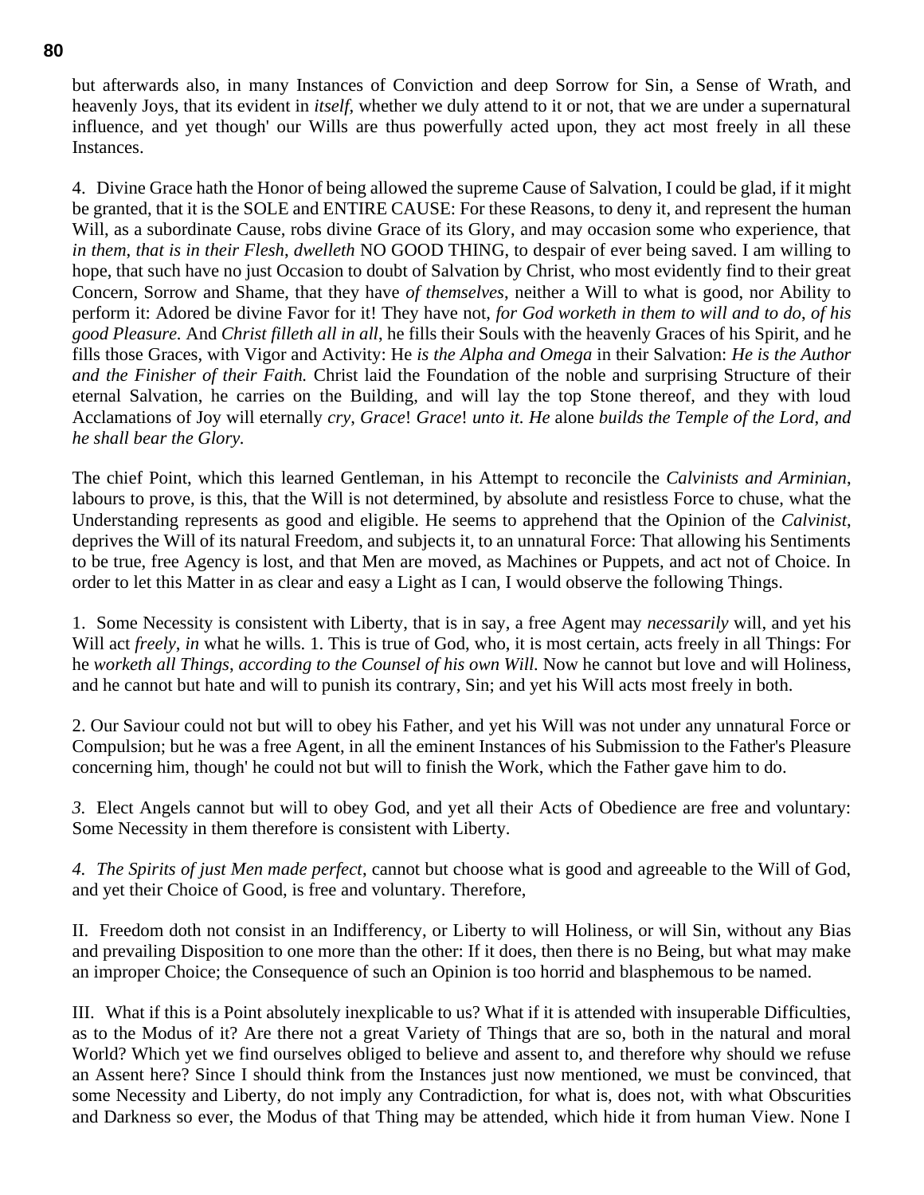but afterwards also, in many Instances of Conviction and deep Sorrow for Sin, a Sense of Wrath, and heavenly Joys, that its evident in *itself*, whether we duly attend to it or not, that we are under a supernatural influence, and yet though' our Wills are thus powerfully acted upon, they act most freely in all these Instances.

4. Divine Grace hath the Honor of being allowed the supreme Cause of Salvation, I could be glad, if it might be granted, that it is the SOLE and ENTIRE CAUSE: For these Reasons, to deny it, and represent the human Will, as a subordinate Cause, robs divine Grace of its Glory, and may occasion some who experience, that *in them, that is in their Flesh, dwelleth* NO GOOD THING, to despair of ever being saved. I am willing to hope, that such have no just Occasion to doubt of Salvation by Christ, who most evidently find to their great Concern, Sorrow and Shame, that they have *of themselves*, neither a Will to what is good, nor Ability to perform it: Adored be divine Favor for it! They have not, *for God worketh in them to will and to do, of his good Pleasure.* And *Christ filleth all in all*, he fills their Souls with the heavenly Graces of his Spirit, and he fills those Graces, with Vigor and Activity: He *is the Alpha and Omega* in their Salvation: *He is the Author and the Finisher of their Faith.* Christ laid the Foundation of the noble and surprising Structure of their eternal Salvation, he carries on the Building, and will lay the top Stone thereof, and they with loud Acclamations of Joy will eternally *cry, Grace*! *Grace*! *unto it. He* alone *builds the Temple of the Lord, and he shall bear the Glory.*

The chief Point, which this learned Gentleman, in his Attempt to reconcile the *Calvinists and Arminian*, labours to prove, is this, that the Will is not determined, by absolute and resistless Force to chuse, what the Understanding represents as good and eligible. He seems to apprehend that the Opinion of the *Calvinist*, deprives the Will of its natural Freedom, and subjects it, to an unnatural Force: That allowing his Sentiments to be true, free Agency is lost, and that Men are moved, as Machines or Puppets, and act not of Choice. In order to let this Matter in as clear and easy a Light as I can, I would observe the following Things.

1. Some Necessity is consistent with Liberty, that is in say, a free Agent may *necessarily* will, and yet his Will act *freely*, *in* what he wills. 1. This is true of God, who, it is most certain, acts freely in all Things: For he *worketh all Things, according to the Counsel of his own Will.* Now he cannot but love and will Holiness, and he cannot but hate and will to punish its contrary, Sin; and yet his Will acts most freely in both.

2. Our Saviour could not but will to obey his Father, and yet his Will was not under any unnatural Force or Compulsion; but he was a free Agent, in all the eminent Instances of his Submission to the Father's Pleasure concerning him, though' he could not but will to finish the Work, which the Father gave him to do.

*3.* Elect Angels cannot but will to obey God, and yet all their Acts of Obedience are free and voluntary: Some Necessity in them therefore is consistent with Liberty.

*4. The Spirits of just Men made perfect*, cannot but choose what is good and agreeable to the Will of God, and yet their Choice of Good, is free and voluntary. Therefore,

II. Freedom doth not consist in an Indifferency, or Liberty to will Holiness, or will Sin, without any Bias and prevailing Disposition to one more than the other: If it does, then there is no Being, but what may make an improper Choice; the Consequence of such an Opinion is too horrid and blasphemous to be named.

III. What if this is a Point absolutely inexplicable to us? What if it is attended with insuperable Difficulties, as to the Modus of it? Are there not a great Variety of Things that are so, both in the natural and moral World? Which yet we find ourselves obliged to believe and assent to, and therefore why should we refuse an Assent here? Since I should think from the Instances just now mentioned, we must be convinced, that some Necessity and Liberty, do not imply any Contradiction, for what is, does not, with what Obscurities and Darkness so ever, the Modus of that Thing may be attended, which hide it from human View. None I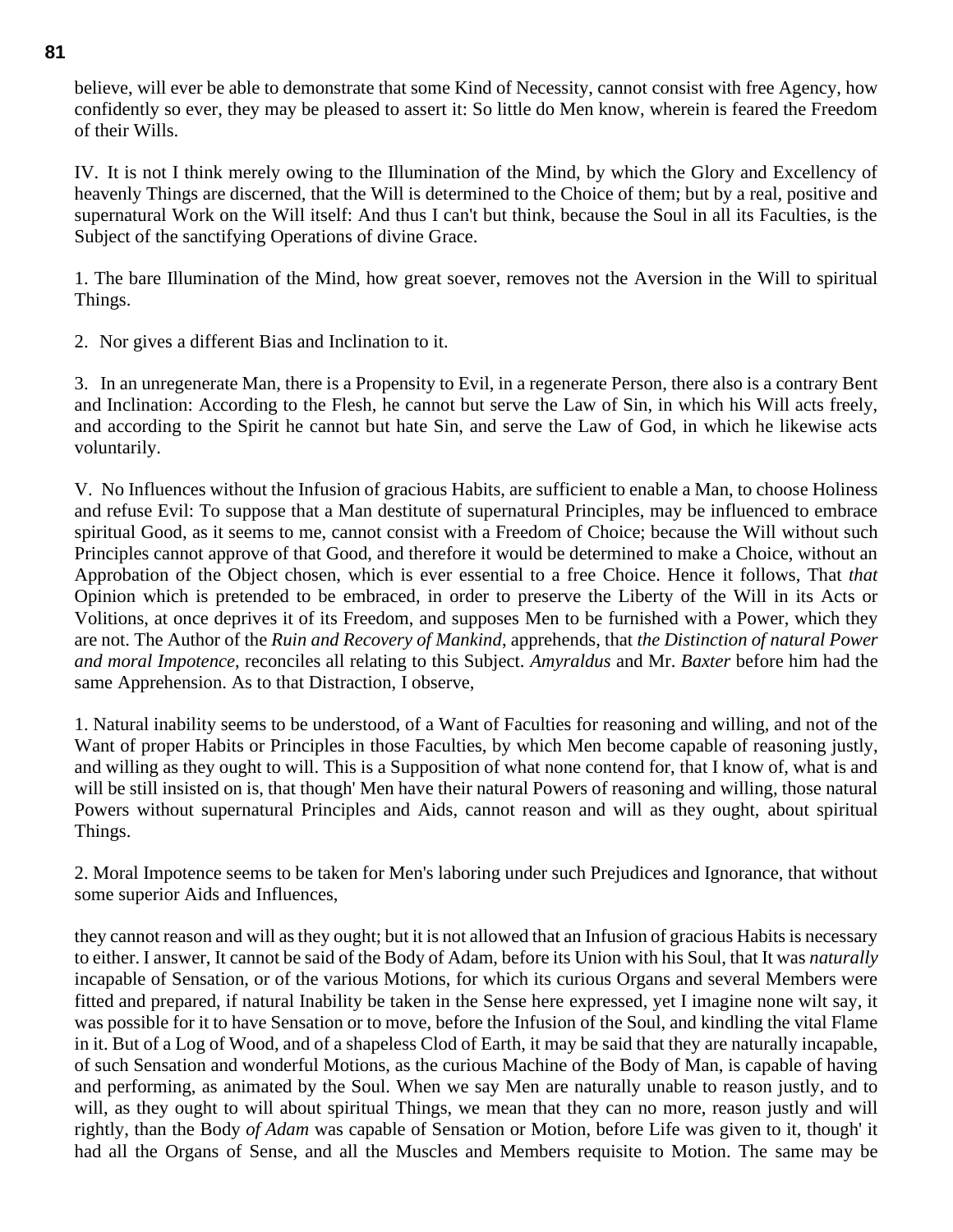believe, will ever be able to demonstrate that some Kind of Necessity, cannot consist with free Agency, how confidently so ever, they may be pleased to assert it: So little do Men know, wherein is feared the Freedom of their Wills.

IV. It is not I think merely owing to the Illumination of the Mind, by which the Glory and Excellency of heavenly Things are discerned, that the Will is determined to the Choice of them; but by a real, positive and supernatural Work on the Will itself: And thus I can't but think, because the Soul in all its Faculties, is the Subject of the sanctifying Operations of divine Grace.

1. The bare Illumination of the Mind, how great soever, removes not the Aversion in the Will to spiritual Things.

2. Nor gives a different Bias and Inclination to it.

3. In an unregenerate Man, there is a Propensity to Evil, in a regenerate Person, there also is a contrary Bent and Inclination: According to the Flesh, he cannot but serve the Law of Sin, in which his Will acts freely, and according to the Spirit he cannot but hate Sin, and serve the Law of God, in which he likewise acts voluntarily.

V. No Influences without the Infusion of gracious Habits, are sufficient to enable a Man, to choose Holiness and refuse Evil: To suppose that a Man destitute of supernatural Principles, may be influenced to embrace spiritual Good, as it seems to me, cannot consist with a Freedom of Choice; because the Will without such Principles cannot approve of that Good, and therefore it would be determined to make a Choice, without an Approbation of the Object chosen, which is ever essential to a free Choice. Hence it follows, That *that* Opinion which is pretended to be embraced, in order to preserve the Liberty of the Will in its Acts or Volitions, at once deprives it of its Freedom, and supposes Men to be furnished with a Power, which they are not. The Author of the *Ruin and Recovery of Mankind*, apprehends, that *the Distinction of natural Power and moral Impotence*, reconciles all relating to this Subject. *Amyraldus* and Mr. *Baxter* before him had the same Apprehension. As to that Distraction, I observe,

1. Natural inability seems to be understood, of a Want of Faculties for reasoning and willing, and not of the Want of proper Habits or Principles in those Faculties, by which Men become capable of reasoning justly, and willing as they ought to will. This is a Supposition of what none contend for, that I know of, what is and will be still insisted on is, that though' Men have their natural Powers of reasoning and willing, those natural Powers without supernatural Principles and Aids, cannot reason and will as they ought, about spiritual Things.

2. Moral Impotence seems to be taken for Men's laboring under such Prejudices and Ignorance, that without some superior Aids and Influences,

they cannot reason and will as they ought; but it is not allowed that an Infusion of gracious Habits is necessary to either. I answer, It cannot be said of the Body of Adam, before its Union with his Soul, that It was *naturally* incapable of Sensation, or of the various Motions, for which its curious Organs and several Members were fitted and prepared, if natural Inability be taken in the Sense here expressed, yet I imagine none wilt say, it was possible for it to have Sensation or to move, before the Infusion of the Soul, and kindling the vital Flame in it. But of a Log of Wood, and of a shapeless Clod of Earth, it may be said that they are naturally incapable, of such Sensation and wonderful Motions, as the curious Machine of the Body of Man, is capable of having and performing, as animated by the Soul. When we say Men are naturally unable to reason justly, and to will, as they ought to will about spiritual Things, we mean that they can no more, reason justly and will rightly, than the Body *of Adam* was capable of Sensation or Motion, before Life was given to it, though' it had all the Organs of Sense, and all the Muscles and Members requisite to Motion. The same may be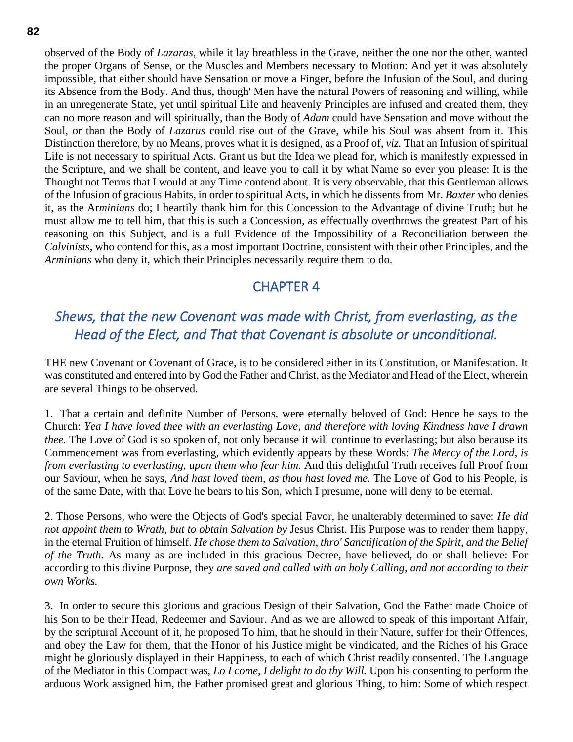observed of the Body of *Lazaras*, while it lay breathless in the Grave, neither the one nor the other, wanted the proper Organs of Sense, or the Muscles and Members necessary to Motion: And yet it was absolutely impossible, that either should have Sensation or move a Finger, before the Infusion of the Soul, and during its Absence from the Body. And thus, though' Men have the natural Powers of reasoning and willing, while in an unregenerate State, yet until spiritual Life and heavenly Principles are infused and created them, they can no more reason and will spiritually, than the Body of *Adam* could have Sensation and move without the Soul, or than the Body of *Lazarus* could rise out of the Grave, while his Soul was absent from it. This Distinction therefore, by no Means, proves what it is designed, as a Proof of, *viz.* That an Infusion of spiritual Life is not necessary to spiritual Acts. Grant us but the Idea we plead for, which is manifestly expressed in the Scripture, and we shall be content, and leave you to call it by what Name so ever you please: It is the Thought not Terms that I would at any Time contend about. It is very observable, that this Gentleman allows of the Infusion of gracious Habits, in order to spiritual Acts, in which he dissents from Mr. *Baxter* who denies it, as the Ar*minians* do; I heartily thank him for this Concession to the Advantage of divine Truth; but he must allow me to tell him, that this is such a Concession, as effectually overthrows the greatest Part of his reasoning on this Subject, and is a full Evidence of the Impossibility of a Reconciliation between the *Calvinists*, who contend for this, as a most important Doctrine, consistent with their other Principles, and the *Arminians* who deny it, which their Principles necessarily require them to do.

## CHAPTER 4

### *Shews, that the new Covenant was made with Christ, from everlasting, as the Head of the Elect, and That that Covenant is absolute or unconditional.*

THE new Covenant or Covenant of Grace, is to be considered either in its Constitution, or Manifestation. It was constituted and entered into by God the Father and Christ, as the Mediator and Head of the Elect, wherein are several Things to be observed.

1. That a certain and definite Number of Persons, were eternally beloved of God: Hence he says to the Church: *Yea I have loved thee with an everlasting Love, and therefore with loving Kindness have I drawn thee.* The Love of God is so spoken of, not only because it will continue to everlasting; but also because its Commencement was from everlasting, which evidently appears by these Words: *The Mercy of the Lord, is from everlasting to everlasting, upon them who fear him.* And this delightful Truth receives full Proof from our Saviour, when he says, *And hast loved them, as thou hast loved me.* The Love of God to his People, is of the same Date, with that Love he bears to his Son, which I presume, none will deny to be eternal.

2. Those Persons, who were the Objects of God's special Favor, he unalterably determined to save: *He did not appoint them to Wrath, but to obtain Salvation by* Jesus Christ. His Purpose was to render them happy, in the eternal Fruition of himself. *He chose them to Salvation, thro' Sanctification of the Spirit, and the Belief of the Truth.* As many as are included in this gracious Decree, have believed, do or shall believe: For according to this divine Purpose, they *are saved and called with an holy Calling, and not according to their own Works.*

3. In order to secure this glorious and gracious Design of their Salvation, God the Father made Choice of his Son to be their Head, Redeemer and Saviour. And as we are allowed to speak of this important Affair, by the scriptural Account of it, he proposed To him, that he should in their Nature, suffer for their Offences, and obey the Law for them, that the Honor of his Justice might be vindicated, and the Riches of his Grace might be gloriously displayed in their Happiness, to each of which Christ readily consented. The Language of the Mediator in this Compact was, *Lo I come, I delight to do thy Will.* Upon his consenting to perform the arduous Work assigned him, the Father promised great and glorious Thing, to him: Some of which respect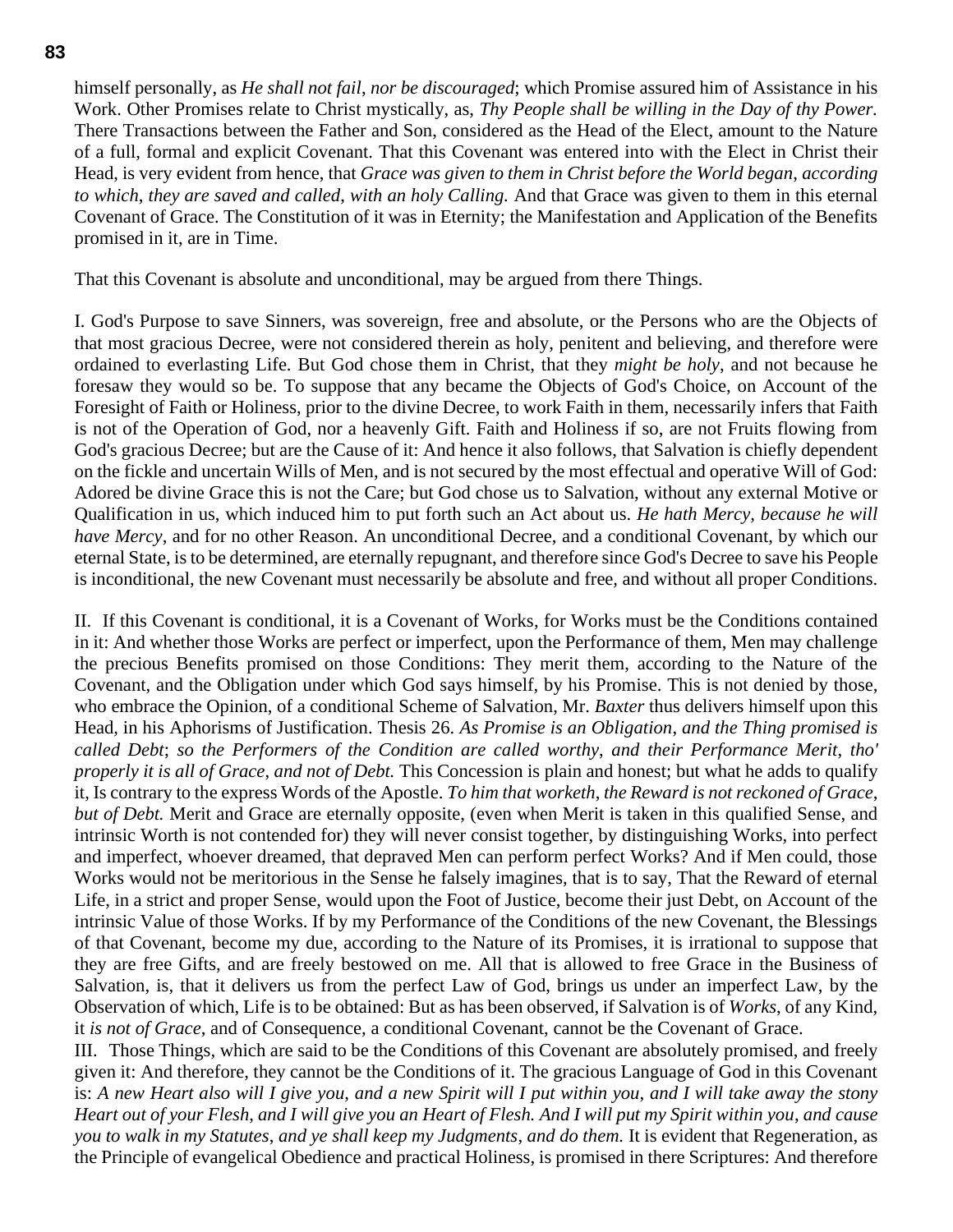himself personally, as *He shall not fail, nor be discouraged*; which Promise assured him of Assistance in his Work. Other Promises relate to Christ mystically, as, *Thy People shall be willing in the Day of thy Power.* There Transactions between the Father and Son, considered as the Head of the Elect, amount to the Nature of a full, formal and explicit Covenant. That this Covenant was entered into with the Elect in Christ their Head, is very evident from hence, that *Grace was given to them in Christ before the World began, according to which, they are saved and called, with an holy Calling.* And that Grace was given to them in this eternal Covenant of Grace. The Constitution of it was in Eternity; the Manifestation and Application of the Benefits promised in it, are in Time.

That this Covenant is absolute and unconditional, may be argued from there Things.

I. God's Purpose to save Sinners, was sovereign, free and absolute, or the Persons who are the Objects of that most gracious Decree, were not considered therein as holy, penitent and believing, and therefore were ordained to everlasting Life. But God chose them in Christ, that they *might be holy*, and not because he foresaw they would so be. To suppose that any became the Objects of God's Choice, on Account of the Foresight of Faith or Holiness, prior to the divine Decree, to work Faith in them, necessarily infers that Faith is not of the Operation of God, nor a heavenly Gift. Faith and Holiness if so, are not Fruits flowing from God's gracious Decree; but are the Cause of it: And hence it also follows, that Salvation is chiefly dependent on the fickle and uncertain Wills of Men, and is not secured by the most effectual and operative Will of God: Adored be divine Grace this is not the Care; but God chose us to Salvation, without any external Motive or Qualification in us, which induced him to put forth such an Act about us. *He hath Mercy, because he will have Mercy*, and for no other Reason. An unconditional Decree, and a conditional Covenant, by which our eternal State, is to be determined, are eternally repugnant, and therefore since God's Decree to save his People is inconditional, the new Covenant must necessarily be absolute and free, and without all proper Conditions.

II. If this Covenant is conditional, it is a Covenant of Works, for Works must be the Conditions contained in it: And whether those Works are perfect or imperfect, upon the Performance of them, Men may challenge the precious Benefits promised on those Conditions: They merit them, according to the Nature of the Covenant, and the Obligation under which God says himself, by his Promise. This is not denied by those, who embrace the Opinion, of a conditional Scheme of Salvation, Mr. *Baxter* thus delivers himself upon this Head, in his Aphorisms of Justification. Thesis 26. *As Promise is an Obligation, and the Thing promised is called Debt; so the Performers of the Condition are called worthy, and their Performance Merit, tho' properly it is all of Grace, and not of Debt.* This Concession is plain and honest; but what he adds to qualify it, Is contrary to the express Words of the Apostle. *To him that worketh, the Reward is not reckoned of Grace, but of Debt.* Merit and Grace are eternally opposite, (even when Merit is taken in this qualified Sense, and intrinsic Worth is not contended for) they will never consist together, by distinguishing Works, into perfect and imperfect, whoever dreamed, that depraved Men can perform perfect Works? And if Men could, those Works would not be meritorious in the Sense he falsely imagines, that is to say, That the Reward of eternal Life, in a strict and proper Sense, would upon the Foot of Justice, become their just Debt, on Account of the intrinsic Value of those Works. If by my Performance of the Conditions of the new Covenant, the Blessings of that Covenant, become my due, according to the Nature of its Promises, it is irrational to suppose that they are free Gifts, and are freely bestowed on me. All that is allowed to free Grace in the Business of Salvation, is, that it delivers us from the perfect Law of God, brings us under an imperfect Law, by the Observation of which, Life is to be obtained: But as has been observed, if Salvation is of *Works*, of any Kind, it *is not of Grace*, and of Consequence, a conditional Covenant, cannot be the Covenant of Grace.

III. Those Things, which are said to be the Conditions of this Covenant are absolutely promised, and freely given it: And therefore, they cannot be the Conditions of it. The gracious Language of God in this Covenant is: *A new Heart also will I give you, and a new Spirit will I put within you, and I will take away the stony Heart out of your Flesh, and I will give you an Heart of Flesh. And I will put my Spirit within you, and cause you to walk in my Statutes, and ye shall keep my Judgments, and do them.* It is evident that Regeneration, as the Principle of evangelical Obedience and practical Holiness, is promised in there Scriptures: And therefore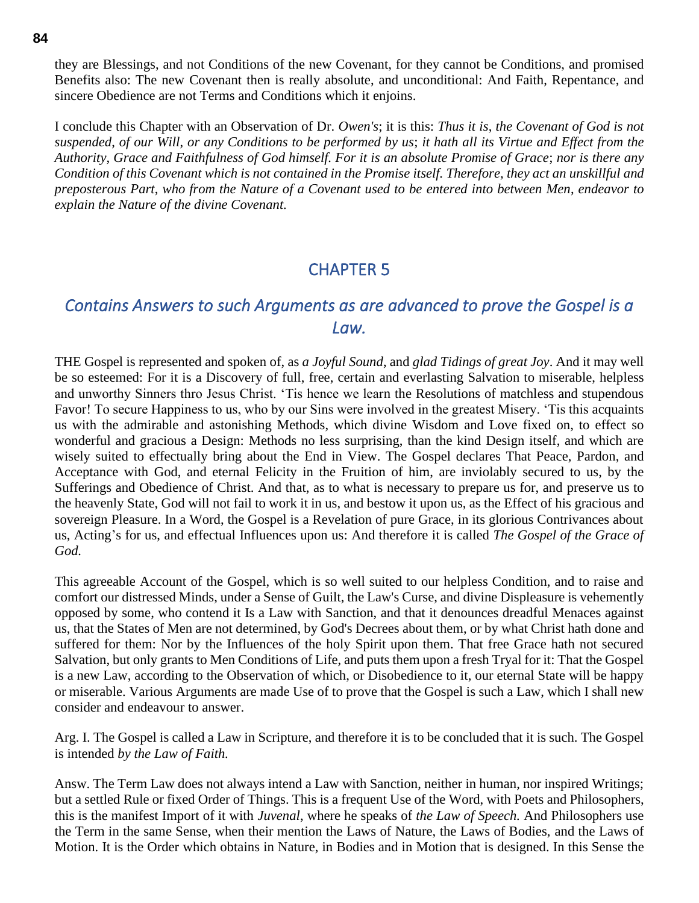they are Blessings, and not Conditions of the new Covenant, for they cannot be Conditions, and promised Benefits also: The new Covenant then is really absolute, and unconditional: And Faith, Repentance, and sincere Obedience are not Terms and Conditions which it enjoins.

I conclude this Chapter with an Observation of Dr. *Owen's*; it is this: *Thus it is*, *the Covenant of God is not suspended*, *of our Will*, *or any Conditions to be performed by us*; *it hath all its Virtue and Effect from the Authority*, *Grace and Faithfulness of God himself. For it is an absolute Promise of Grace*; *nor is there any Condition of this Covenant which is not contained in the Promise itself. Therefore*, *they act an unskillful and preposterous Part*, *who from the Nature of a Covenant used to be entered into between Men*, *endeavor to explain the Nature of the divine Covenant.*

## CHAPTER 5

### *Contains Answers to such Arguments as are advanced to prove the Gospel is a Law.*

THE Gospel is represented and spoken of, as *a Joyful Sound*, and *glad Tidings of great Joy*. And it may well be so esteemed: For it is a Discovery of full, free, certain and everlasting Salvation to miserable, helpless and unworthy Sinners thro Jesus Christ. 'Tis hence we learn the Resolutions of matchless and stupendous Favor! To secure Happiness to us, who by our Sins were involved in the greatest Misery. 'Tis this acquaints us with the admirable and astonishing Methods, which divine Wisdom and Love fixed on, to effect so wonderful and gracious a Design: Methods no less surprising, than the kind Design itself, and which are wisely suited to effectually bring about the End in View. The Gospel declares That Peace, Pardon, and Acceptance with God, and eternal Felicity in the Fruition of him, are inviolably secured to us, by the Sufferings and Obedience of Christ. And that, as to what is necessary to prepare us for, and preserve us to the heavenly State, God will not fail to work it in us, and bestow it upon us, as the Effect of his gracious and sovereign Pleasure. In a Word, the Gospel is a Revelation of pure Grace, in its glorious Contrivances about us, Acting's for us, and effectual Influences upon us: And therefore it is called *The Gospel of the Grace of God.*

This agreeable Account of the Gospel, which is so well suited to our helpless Condition, and to raise and comfort our distressed Minds, under a Sense of Guilt, the Law's Curse, and divine Displeasure is vehemently opposed by some, who contend it Is a Law with Sanction, and that it denounces dreadful Menaces against us, that the States of Men are not determined, by God's Decrees about them, or by what Christ hath done and suffered for them: Nor by the Influences of the holy Spirit upon them. That free Grace hath not secured Salvation, but only grants to Men Conditions of Life, and puts them upon a fresh Tryal for it: That the Gospel is a new Law, according to the Observation of which, or Disobedience to it, our eternal State will be happy or miserable. Various Arguments are made Use of to prove that the Gospel is such a Law, which I shall new consider and endeavour to answer.

Arg. I. The Gospel is called a Law in Scripture, and therefore it is to be concluded that it is such. The Gospel is intended *by the Law of Faith.*

Answ. The Term Law does not always intend a Law with Sanction, neither in human, nor inspired Writings; but a settled Rule or fixed Order of Things. This is a frequent Use of the Word, with Poets and Philosophers, this is the manifest Import of it with *Juvenal*, where he speaks of *the Law of Speech.* And Philosophers use the Term in the same Sense, when their mention the Laws of Nature, the Laws of Bodies, and the Laws of Motion. It is the Order which obtains in Nature, in Bodies and in Motion that is designed. In this Sense the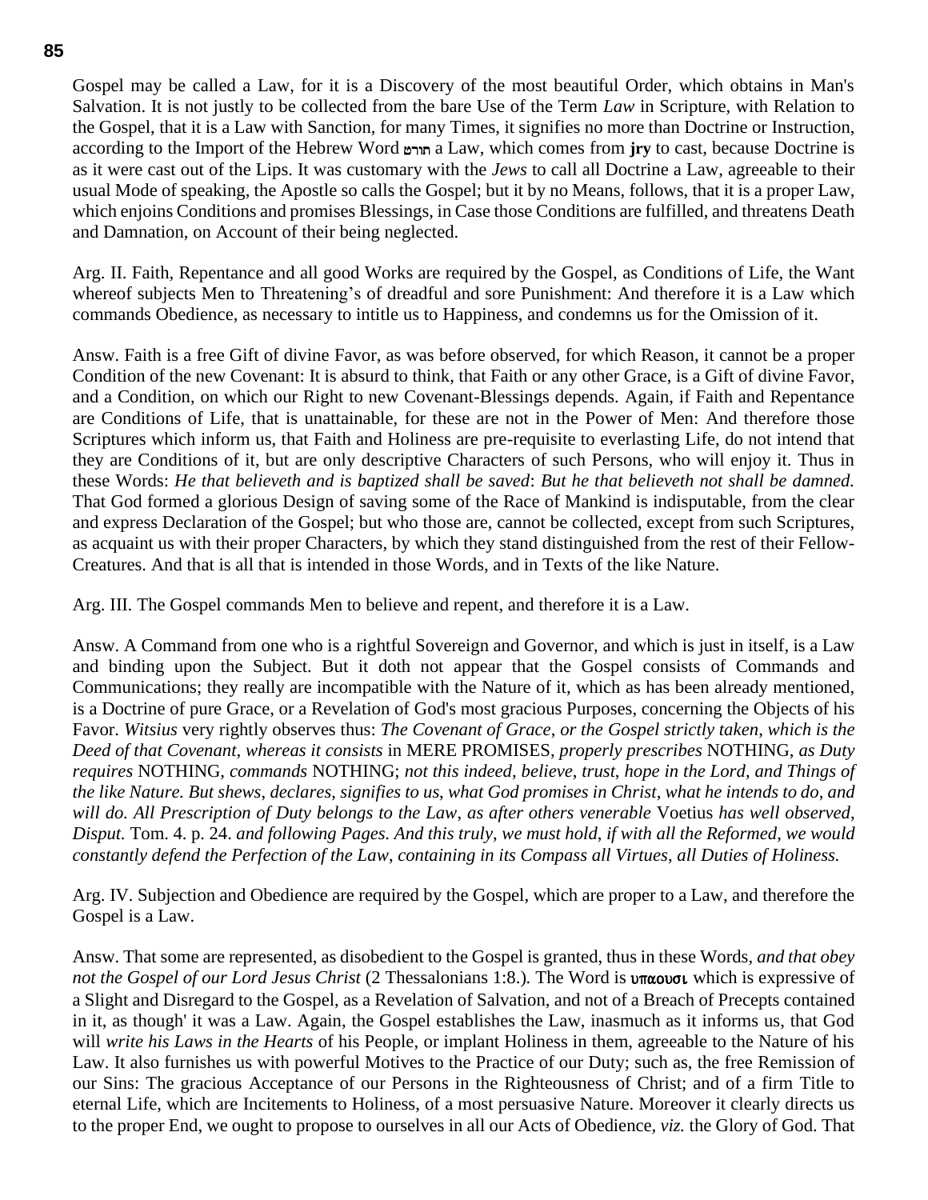Gospel may be called a Law, for it is a Discovery of the most beautiful Order, which obtains in Man's Salvation. It is not justly to be collected from the bare Use of the Term *Law* in Scripture, with Relation to the Gospel, that it is a Law with Sanction, for many Times, it signifies no more than Doctrine or Instruction, according to the Import of the Hebrew Word תורה a Law, which comes from **jry** to cast, because Doctrine is as it were cast out of the Lips. It was customary with the *Jews* to call all Doctrine a Law, agreeable to their usual Mode of speaking, the Apostle so calls the Gospel; but it by no Means, follows, that it is a proper Law, which enjoins Conditions and promises Blessings, in Case those Conditions are fulfilled, and threatens Death and Damnation, on Account of their being neglected.

Arg. II. Faith, Repentance and all good Works are required by the Gospel, as Conditions of Life, the Want whereof subjects Men to Threatening's of dreadful and sore Punishment: And therefore it is a Law which commands Obedience, as necessary to intitle us to Happiness, and condemns us for the Omission of it.

Answ. Faith is a free Gift of divine Favor, as was before observed, for which Reason, it cannot be a proper Condition of the new Covenant: It is absurd to think, that Faith or any other Grace, is a Gift of divine Favor, and a Condition, on which our Right to new Covenant-Blessings depends. Again, if Faith and Repentance are Conditions of Life, that is unattainable, for these are not in the Power of Men: And therefore those Scriptures which inform us, that Faith and Holiness are pre-requisite to everlasting Life, do not intend that they are Conditions of it, but are only descriptive Characters of such Persons, who will enjoy it. Thus in these Words: *He that believeth and is baptized shall be saved*: *But he that believeth not shall be damned.* That God formed a glorious Design of saving some of the Race of Mankind is indisputable, from the clear and express Declaration of the Gospel; but who those are, cannot be collected, except from such Scriptures, as acquaint us with their proper Characters, by which they stand distinguished from the rest of their Fellow-Creatures. And that is all that is intended in those Words, and in Texts of the like Nature.

Arg. III. The Gospel commands Men to believe and repent, and therefore it is a Law.

Answ. A Command from one who is a rightful Sovereign and Governor, and which is just in itself, is a Law and binding upon the Subject. But it doth not appear that the Gospel consists of Commands and Communications; they really are incompatible with the Nature of it, which as has been already mentioned, is a Doctrine of pure Grace, or a Revelation of God's most gracious Purposes, concerning the Objects of his Favor. *Witsius* very rightly observes thus: *The Covenant of Grace*, *or the Gospel strictly taken*, *which is the Deed of that Covenant*, *whereas it consists* in MERE PROMISES, *properly prescribes* NOTHING, *as Duty requires* NOTHING, *commands* NOTHING; *not this indeed*, *believe*, *trust*, *hope in the Lord*, *and Things of the like Nature. But shews*, *declares*, *signifies to us*, *what God promises in Christ*, *what he intends to do*, *and will do. All Prescription of Duty belongs to the Law*, *as after others venerable* Voetius *has well observed*, *Disput.* Tom. 4. p. 24. *and following Pages. And this truly*, *we must hold*, *if with all the Reformed*, *we would constantly defend the Perfection of the Law*, *containing in its Compass all Virtues*, *all Duties of Holiness.*

Arg. IV. Subjection and Obedience are required by the Gospel, which are proper to a Law, and therefore the Gospel is a Law.

Answ. That some are represented, as disobedient to the Gospel is granted, thus in these Words, *and that obey not the Gospel of our Lord Jesus Christ* (2 Thessalonians 1:8.). The Word is υπαουσι which is expressive of a Slight and Disregard to the Gospel, as a Revelation of Salvation, and not of a Breach of Precepts contained in it, as though' it was a Law. Again, the Gospel establishes the Law, inasmuch as it informs us, that God will *write his Laws in the Hearts* of his People, or implant Holiness in them, agreeable to the Nature of his Law. It also furnishes us with powerful Motives to the Practice of our Duty; such as, the free Remission of our Sins: The gracious Acceptance of our Persons in the Righteousness of Christ; and of a firm Title to eternal Life, which are Incitements to Holiness, of a most persuasive Nature. Moreover it clearly directs us to the proper End, we ought to propose to ourselves in all our Acts of Obedience, *viz.* the Glory of God. That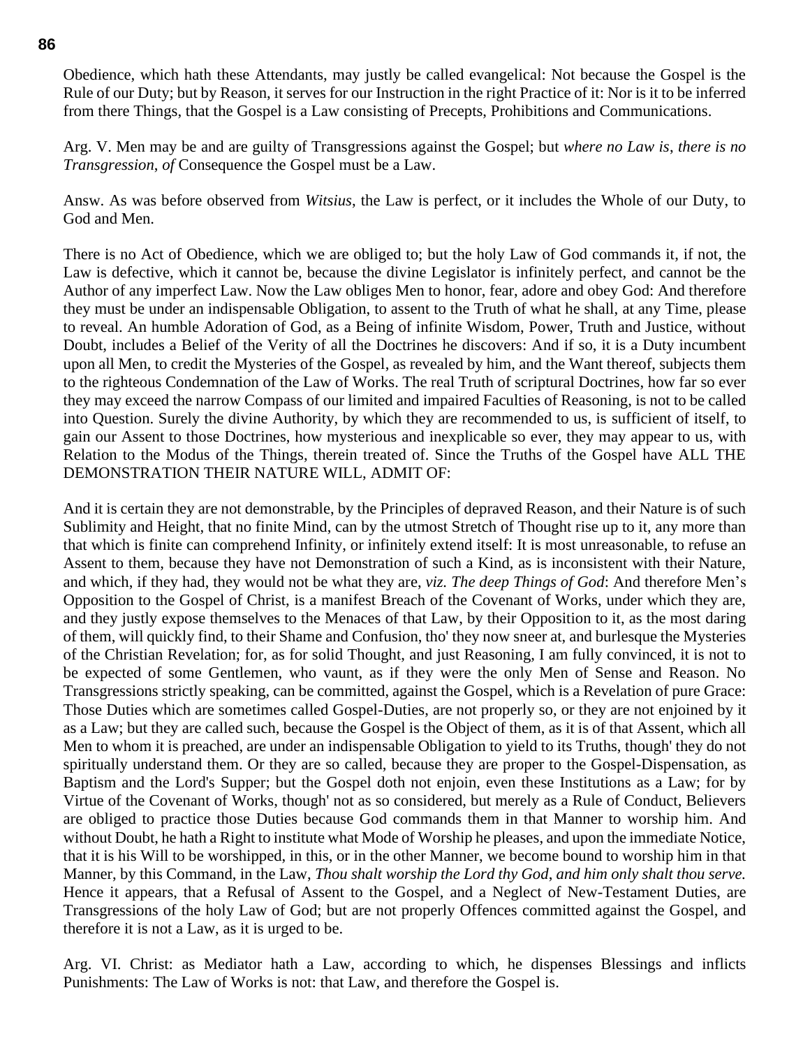Obedience, which hath these Attendants, may justly be called evangelical: Not because the Gospel is the Rule of our Duty; but by Reason, it serves for our Instruction in the right Practice of it: Nor is it to be inferred from there Things, that the Gospel is a Law consisting of Precepts, Prohibitions and Communications.

Arg. V. Men may be and are guilty of Transgressions against the Gospel; but *where no Law is*, *there is no Transgression*, *of* Consequence the Gospel must be a Law.

Answ. As was before observed from *Witsius*, the Law is perfect, or it includes the Whole of our Duty, to God and Men.

There is no Act of Obedience, which we are obliged to; but the holy Law of God commands it, if not, the Law is defective, which it cannot be, because the divine Legislator is infinitely perfect, and cannot be the Author of any imperfect Law. Now the Law obliges Men to honor, fear, adore and obey God: And therefore they must be under an indispensable Obligation, to assent to the Truth of what he shall, at any Time, please to reveal. An humble Adoration of God, as a Being of infinite Wisdom, Power, Truth and Justice, without Doubt, includes a Belief of the Verity of all the Doctrines he discovers: And if so, it is a Duty incumbent upon all Men, to credit the Mysteries of the Gospel, as revealed by him, and the Want thereof, subjects them to the righteous Condemnation of the Law of Works. The real Truth of scriptural Doctrines, how far so ever they may exceed the narrow Compass of our limited and impaired Faculties of Reasoning, is not to be called into Question. Surely the divine Authority, by which they are recommended to us, is sufficient of itself, to gain our Assent to those Doctrines, how mysterious and inexplicable so ever, they may appear to us, with Relation to the Modus of the Things, therein treated of. Since the Truths of the Gospel have ALL THE DEMONSTRATION THEIR NATURE WILL, ADMIT OF:

And it is certain they are not demonstrable, by the Principles of depraved Reason, and their Nature is of such Sublimity and Height, that no finite Mind, can by the utmost Stretch of Thought rise up to it, any more than that which is finite can comprehend Infinity, or infinitely extend itself: It is most unreasonable, to refuse an Assent to them, because they have not Demonstration of such a Kind, as is inconsistent with their Nature, and which, if they had, they would not be what they are, *viz. The deep Things of God*: And therefore Men's Opposition to the Gospel of Christ, is a manifest Breach of the Covenant of Works, under which they are, and they justly expose themselves to the Menaces of that Law, by their Opposition to it, as the most daring of them, will quickly find, to their Shame and Confusion, tho' they now sneer at, and burlesque the Mysteries of the Christian Revelation; for, as for solid Thought, and just Reasoning, I am fully convinced, it is not to be expected of some Gentlemen, who vaunt, as if they were the only Men of Sense and Reason. No Transgressions strictly speaking, can be committed, against the Gospel, which is a Revelation of pure Grace: Those Duties which are sometimes called Gospel-Duties, are not properly so, or they are not enjoined by it as a Law; but they are called such, because the Gospel is the Object of them, as it is of that Assent, which all Men to whom it is preached, are under an indispensable Obligation to yield to its Truths, though' they do not spiritually understand them. Or they are so called, because they are proper to the Gospel-Dispensation, as Baptism and the Lord's Supper; but the Gospel doth not enjoin, even these Institutions as a Law; for by Virtue of the Covenant of Works, though' not as so considered, but merely as a Rule of Conduct, Believers are obliged to practice those Duties because God commands them in that Manner to worship him. And without Doubt, he hath a Right to institute what Mode of Worship he pleases, and upon the immediate Notice, that it is his Will to be worshipped, in this, or in the other Manner, we become bound to worship him in that Manner, by this Command, in the Law, *Thou shalt worship the Lord thy God*, *and him only shalt thou serve.* Hence it appears, that a Refusal of Assent to the Gospel, and a Neglect of New-Testament Duties, are Transgressions of the holy Law of God; but are not properly Offences committed against the Gospel, and therefore it is not a Law, as it is urged to be.

Arg. VI. Christ: as Mediator hath a Law, according to which, he dispenses Blessings and inflicts Punishments: The Law of Works is not: that Law, and therefore the Gospel is.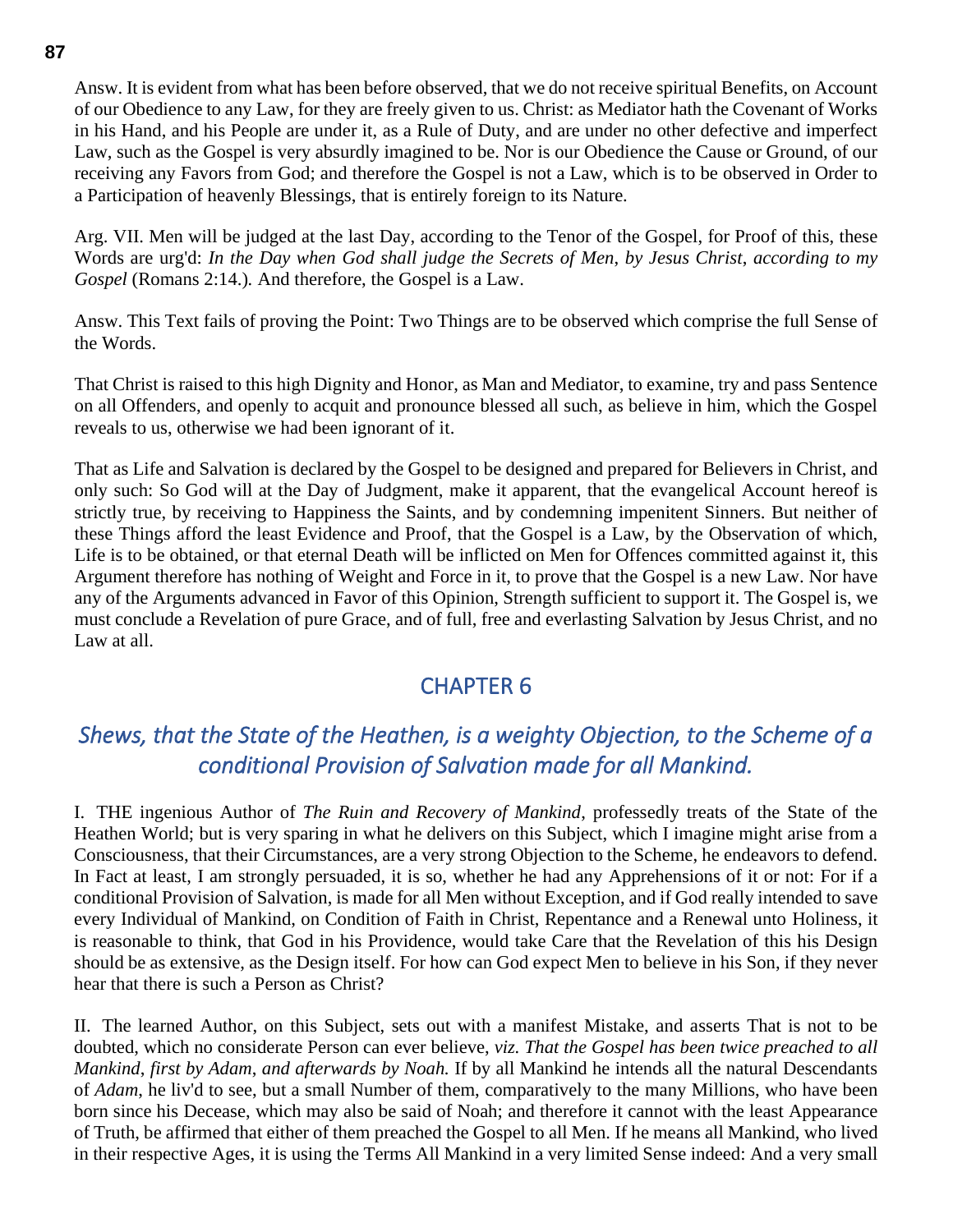Answ. It is evident from what has been before observed, that we do not receive spiritual Benefits, on Account of our Obedience to any Law, for they are freely given to us. Christ: as Mediator hath the Covenant of Works in his Hand, and his People are under it, as a Rule of Duty, and are under no other defective and imperfect Law, such as the Gospel is very absurdly imagined to be. Nor is our Obedience the Cause or Ground, of our receiving any Favors from God; and therefore the Gospel is not a Law, which is to be observed in Order to a Participation of heavenly Blessings, that is entirely foreign to its Nature.

Arg. VII. Men will be judged at the last Day, according to the Tenor of the Gospel, for Proof of this, these Words are urg'd: *In the Day when God shall judge the Secrets of Men, by Jesus Christ, according to my Gospel* (Romans 2:14.)*.* And therefore, the Gospel is a Law.

Answ. This Text fails of proving the Point: Two Things are to be observed which comprise the full Sense of the Words.

That Christ is raised to this high Dignity and Honor, as Man and Mediator, to examine, try and pass Sentence on all Offenders, and openly to acquit and pronounce blessed all such, as believe in him, which the Gospel reveals to us, otherwise we had been ignorant of it.

That as Life and Salvation is declared by the Gospel to be designed and prepared for Believers in Christ, and only such: So God will at the Day of Judgment, make it apparent, that the evangelical Account hereof is strictly true, by receiving to Happiness the Saints, and by condemning impenitent Sinners. But neither of these Things afford the least Evidence and Proof, that the Gospel is a Law, by the Observation of which, Life is to be obtained, or that eternal Death will be inflicted on Men for Offences committed against it, this Argument therefore has nothing of Weight and Force in it, to prove that the Gospel is a new Law. Nor have any of the Arguments advanced in Favor of this Opinion, Strength sufficient to support it. The Gospel is, we must conclude a Revelation of pure Grace, and of full, free and everlasting Salvation by Jesus Christ, and no Law at all.

## CHAPTER 6

### *Shews, that the State of the Heathen, is a weighty Objection, to the Scheme of a conditional Provision of Salvation made for all Mankind.*

I. THE ingenious Author of *The Ruin and Recovery of Mankind*, professedly treats of the State of the Heathen World; but is very sparing in what he delivers on this Subject, which I imagine might arise from a Consciousness, that their Circumstances, are a very strong Objection to the Scheme, he endeavors to defend. In Fact at least, I am strongly persuaded, it is so, whether he had any Apprehensions of it or not: For if a conditional Provision of Salvation, is made for all Men without Exception, and if God really intended to save every Individual of Mankind, on Condition of Faith in Christ, Repentance and a Renewal unto Holiness, it is reasonable to think, that God in his Providence, would take Care that the Revelation of this his Design should be as extensive, as the Design itself. For how can God expect Men to believe in his Son, if they never hear that there is such a Person as Christ?

II. The learned Author, on this Subject, sets out with a manifest Mistake, and asserts That is not to be doubted, which no considerate Person can ever believe, *viz. That the Gospel has been twice preached to all Mankind, first by Adam, and afterwards by Noah.* If by all Mankind he intends all the natural Descendants of *Adam*, he liv'd to see, but a small Number of them, comparatively to the many Millions, who have been born since his Decease, which may also be said of Noah; and therefore it cannot with the least Appearance of Truth, be affirmed that either of them preached the Gospel to all Men. If he means all Mankind, who lived in their respective Ages, it is using the Terms All Mankind in a very limited Sense indeed: And a very small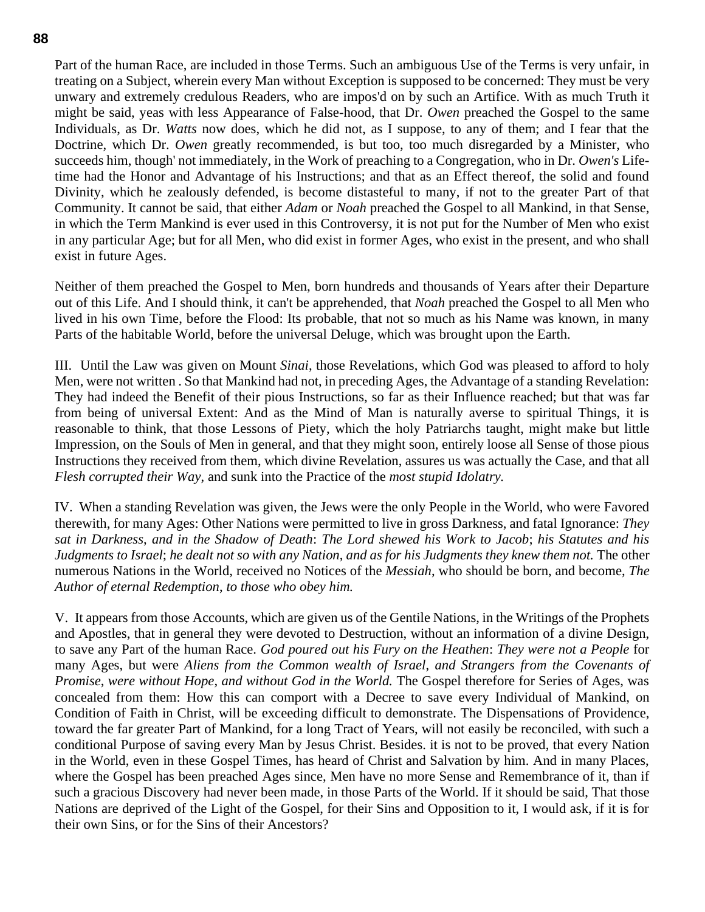Part of the human Race, are included in those Terms. Such an ambiguous Use of the Terms is very unfair, in treating on a Subject, wherein every Man without Exception is supposed to be concerned: They must be very unwary and extremely credulous Readers, who are impos'd on by such an Artifice. With as much Truth it might be said, yeas with less Appearance of False-hood, that Dr. *Owen* preached the Gospel to the same Individuals, as Dr. *Watts* now does, which he did not, as I suppose, to any of them; and I fear that the Doctrine, which Dr. *Owen* greatly recommended, is but too, too much disregarded by a Minister, who succeeds him, though' not immediately, in the Work of preaching to a Congregation, who in Dr. *Owen's* Life-time had the Honor and Advantage of his Instructions; and that as an Effect thereof, the solid and found Divinity, which he zealously defended, is become distasteful to many, if not to the greater Part of that Community. It cannot be said, that either *Adam* or *Noah* preached the Gospel to all Mankind, in that Sense, in which the Term Mankind is ever used in this Controversy, it is not put for the Number of Men who exist in any particular Age; but for all Men, who did exist in former Ages, who exist in the present, and who shall exist in future Ages.

Neither of them preached the Gospel to Men, born hundreds and thousands of Years after their Departure out of this Life. And I should think, it can't be apprehended, that *Noah* preached the Gospel to all Men who lived in his own Time, before the Flood: Its probable, that not so much as his Name was known, in many Parts of the habitable World, before the universal Deluge, which was brought upon the Earth.

III. Until the Law was given on Mount *Sinai*, those Revelations, which God was pleased to afford to holy Men, were not written . So that Mankind had not, in preceding Ages, the Advantage of a standing Revelation: They had indeed the Benefit of their pious Instructions, so far as their Influence reached; but that was far from being of universal Extent: And as the Mind of Man is naturally averse to spiritual Things, it is reasonable to think, that those Lessons of Piety, which the holy Patriarchs taught, might make but little Impression, on the Souls of Men in general, and that they might soon, entirely loose all Sense of those pious Instructions they received from them, which divine Revelation, assures us was actually the Case, and that all *Flesh corrupted their Way*, and sunk into the Practice of the *most stupid Idolatry.*

IV. When a standing Revelation was given, the Jews were the only People in the World, who were Favored therewith, for many Ages: Other Nations were permitted to live in gross Darkness, and fatal Ignorance: *They sat in Darkness*, *and in the Shadow of Death*: *The Lord shewed his Work to Jacob*; *his Statutes and his Judgments to Israel*; *he dealt not so with any Nation*, *and as for his Judgments they knew them not.* The other numerous Nations in the World, received no Notices of the *Messiah*, who should be born, and become, *The Author of eternal Redemption*, *to those who obey him.*

V. It appears from those Accounts, which are given us of the Gentile Nations, in the Writings of the Prophets and Apostles, that in general they were devoted to Destruction, without an information of a divine Design, to save any Part of the human Race. *God poured out his Fury on the Heathen*: *They were not a People* for many Ages, but were *Aliens from the Common wealth of Israel*, *and Strangers from the Covenants of Promise*, *were without Hope*, *and without God in the World.* The Gospel therefore for Series of Ages, was concealed from them: How this can comport with a Decree to save every Individual of Mankind, on Condition of Faith in Christ, will be exceeding difficult to demonstrate. The Dispensations of Providence, toward the far greater Part of Mankind, for a long Tract of Years, will not easily be reconciled, with such a conditional Purpose of saving every Man by Jesus Christ. Besides. it is not to be proved, that every Nation in the World, even in these Gospel Times, has heard of Christ and Salvation by him. And in many Places, where the Gospel has been preached Ages since, Men have no more Sense and Remembrance of it, than if such a gracious Discovery had never been made, in those Parts of the World. If it should be said, That those Nations are deprived of the Light of the Gospel, for their Sins and Opposition to it, I would ask, if it is for their own Sins, or for the Sins of their Ancestors?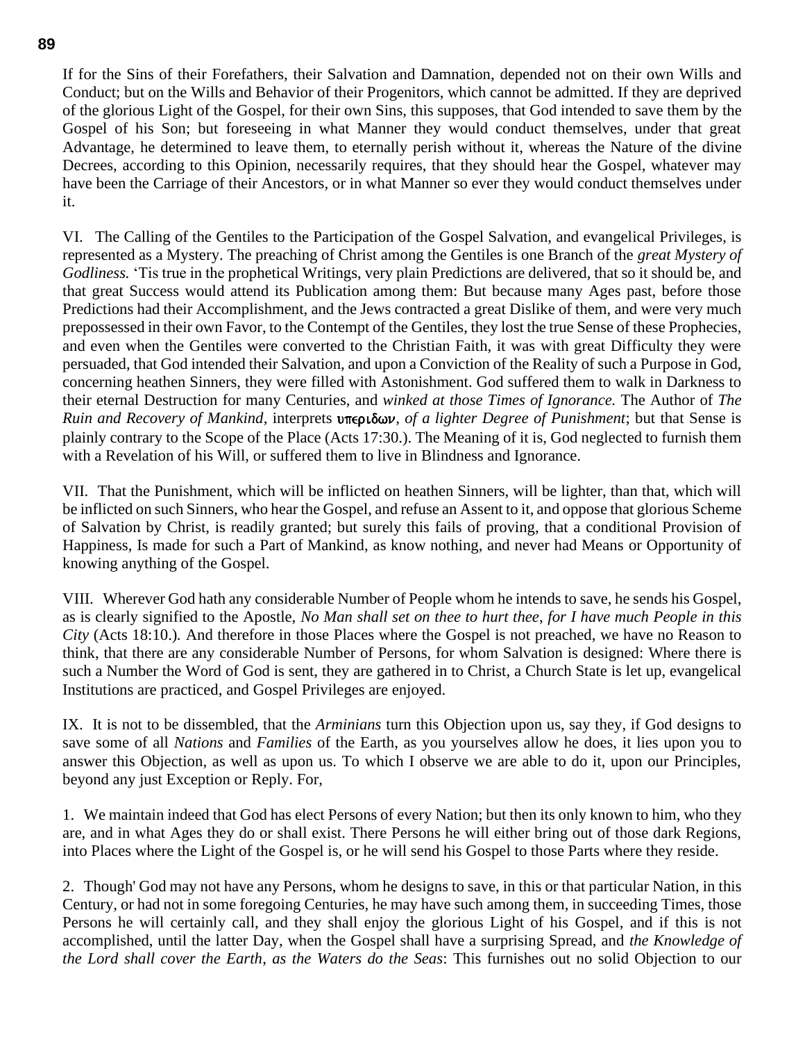If for the Sins of their Forefathers, their Salvation and Damnation, depended not on their own Wills and Conduct; but on the Wills and Behavior of their Progenitors, which cannot be admitted. If they are deprived of the glorious Light of the Gospel, for their own Sins, this supposes, that God intended to save them by the Gospel of his Son; but foreseeing in what Manner they would conduct themselves, under that great Advantage, he determined to leave them, to eternally perish without it, whereas the Nature of the divine Decrees, according to this Opinion, necessarily requires, that they should hear the Gospel, whatever may have been the Carriage of their Ancestors, or in what Manner so ever they would conduct themselves under it.

VI. The Calling of the Gentiles to the Participation of the Gospel Salvation, and evangelical Privileges, is represented as a Mystery. The preaching of Christ among the Gentiles is one Branch of the *great Mystery of Godliness.* 'Tis true in the prophetical Writings, very plain Predictions are delivered, that so it should be, and that great Success would attend its Publication among them: But because many Ages past, before those Predictions had their Accomplishment, and the Jews contracted a great Dislike of them, and were very much prepossessed in their own Favor, to the Contempt of the Gentiles, they lost the true Sense of these Prophecies, and even when the Gentiles were converted to the Christian Faith, it was with great Difficulty they were persuaded, that God intended their Salvation, and upon a Conviction of the Reality of such a Purpose in God, concerning heathen Sinners, they were filled with Astonishment. God suffered them to walk in Darkness to their eternal Destruction for many Centuries, and *winked at those Times of Ignorance.* The Author of *The Ruin and Recovery of Mankind*, interprets **υπεριδων**, *of a lighter Degree of Punishment*; but that Sense is plainly contrary to the Scope of the Place (Acts 17:30.). The Meaning of it is, God neglected to furnish them with a Revelation of his Will, or suffered them to live in Blindness and Ignorance.

VII. That the Punishment, which will be inflicted on heathen Sinners, will be lighter, than that, which will be inflicted on such Sinners, who hear the Gospel, and refuse an Assent to it, and oppose that glorious Scheme of Salvation by Christ, is readily granted; but surely this fails of proving, that a conditional Provision of Happiness, Is made for such a Part of Mankind, as know nothing, and never had Means or Opportunity of knowing anything of the Gospel.

VIII. Wherever God hath any considerable Number of People whom he intends to save, he sends his Gospel, as is clearly signified to the Apostle, *No Man shall set on thee to hurt thee*, *for I have much People in this City* (Acts 18:10.). And therefore in those Places where the Gospel is not preached, we have no Reason to think, that there are any considerable Number of Persons, for whom Salvation is designed: Where there is such a Number the Word of God is sent, they are gathered in to Christ, a Church State is let up, evangelical Institutions are practiced, and Gospel Privileges are enjoyed.

IX. It is not to be dissembled, that the *Arminians* turn this Objection upon us, say they, if God designs to save some of all *Nations* and *Families* of the Earth, as you yourselves allow he does, it lies upon you to answer this Objection, as well as upon us. To which I observe we are able to do it, upon our Principles, beyond any just Exception or Reply. For,

1. We maintain indeed that God has elect Persons of every Nation; but then its only known to him, who they are, and in what Ages they do or shall exist. There Persons he will either bring out of those dark Regions, into Places where the Light of the Gospel is, or he will send his Gospel to those Parts where they reside.

2. Though' God may not have any Persons, whom he designs to save, in this or that particular Nation, in this Century, or had not in some foregoing Centuries, he may have such among them, in succeeding Times, those Persons he will certainly call, and they shall enjoy the glorious Light of his Gospel, and if this is not accomplished, until the latter Day, when the Gospel shall have a surprising Spread, and *the Knowledge of the Lord shall cover the Earth*, *as the Waters do the Seas*: This furnishes out no solid Objection to our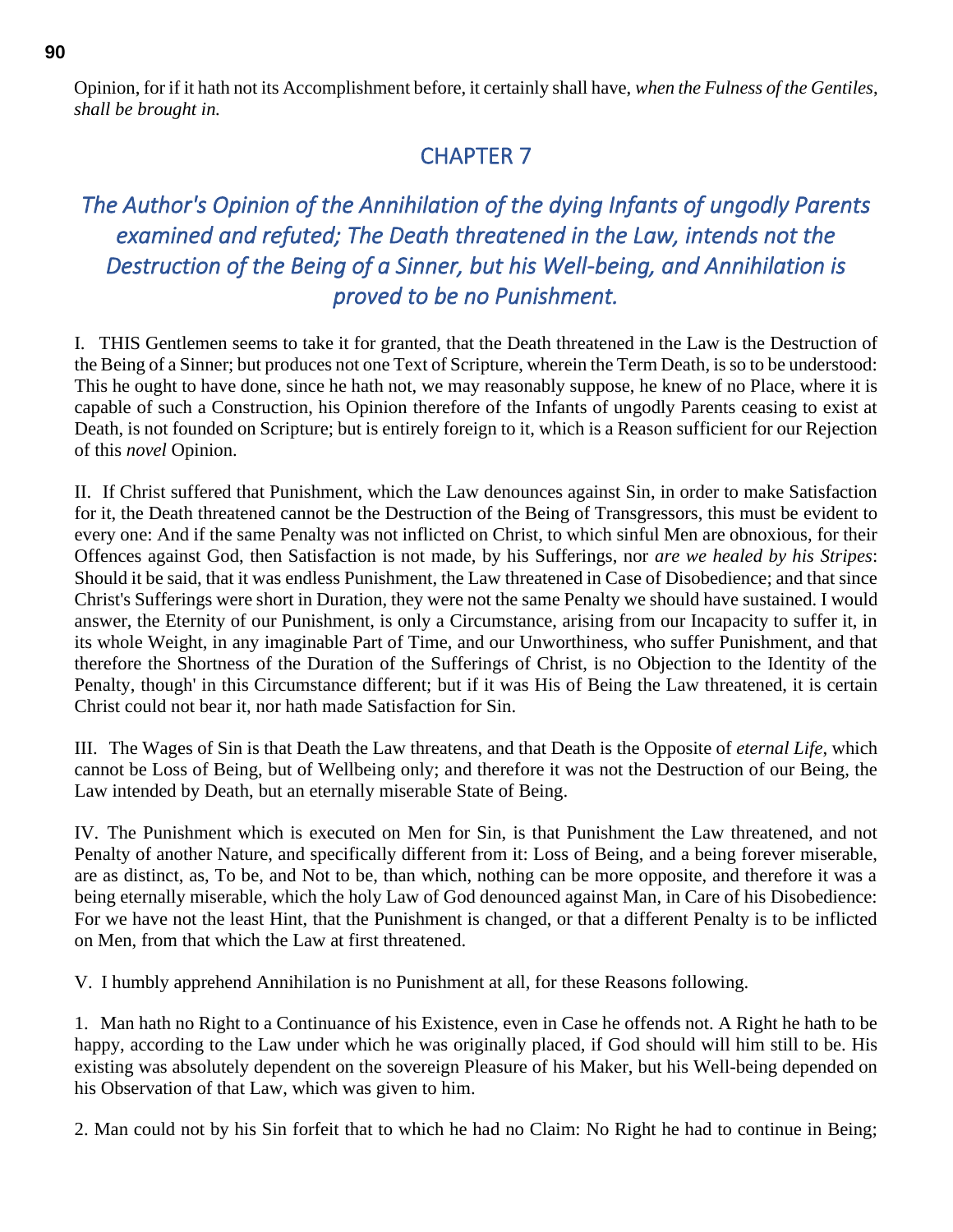Opinion, for if it hath not its Accomplishment before, it certainly shall have, *when the Fulness of the Gentiles, shall be brought in.*

## CHAPTER 7

### *The Author's Opinion of the Annihilation of the dying Infants of ungodly Parents examined and refuted; The Death threatened in the Law, intends not the Destruction of the Being of a Sinner, but his Well-being, and Annihilation is proved to be no Punishment.*

I. THIS Gentlemen seems to take it for granted, that the Death threatened in the Law is the Destruction of the Being of a Sinner; but produces not one Text of Scripture, wherein the Term Death, is so to be understood: This he ought to have done, since he hath not, we may reasonably suppose, he knew of no Place, where it is capable of such a Construction, his Opinion therefore of the Infants of ungodly Parents ceasing to exist at Death, is not founded on Scripture; but is entirely foreign to it, which is a Reason sufficient for our Rejection of this *novel* Opinion.

II. If Christ suffered that Punishment, which the Law denounces against Sin, in order to make Satisfaction for it, the Death threatened cannot be the Destruction of the Being of Transgressors, this must be evident to every one: And if the same Penalty was not inflicted on Christ, to which sinful Men are obnoxious, for their Offences against God, then Satisfaction is not made, by his Sufferings, nor *are we healed by his Stripes*: Should it be said, that it was endless Punishment, the Law threatened in Case of Disobedience; and that since Christ's Sufferings were short in Duration, they were not the same Penalty we should have sustained. I would answer, the Eternity of our Punishment, is only a Circumstance, arising from our Incapacity to suffer it, in its whole Weight, in any imaginable Part of Time, and our Unworthiness, who suffer Punishment, and that therefore the Shortness of the Duration of the Sufferings of Christ, is no Objection to the Identity of the Penalty, though' in this Circumstance different; but if it was His of Being the Law threatened, it is certain Christ could not bear it, nor hath made Satisfaction for Sin.

III. The Wages of Sin is that Death the Law threatens, and that Death is the Opposite of *eternal Life*, which cannot be Loss of Being, but of Wellbeing only; and therefore it was not the Destruction of our Being, the Law intended by Death, but an eternally miserable State of Being.

IV. The Punishment which is executed on Men for Sin, is that Punishment the Law threatened, and not Penalty of another Nature, and specifically different from it: Loss of Being, and a being forever miserable, are as distinct, as, To be, and Not to be, than which, nothing can be more opposite, and therefore it was a being eternally miserable, which the holy Law of God denounced against Man, in Care of his Disobedience: For we have not the least Hint, that the Punishment is changed, or that a different Penalty is to be inflicted on Men, from that which the Law at first threatened.

V. I humbly apprehend Annihilation is no Punishment at all, for these Reasons following.

1. Man hath no Right to a Continuance of his Existence, even in Case he offends not. A Right he hath to be happy, according to the Law under which he was originally placed, if God should will him still to be. His existing was absolutely dependent on the sovereign Pleasure of his Maker, but his Well-being depended on his Observation of that Law, which was given to him.

2. Man could not by his Sin forfeit that to which he had no Claim: No Right he had to continue in Being;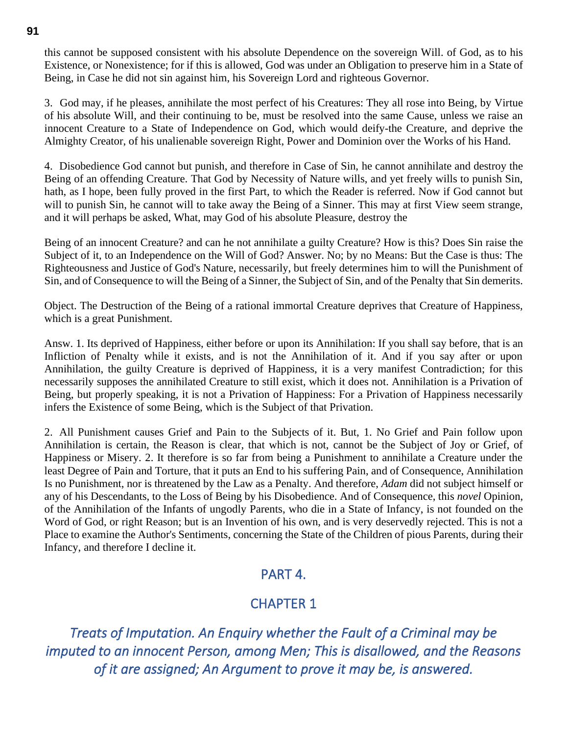this cannot be supposed consistent with his absolute Dependence on the sovereign Will. of God, as to his Existence, or Nonexistence; for if this is allowed, God was under an Obligation to preserve him in a State of Being, in Case he did not sin against him, his Sovereign Lord and righteous Governor.

3. God may, if he pleases, annihilate the most perfect of his Creatures: They all rose into Being, by Virtue of his absolute Will, and their continuing to be, must be resolved into the same Cause, unless we raise an innocent Creature to a State of Independence on God, which would deify-the Creature, and deprive the Almighty Creator, of his unalienable sovereign Right, Power and Dominion over the Works of his Hand.

4. Disobedience God cannot but punish, and therefore in Case of Sin, he cannot annihilate and destroy the Being of an offending Creature. That God by Necessity of Nature wills, and yet freely wills to punish Sin, hath, as I hope, been fully proved in the first Part, to which the Reader is referred. Now if God cannot but will to punish Sin, he cannot will to take away the Being of a Sinner. This may at first View seem strange, and it will perhaps be asked, What, may God of his absolute Pleasure, destroy the

Being of an innocent Creature? and can he not annihilate a guilty Creature? How is this? Does Sin raise the Subject of it, to an Independence on the Will of God? Answer. No; by no Means: But the Case is thus: The Righteousness and Justice of God's Nature, necessarily, but freely determines him to will the Punishment of Sin, and of Consequence to will the Being of a Sinner, the Subject of Sin, and of the Penalty that Sin demerits.

Object. The Destruction of the Being of a rational immortal Creature deprives that Creature of Happiness, which is a great Punishment.

Answ. 1. Its deprived of Happiness, either before or upon its Annihilation: If you shall say before, that is an Infliction of Penalty while it exists, and is not the Annihilation of it. And if you say after or upon Annihilation, the guilty Creature is deprived of Happiness, it is a very manifest Contradiction; for this necessarily supposes the annihilated Creature to still exist, which it does not. Annihilation is a Privation of Being, but properly speaking, it is not a Privation of Happiness: For a Privation of Happiness necessarily infers the Existence of some Being, which is the Subject of that Privation.

2. All Punishment causes Grief and Pain to the Subjects of it. But, 1. No Grief and Pain follow upon Annihilation is certain, the Reason is clear, that which is not, cannot be the Subject of Joy or Grief, of Happiness or Misery. 2. It therefore is so far from being a Punishment to annihilate a Creature under the least Degree of Pain and Torture, that it puts an End to his suffering Pain, and of Consequence, Annihilation Is no Punishment, nor is threatened by the Law as a Penalty. And therefore, *Adam* did not subject himself or any of his Descendants, to the Loss of Being by his Disobedience. And of Consequence, this *novel* Opinion, of the Annihilation of the Infants of ungodly Parents, who die in a State of Infancy, is not founded on the Word of God, or right Reason; but is an Invention of his own, and is very deservedly rejected. This is not a Place to examine the Author's Sentiments, concerning the State of the Children of pious Parents, during their Infancy, and therefore I decline it.

## PART 4.

## CHAPTER 1

### *Treats of Imputation. An Enquiry whether the Fault of a Criminal may be imputed to an innocent Person, among Men; This is disallowed, and the Reasons of it are assigned; An Argument to prove it may be, is answered.*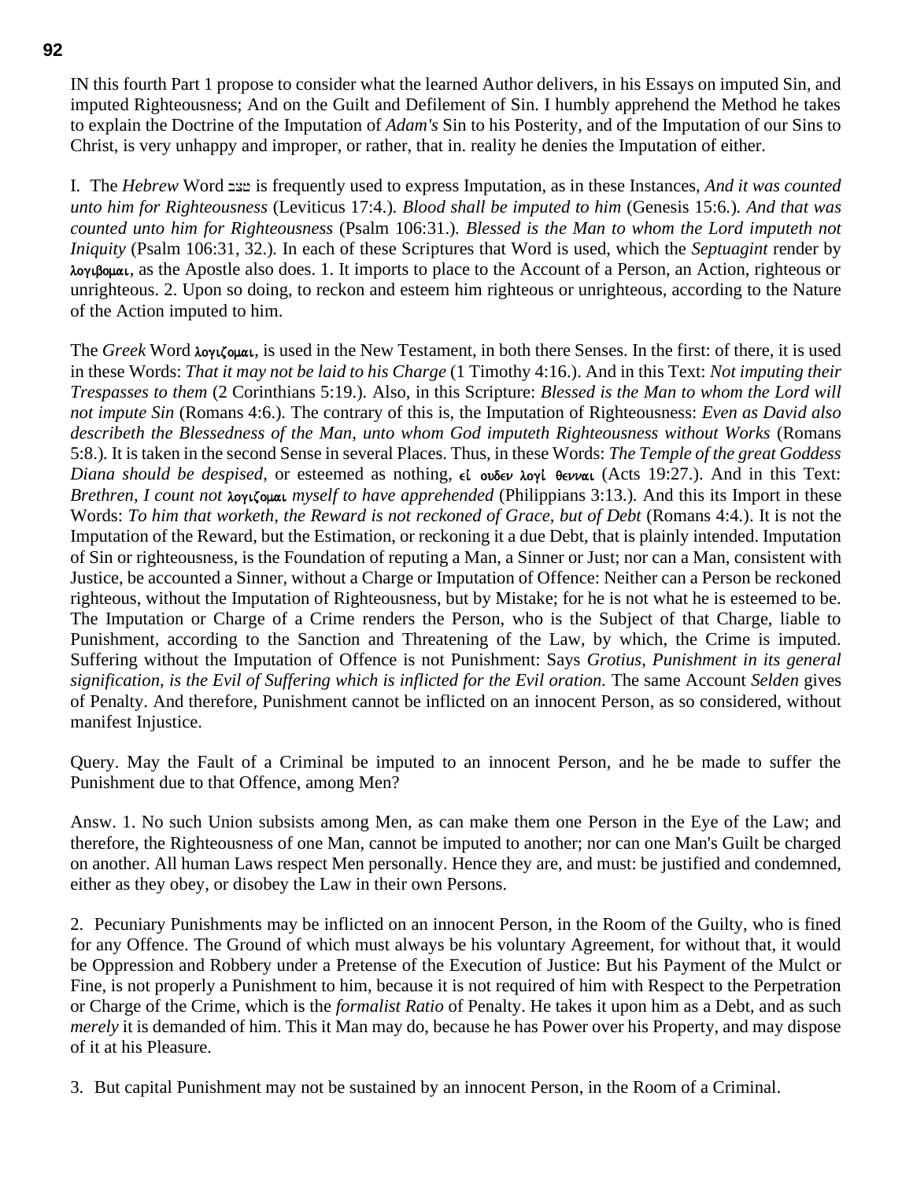IN this fourth Part 1 propose to consider what the learned Author delivers, in his Essays on imputed Sin, and imputed Righteousness; And on the Guilt and Defilement of Sin. I humbly apprehend the Method he takes to explain the Doctrine of the Imputation of *Adam's* Sin to his Posterity, and of the Imputation of our Sins to Christ, is very unhappy and improper, or rather, that in. reality he denies the Imputation of either.

I. The *Hebrew* Word מצב is frequently used to express Imputation, as in these Instances, *And it was counted unto him for Righteousness* (Leviticus 17:4.). *Blood shall be imputed to him* (Genesis 15:6.). *And that was counted unto him for Righteousness* (Psalm 106:31.). *Blessed is the Man to whom the Lord imputeth not Iniquity* (Psalm 106:31, 32.). In each of these Scriptures that Word is used, which the *Septuagint* render by λογιβομαι, as the Apostle also does. 1. It imports to place to the Account of a Person, an Action, righteous or unrighteous. 2. Upon so doing, to reckon and esteem him righteous or unrighteous, according to the Nature of the Action imputed to him.

The *Greek* Word λογιζομαι, is used in the New Testament, in both there Senses. In the first: of there, it is used in these Words: *That it may not be laid to his Charge* (1 Timothy 4:16.). And in this Text: *Not imputing their Trespasses to them* (2 Corinthians 5:19.). Also, in this Scripture: *Blessed is the Man to whom the Lord will not impute Sin* (Romans 4:6.). The contrary of this is, the Imputation of Righteousness: *Even as David also describeth the Blessedness of the Man, unto whom God imputeth Righteousness without Works* (Romans 5:8.). It is taken in the second Sense in several Places. Thus, in these Words: *The Temple of the great Goddess Diana should be despised*, or esteemed as nothing, εἰ ουδεν λογἰ θενναι (Acts 19:27.). And in this Text: *Brethren, I count not* λογιζομαι *myself to have apprehended* (Philippians 3:13.). And this its Import in these Words: *To him that worketh, the Reward is not reckoned of Grace, but of Debt* (Romans 4:4.). It is not the Imputation of the Reward, but the Estimation, or reckoning it a due Debt, that is plainly intended. Imputation of Sin or righteousness, is the Foundation of reputing a Man, a Sinner or Just; nor can a Man, consistent with Justice, be accounted a Sinner, without a Charge or Imputation of Offence: Neither can a Person be reckoned righteous, without the Imputation of Righteousness, but by Mistake; for he is not what he is esteemed to be. The Imputation or Charge of a Crime renders the Person, who is the Subject of that Charge, liable to Punishment, according to the Sanction and Threatening of the Law, by which, the Crime is imputed. Suffering without the Imputation of Offence is not Punishment: Says *Grotius*, *Punishment in its general signification, is the Evil of Suffering which is inflicted for the Evil oration.* The same Account *Selden* gives of Penalty. And therefore, Punishment cannot be inflicted on an innocent Person, as so considered, without manifest Injustice.

Query. May the Fault of a Criminal be imputed to an innocent Person, and he be made to suffer the Punishment due to that Offence, among Men?

Answ. 1. No such Union subsists among Men, as can make them one Person in the Eye of the Law; and therefore, the Righteousness of one Man, cannot be imputed to another; nor can one Man's Guilt be charged on another. All human Laws respect Men personally. Hence they are, and must: be justified and condemned, either as they obey, or disobey the Law in their own Persons.

2. Pecuniary Punishments may be inflicted on an innocent Person, in the Room of the Guilty, who is fined for any Offence. The Ground of which must always be his voluntary Agreement, for without that, it would be Oppression and Robbery under a Pretense of the Execution of Justice: But his Payment of the Mulct or Fine, is not properly a Punishment to him, because it is not required of him with Respect to the Perpetration or Charge of the Crime, which is the *formalist Ratio* of Penalty. He takes it upon him as a Debt, and as such *merely* it is demanded of him. This it Man may do, because he has Power over his Property, and may dispose of it at his Pleasure.

3. But capital Punishment may not be sustained by an innocent Person, in the Room of a Criminal.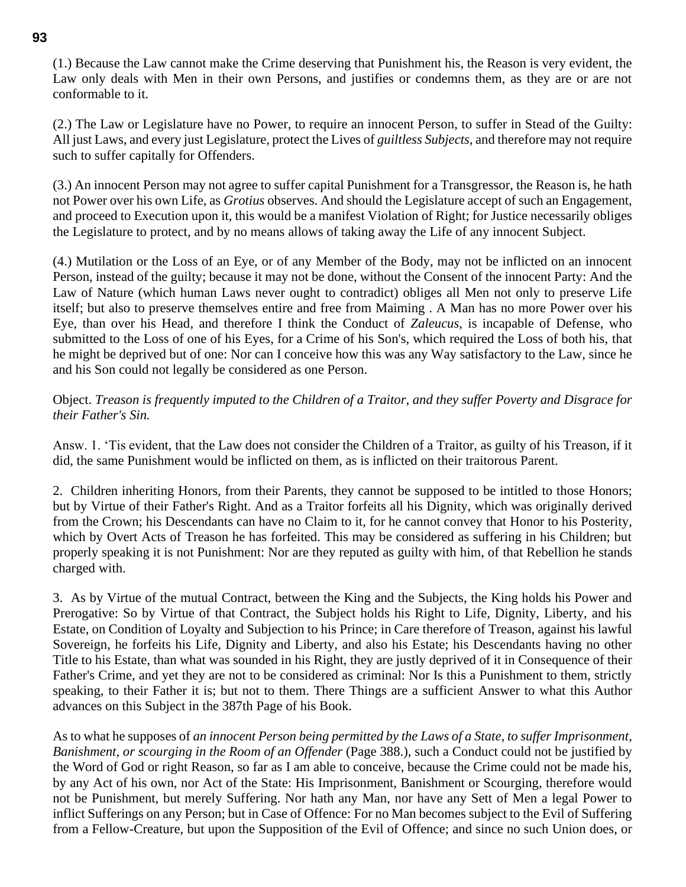(1.) Because the Law cannot make the Crime deserving that Punishment his, the Reason is very evident, the Law only deals with Men in their own Persons, and justifies or condemns them, as they are or are not conformable to it.

(2.) The Law or Legislature have no Power, to require an innocent Person, to suffer in Stead of the Guilty: All just Laws, and every just Legislature, protect the Lives of *guiltless Subjects*, and therefore may not require such to suffer capitally for Offenders.

(3.) An innocent Person may not agree to suffer capital Punishment for a Transgressor, the Reason is, he hath not Power over his own Life, as *Grotius* observes. And should the Legislature accept of such an Engagement, and proceed to Execution upon it, this would be a manifest Violation of Right; for Justice necessarily obliges the Legislature to protect, and by no means allows of taking away the Life of any innocent Subject.

(4.) Mutilation or the Loss of an Eye, or of any Member of the Body, may not be inflicted on an innocent Person, instead of the guilty; because it may not be done, without the Consent of the innocent Party: And the Law of Nature (which human Laws never ought to contradict) obliges all Men not only to preserve Life itself; but also to preserve themselves entire and free from Maiming . A Man has no more Power over his Eye, than over his Head, and therefore I think the Conduct of *Zaleucus*, is incapable of Defense, who submitted to the Loss of one of his Eyes, for a Crime of his Son's, which required the Loss of both his, that he might be deprived but of one: Nor can I conceive how this was any Way satisfactory to the Law, since he and his Son could not legally be considered as one Person.

Object. *Treason is frequently imputed to the Children of a Traitor, and they suffer Poverty and Disgrace for their Father's Sin.*

Answ. 1. 'Tis evident, that the Law does not consider the Children of a Traitor, as guilty of his Treason, if it did, the same Punishment would be inflicted on them, as is inflicted on their traitorous Parent.

2. Children inheriting Honors, from their Parents, they cannot be supposed to be intitled to those Honors; but by Virtue of their Father's Right. And as a Traitor forfeits all his Dignity, which was originally derived from the Crown; his Descendants can have no Claim to it, for he cannot convey that Honor to his Posterity, which by Overt Acts of Treason he has forfeited. This may be considered as suffering in his Children; but properly speaking it is not Punishment: Nor are they reputed as guilty with him, of that Rebellion he stands charged with.

3. As by Virtue of the mutual Contract, between the King and the Subjects, the King holds his Power and Prerogative: So by Virtue of that Contract, the Subject holds his Right to Life, Dignity, Liberty, and his Estate, on Condition of Loyalty and Subjection to his Prince; in Care therefore of Treason, against his lawful Sovereign, he forfeits his Life, Dignity and Liberty, and also his Estate; his Descendants having no other Title to his Estate, than what was sounded in his Right, they are justly deprived of it in Consequence of their Father's Crime, and yet they are not to be considered as criminal: Nor Is this a Punishment to them, strictly speaking, to their Father it is; but not to them. There Things are a sufficient Answer to what this Author advances on this Subject in the 387th Page of his Book.

As to what he supposes of *an innocent Person being permitted by the Laws of a State, to suffer Imprisonment, Banishment, or scourging in the Room of an Offender* (Page 388.), such a Conduct could not be justified by the Word of God or right Reason, so far as I am able to conceive, because the Crime could not be made his, by any Act of his own, nor Act of the State: His Imprisonment, Banishment or Scourging, therefore would not be Punishment, but merely Suffering. Nor hath any Man, nor have any Sett of Men a legal Power to inflict Sufferings on any Person; but in Case of Offence: For no Man becomes subject to the Evil of Suffering from a Fellow-Creature, but upon the Supposition of the Evil of Offence; and since no such Union does, or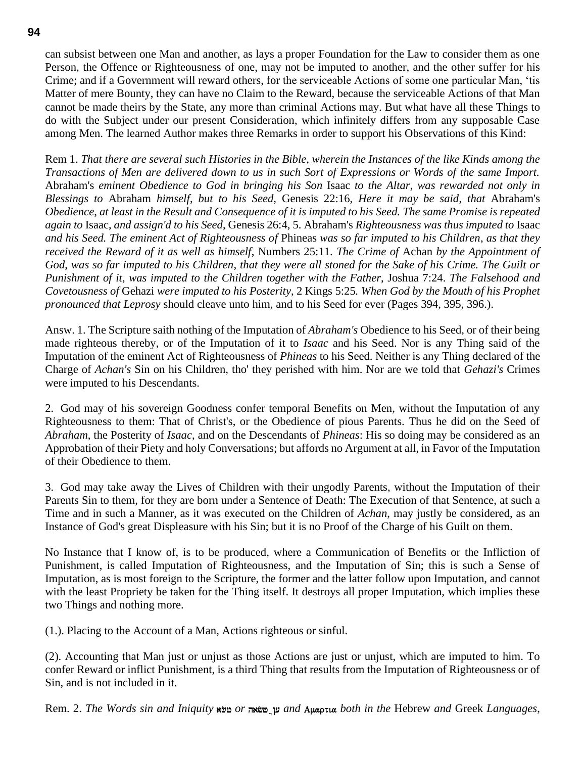can subsist between one Man and another, as lays a proper Foundation for the Law to consider them as one Person, the Offence or Righteousness of one, may not be imputed to another, and the other suffer for his Crime; and if a Government will reward others, for the serviceable Actions of some one particular Man, 'tis Matter of mere Bounty, they can have no Claim to the Reward, because the serviceable Actions of that Man cannot be made theirs by the State, any more than criminal Actions may. But what have all these Things to do with the Subject under our present Consideration, which infinitely differs from any supposable Case among Men. The learned Author makes three Remarks in order to support his Observations of this Kind:

Rem 1. *That there are several such Histories in the Bible, wherein the Instances of the like Kinds among the Transactions of Men are delivered down to us in such Sort of Expressions or Words of the same Import.* Abraham's *eminent Obedience to God in bringing his Son* Isaac *to the Altar, was rewarded not only in Blessings to* Abraham *himself, but to his Seed,* Genesis 22:16, *Here it may be said, that* Abraham's *Obedience, at least in the Result and Consequence of it is imputed to his Seed. The same Promise is repeated again to* Isaac, *and assign'd to his Seed,* Genesis 26:4, 5. Abraham's *Righteousness was thus imputed to* Isaac *and his Seed. The eminent Act of Righteousness of* Phineas *was so far imputed to his Children, as that they received the Reward of it as well as himself,* Numbers 25:11. *The Crime of* Achan *by the Appointment of God, was so far imputed to his Children, that they were all stoned for the Sake of his Crime. The Guilt or Punishment of it, was imputed to the Children together with the Father,* Joshua 7:24. *The Falsehood and Covetousness of* Gehazi *were imputed to his Posterity,* 2 Kings 5:25*. When God by the Mouth of his Prophet pronounced that Leprosy* should cleave unto him, and to his Seed for ever (Pages 394, 395, 396.).

Answ. 1. The Scripture saith nothing of the Imputation of *Abraham's* Obedience to his Seed, or of their being made righteous thereby, or of the Imputation of it to *Isaac* and his Seed. Nor is any Thing said of the Imputation of the eminent Act of Righteousness of *Phineas* to his Seed. Neither is any Thing declared of the Charge of *Achan's* Sin on his Children, tho' they perished with him. Nor are we told that *Gehazi's* Crimes were imputed to his Descendants.

2. God may of his sovereign Goodness confer temporal Benefits on Men, without the Imputation of any Righteousness to them: That of Christ's, or the Obedience of pious Parents. Thus he did on the Seed of *Abraham*, the Posterity of *Isaac*, and on the Descendants of *Phineas*: His so doing may be considered as an Approbation of their Piety and holy Conversations; but affords no Argument at all, in Favor of the Imputation of their Obedience to them.

3. God may take away the Lives of Children with their ungodly Parents, without the Imputation of their Parents Sin to them, for they are born under a Sentence of Death: The Execution of that Sentence, at such a Time and in such a Manner, as it was executed on the Children of *Achan*, may justly be considered, as an Instance of God's great Displeasure with his Sin; but it is no Proof of the Charge of his Guilt on them.

No Instance that I know of, is to be produced, where a Communication of Benefits or the Infliction of Punishment, is called Imputation of Righteousness, and the Imputation of Sin; this is such a Sense of Imputation, as is most foreign to the Scripture, the former and the latter follow upon Imputation, and cannot with the least Propriety be taken for the Thing itself. It destroys all proper Imputation, which implies these two Things and nothing more.

(1.). Placing to the Account of a Man, Actions righteous or sinful.

(2). Accounting that Man just or unjust as those Actions are just or unjust, which are imputed to him. To confer Reward or inflict Punishment, is a third Thing that results from the Imputation of Righteousness or of Sin, and is not included in it.

Rem. 2. *The Words sin and Iniquity* חטא *or* חטאה ,עון *and* Αμαρτια *both in the* Hebrew *and* Greek *Languages,*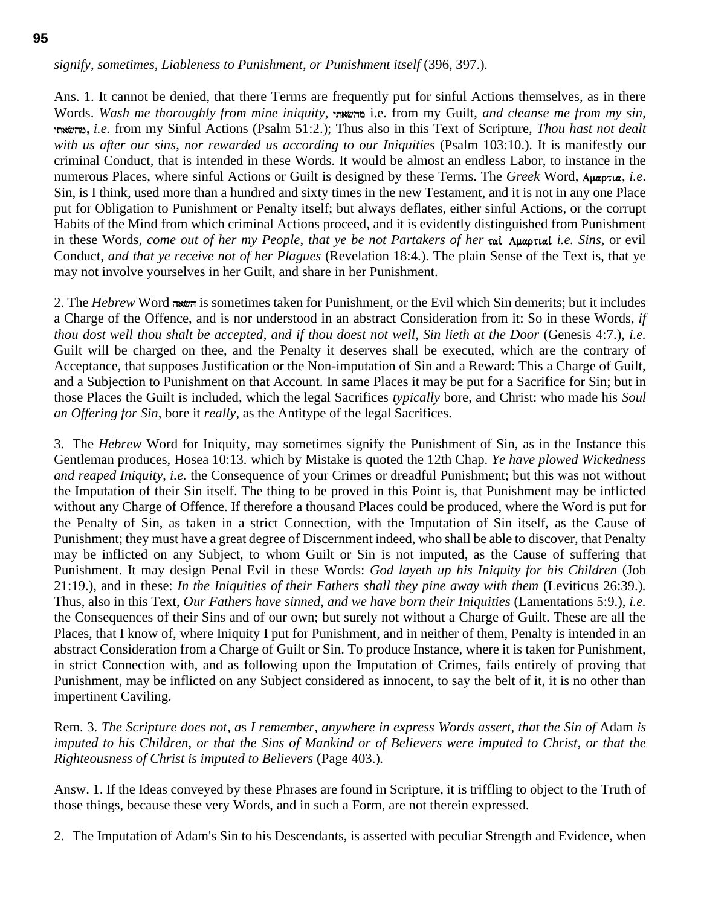*signify*, *sometimes*, *Liableness to Punishment*, *or Punishment itself* (396, 397.).

Ans. 1. It cannot be denied, that there Terms are frequently put for sinful Actions themselves, as in there Words. *Wash me thoroughly from mine iniquity*, מהשאתי i.e. from my Guilt, *and cleanse me from my sin*, מהשאתי, *i.e.* from my Sinful Actions (Psalm 51:2.); Thus also in this Text of Scripture, *Thou hast not dealt with us after our sins*, *nor rewarded us according to our Iniquities* (Psalm 103:10.). It is manifestly our criminal Conduct, that is intended in these Words. It would be almost an endless Labor, to instance in the numerous Places, where sinful Actions or Guilt is designed by these Terms. The *Greek* Word, Αμαρτια, *i.e.* Sin, is I think, used more than a hundred and sixty times in the new Testament, and it is not in any one Place put for Obligation to Punishment or Penalty itself; but always deflates, either sinful Actions, or the corrupt Habits of the Mind from which criminal Actions proceed, and it is evidently distinguished from Punishment in these Words, *come out of her my People*, *that ye be not Partakers of her* ταὶ Αμαρτιαὶ *i.e. Sins*, or evil Conduct, *and that ye receive not of her Plagues* (Revelation 18:4.). The plain Sense of the Text is, that ye may not involve yourselves in her Guilt, and share in her Punishment.

2. The *Hebrew* Word השאה is sometimes taken for Punishment, or the Evil which Sin demerits; but it includes a Charge of the Offence, and is nor understood in an abstract Consideration from it: So in these Words, *if thou dost well thou shalt be accepted*, *and if thou doest not well*, *Sin lieth at the Door* (Genesis 4:7.), *i.e.* Guilt will be charged on thee, and the Penalty it deserves shall be executed, which are the contrary of Acceptance, that supposes Justification or the Non-imputation of Sin and a Reward: This a Charge of Guilt, and a Subjection to Punishment on that Account. In same Places it may be put for a Sacrifice for Sin; but in those Places the Guilt is included, which the legal Sacrifices *typically* bore, and Christ: who made his *Soul an Offering for Sin*, bore it *really*, as the Antitype of the legal Sacrifices.

3. The *Hebrew* Word for Iniquity, may sometimes signify the Punishment of Sin, as in the Instance this Gentleman produces, Hosea 10:13. which by Mistake is quoted the 12th Chap. *Ye have plowed Wickedness and reaped Iniquity*, *i.e.* the Consequence of your Crimes or dreadful Punishment; but this was not without the Imputation of their Sin itself. The thing to be proved in this Point is, that Punishment may be inflicted without any Charge of Offence. If therefore a thousand Places could be produced, where the Word is put for the Penalty of Sin, as taken in a strict Connection, with the Imputation of Sin itself, as the Cause of Punishment; they must have a great degree of Discernment indeed, who shall be able to discover, that Penalty may be inflicted on any Subject, to whom Guilt or Sin is not imputed, as the Cause of suffering that Punishment. It may design Penal Evil in these Words: *God layeth up his Iniquity for his Children* (Job 21:19.), and in these: *In the Iniquities of their Fathers shall they pine away with them* (Leviticus 26:39.). Thus, also in this Text, *Our Fathers have sinned*, *and we have born their Iniquities* (Lamentations 5:9.), *i.e.* the Consequences of their Sins and of our own; but surely not without a Charge of Guilt. These are all the Places, that I know of, where Iniquity I put for Punishment, and in neither of them, Penalty is intended in an abstract Consideration from a Charge of Guilt or Sin. To produce Instance, where it is taken for Punishment, in strict Connection with, and as following upon the Imputation of Crimes, fails entirely of proving that Punishment, may be inflicted on any Subject considered as innocent, to say the belt of it, it is no other than impertinent Caviling.

Rem. 3. *The Scripture does not*, *as I remember*, *anywhere in express Words assert*, *that the Sin of* Adam *is imputed to his Children*, *or that the Sins of Mankind or of Believers were imputed to Christ*, *or that the Righteousness of Christ is imputed to Believers* (Page 403.).

Answ. 1. If the Ideas conveyed by these Phrases are found in Scripture, it is triffling to object to the Truth of those things, because these very Words, and in such a Form, are not therein expressed.

2. The Imputation of Adam's Sin to his Descendants, is asserted with peculiar Strength and Evidence, when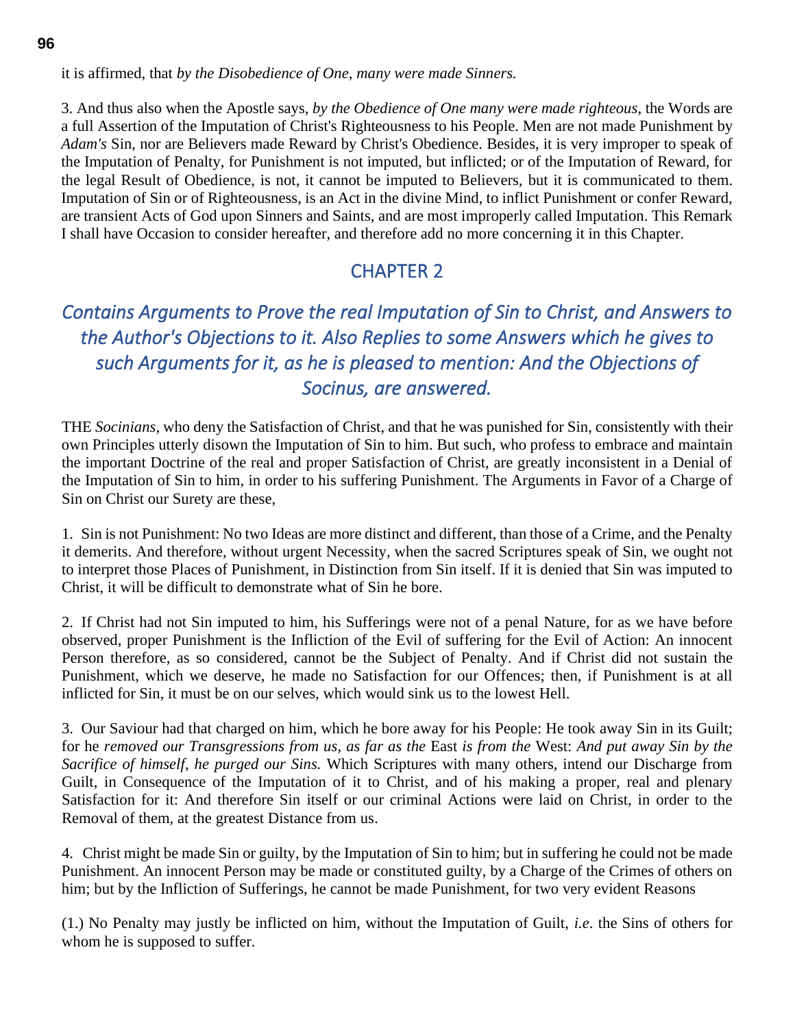it is affirmed, that *by the Disobedience of One*, *many were made Sinners.*

3. And thus also when the Apostle says, *by the Obedience of One many were made righteous*, the Words are a full Assertion of the Imputation of Christ's Righteousness to his People. Men are not made Punishment by *Adam's* Sin, nor are Believers made Reward by Christ's Obedience. Besides, it is very improper to speak of the Imputation of Penalty, for Punishment is not imputed, but inflicted; or of the Imputation of Reward, for the legal Result of Obedience, is not, it cannot be imputed to Believers, but it is communicated to them. Imputation of Sin or of Righteousness, is an Act in the divine Mind, to inflict Punishment or confer Reward, are transient Acts of God upon Sinners and Saints, and are most improperly called Imputation. This Remark I shall have Occasion to consider hereafter, and therefore add no more concerning it in this Chapter.

## CHAPTER 2

### *Contains Arguments to Prove the real Imputation of Sin to Christ, and Answers to the Author's Objections to it. Also Replies to some Answers which he gives to such Arguments for it, as he is pleased to mention: And the Objections of Socinus, are answered.*

THE *Socinians*, who deny the Satisfaction of Christ, and that he was punished for Sin, consistently with their own Principles utterly disown the Imputation of Sin to him. But such, who profess to embrace and maintain the important Doctrine of the real and proper Satisfaction of Christ, are greatly inconsistent in a Denial of the Imputation of Sin to him, in order to his suffering Punishment. The Arguments in Favor of a Charge of Sin on Christ our Surety are these,

1. Sin is not Punishment: No two Ideas are more distinct and different, than those of a Crime, and the Penalty it demerits. And therefore, without urgent Necessity, when the sacred Scriptures speak of Sin, we ought not to interpret those Places of Punishment, in Distinction from Sin itself. If it is denied that Sin was imputed to Christ, it will be difficult to demonstrate what of Sin he bore.

2. If Christ had not Sin imputed to him, his Sufferings were not of a penal Nature, for as we have before observed, proper Punishment is the Infliction of the Evil of suffering for the Evil of Action: An innocent Person therefore, as so considered, cannot be the Subject of Penalty. And if Christ did not sustain the Punishment, which we deserve, he made no Satisfaction for our Offences; then, if Punishment is at all inflicted for Sin, it must be on our selves, which would sink us to the lowest Hell.

3. Our Saviour had that charged on him, which he bore away for his People: He took away Sin in its Guilt; for he *removed our Transgressions from us*, *as far as the* East *is from the* West: *And put away Sin by the Sacrifice of himself*, *he purged our Sins.* Which Scriptures with many others, intend our Discharge from Guilt, in Consequence of the Imputation of it to Christ, and of his making a proper, real and plenary Satisfaction for it: And therefore Sin itself or our criminal Actions were laid on Christ, in order to the Removal of them, at the greatest Distance from us.

4. Christ might be made Sin or guilty, by the Imputation of Sin to him; but in suffering he could not be made Punishment. An innocent Person may be made or constituted guilty, by a Charge of the Crimes of others on him; but by the Infliction of Sufferings, he cannot be made Punishment, for two very evident Reasons

(1.) No Penalty may justly be inflicted on him, without the Imputation of Guilt, *i.e*. the Sins of others for whom he is supposed to suffer.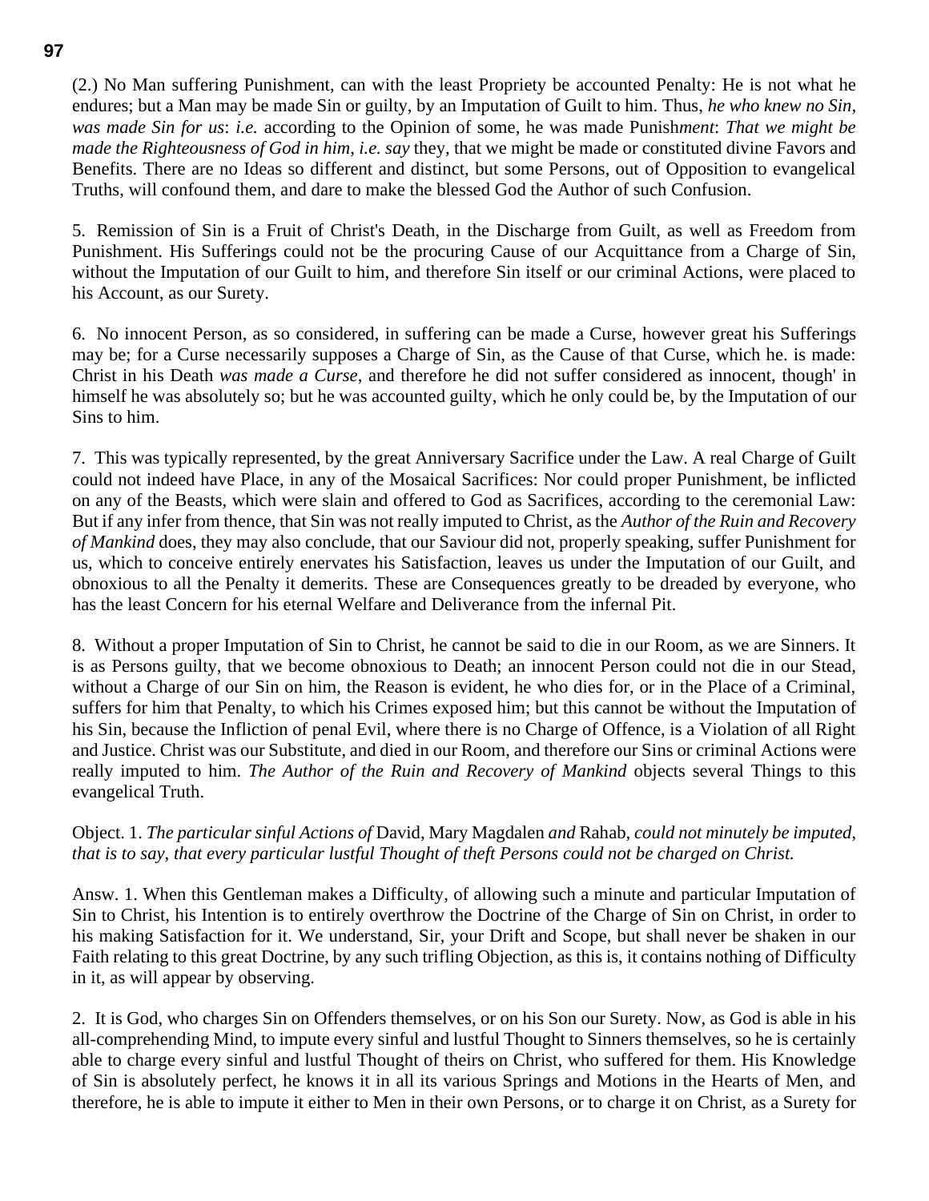(2.) No Man suffering Punishment, can with the least Propriety be accounted Penalty: He is not what he endures; but a Man may be made Sin or guilty, by an Imputation of Guilt to him. Thus, *he who knew no Sin, was made Sin for us*: *i.e.* according to the Opinion of some, he was made Punish*ment*: *That we might be made the Righteousness of God in him*, *i.e. say* they, that we might be made or constituted divine Favors and Benefits. There are no Ideas so different and distinct, but some Persons, out of Opposition to evangelical Truths, will confound them, and dare to make the blessed God the Author of such Confusion.

5. Remission of Sin is a Fruit of Christ's Death, in the Discharge from Guilt, as well as Freedom from Punishment. His Sufferings could not be the procuring Cause of our Acquittance from a Charge of Sin, without the Imputation of our Guilt to him, and therefore Sin itself or our criminal Actions, were placed to his Account, as our Surety.

6. No innocent Person, as so considered, in suffering can be made a Curse, however great his Sufferings may be; for a Curse necessarily supposes a Charge of Sin, as the Cause of that Curse, which he. is made: Christ in his Death *was made a Curse*, and therefore he did not suffer considered as innocent, though' in himself he was absolutely so; but he was accounted guilty, which he only could be, by the Imputation of our Sins to him.

7. This was typically represented, by the great Anniversary Sacrifice under the Law. A real Charge of Guilt could not indeed have Place, in any of the Mosaical Sacrifices: Nor could proper Punishment, be inflicted on any of the Beasts, which were slain and offered to God as Sacrifices, according to the ceremonial Law: But if any infer from thence, that Sin was not really imputed to Christ, as the *Author of the Ruin and Recovery of Mankind* does, they may also conclude, that our Saviour did not, properly speaking, suffer Punishment for us, which to conceive entirely enervates his Satisfaction, leaves us under the Imputation of our Guilt, and obnoxious to all the Penalty it demerits. These are Consequences greatly to be dreaded by everyone, who has the least Concern for his eternal Welfare and Deliverance from the infernal Pit.

8. Without a proper Imputation of Sin to Christ, he cannot be said to die in our Room, as we are Sinners. It is as Persons guilty, that we become obnoxious to Death; an innocent Person could not die in our Stead, without a Charge of our Sin on him, the Reason is evident, he who dies for, or in the Place of a Criminal, suffers for him that Penalty, to which his Crimes exposed him; but this cannot be without the Imputation of his Sin, because the Infliction of penal Evil, where there is no Charge of Offence, is a Violation of all Right and Justice. Christ was our Substitute, and died in our Room, and therefore our Sins or criminal Actions were really imputed to him. *The Author of the Ruin and Recovery of Mankind* objects several Things to this evangelical Truth.

Object. 1. *The particular sinful Actions of* David, Mary Magdalen *and* Rahab, *could not minutely be imputed, that is to say, that every particular lustful Thought of theft Persons could not be charged on Christ.*

Answ. 1. When this Gentleman makes a Difficulty, of allowing such a minute and particular Imputation of Sin to Christ, his Intention is to entirely overthrow the Doctrine of the Charge of Sin on Christ, in order to his making Satisfaction for it. We understand, Sir, your Drift and Scope, but shall never be shaken in our Faith relating to this great Doctrine, by any such trifling Objection, as this is, it contains nothing of Difficulty in it, as will appear by observing.

2. It is God, who charges Sin on Offenders themselves, or on his Son our Surety. Now, as God is able in his all-comprehending Mind, to impute every sinful and lustful Thought to Sinners themselves, so he is certainly able to charge every sinful and lustful Thought of theirs on Christ, who suffered for them. His Knowledge of Sin is absolutely perfect, he knows it in all its various Springs and Motions in the Hearts of Men, and therefore, he is able to impute it either to Men in their own Persons, or to charge it on Christ, as a Surety for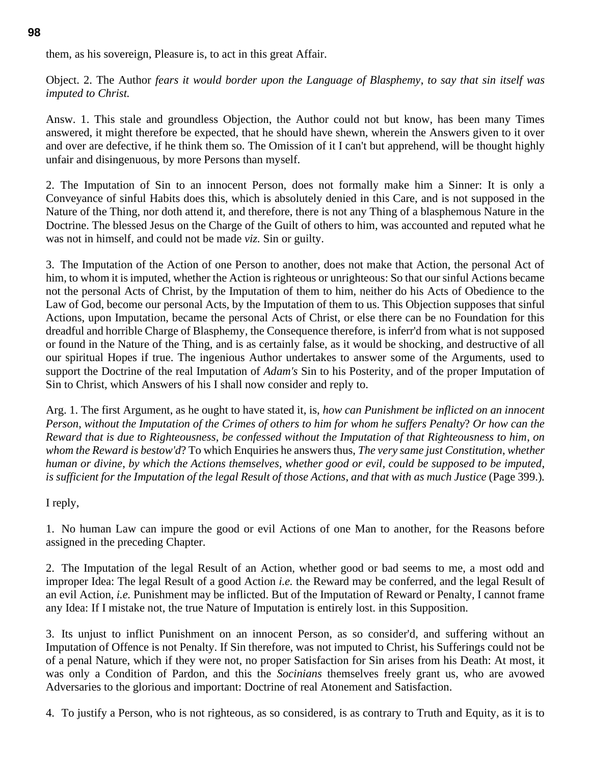them, as his sovereign, Pleasure is, to act in this great Affair.

Object. 2. The Author *fears it would border upon the Language of Blasphemy*, *to say that sin itself was imputed to Christ.*

Answ. 1. This stale and groundless Objection, the Author could not but know, has been many Times answered, it might therefore be expected, that he should have shewn, wherein the Answers given to it over and over are defective, if he think them so. The Omission of it I can't but apprehend, will be thought highly unfair and disingenuous, by more Persons than myself.

2. The Imputation of Sin to an innocent Person, does not formally make him a Sinner: It is only a Conveyance of sinful Habits does this, which is absolutely denied in this Care, and is not supposed in the Nature of the Thing, nor doth attend it, and therefore, there is not any Thing of a blasphemous Nature in the Doctrine. The blessed Jesus on the Charge of the Guilt of others to him, was accounted and reputed what he was not in himself, and could not be made *viz.* Sin or guilty.

3. The Imputation of the Action of one Person to another, does not make that Action, the personal Act of him, to whom it is imputed, whether the Action is righteous or unrighteous: So that our sinful Actions became not the personal Acts of Christ, by the Imputation of them to him, neither do his Acts of Obedience to the Law of God, become our personal Acts, by the Imputation of them to us. This Objection supposes that sinful Actions, upon Imputation, became the personal Acts of Christ, or else there can be no Foundation for this dreadful and horrible Charge of Blasphemy, the Consequence therefore, is inferr'd from what is not supposed or found in the Nature of the Thing, and is as certainly false, as it would be shocking, and destructive of all our spiritual Hopes if true. The ingenious Author undertakes to answer some of the Arguments, used to support the Doctrine of the real Imputation of *Adam's* Sin to his Posterity, and of the proper Imputation of Sin to Christ, which Answers of his I shall now consider and reply to.

Arg. 1. The first Argument, as he ought to have stated it, is, *how can Punishment be inflicted on an innocent Person*, *without the Imputation of the Crimes of others to him for whom he suffers Penalty*? *Or how can the Reward that is due to Righteousness*, *be confessed without the Imputation of that Righteousness to him*, *on whom the Reward is bestow'd*? To which Enquiries he answers thus, *The very same just Constitution*, *whether human or divine*, *by which the Actions themselves, whether good or evil*, *could be supposed to be imputed*, *is sufficient for the Imputation of the legal Result of those Actions*, *and that with as much Justice* (Page 399.).

I reply,

1. No human Law can impure the good or evil Actions of one Man to another, for the Reasons before assigned in the preceding Chapter.

2. The Imputation of the legal Result of an Action, whether good or bad seems to me, a most odd and improper Idea: The legal Result of a good Action *i.e.* the Reward may be conferred, and the legal Result of an evil Action, *i.e.* Punishment may be inflicted. But of the Imputation of Reward or Penalty, I cannot frame any Idea: If I mistake not, the true Nature of Imputation is entirely lost. in this Supposition.

3. Its unjust to inflict Punishment on an innocent Person, as so consider'd, and suffering without an Imputation of Offence is not Penalty. If Sin therefore, was not imputed to Christ, his Sufferings could not be of a penal Nature, which if they were not, no proper Satisfaction for Sin arises from his Death: At most, it was only a Condition of Pardon, and this the *Socinians* themselves freely grant us, who are avowed Adversaries to the glorious and important: Doctrine of real Atonement and Satisfaction.

4. To justify a Person, who is not righteous, as so considered, is as contrary to Truth and Equity, as it is to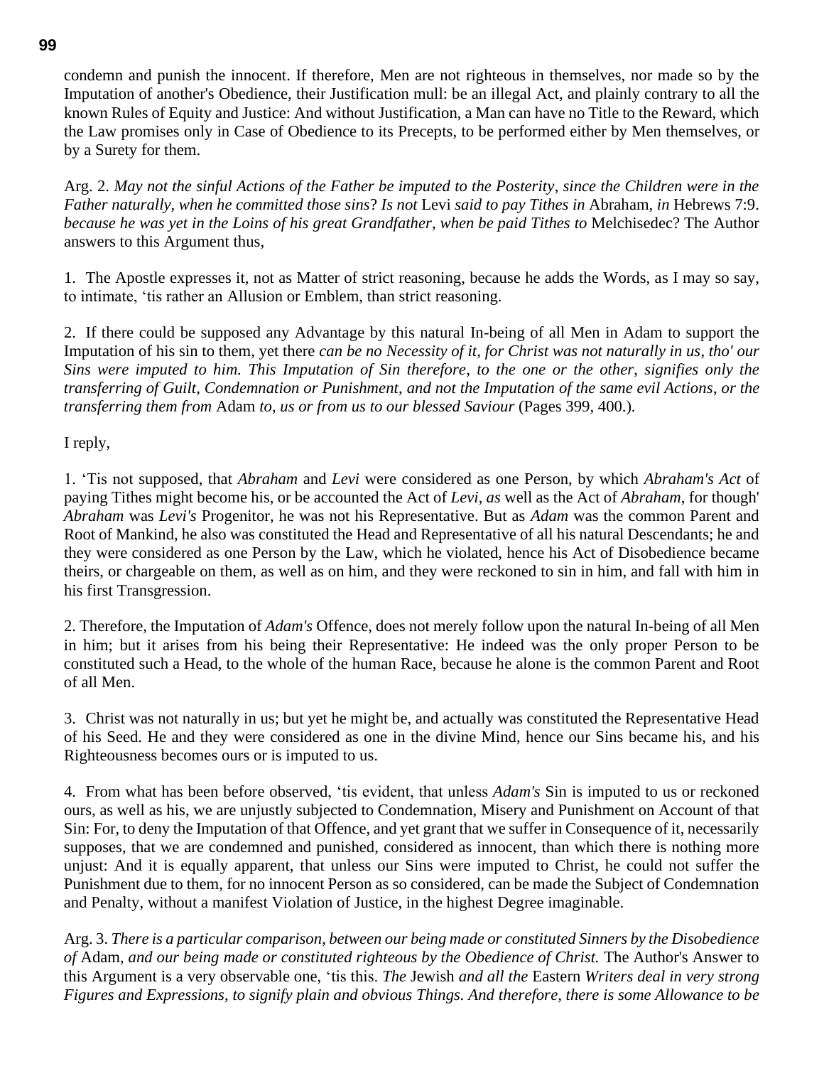condemn and punish the innocent. If therefore, Men are not righteous in themselves, nor made so by the Imputation of another's Obedience, their Justification mull: be an illegal Act, and plainly contrary to all the known Rules of Equity and Justice: And without Justification, a Man can have no Title to the Reward, which the Law promises only in Case of Obedience to its Precepts, to be performed either by Men themselves, or by a Surety for them.

Arg. 2. *May not the sinful Actions of the Father be imputed to the Posterity*, *since the Children were in the Father naturally*, *when he committed those sins*? *Is not* Levi *said to pay Tithes in* Abraham, *in* Hebrews 7:9. *because he was yet in the Loins of his great Grandfather*, *when be paid Tithes to* Melchisedec? The Author answers to this Argument thus,

1. The Apostle expresses it, not as Matter of strict reasoning, because he adds the Words, as I may so say, to intimate, 'tis rather an Allusion or Emblem, than strict reasoning.

2. If there could be supposed any Advantage by this natural In-being of all Men in Adam to support the Imputation of his sin to them, yet there *can be no Necessity of it*, *for Christ was not naturally in us*, *tho' our Sins were imputed to him. This Imputation of Sin therefore*, *to the one or the other*, *signifies only the transferring of Guilt*, *Condemnation or Punishment*, *and not the Imputation of the same evil Actions*, *or the transferring them from* Adam *to*, *us or from us to our blessed Saviour* (Pages 399, 400.).

I reply,

1. 'Tis not supposed, that *Abraham* and *Levi* were considered as one Person, by which *Abraham's Act* of paying Tithes might become his, or be accounted the Act of *Levi*, *as* well as the Act of *Abraham*, for though' *Abraham* was *Levi's* Progenitor, he was not his Representative. But as *Adam* was the common Parent and Root of Mankind, he also was constituted the Head and Representative of all his natural Descendants; he and they were considered as one Person by the Law, which he violated, hence his Act of Disobedience became theirs, or chargeable on them, as well as on him, and they were reckoned to sin in him, and fall with him in his first Transgression.

2. Therefore, the Imputation of *Adam's* Offence, does not merely follow upon the natural In-being of all Men in him; but it arises from his being their Representative: He indeed was the only proper Person to be constituted such a Head, to the whole of the human Race, because he alone is the common Parent and Root of all Men.

3. Christ was not naturally in us; but yet he might be, and actually was constituted the Representative Head of his Seed. He and they were considered as one in the divine Mind, hence our Sins became his, and his Righteousness becomes ours or is imputed to us.

4. From what has been before observed, 'tis evident, that unless *Adam's* Sin is imputed to us or reckoned ours, as well as his, we are unjustly subjected to Condemnation, Misery and Punishment on Account of that Sin: For, to deny the Imputation of that Offence, and yet grant that we suffer in Consequence of it, necessarily supposes, that we are condemned and punished, considered as innocent, than which there is nothing more unjust: And it is equally apparent, that unless our Sins were imputed to Christ, he could not suffer the Punishment due to them, for no innocent Person as so considered, can be made the Subject of Condemnation and Penalty, without a manifest Violation of Justice, in the highest Degree imaginable.

Arg. 3. *There is a particular comparison*, *between our being made or constituted Sinners by the Disobedience of* Adam, *and our being made or constituted righteous by the Obedience of Christ.* The Author's Answer to this Argument is a very observable one, 'tis this. *The* Jewish *and all the* Eastern *Writers deal in very strong Figures and Expressions*, *to signify plain and obvious Things. And therefore, there is some Allowance to be*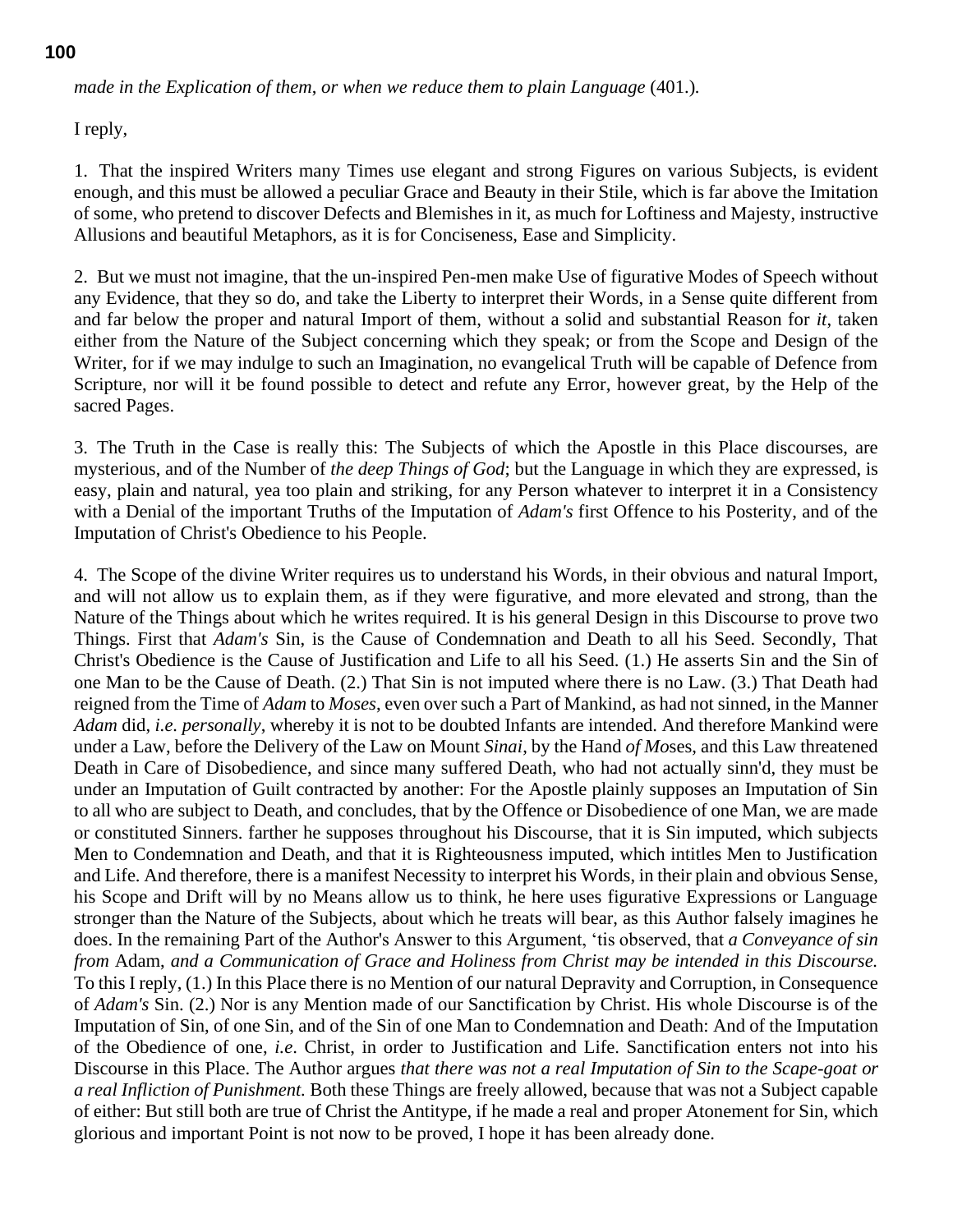*made in the Explication of them, or when we reduce them to plain Language* (401.).

I reply,

1. That the inspired Writers many Times use elegant and strong Figures on various Subjects, is evident enough, and this must be allowed a peculiar Grace and Beauty in their Stile, which is far above the Imitation of some, who pretend to discover Defects and Blemishes in it, as much for Loftiness and Majesty, instructive Allusions and beautiful Metaphors, as it is for Conciseness, Ease and Simplicity.

2. But we must not imagine, that the un-inspired Pen-men make Use of figurative Modes of Speech without any Evidence, that they so do, and take the Liberty to interpret their Words, in a Sense quite different from and far below the proper and natural Import of them, without a solid and substantial Reason for *it*, taken either from the Nature of the Subject concerning which they speak; or from the Scope and Design of the Writer, for if we may indulge to such an Imagination, no evangelical Truth will be capable of Defence from Scripture, nor will it be found possible to detect and refute any Error, however great, by the Help of the sacred Pages.

3. The Truth in the Case is really this: The Subjects of which the Apostle in this Place discourses, are mysterious, and of the Number of *the deep Things of God*; but the Language in which they are expressed, is easy, plain and natural, yea too plain and striking, for any Person whatever to interpret it in a Consistency with a Denial of the important Truths of the Imputation of *Adam's* first Offence to his Posterity, and of the Imputation of Christ's Obedience to his People.

4. The Scope of the divine Writer requires us to understand his Words, in their obvious and natural Import, and will not allow us to explain them, as if they were figurative, and more elevated and strong, than the Nature of the Things about which he writes required. It is his general Design in this Discourse to prove two Things. First that *Adam's* Sin, is the Cause of Condemnation and Death to all his Seed. Secondly, That Christ's Obedience is the Cause of Justification and Life to all his Seed. (1.) He asserts Sin and the Sin of one Man to be the Cause of Death. (2.) That Sin is not imputed where there is no Law. (3.) That Death had reigned from the Time of *Adam* to *Moses*, even over such a Part of Mankind, as had not sinned, in the Manner *Adam* did, *i.e. personally*, whereby it is not to be doubted Infants are intended. And therefore Mankind were under a Law, before the Delivery of the Law on Mount *Sinai*, by the Hand *of Mo*ses, and this Law threatened Death in Care of Disobedience, and since many suffered Death, who had not actually sinn'd, they must be under an Imputation of Guilt contracted by another: For the Apostle plainly supposes an Imputation of Sin to all who are subject to Death, and concludes, that by the Offence or Disobedience of one Man, we are made or constituted Sinners. farther he supposes throughout his Discourse, that it is Sin imputed, which subjects Men to Condemnation and Death, and that it is Righteousness imputed, which intitles Men to Justification and Life. And therefore, there is a manifest Necessity to interpret his Words, in their plain and obvious Sense, his Scope and Drift will by no Means allow us to think, he here uses figurative Expressions or Language stronger than the Nature of the Subjects, about which he treats will bear, as this Author falsely imagines he does. In the remaining Part of the Author's Answer to this Argument, 'tis observed, that *a Conveyance of sin from* Adam, *and a Communication of Grace and Holiness from Christ may be intended in this Discourse.* To this I reply, (1.) In this Place there is no Mention of our natural Depravity and Corruption, in Consequence of *Adam's* Sin. (2.) Nor is any Mention made of our Sanctification by Christ. His whole Discourse is of the Imputation of Sin, of one Sin, and of the Sin of one Man to Condemnation and Death: And of the Imputation of the Obedience of one, *i.e.* Christ, in order to Justification and Life. Sanctification enters not into his Discourse in this Place. The Author argues *that there was not a real Imputation of Sin to the Scape-goat or a real Infliction of Punishment.* Both these Things are freely allowed, because that was not a Subject capable of either: But still both are true of Christ the Antitype, if he made a real and proper Atonement for Sin, which glorious and important Point is not now to be proved, I hope it has been already done.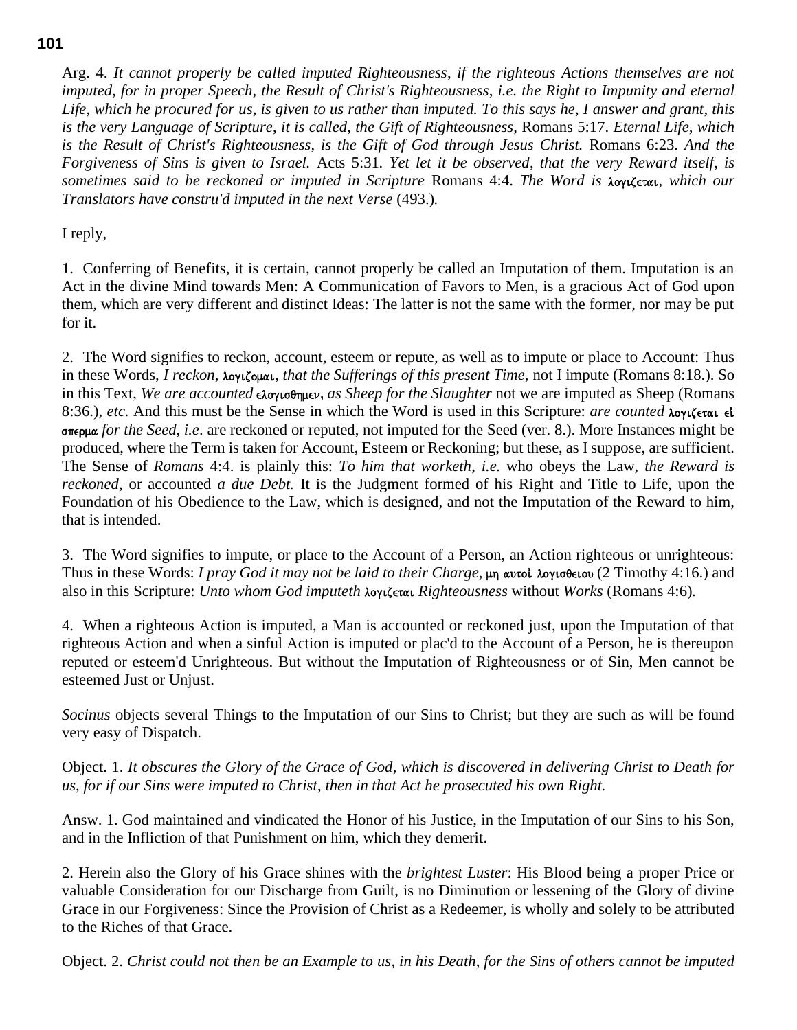Arg. 4. *It cannot properly be called imputed Righteousness, if the righteous Actions themselves are not imputed, for in proper Speech, the Result of Christ's Righteousness, i.e. the Right to Impunity and eternal Life, which he procured for us, is given to us rather than imputed. To this says he, I answer and grant, this is the very Language of Scripture, it is called, the Gift of Righteousness,* Romans 5:17. *Eternal Life, which is the Result of Christ's Righteousness, is the Gift of God through Jesus Christ.* Romans 6:23. *And the Forgiveness of Sins is given to Israel.* Acts 5:31. *Yet let it be observed, that the very Reward itself, is sometimes said to be reckoned or imputed in Scripture* Romans 4:4. *The Word is* λογιζεται, *which our Translators have constru'd imputed in the next Verse* (493.).

I reply,

1. Conferring of Benefits, it is certain, cannot properly be called an Imputation of them. Imputation is an Act in the divine Mind towards Men: A Communication of Favors to Men, is a gracious Act of God upon them, which are very different and distinct Ideas: The latter is not the same with the former, nor may be put for it.

2. The Word signifies to reckon, account, esteem or repute, as well as to impute or place to Account: Thus in these Words, *I reckon*, λογιζομαι, *that the Sufferings of this present Time*, not I impute (Romans 8:18.). So in this Text, *We are accounted* ελογισθημεν, *as Sheep for the Slaughter* not we are imputed as Sheep (Romans 8:36.), *etc.* And this must be the Sense in which the Word is used in this Scripture: *are counted* λογιζεται εἰ σπερμα *for the Seed*, *i.e*. are reckoned or reputed, not imputed for the Seed (ver. 8.). More Instances might be produced, where the Term is taken for Account, Esteem or Reckoning; but these, as I suppose, are sufficient. The Sense of *Romans* 4:4. is plainly this: *To him that worketh*, *i.e.* who obeys the Law, *the Reward is reckoned*, or accounted *a due Debt.* It is the Judgment formed of his Right and Title to Life, upon the Foundation of his Obedience to the Law, which is designed, and not the Imputation of the Reward to him, that is intended.

3. The Word signifies to impute, or place to the Account of a Person, an Action righteous or unrighteous: Thus in these Words: *I pray God it may not be laid to their Charge*, μη αυτοἰ λογισθειου (2 Timothy 4:16.) and also in this Scripture: *Unto whom God imputeth* λογιζεται *Righteousness* without *Works* (Romans 4:6).

4. When a righteous Action is imputed, a Man is accounted or reckoned just, upon the Imputation of that righteous Action and when a sinful Action is imputed or plac'd to the Account of a Person, he is thereupon reputed or esteem'd Unrighteous. But without the Imputation of Righteousness or of Sin, Men cannot be esteemed Just or Unjust.

*Socinus* objects several Things to the Imputation of our Sins to Christ; but they are such as will be found very easy of Dispatch.

Object. 1. *It obscures the Glory of the Grace of God, which is discovered in delivering Christ to Death for us, for if our Sins were imputed to Christ, then in that Act he prosecuted his own Right.*

Answ. 1. God maintained and vindicated the Honor of his Justice, in the Imputation of our Sins to his Son, and in the Infliction of that Punishment on him, which they demerit.

2. Herein also the Glory of his Grace shines with the *brightest Luster*: His Blood being a proper Price or valuable Consideration for our Discharge from Guilt, is no Diminution or lessening of the Glory of divine Grace in our Forgiveness: Since the Provision of Christ as a Redeemer, is wholly and solely to be attributed to the Riches of that Grace.

Object. 2. *Christ could not then be an Example to us, in his Death, for the Sins of others cannot be imputed*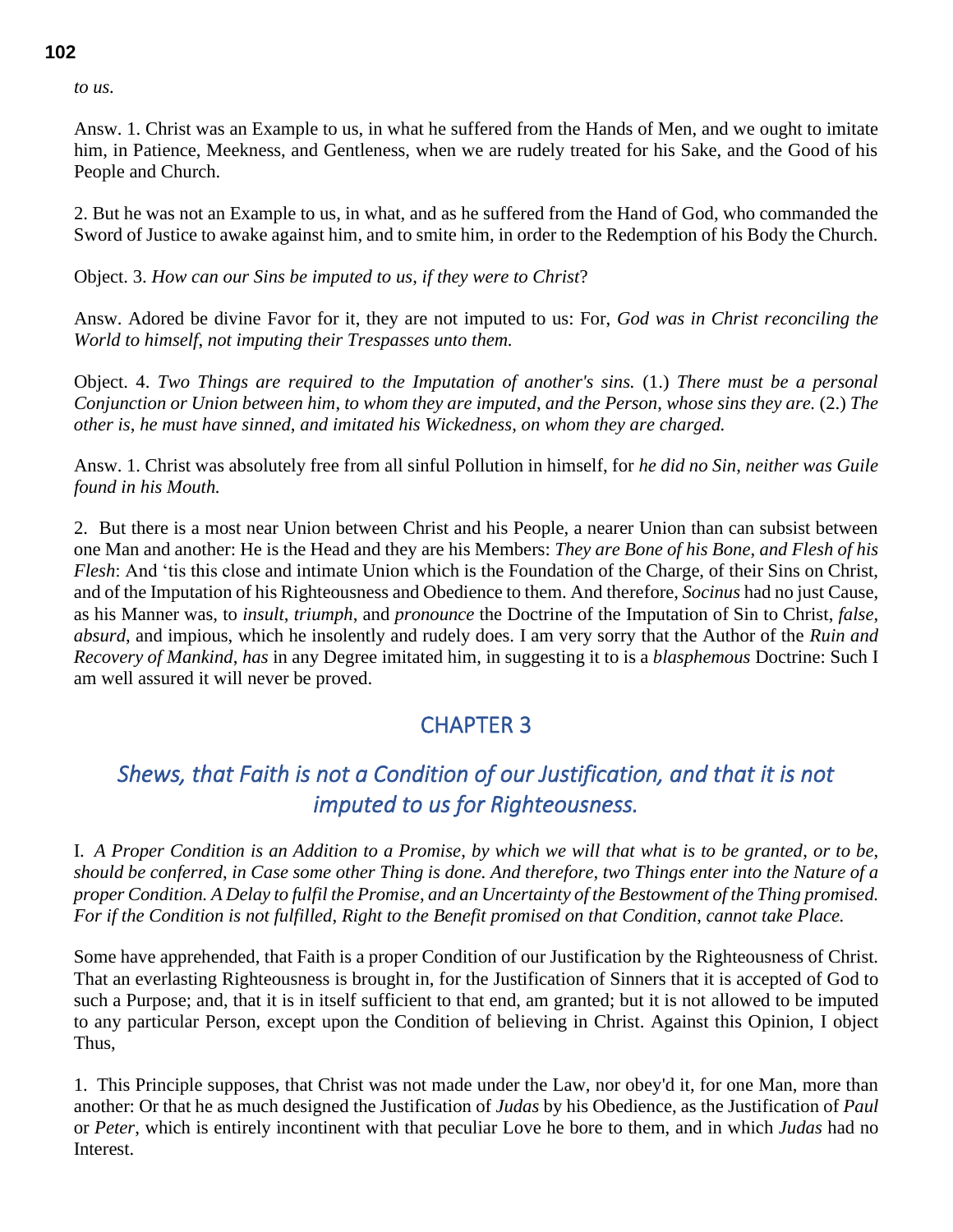*to us*.

Answ. 1. Christ was an Example to us, in what he suffered from the Hands of Men, and we ought to imitate him, in Patience, Meekness, and Gentleness, when we are rudely treated for his Sake, and the Good of his People and Church.

2. But he was not an Example to us, in what, and as he suffered from the Hand of God, who commanded the Sword of Justice to awake against him, and to smite him, in order to the Redemption of his Body the Church.

Object. 3. *How can our Sins be imputed to us*, *if they were to Christ*?

Answ. Adored be divine Favor for it, they are not imputed to us: For, *God was in Christ reconciling the World to himself*, *not imputing their Trespasses unto them.*

Object. 4. *Two Things are required to the Imputation of another's sins.* (1.) *There must be a personal Conjunction or Union between him*, *to whom they are imputed*, *and the Person*, *whose sins they are.* (2.) *The other is*, *he must have sinned*, *and imitated his Wickedness*, *on whom they are charged.*

Answ. 1. Christ was absolutely free from all sinful Pollution in himself, for *he did no Sin*, *neither was Guile found in his Mouth.*

2. But there is a most near Union between Christ and his People, a nearer Union than can subsist between one Man and another: He is the Head and they are his Members: *They are Bone of his Bone*, *and Flesh of his Flesh*: And 'tis this close and intimate Union which is the Foundation of the Charge, of their Sins on Christ, and of the Imputation of his Righteousness and Obedience to them. And therefore, *Socinus* had no just Cause, as his Manner was, to *insult*, *triumph*, and *pronounce* the Doctrine of the Imputation of Sin to Christ, *false*, *absurd*, and impious, which he insolently and rudely does. I am very sorry that the Author of the *Ruin and Recovery of Mankind*, *has* in any Degree imitated him, in suggesting it to is a *blasphemous* Doctrine: Such I am well assured it will never be proved.

## CHAPTER 3

### *Shews, that Faith is not a Condition of our Justification, and that it is not imputed to us for Righteousness.*

I. *A Proper Condition is an Addition to a Promise*, *by which we will that what is to be granted*, *or to be*, *should be conferred*, *in Case some other Thing is done. And therefore*, *two Things enter into the Nature of a proper Condition. A Delay to fulfil the Promise*, *and an Uncertainty of the Bestowment of the Thing promised. For if the Condition is not fulfilled*, *Right to the Benefit promised on that Condition*, *cannot take Place.*

Some have apprehended, that Faith is a proper Condition of our Justification by the Righteousness of Christ. That an everlasting Righteousness is brought in, for the Justification of Sinners that it is accepted of God to such a Purpose; and, that it is in itself sufficient to that end, am granted; but it is not allowed to be imputed to any particular Person, except upon the Condition of believing in Christ. Against this Opinion, I object Thus,

1. This Principle supposes, that Christ was not made under the Law, nor obey'd it, for one Man, more than another: Or that he as much designed the Justification of *Judas* by his Obedience, as the Justification of *Paul* or *Peter*, which is entirely incontinent with that peculiar Love he bore to them, and in which *Judas* had no Interest.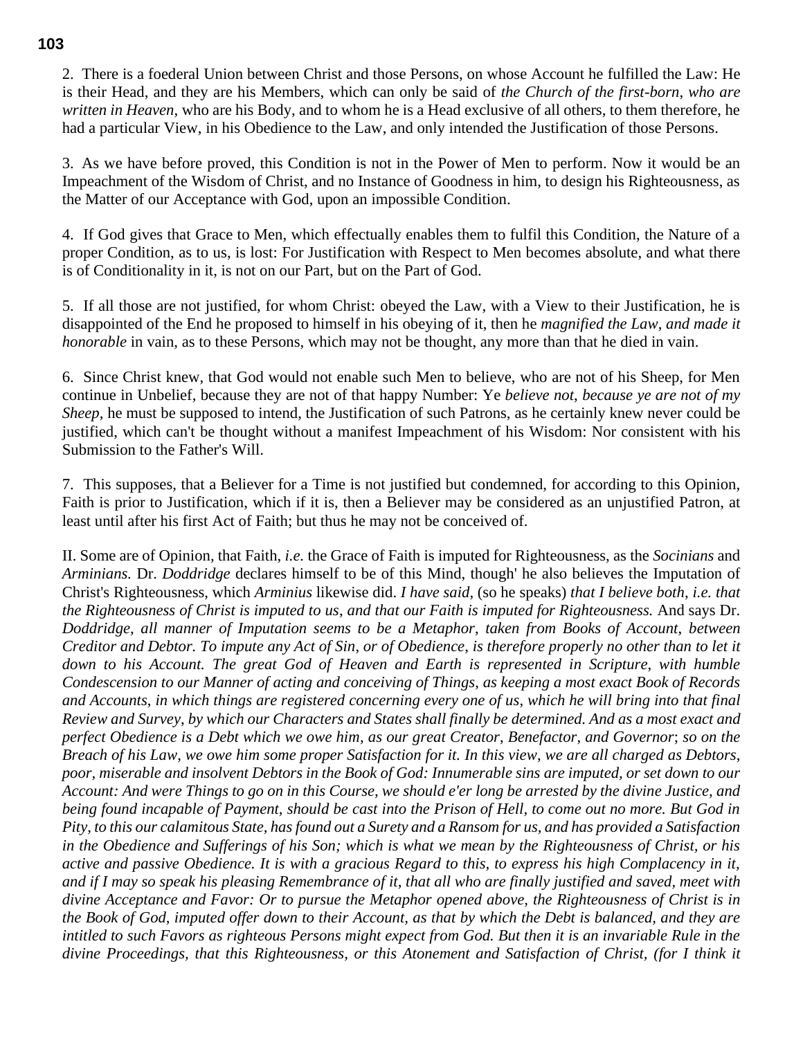2. There is a foederal Union between Christ and those Persons, on whose Account he fulfilled the Law: He is their Head, and they are his Members, which can only be said of *the Church of the first-born*, *who are written in Heaven*, who are his Body, and to whom he is a Head exclusive of all others, to them therefore, he had a particular View, in his Obedience to the Law, and only intended the Justification of those Persons.

3. As we have before proved, this Condition is not in the Power of Men to perform. Now it would be an Impeachment of the Wisdom of Christ, and no Instance of Goodness in him, to design his Righteousness, as the Matter of our Acceptance with God, upon an impossible Condition.

4. If God gives that Grace to Men, which effectually enables them to fulfil this Condition, the Nature of a proper Condition, as to us, is lost: For Justification with Respect to Men becomes absolute, and what there is of Conditionality in it, is not on our Part, but on the Part of God.

5. If all those are not justified, for whom Christ: obeyed the Law, with a View to their Justification, he is disappointed of the End he proposed to himself in his obeying of it, then he *magnified the Law*, *and made it honorable* in vain, as to these Persons, which may not be thought, any more than that he died in vain.

6. Since Christ knew, that God would not enable such Men to believe, who are not of his Sheep, for Men continue in Unbelief, because they are not of that happy Number: Ye *believe not*, *because ye are not of my Sheep*, he must be supposed to intend, the Justification of such Patrons, as he certainly knew never could be justified, which can't be thought without a manifest Impeachment of his Wisdom: Nor consistent with his Submission to the Father's Will.

7. This supposes, that a Believer for a Time is not justified but condemned, for according to this Opinion, Faith is prior to Justification, which if it is, then a Believer may be considered as an unjustified Patron, at least until after his first Act of Faith; but thus he may not be conceived of.

II. Some are of Opinion, that Faith, *i.e.* the Grace of Faith is imputed for Righteousness, as the *Socinians* and *Arminians*. Dr. *Doddridge* declares himself to be of this Mind, though' he also believes the Imputation of Christ's Righteousness, which *Arminius* likewise did. *I have said*, (so he speaks) *that I believe both*, *i.e. that the Righteousness of Christ is imputed to us*, *and that our Faith is imputed for Righteousness.* And says Dr. *Doddridge*, *all manner of Imputation seems to be a Metaphor*, *taken from Books of Account*, *between Creditor and Debtor. To impute any Act of Sin*, *or of Obedience*, *is therefore properly no other than to let it down to his Account. The great God of Heaven and Earth is represented in Scripture*, *with humble Condescension to our Manner of acting and conceiving of Things*, *as keeping a most exact Book of Records and Accounts*, *in which things are registered concerning every one of us*, *which he will bring into that final Review and Survey*, *by which our Characters and States shall finally be determined. And as a most exact and perfect Obedience is a Debt which we owe him*, *as our great Creator*, *Benefactor*, *and Governor*; *so on the Breach of his Law*, *we owe him some proper Satisfaction for it. In this view*, *we are all charged as Debtors*, *poor, miserable and insolvent Debtors in the Book of God: Innumerable sins are imputed, or set down to our Account: And were Things to go on in this Course, we should e'er long be arrested by the divine Justice, and being found incapable of Payment, should be cast into the Prison of Hell, to come out no more. But God in Pity, to this our calamitous State, has found out a Surety and a Ransom for us, and has provided a Satisfaction in the Obedience and Sufferings of his Son; which is what we mean by the Righteousness of Christ, or his active and passive Obedience. It is with a gracious Regard to this, to express his high Complacency in it, and if I may so speak his pleasing Remembrance of it, that all who are finally justified and saved, meet with divine Acceptance and Favor: Or to pursue the Metaphor opened above, the Righteousness of Christ is in the Book of God, imputed offer down to their Account, as that by which the Debt is balanced, and they are intitled to such Favors as righteous Persons might expect from God. But then it is an invariable Rule in the divine Proceedings, that this Righteousness, or this Atonement and Satisfaction of Christ, (for I think it*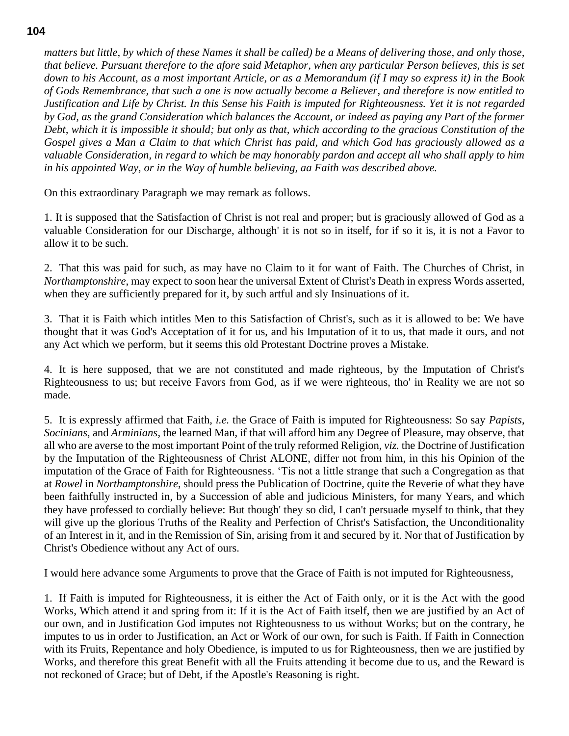*matters but little, by which of these Names it shall be called) be a Means of delivering those, and only those, that believe. Pursuant therefore to the afore said Metaphor, when any particular Person believes, this is set down to his Account, as a most important Article, or as a Memorandum (if I may so express it) in the Book of Gods Remembrance, that such a one is now actually become a Believer, and therefore is now entitled to Justification and Life by Christ. In this Sense his Faith is imputed for Righteousness. Yet it is not regarded by God, as the grand Consideration which balances the Account, or indeed as paying any Part of the former Debt, which it is impossible it should; but only as that, which according to the gracious Constitution of the Gospel gives a Man a Claim to that which Christ has paid, and which God has graciously allowed as a valuable Consideration, in regard to which be may honorably pardon and accept all who shall apply to him in his appointed Way, or in the Way of humble believing, aa Faith was described above.*

On this extraordinary Paragraph we may remark as follows.

1. It is supposed that the Satisfaction of Christ is not real and proper; but is graciously allowed of God as a valuable Consideration for our Discharge, although' it is not so in itself, for if so it is, it is not a Favor to allow it to be such.

2. That this was paid for such, as may have no Claim to it for want of Faith. The Churches of Christ, in *Northamptonshire*, may expect to soon hear the universal Extent of Christ's Death in express Words asserted, when they are sufficiently prepared for it, by such artful and sly Insinuations of it.

3. That it is Faith which intitles Men to this Satisfaction of Christ's, such as it is allowed to be: We have thought that it was God's Acceptation of it for us, and his Imputation of it to us, that made it ours, and not any Act which we perform, but it seems this old Protestant Doctrine proves a Mistake.

4. It is here supposed, that we are not constituted and made righteous, by the Imputation of Christ's Righteousness to us; but receive Favors from God, as if we were righteous, tho' in Reality we are not so made.

5. It is expressly affirmed that Faith, *i.e.* the Grace of Faith is imputed for Righteousness: So say *Papists*, *Socinians*, and *Arminians*, the learned Man, if that will afford him any Degree of Pleasure, may observe, that all who are averse to the most important Point of the truly reformed Religion, *viz.* the Doctrine of Justification by the Imputation of the Righteousness of Christ ALONE, differ not from him, in this his Opinion of the imputation of the Grace of Faith for Righteousness. 'Tis not a little strange that such a Congregation as that at *Rowel* in *Northamptonshire*, should press the Publication of Doctrine, quite the Reverie of what they have been faithfully instructed in, by a Succession of able and judicious Ministers, for many Years, and which they have professed to cordially believe: But though' they so did, I can't persuade myself to think, that they will give up the glorious Truths of the Reality and Perfection of Christ's Satisfaction, the Unconditionality of an Interest in it, and in the Remission of Sin, arising from it and secured by it. Nor that of Justification by Christ's Obedience without any Act of ours.

I would here advance some Arguments to prove that the Grace of Faith is not imputed for Righteousness,

1. If Faith is imputed for Righteousness, it is either the Act of Faith only, or it is the Act with the good Works, Which attend it and spring from it: If it is the Act of Faith itself, then we are justified by an Act of our own, and in Justification God imputes not Righteousness to us without Works; but on the contrary, he imputes to us in order to Justification, an Act or Work of our own, for such is Faith. If Faith in Connection with its Fruits, Repentance and holy Obedience, is imputed to us for Righteousness, then we are justified by Works, and therefore this great Benefit with all the Fruits attending it become due to us, and the Reward is not reckoned of Grace; but of Debt, if the Apostle's Reasoning is right.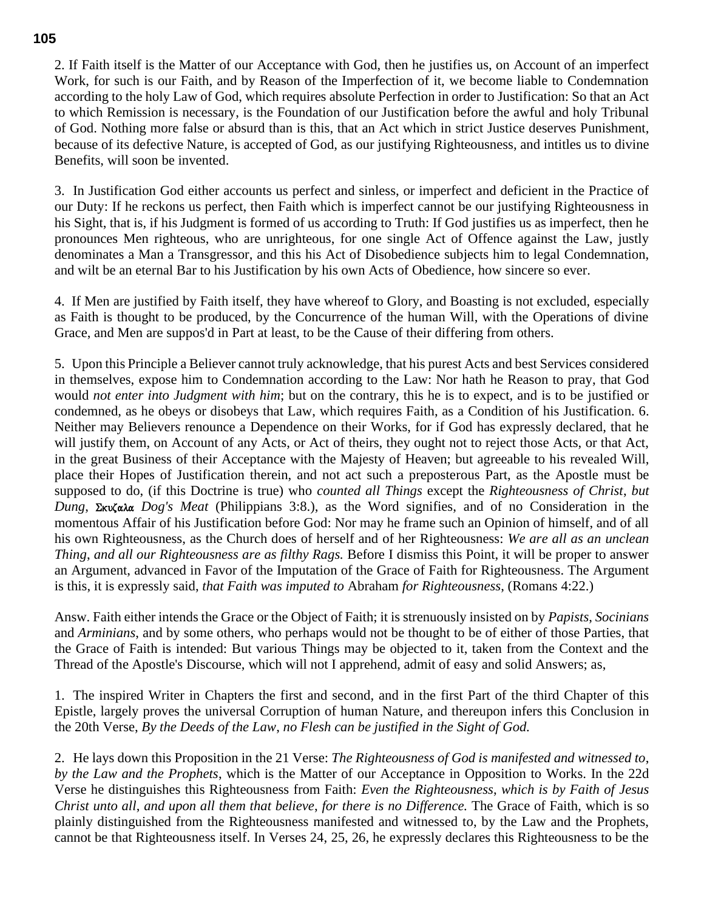2. If Faith itself is the Matter of our Acceptance with God, then he justifies us, on Account of an imperfect Work, for such is our Faith, and by Reason of the Imperfection of it, we become liable to Condemnation according to the holy Law of God, which requires absolute Perfection in order to Justification: So that an Act to which Remission is necessary, is the Foundation of our Justification before the awful and holy Tribunal of God. Nothing more false or absurd than is this, that an Act which in strict Justice deserves Punishment, because of its defective Nature, is accepted of God, as our justifying Righteousness, and intitles us to divine Benefits, will soon be invented.

3. In Justification God either accounts us perfect and sinless, or imperfect and deficient in the Practice of our Duty: If he reckons us perfect, then Faith which is imperfect cannot be our justifying Righteousness in his Sight, that is, if his Judgment is formed of us according to Truth: If God justifies us as imperfect, then he pronounces Men righteous, who are unrighteous, for one single Act of Offence against the Law, justly denominates a Man a Transgressor, and this his Act of Disobedience subjects him to legal Condemnation, and wilt be an eternal Bar to his Justification by his own Acts of Obedience, how sincere so ever.

4. If Men are justified by Faith itself, they have whereof to Glory, and Boasting is not excluded, especially as Faith is thought to be produced, by the Concurrence of the human Will, with the Operations of divine Grace, and Men are suppos'd in Part at least, to be the Cause of their differing from others.

5. Upon this Principle a Believer cannot truly acknowledge, that his purest Acts and best Services considered in themselves, expose him to Condemnation according to the Law: Nor hath he Reason to pray, that God would *not enter into Judgment with him*; but on the contrary, this he is to expect, and is to be justified or condemned, as he obeys or disobeys that Law, which requires Faith, as a Condition of his Justification. 6. Neither may Believers renounce a Dependence on their Works, for if God has expressly declared, that he will justify them, on Account of any Acts, or Act of theirs, they ought not to reject those Acts, or that Act, in the great Business of their Acceptance with the Majesty of Heaven; but agreeable to his revealed Will, place their Hopes of Justification therein, and not act such a preposterous Part, as the Apostle must be supposed to do, (if this Doctrine is true) who *counted all Things* except the *Righteousness of Christ*, *but Dung*, Σκυζαλα *Dog's Meat* (Philippians 3:8.), as the Word signifies, and of no Consideration in the momentous Affair of his Justification before God: Nor may he frame such an Opinion of himself, and of all his own Righteousness, as the Church does of herself and of her Righteousness: *We are all as an unclean Thing*, *and all our Righteousness are as filthy Rags.* Before I dismiss this Point, it will be proper to answer an Argument, advanced in Favor of the Imputation of the Grace of Faith for Righteousness. The Argument is this, it is expressly said, *that Faith was imputed to* Abraham *for Righteousness*, (Romans 4:22.)

Answ. Faith either intends the Grace or the Object of Faith; it is strenuously insisted on by *Papists*, *Socinians* and *Arminians*, and by some others, who perhaps would not be thought to be of either of those Parties, that the Grace of Faith is intended: But various Things may be objected to it, taken from the Context and the Thread of the Apostle's Discourse, which will not I apprehend, admit of easy and solid Answers; as,

1. The inspired Writer in Chapters the first and second, and in the first Part of the third Chapter of this Epistle, largely proves the universal Corruption of human Nature, and thereupon infers this Conclusion in the 20th Verse, *By the Deeds of the Law, no Flesh can be justified in the Sight of God.*

2. He lays down this Proposition in the 21 Verse: *The Righteousness of God is manifested and witnessed to*, *by the Law and the Prophets*, which is the Matter of our Acceptance in Opposition to Works. In the 22d Verse he distinguishes this Righteousness from Faith: *Even the Righteousness*, *which is by Faith of Jesus Christ unto all*, *and upon all them that believe*, *for there is no Difference.* The Grace of Faith, which is so plainly distinguished from the Righteousness manifested and witnessed to, by the Law and the Prophets, cannot be that Righteousness itself. In Verses 24, 25, 26, he expressly declares this Righteousness to be the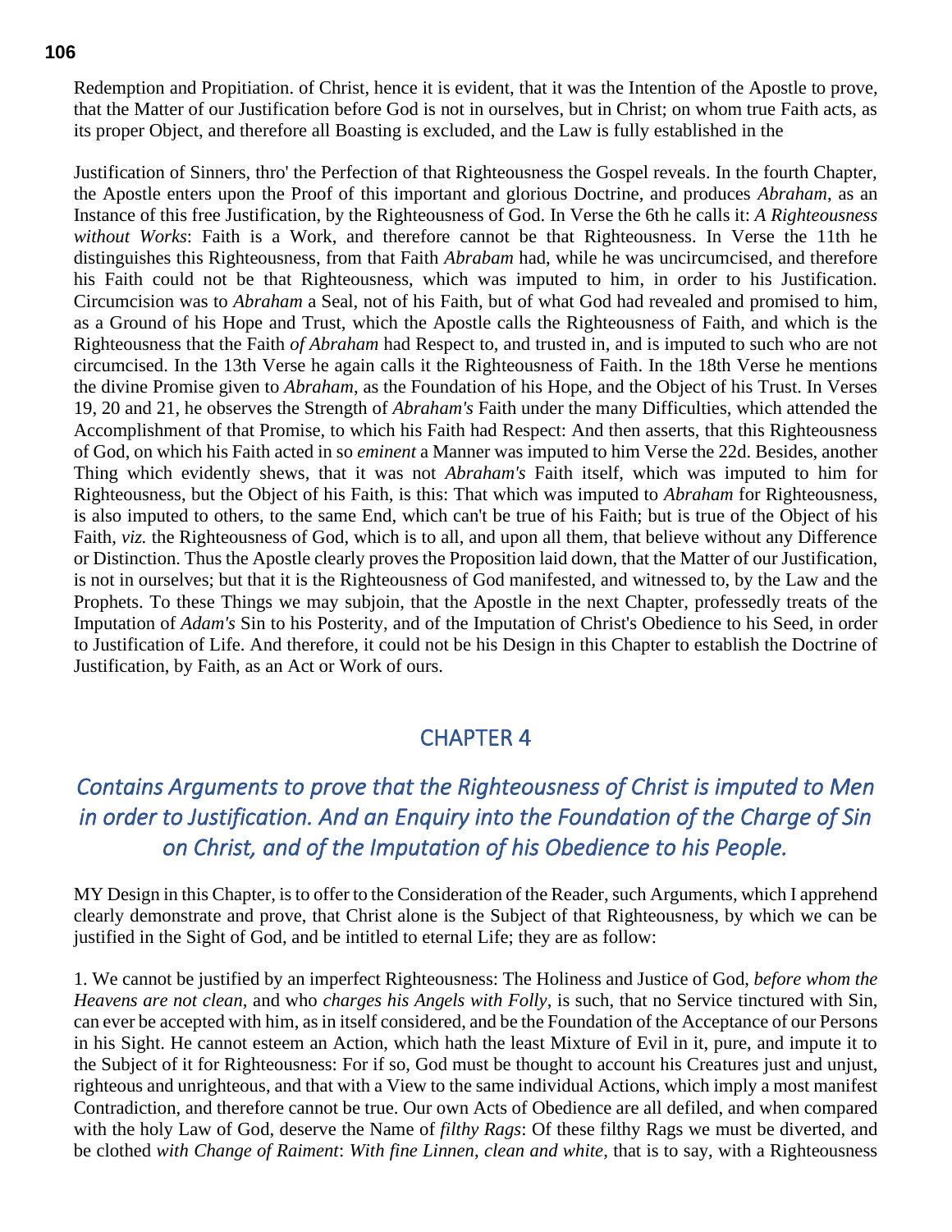Redemption and Propitiation. of Christ, hence it is evident, that it was the Intention of the Apostle to prove, that the Matter of our Justification before God is not in ourselves, but in Christ; on whom true Faith acts, as its proper Object, and therefore all Boasting is excluded, and the Law is fully established in the

Justification of Sinners, thro' the Perfection of that Righteousness the Gospel reveals. In the fourth Chapter, the Apostle enters upon the Proof of this important and glorious Doctrine, and produces *Abraham*, as an Instance of this free Justification, by the Righteousness of God. In Verse the 6th he calls it: *A Righteousness without Works*: Faith is a Work, and therefore cannot be that Righteousness. In Verse the 11th he distinguishes this Righteousness, from that Faith *Abrabam* had, while he was uncircumcised, and therefore his Faith could not be that Righteousness, which was imputed to him, in order to his Justification. Circumcision was to *Abraham* a Seal, not of his Faith, but of what God had revealed and promised to him, as a Ground of his Hope and Trust, which the Apostle calls the Righteousness of Faith, and which is the Righteousness that the Faith *of Abraham* had Respect to, and trusted in, and is imputed to such who are not circumcised. In the 13th Verse he again calls it the Righteousness of Faith. In the 18th Verse he mentions the divine Promise given to *Abraham*, as the Foundation of his Hope, and the Object of his Trust. In Verses 19, 20 and 21, he observes the Strength of *Abraham's* Faith under the many Difficulties, which attended the Accomplishment of that Promise, to which his Faith had Respect: And then asserts, that this Righteousness of God, on which his Faith acted in so *eminent* a Manner was imputed to him Verse the 22d. Besides, another Thing which evidently shews, that it was not *Abraham's* Faith itself, which was imputed to him for Righteousness, but the Object of his Faith, is this: That which was imputed to *Abraham* for Righteousness, is also imputed to others, to the same End, which can't be true of his Faith; but is true of the Object of his Faith, *viz.* the Righteousness of God, which is to all, and upon all them, that believe without any Difference or Distinction. Thus the Apostle clearly proves the Proposition laid down, that the Matter of our Justification, is not in ourselves; but that it is the Righteousness of God manifested, and witnessed to, by the Law and the Prophets. To these Things we may subjoin, that the Apostle in the next Chapter, professedly treats of the Imputation of *Adam's* Sin to his Posterity, and of the Imputation of Christ's Obedience to his Seed, in order to Justification of Life. And therefore, it could not be his Design in this Chapter to establish the Doctrine of Justification, by Faith, as an Act or Work of ours.

## CHAPTER 4

### *Contains Arguments to prove that the Righteousness of Christ is imputed to Men in order to Justification. And an Enquiry into the Foundation of the Charge of Sin on Christ, and of the Imputation of his Obedience to his People.*

MY Design in this Chapter, is to offer to the Consideration of the Reader, such Arguments, which I apprehend clearly demonstrate and prove, that Christ alone is the Subject of that Righteousness, by which we can be justified in the Sight of God, and be intitled to eternal Life; they are as follow:

1. We cannot be justified by an imperfect Righteousness: The Holiness and Justice of God, *before whom the Heavens are not clean*, and who *charges his Angels with Folly*, is such, that no Service tinctured with Sin, can ever be accepted with him, as in itself considered, and be the Foundation of the Acceptance of our Persons in his Sight. He cannot esteem an Action, which hath the least Mixture of Evil in it, pure, and impute it to the Subject of it for Righteousness: For if so, God must be thought to account his Creatures just and unjust, righteous and unrighteous, and that with a View to the same individual Actions, which imply a most manifest Contradiction, and therefore cannot be true. Our own Acts of Obedience are all defiled, and when compared with the holy Law of God, deserve the Name of *filthy Rags*: Of these filthy Rags we must be diverted, and be clothed *with Change of Raiment*: *With fine Linnen*, *clean and white*, that is to say, with a Righteousness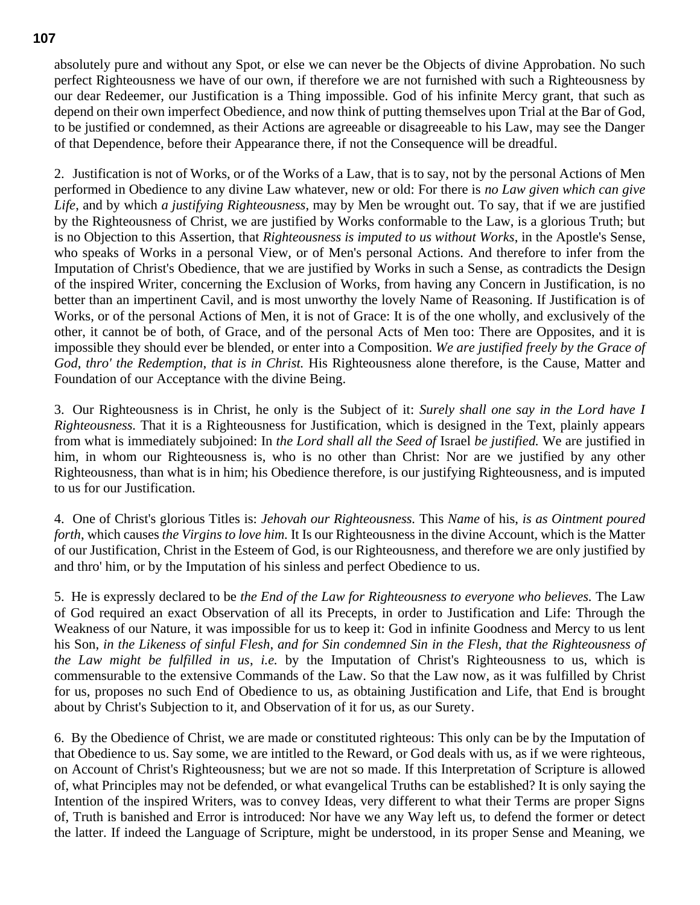absolutely pure and without any Spot, or else we can never be the Objects of divine Approbation. No such perfect Righteousness we have of our own, if therefore we are not furnished with such a Righteousness by our dear Redeemer, our Justification is a Thing impossible. God of his infinite Mercy grant, that such as depend on their own imperfect Obedience, and now think of putting themselves upon Trial at the Bar of God, to be justified or condemned, as their Actions are agreeable or disagreeable to his Law, may see the Danger of that Dependence, before their Appearance there, if not the Consequence will be dreadful.

2. Justification is not of Works, or of the Works of a Law, that is to say, not by the personal Actions of Men performed in Obedience to any divine Law whatever, new or old: For there is *no Law given which can give Life*, and by which *a justifying Righteousness*, may by Men be wrought out. To say, that if we are justified by the Righteousness of Christ, we are justified by Works conformable to the Law, is a glorious Truth; but is no Objection to this Assertion, that *Righteousness is imputed to us without Works*, in the Apostle's Sense, who speaks of Works in a personal View, or of Men's personal Actions. And therefore to infer from the Imputation of Christ's Obedience, that we are justified by Works in such a Sense, as contradicts the Design of the inspired Writer, concerning the Exclusion of Works, from having any Concern in Justification, is no better than an impertinent Cavil, and is most unworthy the lovely Name of Reasoning. If Justification is of Works, or of the personal Actions of Men, it is not of Grace: It is of the one wholly, and exclusively of the other, it cannot be of both, of Grace, and of the personal Acts of Men too: There are Opposites, and it is impossible they should ever be blended, or enter into a Composition. *We are justified freely by the Grace of God, thro' the Redemption, that is in Christ.* His Righteousness alone therefore, is the Cause, Matter and Foundation of our Acceptance with the divine Being.

3. Our Righteousness is in Christ, he only is the Subject of it: *Surely shall one say in the Lord have I Righteousness.* That it is a Righteousness for Justification, which is designed in the Text, plainly appears from what is immediately subjoined: In *the Lord shall all the Seed of* Israel *be justified.* We are justified in him, in whom our Righteousness is, who is no other than Christ: Nor are we justified by any other Righteousness, than what is in him; his Obedience therefore, is our justifying Righteousness, and is imputed to us for our Justification.

4. One of Christ's glorious Titles is: *Jehovah our Righteousness.* This *Name* of his, *is as Ointment poured forth*, which causes *the Virgins to love him.* It Is our Righteousness in the divine Account, which is the Matter of our Justification, Christ in the Esteem of God, is our Righteousness, and therefore we are only justified by and thro' him, or by the Imputation of his sinless and perfect Obedience to us.

5. He is expressly declared to be *the End of the Law for Righteousness to everyone who believes.* The Law of God required an exact Observation of all its Precepts, in order to Justification and Life: Through the Weakness of our Nature, it was impossible for us to keep it: God in infinite Goodness and Mercy to us lent his Son, *in the Likeness of sinful Flesh, and for Sin condemned Sin in the Flesh, that the Righteousness of the Law might be fulfilled in us, i.e.* by the Imputation of Christ's Righteousness to us, which is commensurable to the extensive Commands of the Law. So that the Law now, as it was fulfilled by Christ for us, proposes no such End of Obedience to us, as obtaining Justification and Life, that End is brought about by Christ's Subjection to it, and Observation of it for us, as our Surety.

6. By the Obedience of Christ, we are made or constituted righteous: This only can be by the Imputation of that Obedience to us. Say some, we are intitled to the Reward, or God deals with us, as if we were righteous, on Account of Christ's Righteousness; but we are not so made. If this Interpretation of Scripture is allowed of, what Principles may not be defended, or what evangelical Truths can be established? It is only saying the Intention of the inspired Writers, was to convey Ideas, very different to what their Terms are proper Signs of, Truth is banished and Error is introduced: Nor have we any Way left us, to defend the former or detect the latter. If indeed the Language of Scripture, might be understood, in its proper Sense and Meaning, we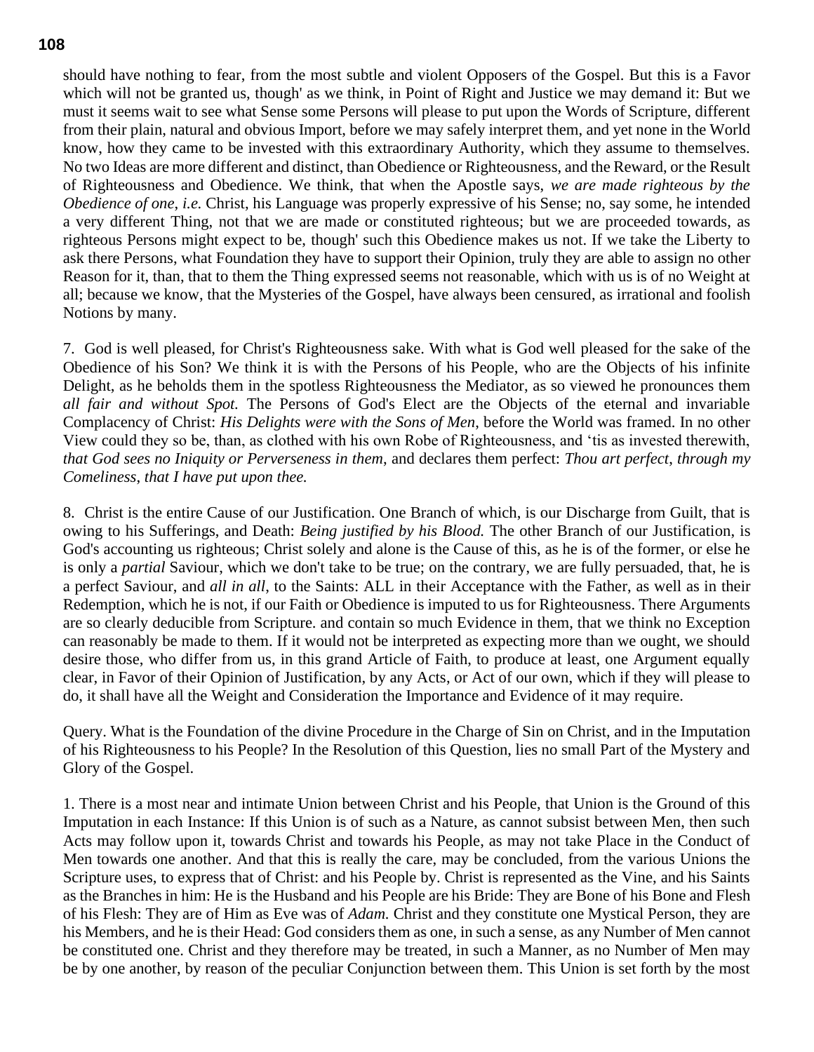should have nothing to fear, from the most subtle and violent Opposers of the Gospel. But this is a Favor which will not be granted us, though' as we think, in Point of Right and Justice we may demand it: But we must it seems wait to see what Sense some Persons will please to put upon the Words of Scripture, different from their plain, natural and obvious Import, before we may safely interpret them, and yet none in the World know, how they came to be invested with this extraordinary Authority, which they assume to themselves. No two Ideas are more different and distinct, than Obedience or Righteousness, and the Reward, or the Result of Righteousness and Obedience. We think, that when the Apostle says, *we are made righteous by the Obedience of one*, *i.e.* Christ, his Language was properly expressive of his Sense; no, say some, he intended a very different Thing, not that we are made or constituted righteous; but we are proceeded towards, as righteous Persons might expect to be, though' such this Obedience makes us not. If we take the Liberty to ask there Persons, what Foundation they have to support their Opinion, truly they are able to assign no other Reason for it, than, that to them the Thing expressed seems not reasonable, which with us is of no Weight at all; because we know, that the Mysteries of the Gospel, have always been censured, as irrational and foolish Notions by many.

7. God is well pleased, for Christ's Righteousness sake. With what is God well pleased for the sake of the Obedience of his Son? We think it is with the Persons of his People, who are the Objects of his infinite Delight, as he beholds them in the spotless Righteousness the Mediator, as so viewed he pronounces them *all fair and without Spot.* The Persons of God's Elect are the Objects of the eternal and invariable Complacency of Christ: *His Delights were with the Sons of Men*, before the World was framed. In no other View could they so be, than, as clothed with his own Robe of Righteousness, and 'tis as invested therewith, *that God sees no Iniquity or Perverseness in them*, and declares them perfect: *Thou art perfect, through my Comeliness, that I have put upon thee.*

8. Christ is the entire Cause of our Justification. One Branch of which, is our Discharge from Guilt, that is owing to his Sufferings, and Death: *Being justified by his Blood.* The other Branch of our Justification, is God's accounting us righteous; Christ solely and alone is the Cause of this, as he is of the former, or else he is only a *partial* Saviour, which we don't take to be true; on the contrary, we are fully persuaded, that, he is a perfect Saviour, and *all in all*, to the Saints: ALL in their Acceptance with the Father, as well as in their Redemption, which he is not, if our Faith or Obedience is imputed to us for Righteousness. There Arguments are so clearly deducible from Scripture. and contain so much Evidence in them, that we think no Exception can reasonably be made to them. If it would not be interpreted as expecting more than we ought, we should desire those, who differ from us, in this grand Article of Faith, to produce at least, one Argument equally clear, in Favor of their Opinion of Justification, by any Acts, or Act of our own, which if they will please to do, it shall have all the Weight and Consideration the Importance and Evidence of it may require.

Query. What is the Foundation of the divine Procedure in the Charge of Sin on Christ, and in the Imputation of his Righteousness to his People? In the Resolution of this Question, lies no small Part of the Mystery and Glory of the Gospel.

1. There is a most near and intimate Union between Christ and his People, that Union is the Ground of this Imputation in each Instance: If this Union is of such as a Nature, as cannot subsist between Men, then such Acts may follow upon it, towards Christ and towards his People, as may not take Place in the Conduct of Men towards one another. And that this is really the care, may be concluded, from the various Unions the Scripture uses, to express that of Christ: and his People by. Christ is represented as the Vine, and his Saints as the Branches in him: He is the Husband and his People are his Bride: They are Bone of his Bone and Flesh of his Flesh: They are of Him as Eve was of *Adam.* Christ and they constitute one Mystical Person, they are his Members, and he is their Head: God considers them as one, in such a sense, as any Number of Men cannot be constituted one. Christ and they therefore may be treated, in such a Manner, as no Number of Men may be by one another, by reason of the peculiar Conjunction between them. This Union is set forth by the most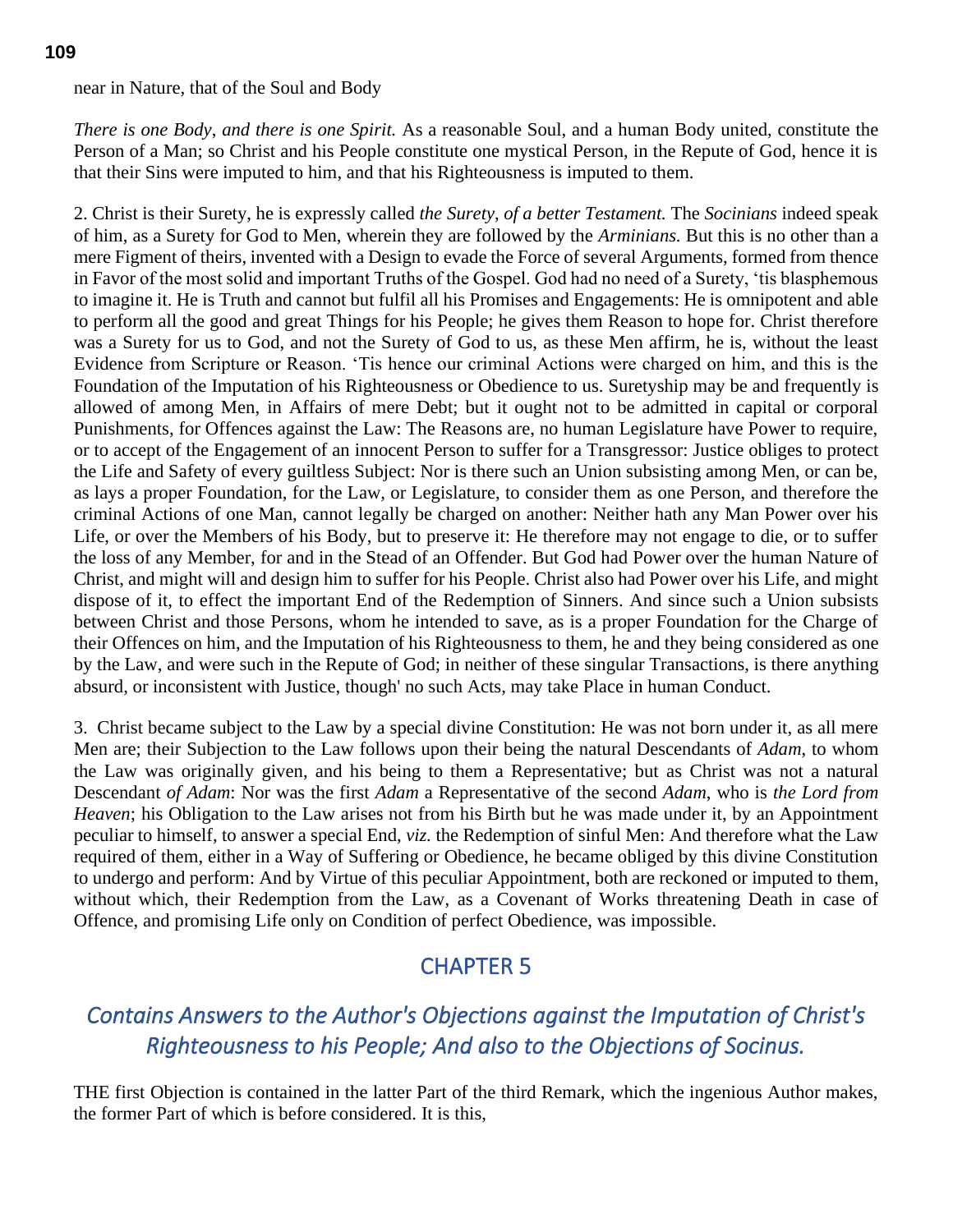near in Nature, that of the Soul and Body

*There is one Body*, *and there is one Spirit.* As a reasonable Soul, and a human Body united, constitute the Person of a Man; so Christ and his People constitute one mystical Person, in the Repute of God, hence it is that their Sins were imputed to him, and that his Righteousness is imputed to them.

2. Christ is their Surety, he is expressly called *the Surety*, *of a better Testament.* The *Socinians* indeed speak of him, as a Surety for God to Men, wherein they are followed by the *Arminians.* But this is no other than a mere Figment of theirs, invented with a Design to evade the Force of several Arguments, formed from thence in Favor of the most solid and important Truths of the Gospel. God had no need of a Surety, 'tis blasphemous to imagine it. He is Truth and cannot but fulfil all his Promises and Engagements: He is omnipotent and able to perform all the good and great Things for his People; he gives them Reason to hope for. Christ therefore was a Surety for us to God, and not the Surety of God to us, as these Men affirm, he is, without the least Evidence from Scripture or Reason. 'Tis hence our criminal Actions were charged on him, and this is the Foundation of the Imputation of his Righteousness or Obedience to us. Suretyship may be and frequently is allowed of among Men, in Affairs of mere Debt; but it ought not to be admitted in capital or corporal Punishments, for Offences against the Law: The Reasons are, no human Legislature have Power to require, or to accept of the Engagement of an innocent Person to suffer for a Transgressor: Justice obliges to protect the Life and Safety of every guiltless Subject: Nor is there such an Union subsisting among Men, or can be, as lays a proper Foundation, for the Law, or Legislature, to consider them as one Person, and therefore the criminal Actions of one Man, cannot legally be charged on another: Neither hath any Man Power over his Life, or over the Members of his Body, but to preserve it: He therefore may not engage to die, or to suffer the loss of any Member, for and in the Stead of an Offender. But God had Power over the human Nature of Christ, and might will and design him to suffer for his People. Christ also had Power over his Life, and might dispose of it, to effect the important End of the Redemption of Sinners. And since such a Union subsists between Christ and those Persons, whom he intended to save, as is a proper Foundation for the Charge of their Offences on him, and the Imputation of his Righteousness to them, he and they being considered as one by the Law, and were such in the Repute of God; in neither of these singular Transactions, is there anything absurd, or inconsistent with Justice, though' no such Acts, may take Place in human Conduct.

3. Christ became subject to the Law by a special divine Constitution: He was not born under it, as all mere Men are; their Subjection to the Law follows upon their being the natural Descendants of *Adam*, to whom the Law was originally given, and his being to them a Representative; but as Christ was not a natural Descendant *of Adam*: Nor was the first *Adam* a Representative of the second *Adam*, who is *the Lord from Heaven*; his Obligation to the Law arises not from his Birth but he was made under it, by an Appointment peculiar to himself, to answer a special End, *viz.* the Redemption of sinful Men: And therefore what the Law required of them, either in a Way of Suffering or Obedience, he became obliged by this divine Constitution to undergo and perform: And by Virtue of this peculiar Appointment, both are reckoned or imputed to them, without which, their Redemption from the Law, as a Covenant of Works threatening Death in case of Offence, and promising Life only on Condition of perfect Obedience, was impossible.

## CHAPTER 5

### *Contains Answers to the Author's Objections against the Imputation of Christ's Righteousness to his People; And also to the Objections of Socinus.*

THE first Objection is contained in the latter Part of the third Remark, which the ingenious Author makes, the former Part of which is before considered. It is this,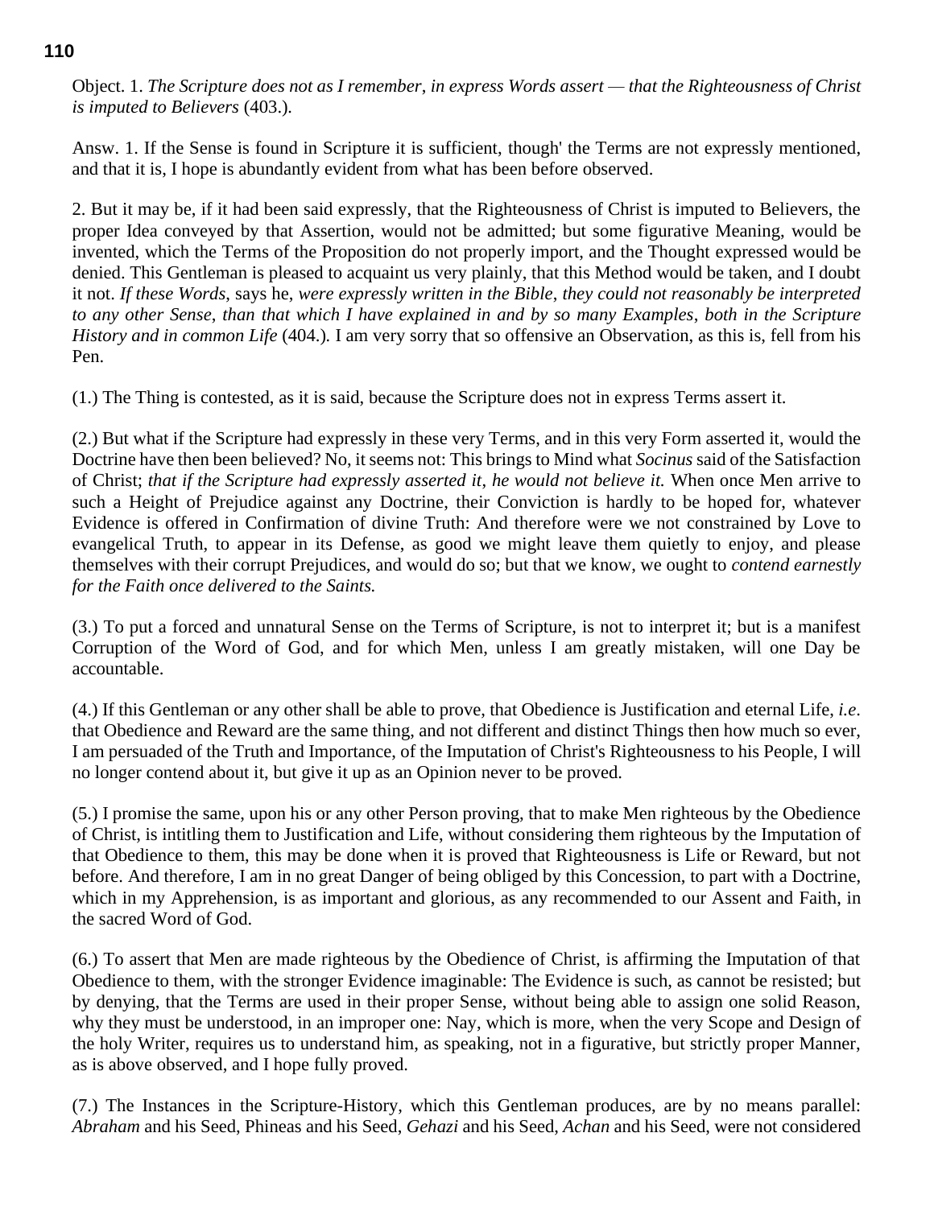Object. 1. *The Scripture does not as I remember*, *in express Words assert — that the Righteousness of Christ is imputed to Believers* (403.).

Answ. 1. If the Sense is found in Scripture it is sufficient, though' the Terms are not expressly mentioned, and that it is, I hope is abundantly evident from what has been before observed.

2. But it may be, if it had been said expressly, that the Righteousness of Christ is imputed to Believers, the proper Idea conveyed by that Assertion, would not be admitted; but some figurative Meaning, would be invented, which the Terms of the Proposition do not properly import, and the Thought expressed would be denied. This Gentleman is pleased to acquaint us very plainly, that this Method would be taken, and I doubt it not. *If these Words*, says he, *were expressly written in the Bible*, *they could not reasonably be interpreted to any other Sense*, *than that which I have explained in and by so many Examples*, *both in the Scripture History and in common Life* (404.). I am very sorry that so offensive an Observation, as this is, fell from his Pen.

(1.) The Thing is contested, as it is said, because the Scripture does not in express Terms assert it.

(2.) But what if the Scripture had expressly in these very Terms, and in this very Form asserted it, would the Doctrine have then been believed? No, it seems not: This brings to Mind what *Socinus* said of the Satisfaction of Christ; *that if the Scripture had expressly asserted it*, *he would not believe it.* When once Men arrive to such a Height of Prejudice against any Doctrine, their Conviction is hardly to be hoped for, whatever Evidence is offered in Confirmation of divine Truth: And therefore were we not constrained by Love to evangelical Truth, to appear in its Defense, as good we might leave them quietly to enjoy, and please themselves with their corrupt Prejudices, and would do so; but that we know, we ought to *contend earnestly for the Faith once delivered to the Saints.*

(3.) To put a forced and unnatural Sense on the Terms of Scripture, is not to interpret it; but is a manifest Corruption of the Word of God, and for which Men, unless I am greatly mistaken, will one Day be accountable.

(4.) If this Gentleman or any other shall be able to prove, that Obedience is Justification and eternal Life, *i.e*. that Obedience and Reward are the same thing, and not different and distinct Things then how much so ever, I am persuaded of the Truth and Importance, of the Imputation of Christ's Righteousness to his People, I will no longer contend about it, but give it up as an Opinion never to be proved.

(5.) I promise the same, upon his or any other Person proving, that to make Men righteous by the Obedience of Christ, is intitling them to Justification and Life, without considering them righteous by the Imputation of that Obedience to them, this may be done when it is proved that Righteousness is Life or Reward, but not before. And therefore, I am in no great Danger of being obliged by this Concession, to part with a Doctrine, which in my Apprehension, is as important and glorious, as any recommended to our Assent and Faith, in the sacred Word of God.

(6.) To assert that Men are made righteous by the Obedience of Christ, is affirming the Imputation of that Obedience to them, with the stronger Evidence imaginable: The Evidence is such, as cannot be resisted; but by denying, that the Terms are used in their proper Sense, without being able to assign one solid Reason, why they must be understood, in an improper one: Nay, which is more, when the very Scope and Design of the holy Writer, requires us to understand him, as speaking, not in a figurative, but strictly proper Manner, as is above observed, and I hope fully proved.

(7.) The Instances in the Scripture-History, which this Gentleman produces, are by no means parallel: *Abraham* and his Seed, Phineas and his Seed, *Gehazi* and his Seed, *Achan* and his Seed, were not considered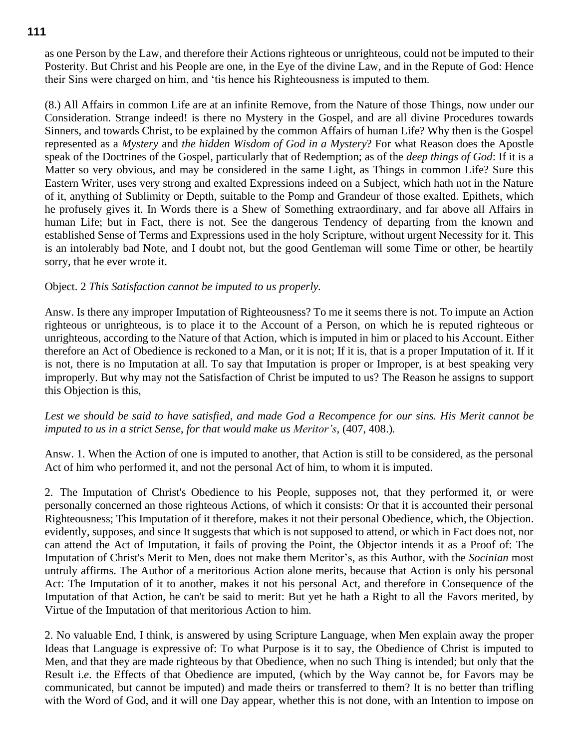as one Person by the Law, and therefore their Actions righteous or unrighteous, could not be imputed to their Posterity. But Christ and his People are one, in the Eye of the divine Law, and in the Repute of God: Hence their Sins were charged on him, and 'tis hence his Righteousness is imputed to them.

(8.) All Affairs in common Life are at an infinite Remove, from the Nature of those Things, now under our Consideration. Strange indeed! is there no Mystery in the Gospel, and are all divine Procedures towards Sinners, and towards Christ, to be explained by the common Affairs of human Life? Why then is the Gospel represented as a *Mystery* and *the hidden Wisdom of God in a Mystery*? For what Reason does the Apostle speak of the Doctrines of the Gospel, particularly that of Redemption; as of the *deep things of God*: If it is a Matter so very obvious, and may be considered in the same Light, as Things in common Life? Sure this Eastern Writer, uses very strong and exalted Expressions indeed on a Subject, which hath not in the Nature of it, anything of Sublimity or Depth, suitable to the Pomp and Grandeur of those exalted. Epithets, which he profusely gives it. In Words there is a Shew of Something extraordinary, and far above all Affairs in human Life; but in Fact, there is not. See the dangerous Tendency of departing from the known and established Sense of Terms and Expressions used in the holy Scripture, without urgent Necessity for it. This is an intolerably bad Note, and I doubt not, but the good Gentleman will some Time or other, be heartily sorry, that he ever wrote it.

Object. 2 *This Satisfaction cannot be imputed to us properly.*

Answ. Is there any improper Imputation of Righteousness? To me it seems there is not. To impute an Action righteous or unrighteous, is to place it to the Account of a Person, on which he is reputed righteous or unrighteous, according to the Nature of that Action, which is imputed in him or placed to his Account. Either therefore an Act of Obedience is reckoned to a Man, or it is not; If it is, that is a proper Imputation of it. If it is not, there is no Imputation at all. To say that Imputation is proper or Improper, is at best speaking very improperly. But why may not the Satisfaction of Christ be imputed to us? The Reason he assigns to support this Objection is this,

*Lest we should be said to have satisfied, and made God a Recompence for our sins. His Merit cannot be imputed to us in a strict Sense, for that would make us Meritor's*, (407, 408.).

Answ. 1. When the Action of one is imputed to another, that Action is still to be considered, as the personal Act of him who performed it, and not the personal Act of him, to whom it is imputed.

2. The Imputation of Christ's Obedience to his People, supposes not, that they performed it, or were personally concerned an those righteous Actions, of which it consists: Or that it is accounted their personal Righteousness; This Imputation of it therefore, makes it not their personal Obedience, which, the Objection. evidently, supposes, and since It suggests that which is not supposed to attend, or which in Fact does not, nor can attend the Act of Imputation, it fails of proving the Point, the Objector intends it as a Proof of: The Imputation of Christ's Merit to Men, does not make them Meritor's, as this Author, with the *Socinian* most untruly affirms. The Author of a meritorious Action alone merits, because that Action is only his personal Act: The Imputation of it to another, makes it not his personal Act, and therefore in Consequence of the Imputation of that Action, he can't be said to merit: But yet he hath a Right to all the Favors merited, by Virtue of the Imputation of that meritorious Action to him.

2. No valuable End, I think, is answered by using Scripture Language, when Men explain away the proper Ideas that Language is expressive of: To what Purpose is it to say, the Obedience of Christ is imputed to Men, and that they are made righteous by that Obedience, when no such Thing is intended; but only that the Result i.*e*. the Effects of that Obedience are imputed, (which by the Way cannot be, for Favors may be communicated, but cannot be imputed) and made theirs or transferred to them? It is no better than trifling with the Word of God, and it will one Day appear, whether this is not done, with an Intention to impose on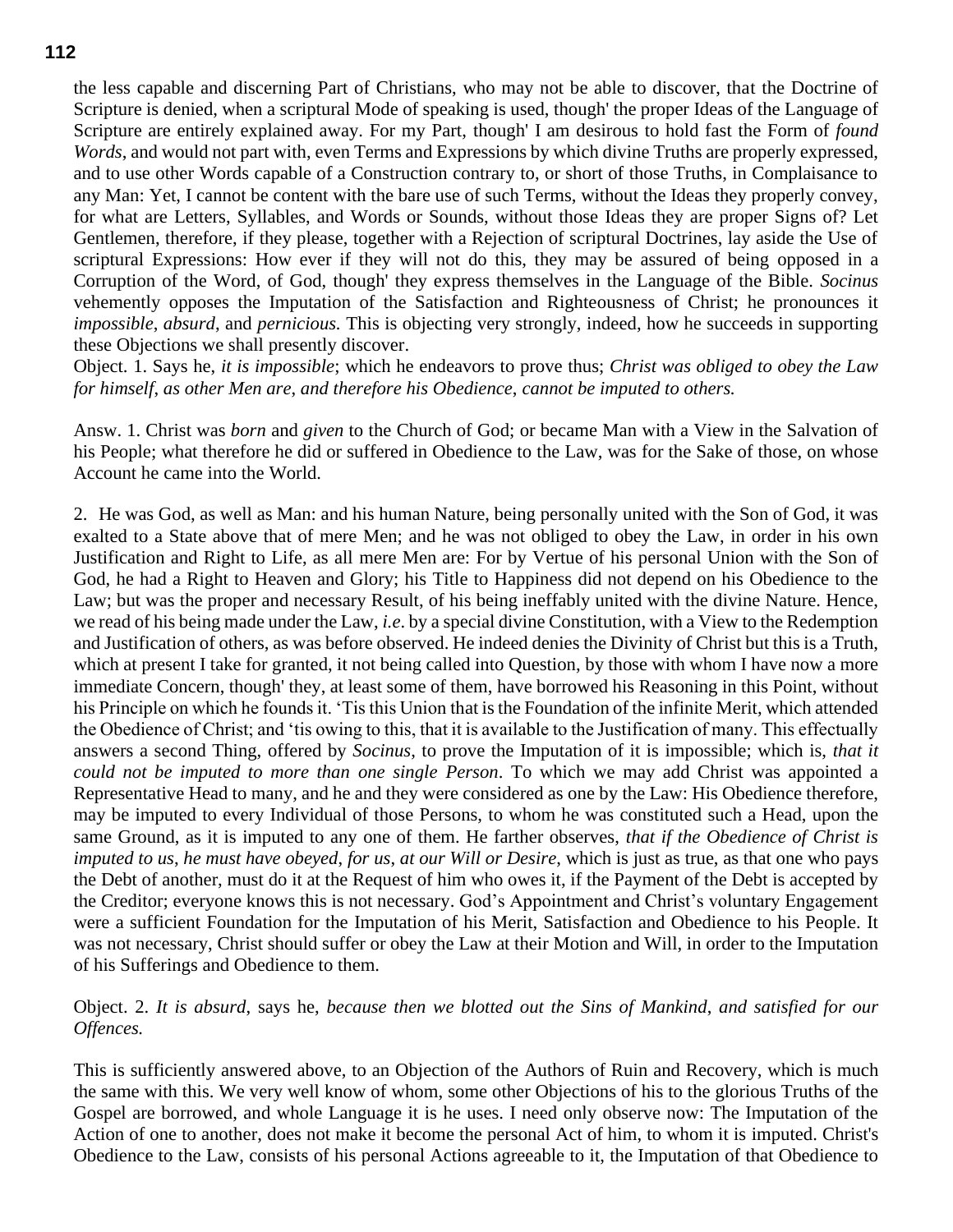the less capable and discerning Part of Christians, who may not be able to discover, that the Doctrine of Scripture is denied, when a scriptural Mode of speaking is used, though' the proper Ideas of the Language of Scripture are entirely explained away. For my Part, though' I am desirous to hold fast the Form of *found Words*, and would not part with, even Terms and Expressions by which divine Truths are properly expressed, and to use other Words capable of a Construction contrary to, or short of those Truths, in Complaisance to any Man: Yet, I cannot be content with the bare use of such Terms, without the Ideas they properly convey, for what are Letters, Syllables, and Words or Sounds, without those Ideas they are proper Signs of? Let Gentlemen, therefore, if they please, together with a Rejection of scriptural Doctrines, lay aside the Use of scriptural Expressions: How ever if they will not do this, they may be assured of being opposed in a Corruption of the Word, of God, though' they express themselves in the Language of the Bible. *Socinus* vehemently opposes the Imputation of the Satisfaction and Righteousness of Christ; he pronounces it *impossible*, *absurd*, and *pernicious.* This is objecting very strongly, indeed, how he succeeds in supporting these Objections we shall presently discover.

Object. 1. Says he, *it is impossible*; which he endeavors to prove thus; *Christ was obliged to obey the Law for himself, as other Men are, and therefore his Obedience, cannot be imputed to others.*

Answ. 1. Christ was *born* and *given* to the Church of God; or became Man with a View in the Salvation of his People; what therefore he did or suffered in Obedience to the Law, was for the Sake of those, on whose Account he came into the World.

2. He was God, as well as Man: and his human Nature, being personally united with the Son of God, it was exalted to a State above that of mere Men; and he was not obliged to obey the Law, in order in his own Justification and Right to Life, as all mere Men are: For by Vertue of his personal Union with the Son of God, he had a Right to Heaven and Glory; his Title to Happiness did not depend on his Obedience to the Law; but was the proper and necessary Result, of his being ineffably united with the divine Nature. Hence, we read of his being made under the Law, *i.e*. by a special divine Constitution, with a View to the Redemption and Justification of others, as was before observed. He indeed denies the Divinity of Christ but this is a Truth, which at present I take for granted, it not being called into Question, by those with whom I have now a more immediate Concern, though' they, at least some of them, have borrowed his Reasoning in this Point, without his Principle on which he founds it. 'Tis this Union that is the Foundation of the infinite Merit, which attended the Obedience of Christ; and 'tis owing to this, that it is available to the Justification of many. This effectually answers a second Thing, offered by *Socinus*, to prove the Imputation of it is impossible; which is, *that it could not be imputed to more than one single Person*. To which we may add Christ was appointed a Representative Head to many, and he and they were considered as one by the Law: His Obedience therefore, may be imputed to every Individual of those Persons, to whom he was constituted such a Head, upon the same Ground, as it is imputed to any one of them. He farther observes, *that if the Obedience of Christ is imputed to us, he must have obeyed, for us, at our Will or Desire*, which is just as true, as that one who pays the Debt of another, must do it at the Request of him who owes it, if the Payment of the Debt is accepted by the Creditor; everyone knows this is not necessary. God's Appointment and Christ's voluntary Engagement were a sufficient Foundation for the Imputation of his Merit, Satisfaction and Obedience to his People. It was not necessary, Christ should suffer or obey the Law at their Motion and Will, in order to the Imputation of his Sufferings and Obedience to them.

Object. 2. *It is absurd*, says he, *because then we blotted out the Sins of Mankind, and satisfied for our Offences.*

This is sufficiently answered above, to an Objection of the Authors of Ruin and Recovery, which is much the same with this. We very well know of whom, some other Objections of his to the glorious Truths of the Gospel are borrowed, and whole Language it is he uses. I need only observe now: The Imputation of the Action of one to another, does not make it become the personal Act of him, to whom it is imputed. Christ's Obedience to the Law, consists of his personal Actions agreeable to it, the Imputation of that Obedience to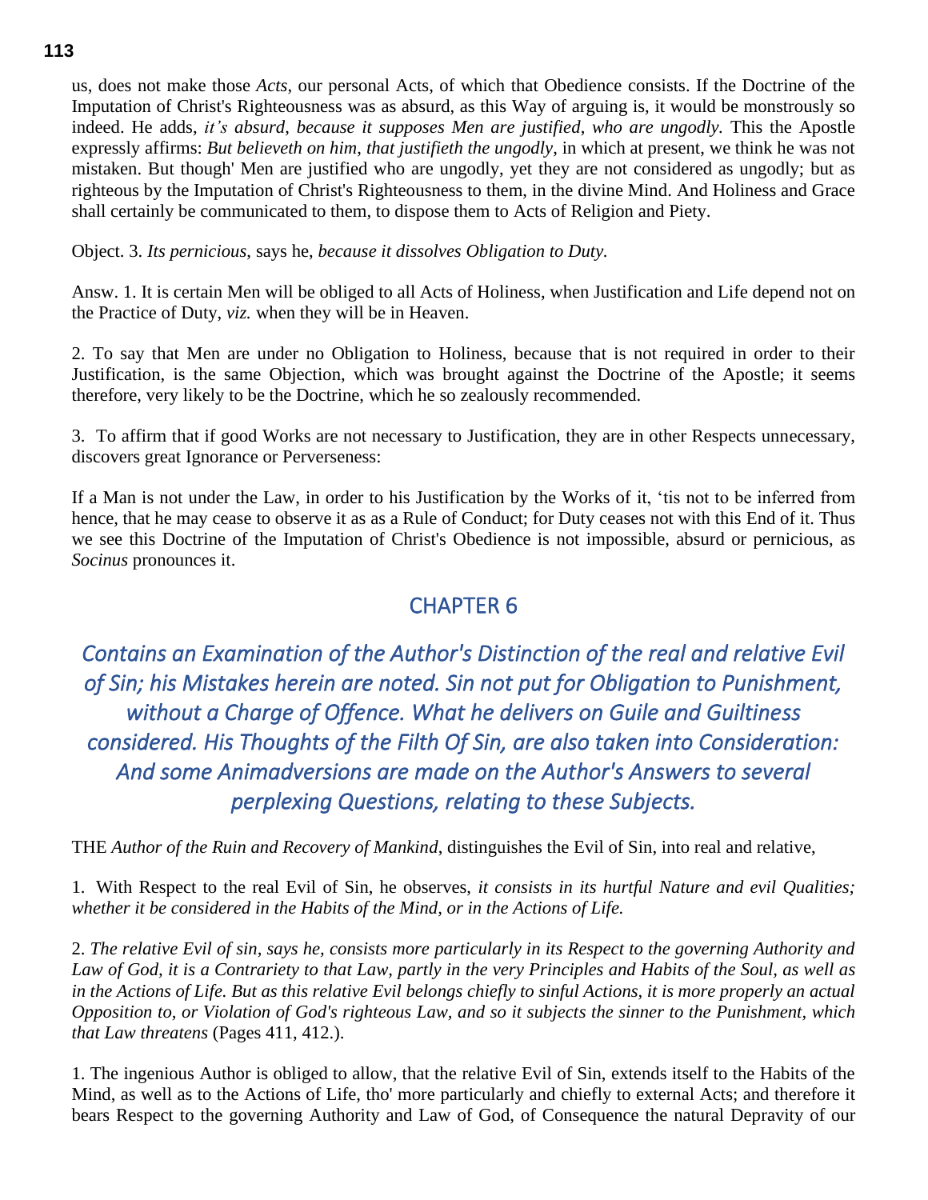us, does not make those *Acts*, our personal Acts, of which that Obedience consists. If the Doctrine of the Imputation of Christ's Righteousness was as absurd, as this Way of arguing is, it would be monstrously so indeed. He adds, *it's absurd, because it supposes Men are justified, who are ungodly.* This the Apostle expressly affirms: *But believeth on him, that justifieth the ungodly*, in which at present, we think he was not mistaken. But though' Men are justified who are ungodly, yet they are not considered as ungodly; but as righteous by the Imputation of Christ's Righteousness to them, in the divine Mind. And Holiness and Grace shall certainly be communicated to them, to dispose them to Acts of Religion and Piety.

Object. 3. *Its pernicious*, says he, *because it dissolves Obligation to Duty.*

Answ. 1. It is certain Men will be obliged to all Acts of Holiness, when Justification and Life depend not on the Practice of Duty, *viz.* when they will be in Heaven.

2. To say that Men are under no Obligation to Holiness, because that is not required in order to their Justification, is the same Objection, which was brought against the Doctrine of the Apostle; it seems therefore, very likely to be the Doctrine, which he so zealously recommended.

3. To affirm that if good Works are not necessary to Justification, they are in other Respects unnecessary, discovers great Ignorance or Perverseness:

If a Man is not under the Law, in order to his Justification by the Works of it, 'tis not to be inferred from hence, that he may cease to observe it as as a Rule of Conduct; for Duty ceases not with this End of it. Thus we see this Doctrine of the Imputation of Christ's Obedience is not impossible, absurd or pernicious, as *Socinus* pronounces it.

## CHAPTER 6

### *Contains an Examination of the Author's Distinction of the real and relative Evil of Sin; his Mistakes herein are noted. Sin not put for Obligation to Punishment, without a Charge of Offence. What he delivers on Guile and Guiltiness considered. His Thoughts of the Filth Of Sin, are also taken into Consideration: And some Animadversions are made on the Author's Answers to several perplexing Questions, relating to these Subjects.*

THE *Author of the Ruin and Recovery of Mankind*, distinguishes the Evil of Sin, into real and relative,

1. With Respect to the real Evil of Sin, he observes, *it consists in its hurtful Nature and evil Qualities; whether it be considered in the Habits of the Mind, or in the Actions of Life.*

2. *The relative Evil of sin, says he, consists more particularly in its Respect to the governing Authority and Law of God, it is a Contrariety to that Law, partly in the very Principles and Habits of the Soul, as well as in the Actions of Life. But as this relative Evil belongs chiefly to sinful Actions, it is more properly an actual Opposition to, or Violation of God's righteous Law, and so it subjects the sinner to the Punishment, which that Law threatens* (Pages 411, 412.).

1. The ingenious Author is obliged to allow, that the relative Evil of Sin, extends itself to the Habits of the Mind, as well as to the Actions of Life, tho' more particularly and chiefly to external Acts; and therefore it bears Respect to the governing Authority and Law of God, of Consequence the natural Depravity of our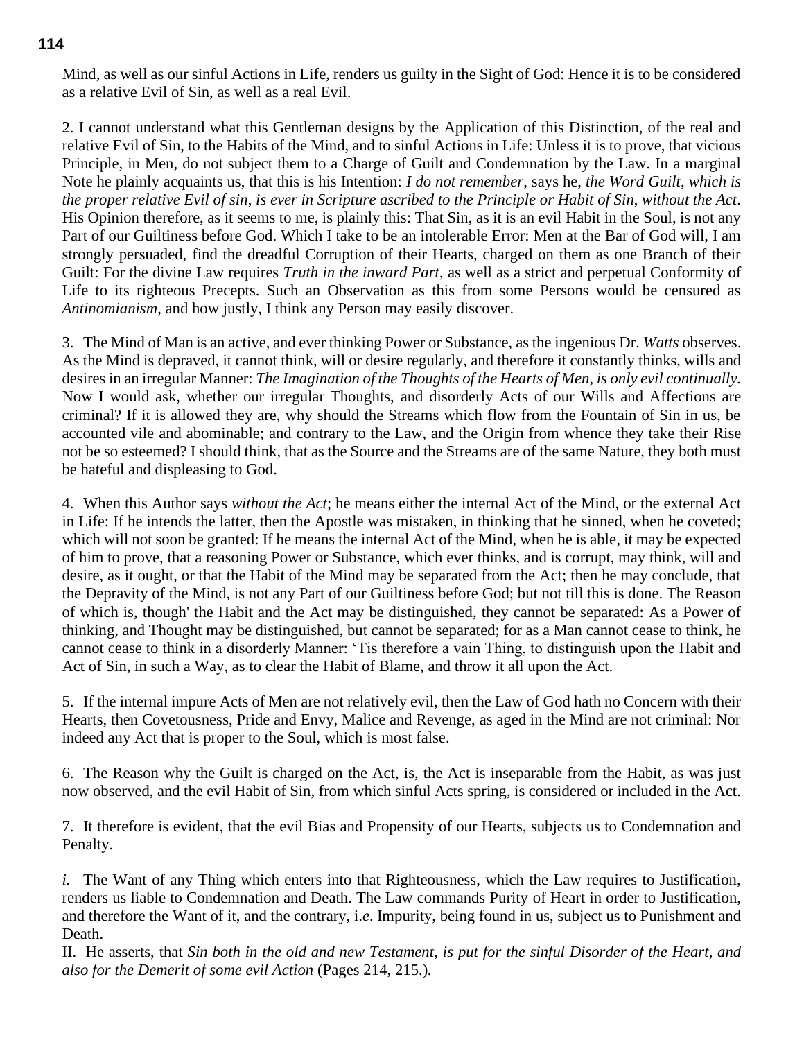Mind, as well as our sinful Actions in Life, renders us guilty in the Sight of God: Hence it is to be considered as a relative Evil of Sin, as well as a real Evil.

2. I cannot understand what this Gentleman designs by the Application of this Distinction, of the real and relative Evil of Sin, to the Habits of the Mind, and to sinful Actions in Life: Unless it is to prove, that vicious Principle, in Men, do not subject them to a Charge of Guilt and Condemnation by the Law. In a marginal Note he plainly acquaints us, that this is his Intention: *I do not remember*, says he, *the Word Guilt*, *which is the proper relative Evil of sin*, *is ever in Scripture ascribed to the Principle or Habit of Sin*, *without the Act*. His Opinion therefore, as it seems to me, is plainly this: That Sin, as it is an evil Habit in the Soul, is not any Part of our Guiltiness before God. Which I take to be an intolerable Error: Men at the Bar of God will, I am strongly persuaded, find the dreadful Corruption of their Hearts, charged on them as one Branch of their Guilt: For the divine Law requires *Truth in the inward Part*, as well as a strict and perpetual Conformity of Life to its righteous Precepts. Such an Observation as this from some Persons would be censured as *Antinomianism*, and how justly, I think any Person may easily discover.

3. The Mind of Man is an active, and ever thinking Power or Substance, as the ingenious Dr. *Watts* observes. As the Mind is depraved, it cannot think, will or desire regularly, and therefore it constantly thinks, wills and desires in an irregular Manner: *The Imagination of the Thoughts of the Hearts of Men*, *is only evil continually.* Now I would ask, whether our irregular Thoughts, and disorderly Acts of our Wills and Affections are criminal? If it is allowed they are, why should the Streams which flow from the Fountain of Sin in us, be accounted vile and abominable; and contrary to the Law, and the Origin from whence they take their Rise not be so esteemed? I should think, that as the Source and the Streams are of the same Nature, they both must be hateful and displeasing to God.

4. When this Author says *without the Act*; he means either the internal Act of the Mind, or the external Act in Life: If he intends the latter, then the Apostle was mistaken, in thinking that he sinned, when he coveted; which will not soon be granted: If he means the internal Act of the Mind, when he is able, it may be expected of him to prove, that a reasoning Power or Substance, which ever thinks, and is corrupt, may think, will and desire, as it ought, or that the Habit of the Mind may be separated from the Act; then he may conclude, that the Depravity of the Mind, is not any Part of our Guiltiness before God; but not till this is done. The Reason of which is, though' the Habit and the Act may be distinguished, they cannot be separated: As a Power of thinking, and Thought may be distinguished, but cannot be separated; for as a Man cannot cease to think, he cannot cease to think in a disorderly Manner: 'Tis therefore a vain Thing, to distinguish upon the Habit and Act of Sin, in such a Way, as to clear the Habit of Blame, and throw it all upon the Act.

5. If the internal impure Acts of Men are not relatively evil, then the Law of God hath no Concern with their Hearts, then Covetousness, Pride and Envy, Malice and Revenge, as aged in the Mind are not criminal: Nor indeed any Act that is proper to the Soul, which is most false.

6. The Reason why the Guilt is charged on the Act, is, the Act is inseparable from the Habit, as was just now observed, and the evil Habit of Sin, from which sinful Acts spring, is considered or included in the Act.

7. It therefore is evident, that the evil Bias and Propensity of our Hearts, subjects us to Condemnation and Penalty.

*i.* The Want of any Thing which enters into that Righteousness, which the Law requires to Justification, renders us liable to Condemnation and Death. The Law commands Purity of Heart in order to Justification, and therefore the Want of it, and the contrary, i.*e*. Impurity, being found in us, subject us to Punishment and Death.

II. He asserts, that *Sin both in the old and new Testament*, *is put for the sinful Disorder of the Heart*, *and also for the Demerit of some evil Action* (Pages 214, 215.).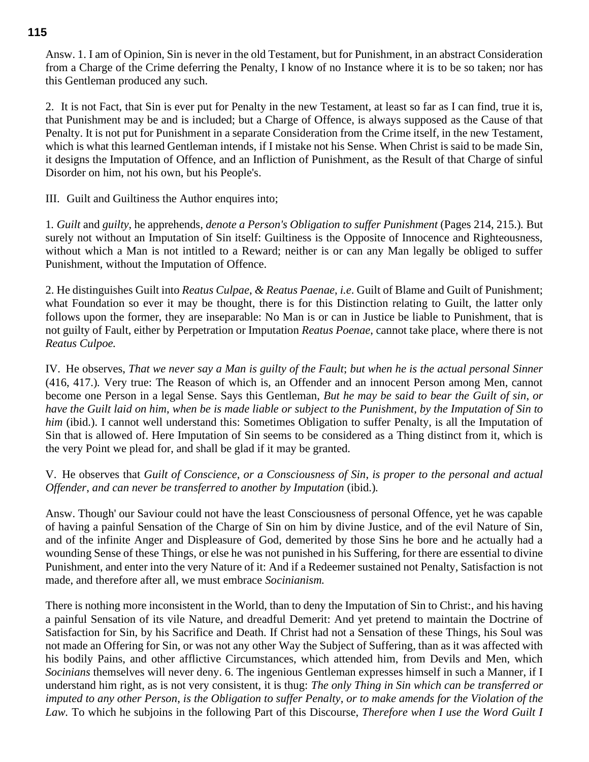Answ. 1. I am of Opinion, Sin is never in the old Testament, but for Punishment, in an abstract Consideration from a Charge of the Crime deferring the Penalty, I know of no Instance where it is to be so taken; nor has this Gentleman produced any such.

2. It is not Fact, that Sin is ever put for Penalty in the new Testament, at least so far as I can find, true it is, that Punishment may be and is included; but a Charge of Offence, is always supposed as the Cause of that Penalty. It is not put for Punishment in a separate Consideration from the Crime itself, in the new Testament, which is what this learned Gentleman intends, if I mistake not his Sense. When Christ is said to be made Sin, it designs the Imputation of Offence, and an Infliction of Punishment, as the Result of that Charge of sinful Disorder on him, not his own, but his People's.

III. Guilt and Guiltiness the Author enquires into;

1. *Guilt* and *guilty*, he apprehends, *denote a Person's Obligation to suffer Punishment* (Pages 214, 215.). But surely not without an Imputation of Sin itself: Guiltiness is the Opposite of Innocence and Righteousness, without which a Man is not intitled to a Reward; neither is or can any Man legally be obliged to suffer Punishment, without the Imputation of Offence.

2. He distinguishes Guilt into *Reatus Culpae*, *& Reatus Paenae*, *i.e*. Guilt of Blame and Guilt of Punishment; what Foundation so ever it may be thought, there is for this Distinction relating to Guilt, the latter only follows upon the former, they are inseparable: No Man is or can in Justice be liable to Punishment, that is not guilty of Fault, either by Perpetration or Imputation *Reatus Poenae*, cannot take place, where there is not *Reatus Culpoe.*

IV. He observes, *That we never say a Man is guilty of the Fault*; *but when he is the actual personal Sinner* (416, 417.). Very true: The Reason of which is, an Offender and an innocent Person among Men, cannot become one Person in a legal Sense. Says this Gentleman, *But he may be said to bear the Guilt of sin*, *or have the Guilt laid on him, when be is made liable or subject to the Punishment*, *by the Imputation of Sin to him* (ibid.). I cannot well understand this: Sometimes Obligation to suffer Penalty, is all the Imputation of Sin that is allowed of. Here Imputation of Sin seems to be considered as a Thing distinct from it, which is the very Point we plead for, and shall be glad if it may be granted.

V. He observes that *Guilt of Conscience*, *or a Consciousness of Sin*, *is proper to the personal and actual Offender*, *and can never be transferred to another by Imputation* (ibid.).

Answ. Though' our Saviour could not have the least Consciousness of personal Offence, yet he was capable of having a painful Sensation of the Charge of Sin on him by divine Justice, and of the evil Nature of Sin, and of the infinite Anger and Displeasure of God, demerited by those Sins he bore and he actually had a wounding Sense of these Things, or else he was not punished in his Suffering, for there are essential to divine Punishment, and enter into the very Nature of it: And if a Redeemer sustained not Penalty, Satisfaction is not made, and therefore after all, we must embrace *Socinianism.*

There is nothing more inconsistent in the World, than to deny the Imputation of Sin to Christ:, and his having a painful Sensation of its vile Nature, and dreadful Demerit: And yet pretend to maintain the Doctrine of Satisfaction for Sin, by his Sacrifice and Death. If Christ had not a Sensation of these Things, his Soul was not made an Offering for Sin, or was not any other Way the Subject of Suffering, than as it was affected with his bodily Pains, and other afflictive Circumstances, which attended him, from Devils and Men, which *Socinians* themselves will never deny. 6. The ingenious Gentleman expresses himself in such a Manner, if I understand him right, as is not very consistent, it is thug: *The only Thing in Sin which can be transferred or imputed to any other Person*, *is the Obligation to suffer Penalty*, *or to make amends for the Violation of the Law.* To which he subjoins in the following Part of this Discourse, *Therefore when I use the Word Guilt I*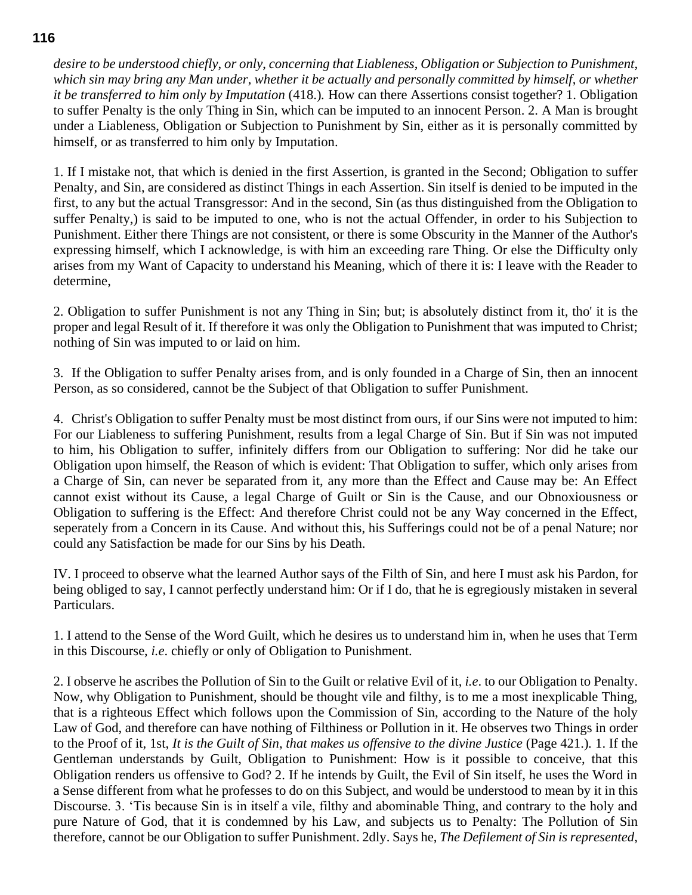*desire to be understood chiefly, or only, concerning that Liableness, Obligation or Subjection to Punishment, which sin may bring any Man under, whether it be actually and personally committed by himself, or whether it be transferred to him only by Imputation* (418.). How can there Assertions consist together? 1. Obligation to suffer Penalty is the only Thing in Sin, which can be imputed to an innocent Person. 2. A Man is brought under a Liableness, Obligation or Subjection to Punishment by Sin, either as it is personally committed by himself, or as transferred to him only by Imputation.

1. If I mistake not, that which is denied in the first Assertion, is granted in the Second; Obligation to suffer Penalty, and Sin, are considered as distinct Things in each Assertion. Sin itself is denied to be imputed in the first, to any but the actual Transgressor: And in the second, Sin (as thus distinguished from the Obligation to suffer Penalty,) is said to be imputed to one, who is not the actual Offender, in order to his Subjection to Punishment. Either there Things are not consistent, or there is some Obscurity in the Manner of the Author's expressing himself, which I acknowledge, is with him an exceeding rare Thing. Or else the Difficulty only arises from my Want of Capacity to understand his Meaning, which of there it is: I leave with the Reader to determine,

2. Obligation to suffer Punishment is not any Thing in Sin; but; is absolutely distinct from it, tho' it is the proper and legal Result of it. If therefore it was only the Obligation to Punishment that was imputed to Christ; nothing of Sin was imputed to or laid on him.

3. If the Obligation to suffer Penalty arises from, and is only founded in a Charge of Sin, then an innocent Person, as so considered, cannot be the Subject of that Obligation to suffer Punishment.

4. Christ's Obligation to suffer Penalty must be most distinct from ours, if our Sins were not imputed to him: For our Liableness to suffering Punishment, results from a legal Charge of Sin. But if Sin was not imputed to him, his Obligation to suffer, infinitely differs from our Obligation to suffering: Nor did he take our Obligation upon himself, the Reason of which is evident: That Obligation to suffer, which only arises from a Charge of Sin, can never be separated from it, any more than the Effect and Cause may be: An Effect cannot exist without its Cause, a legal Charge of Guilt or Sin is the Cause, and our Obnoxiousness or Obligation to suffering is the Effect: And therefore Christ could not be any Way concerned in the Effect, seperately from a Concern in its Cause. And without this, his Sufferings could not be of a penal Nature; nor could any Satisfaction be made for our Sins by his Death.

IV. I proceed to observe what the learned Author says of the Filth of Sin, and here I must ask his Pardon, for being obliged to say, I cannot perfectly understand him: Or if I do, that he is egregiously mistaken in several Particulars.

1. I attend to the Sense of the Word Guilt, which he desires us to understand him in, when he uses that Term in this Discourse, *i.e*. chiefly or only of Obligation to Punishment.

2. I observe he ascribes the Pollution of Sin to the Guilt or relative Evil of it, *i.e*. to our Obligation to Penalty. Now, why Obligation to Punishment, should be thought vile and filthy, is to me a most inexplicable Thing, that is a righteous Effect which follows upon the Commission of Sin, according to the Nature of the holy Law of God, and therefore can have nothing of Filthiness or Pollution in it. He observes two Things in order to the Proof of it, 1st, *It is the Guilt of Sin, that makes us offensive to the divine Justice* (Page 421.). 1. If the Gentleman understands by Guilt, Obligation to Punishment: How is it possible to conceive, that this Obligation renders us offensive to God? 2. If he intends by Guilt, the Evil of Sin itself, he uses the Word in a Sense different from what he professes to do on this Subject, and would be understood to mean by it in this Discourse. 3. 'Tis because Sin is in itself a vile, filthy and abominable Thing, and contrary to the holy and pure Nature of God, that it is condemned by his Law, and subjects us to Penalty: The Pollution of Sin therefore, cannot be our Obligation to suffer Punishment. 2dly. Says he, *The Defilement of Sin is represented*,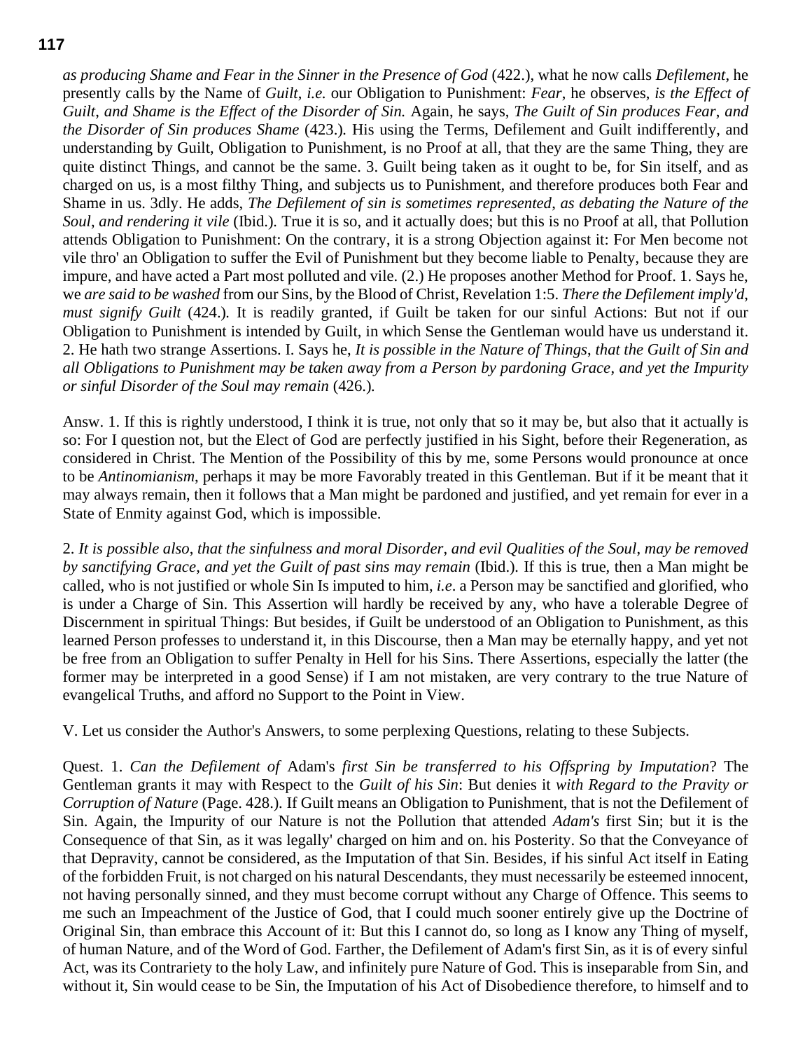*as producing Shame and Fear in the Sinner in the Presence of God* (422.), what he now calls *Defilement*, he presently calls by the Name of *Guilt*, *i.e.* our Obligation to Punishment: *Fear*, he observes, *is the Effect of Guilt*, *and Shame is the Effect of the Disorder of Sin.* Again, he says, *The Guilt of Sin produces Fear*, *and the Disorder of Sin produces Shame* (423.)*.* His using the Terms, Defilement and Guilt indifferently, and understanding by Guilt, Obligation to Punishment, is no Proof at all, that they are the same Thing, they are quite distinct Things, and cannot be the same. 3. Guilt being taken as it ought to be, for Sin itself, and as charged on us, is a most filthy Thing, and subjects us to Punishment, and therefore produces both Fear and Shame in us. 3dly. He adds, *The Defilement of sin is sometimes represented*, *as debating the Nature of the Soul*, *and rendering it vile* (Ibid.)*.* True it is so, and it actually does; but this is no Proof at all, that Pollution attends Obligation to Punishment: On the contrary, it is a strong Objection against it: For Men become not vile thro' an Obligation to suffer the Evil of Punishment but they become liable to Penalty, because they are impure, and have acted a Part most polluted and vile. (2.) He proposes another Method for Proof. 1. Says he, we *are said to be washed* from our Sins, by the Blood of Christ, Revelation 1:5. *There the Defilement imply'd*, *must signify Guilt* (424.)*.* It is readily granted, if Guilt be taken for our sinful Actions: But not if our Obligation to Punishment is intended by Guilt, in which Sense the Gentleman would have us understand it. 2. He hath two strange Assertions. I. Says he, *It is possible in the Nature of Things*, *that the Guilt of Sin and all Obligations to Punishment may be taken away from a Person by pardoning Grace*, *and yet the Impurity or sinful Disorder of the Soul may remain* (426.)*.*

Answ. 1. If this is rightly understood, I think it is true, not only that so it may be, but also that it actually is so: For I question not, but the Elect of God are perfectly justified in his Sight, before their Regeneration, as considered in Christ. The Mention of the Possibility of this by me, some Persons would pronounce at once to be *Antinomianism*, perhaps it may be more Favorably treated in this Gentleman. But if it be meant that it may always remain, then it follows that a Man might be pardoned and justified, and yet remain for ever in a State of Enmity against God, which is impossible.

2. *It is possible also*, *that the sinfulness and moral Disorder*, *and evil Qualities of the Soul*, *may be removed by sanctifying Grace*, *and yet the Guilt of past sins may remain* (Ibid.)*.* If this is true, then a Man might be called, who is not justified or whole Sin Is imputed to him, *i.e*. a Person may be sanctified and glorified, who is under a Charge of Sin. This Assertion will hardly be received by any, who have a tolerable Degree of Discernment in spiritual Things: But besides, if Guilt be understood of an Obligation to Punishment, as this learned Person professes to understand it, in this Discourse, then a Man may be eternally happy, and yet not be free from an Obligation to suffer Penalty in Hell for his Sins. There Assertions, especially the latter (the former may be interpreted in a good Sense) if I am not mistaken, are very contrary to the true Nature of evangelical Truths, and afford no Support to the Point in View.

V. Let us consider the Author's Answers, to some perplexing Questions, relating to these Subjects.

Quest. 1. *Can the Defilement of* Adam's *first Sin be transferred to his Offspring by Imputation*? The Gentleman grants it may with Respect to the *Guilt of his Sin*: But denies it *with Regard to the Pravity or Corruption of Nature* (Page. 428.)*.* If Guilt means an Obligation to Punishment, that is not the Defilement of Sin. Again, the Impurity of our Nature is not the Pollution that attended *Adam's* first Sin; but it is the Consequence of that Sin, as it was legally' charged on him and on. his Posterity. So that the Conveyance of that Depravity, cannot be considered, as the Imputation of that Sin. Besides, if his sinful Act itself in Eating of the forbidden Fruit, is not charged on his natural Descendants, they must necessarily be esteemed innocent, not having personally sinned, and they must become corrupt without any Charge of Offence. This seems to me such an Impeachment of the Justice of God, that I could much sooner entirely give up the Doctrine of Original Sin, than embrace this Account of it: But this I cannot do, so long as I know any Thing of myself, of human Nature, and of the Word of God. Farther, the Defilement of Adam's first Sin, as it is of every sinful Act, was its Contrariety to the holy Law, and infinitely pure Nature of God. This is inseparable from Sin, and without it, Sin would cease to be Sin, the Imputation of his Act of Disobedience therefore, to himself and to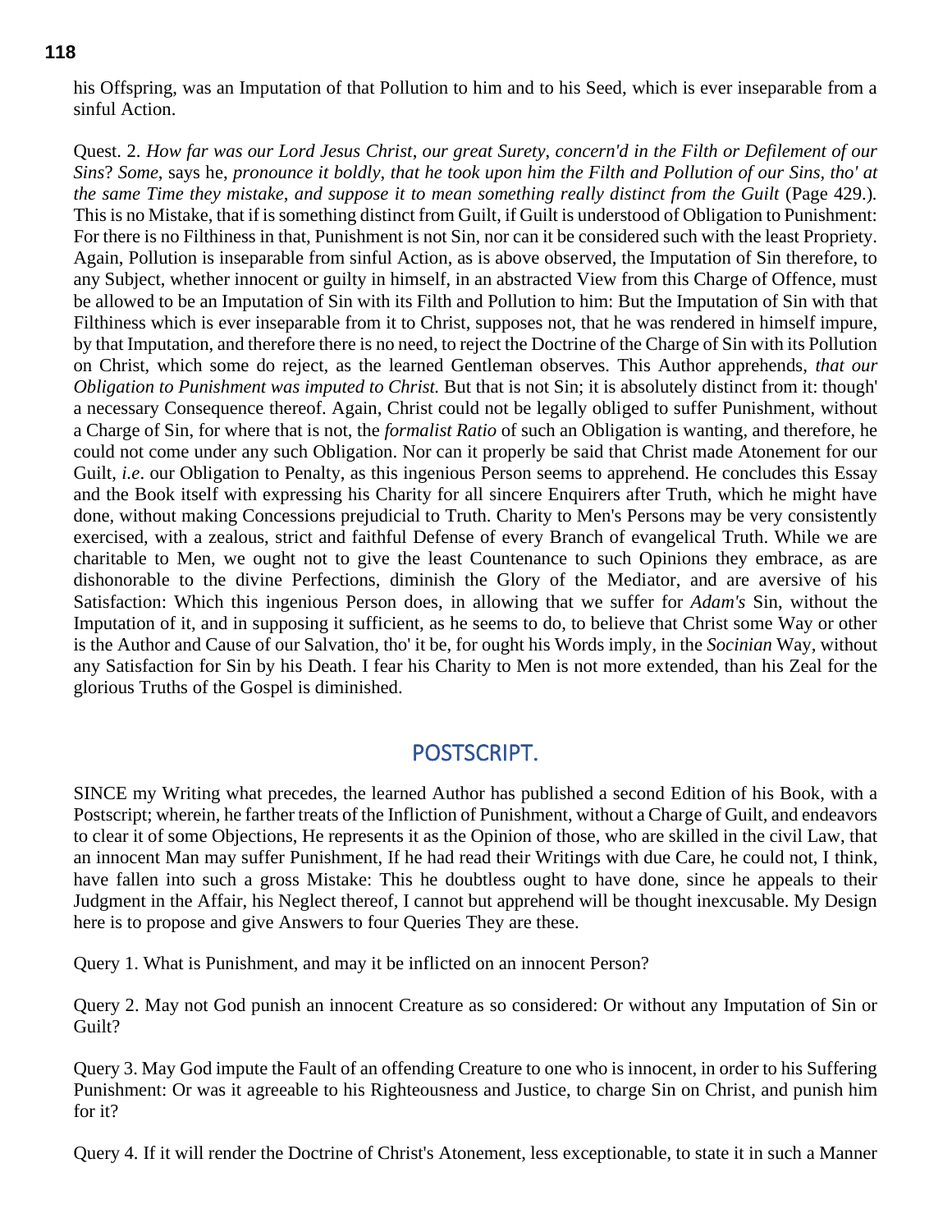his Offspring, was an Imputation of that Pollution to him and to his Seed, which is ever inseparable from a sinful Action.

Quest. 2. *How far was our Lord Jesus Christ*, *our great Surety*, *concern'd in the Filth or Defilement of our Sins*? *Some*, says he, *pronounce it boldly*, *that he took upon him the Filth and Pollution of our Sins*, *tho' at the same Time they mistake*, *and suppose it to mean something really distinct from the Guilt* (Page 429.). This is no Mistake, that if is something distinct from Guilt, if Guilt is understood of Obligation to Punishment: For there is no Filthiness in that, Punishment is not Sin, nor can it be considered such with the least Propriety. Again, Pollution is inseparable from sinful Action, as is above observed, the Imputation of Sin therefore, to any Subject, whether innocent or guilty in himself, in an abstracted View from this Charge of Offence, must be allowed to be an Imputation of Sin with its Filth and Pollution to him: But the Imputation of Sin with that Filthiness which is ever inseparable from it to Christ, supposes not, that he was rendered in himself impure, by that Imputation, and therefore there is no need, to reject the Doctrine of the Charge of Sin with its Pollution on Christ, which some do reject, as the learned Gentleman observes. This Author apprehends, *that our Obligation to Punishment was imputed to Christ.* But that is not Sin; it is absolutely distinct from it: though' a necessary Consequence thereof. Again, Christ could not be legally obliged to suffer Punishment, without a Charge of Sin, for where that is not, the *formalist Ratio* of such an Obligation is wanting, and therefore, he could not come under any such Obligation. Nor can it properly be said that Christ made Atonement for our Guilt, *i.e*. our Obligation to Penalty, as this ingenious Person seems to apprehend. He concludes this Essay and the Book itself with expressing his Charity for all sincere Enquirers after Truth, which he might have done, without making Concessions prejudicial to Truth. Charity to Men's Persons may be very consistently exercised, with a zealous, strict and faithful Defense of every Branch of evangelical Truth. While we are charitable to Men, we ought not to give the least Countenance to such Opinions they embrace, as are dishonorable to the divine Perfections, diminish the Glory of the Mediator, and are aversive of his Satisfaction: Which this ingenious Person does, in allowing that we suffer for *Adam's* Sin, without the Imputation of it, and in supposing it sufficient, as he seems to do, to believe that Christ some Way or other is the Author and Cause of our Salvation, tho' it be, for ought his Words imply, in the *Socinian* Way, without any Satisfaction for Sin by his Death. I fear his Charity to Men is not more extended, than his Zeal for the glorious Truths of the Gospel is diminished.

## POSTSCRIPT.

SINCE my Writing what precedes, the learned Author has published a second Edition of his Book, with a Postscript; wherein, he farther treats of the Infliction of Punishment, without a Charge of Guilt, and endeavors to clear it of some Objections, He represents it as the Opinion of those, who are skilled in the civil Law, that an innocent Man may suffer Punishment, If he had read their Writings with due Care, he could not, I think, have fallen into such a gross Mistake: This he doubtless ought to have done, since he appeals to their Judgment in the Affair, his Neglect thereof, I cannot but apprehend will be thought inexcusable. My Design here is to propose and give Answers to four Queries They are these.

Query 1. What is Punishment, and may it be inflicted on an innocent Person?

Query 2. May not God punish an innocent Creature as so considered: Or without any Imputation of Sin or Guilt?

Query 3. May God impute the Fault of an offending Creature to one who is innocent, in order to his Suffering Punishment: Or was it agreeable to his Righteousness and Justice, to charge Sin on Christ, and punish him for it?

Query 4. If it will render the Doctrine of Christ's Atonement, less exceptionable, to state it in such a Manner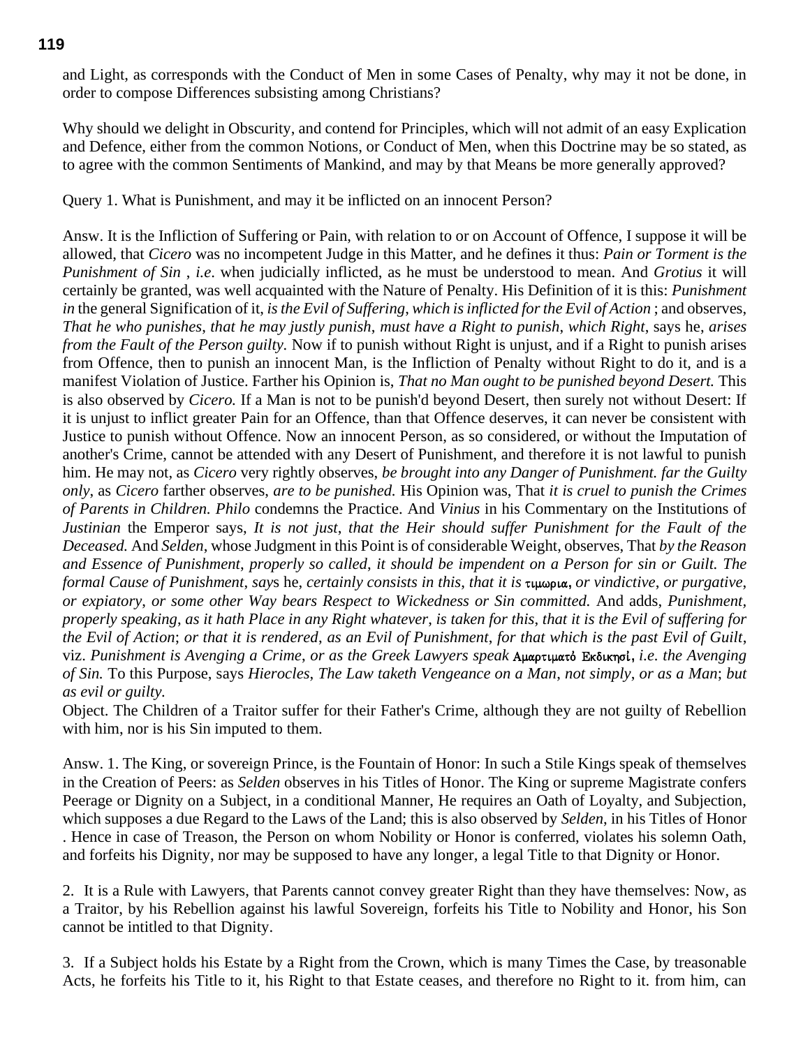and Light, as corresponds with the Conduct of Men in some Cases of Penalty, why may it not be done, in order to compose Differences subsisting among Christians?

Why should we delight in Obscurity, and contend for Principles, which will not admit of an easy Explication and Defence, either from the common Notions, or Conduct of Men, when this Doctrine may be so stated, as to agree with the common Sentiments of Mankind, and may by that Means be more generally approved?

Query 1. What is Punishment, and may it be inflicted on an innocent Person?

Answ. It is the Infliction of Suffering or Pain, with relation to or on Account of Offence, I suppose it will be allowed, that *Cicero* was no incompetent Judge in this Matter, and he defines it thus: *Pain or Torment is the Punishment of Sin* , *i.e.* when judicially inflicted, as he must be understood to mean. And *Grotius* it will certainly be granted, was well acquainted with the Nature of Penalty. His Definition of it is this: *Punishment in* the general Signification of it, *is the Evil of Suffering, which is inflicted for the Evil of Action* ; and observes, *That he who punishes, that he may justly punish, must have a Right to punish, which Right,* says he, *arises from the Fault of the Person guilty.* Now if to punish without Right is unjust, and if a Right to punish arises from Offence, then to punish an innocent Man, is the Infliction of Penalty without Right to do it, and is a manifest Violation of Justice. Farther his Opinion is, *That no Man ought to be punished beyond Desert.* This is also observed by *Cicero.* If a Man is not to be punish'd beyond Desert, then surely not without Desert: If it is unjust to inflict greater Pain for an Offence, than that Offence deserves, it can never be consistent with Justice to punish without Offence. Now an innocent Person, as so considered, or without the Imputation of another's Crime, cannot be attended with any Desert of Punishment, and therefore it is not lawful to punish him. He may not, as *Cicero* very rightly observes, *be brought into any Danger of Punishment. far the Guilty only*, as *Cicero* farther observes, *are to be punished.* His Opinion was, That *it is cruel to punish the Crimes of Parents in Children. Philo* condemns the Practice. And *Vinius* in his Commentary on the Institutions of *Justinian* the Emperor says, *It is not just*, *that the Heir should suffer Punishment for the Fault of the Deceased.* And *Selden*, whose Judgment in this Point is of considerable Weight, observes, That *by the Reason and Essence of Punishment*, *properly so called*, *it should be impendent on a Person for sin or Guilt. The formal Cause of Punishment*, *say*s he, *certainly consists in this*, *that it is* τιμωρια, *or vindictive*, *or purgative*, *or expiatory*, *or some other Way bears Respect to Wickedness or Sin committed.* And adds, *Punishment, properly speaking*, *as it hath Place in any Right whatever*, *is taken for this*, *that it is the Evil of suffering for the Evil of Action*; *or that it is rendered*, *as an Evil of Punishment*, *for that which is the past Evil of Guilt*, viz. *Punishment is Avenging a Crime*, *or as the Greek Lawyers speak* Αμαρτιματὸ Εκδικησί, *i.e. the Avenging of Sin.* To this Purpose, says *Hierocles*, *The Law taketh Vengeance on a Man*, *not simply*, *or as a Man*; *but as evil or guilty.*

Object. The Children of a Traitor suffer for their Father's Crime, although they are not guilty of Rebellion with him, nor is his Sin imputed to them.

Answ. 1. The King, or sovereign Prince, is the Fountain of Honor: In such a Stile Kings speak of themselves in the Creation of Peers: as *Selden* observes in his Titles of Honor. The King or supreme Magistrate confers Peerage or Dignity on a Subject, in a conditional Manner, He requires an Oath of Loyalty, and Subjection, which supposes a due Regard to the Laws of the Land; this is also observed by *Selden*, in his Titles of Honor . Hence in case of Treason, the Person on whom Nobility or Honor is conferred, violates his solemn Oath, and forfeits his Dignity, nor may be supposed to have any longer, a legal Title to that Dignity or Honor.

2. It is a Rule with Lawyers, that Parents cannot convey greater Right than they have themselves: Now, as a Traitor, by his Rebellion against his lawful Sovereign, forfeits his Title to Nobility and Honor, his Son cannot be intitled to that Dignity.

3. If a Subject holds his Estate by a Right from the Crown, which is many Times the Case, by treasonable Acts, he forfeits his Title to it, his Right to that Estate ceases, and therefore no Right to it. from him, can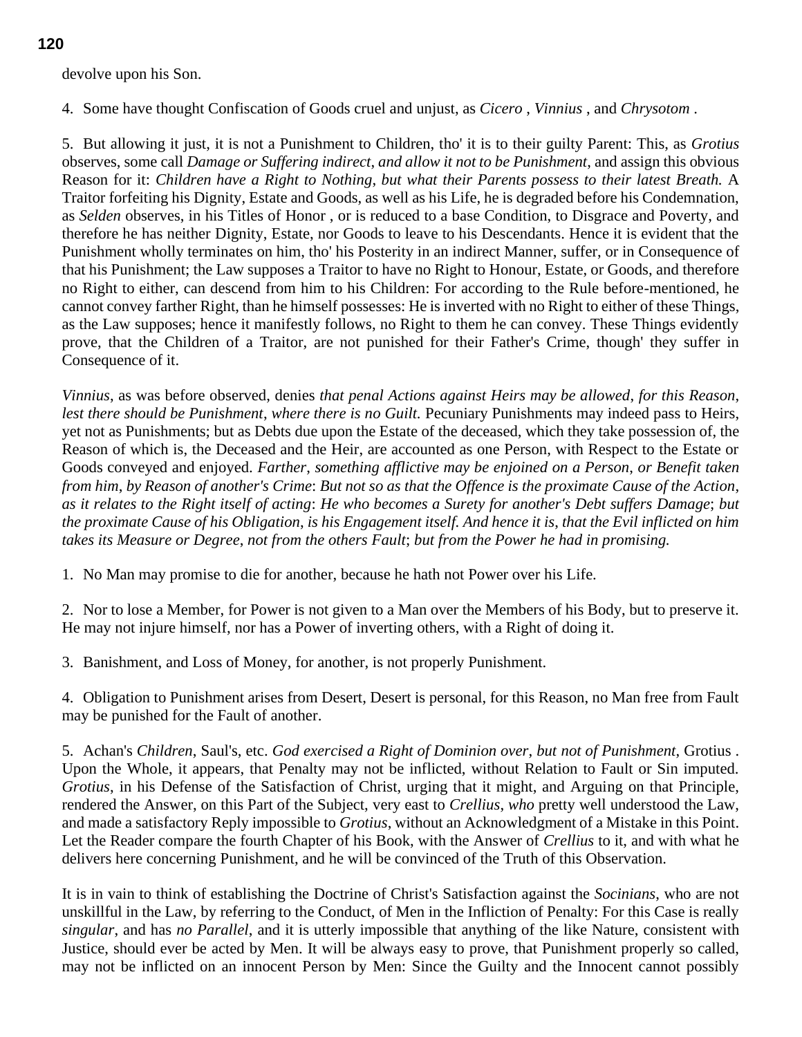devolve upon his Son.

4. Some have thought Confiscation of Goods cruel and unjust, as *Cicero* , *Vinnius* , and *Chrysotom* .

5. But allowing it just, it is not a Punishment to Children, tho' it is to their guilty Parent: This, as *Grotius* observes, some call *Damage or Suffering indirect, and allow it not to be Punishment*, and assign this obvious Reason for it: *Children have a Right to Nothing, but what their Parents possess to their latest Breath.* A Traitor forfeiting his Dignity, Estate and Goods, as well as his Life, he is degraded before his Condemnation, as *Selden* observes, in his Titles of Honor , or is reduced to a base Condition, to Disgrace and Poverty, and therefore he has neither Dignity, Estate, nor Goods to leave to his Descendants. Hence it is evident that the Punishment wholly terminates on him, tho' his Posterity in an indirect Manner, suffer, or in Consequence of that his Punishment; the Law supposes a Traitor to have no Right to Honour, Estate, or Goods, and therefore no Right to either, can descend from him to his Children: For according to the Rule before-mentioned, he cannot convey farther Right, than he himself possesses: He is inverted with no Right to either of these Things, as the Law supposes; hence it manifestly follows, no Right to them he can convey. These Things evidently prove, that the Children of a Traitor, are not punished for their Father's Crime, though' they suffer in Consequence of it.

*Vinnius*, as was before observed, denies *that penal Actions against Heirs may be allowed, for this Reason, lest there should be Punishment, where there is no Guilt.* Pecuniary Punishments may indeed pass to Heirs, yet not as Punishments; but as Debts due upon the Estate of the deceased, which they take possession of, the Reason of which is, the Deceased and the Heir, are accounted as one Person, with Respect to the Estate or Goods conveyed and enjoyed. *Farther, something afflictive may be enjoined on a Person, or Benefit taken from him, by Reason of another's Crime: But not so as that the Offence is the proximate Cause of the Action, as it relates to the Right itself of acting: He who becomes a Surety for another's Debt suffers Damage; but the proximate Cause of his Obligation, is his Engagement itself. And hence it is, that the Evil inflicted on him takes its Measure or Degree, not from the others Fault; but from the Power he had in promising.*

1. No Man may promise to die for another, because he hath not Power over his Life.

2. Nor to lose a Member, for Power is not given to a Man over the Members of his Body, but to preserve it. He may not injure himself, nor has a Power of inverting others, with a Right of doing it.

3. Banishment, and Loss of Money, for another, is not properly Punishment.

4. Obligation to Punishment arises from Desert, Desert is personal, for this Reason, no Man free from Fault may be punished for the Fault of another.

5. Achan's *Children*, Saul's, etc. *God exercised a Right of Dominion over, but not of Punishment*, Grotius . Upon the Whole, it appears, that Penalty may not be inflicted, without Relation to Fault or Sin imputed. *Grotius*, in his Defense of the Satisfaction of Christ, urging that it might, and Arguing on that Principle, rendered the Answer, on this Part of the Subject, very east to *Crellius, who* pretty well understood the Law, and made a satisfactory Reply impossible to *Grotius*, without an Acknowledgment of a Mistake in this Point. Let the Reader compare the fourth Chapter of his Book, with the Answer of *Crellius* to it, and with what he delivers here concerning Punishment, and he will be convinced of the Truth of this Observation.

It is in vain to think of establishing the Doctrine of Christ's Satisfaction against the *Socinians*, who are not unskillful in the Law, by referring to the Conduct, of Men in the Infliction of Penalty: For this Case is really *singular*, and has *no Parallel*, and it is utterly impossible that anything of the like Nature, consistent with Justice, should ever be acted by Men. It will be always easy to prove, that Punishment properly so called, may not be inflicted on an innocent Person by Men: Since the Guilty and the Innocent cannot possibly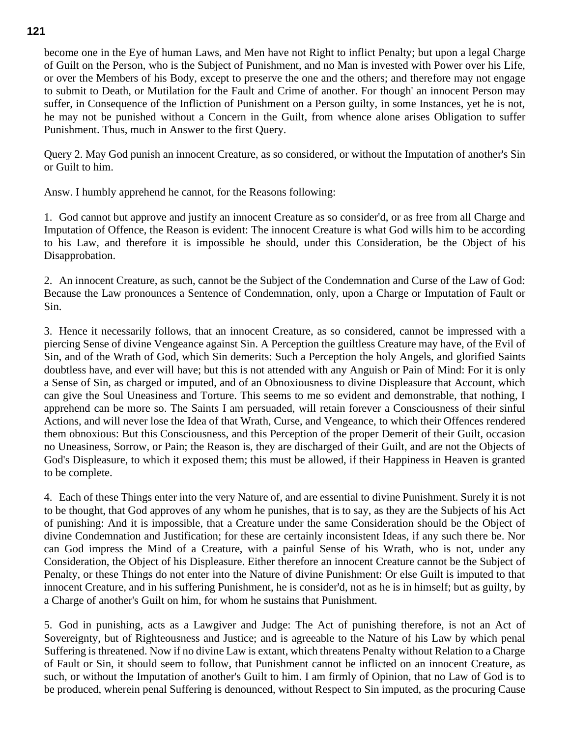become one in the Eye of human Laws, and Men have not Right to inflict Penalty; but upon a legal Charge of Guilt on the Person, who is the Subject of Punishment, and no Man is invested with Power over his Life, or over the Members of his Body, except to preserve the one and the others; and therefore may not engage to submit to Death, or Mutilation for the Fault and Crime of another. For though' an innocent Person may suffer, in Consequence of the Infliction of Punishment on a Person guilty, in some Instances, yet he is not, he may not be punished without a Concern in the Guilt, from whence alone arises Obligation to suffer Punishment. Thus, much in Answer to the first Query.

Query 2. May God punish an innocent Creature, as so considered, or without the Imputation of another's Sin or Guilt to him.

Answ. I humbly apprehend he cannot, for the Reasons following:

1. God cannot but approve and justify an innocent Creature as so consider'd, or as free from all Charge and Imputation of Offence, the Reason is evident: The innocent Creature is what God wills him to be according to his Law, and therefore it is impossible he should, under this Consideration, be the Object of his Disapprobation.

2. An innocent Creature, as such, cannot be the Subject of the Condemnation and Curse of the Law of God: Because the Law pronounces a Sentence of Condemnation, only, upon a Charge or Imputation of Fault or Sin.

3. Hence it necessarily follows, that an innocent Creature, as so considered, cannot be impressed with a piercing Sense of divine Vengeance against Sin. A Perception the guiltless Creature may have, of the Evil of Sin, and of the Wrath of God, which Sin demerits: Such a Perception the holy Angels, and glorified Saints doubtless have, and ever will have; but this is not attended with any Anguish or Pain of Mind: For it is only a Sense of Sin, as charged or imputed, and of an Obnoxiousness to divine Displeasure that Account, which can give the Soul Uneasiness and Torture. This seems to me so evident and demonstrable, that nothing, I apprehend can be more so. The Saints I am persuaded, will retain forever a Consciousness of their sinful Actions, and will never lose the Idea of that Wrath, Curse, and Vengeance, to which their Offences rendered them obnoxious: But this Consciousness, and this Perception of the proper Demerit of their Guilt, occasion no Uneasiness, Sorrow, or Pain; the Reason is, they are discharged of their Guilt, and are not the Objects of God's Displeasure, to which it exposed them; this must be allowed, if their Happiness in Heaven is granted to be complete.

4. Each of these Things enter into the very Nature of, and are essential to divine Punishment. Surely it is not to be thought, that God approves of any whom he punishes, that is to say, as they are the Subjects of his Act of punishing: And it is impossible, that a Creature under the same Consideration should be the Object of divine Condemnation and Justification; for these are certainly inconsistent Ideas, if any such there be. Nor can God impress the Mind of a Creature, with a painful Sense of his Wrath, who is not, under any Consideration, the Object of his Displeasure. Either therefore an innocent Creature cannot be the Subject of Penalty, or these Things do not enter into the Nature of divine Punishment: Or else Guilt is imputed to that innocent Creature, and in his suffering Punishment, he is consider'd, not as he is in himself; but as guilty, by a Charge of another's Guilt on him, for whom he sustains that Punishment.

5. God in punishing, acts as a Lawgiver and Judge: The Act of punishing therefore, is not an Act of Sovereignty, but of Righteousness and Justice; and is agreeable to the Nature of his Law by which penal Suffering is threatened. Now if no divine Law is extant, which threatens Penalty without Relation to a Charge of Fault or Sin, it should seem to follow, that Punishment cannot be inflicted on an innocent Creature, as such, or without the Imputation of another's Guilt to him. I am firmly of Opinion, that no Law of God is to be produced, wherein penal Suffering is denounced, without Respect to Sin imputed, as the procuring Cause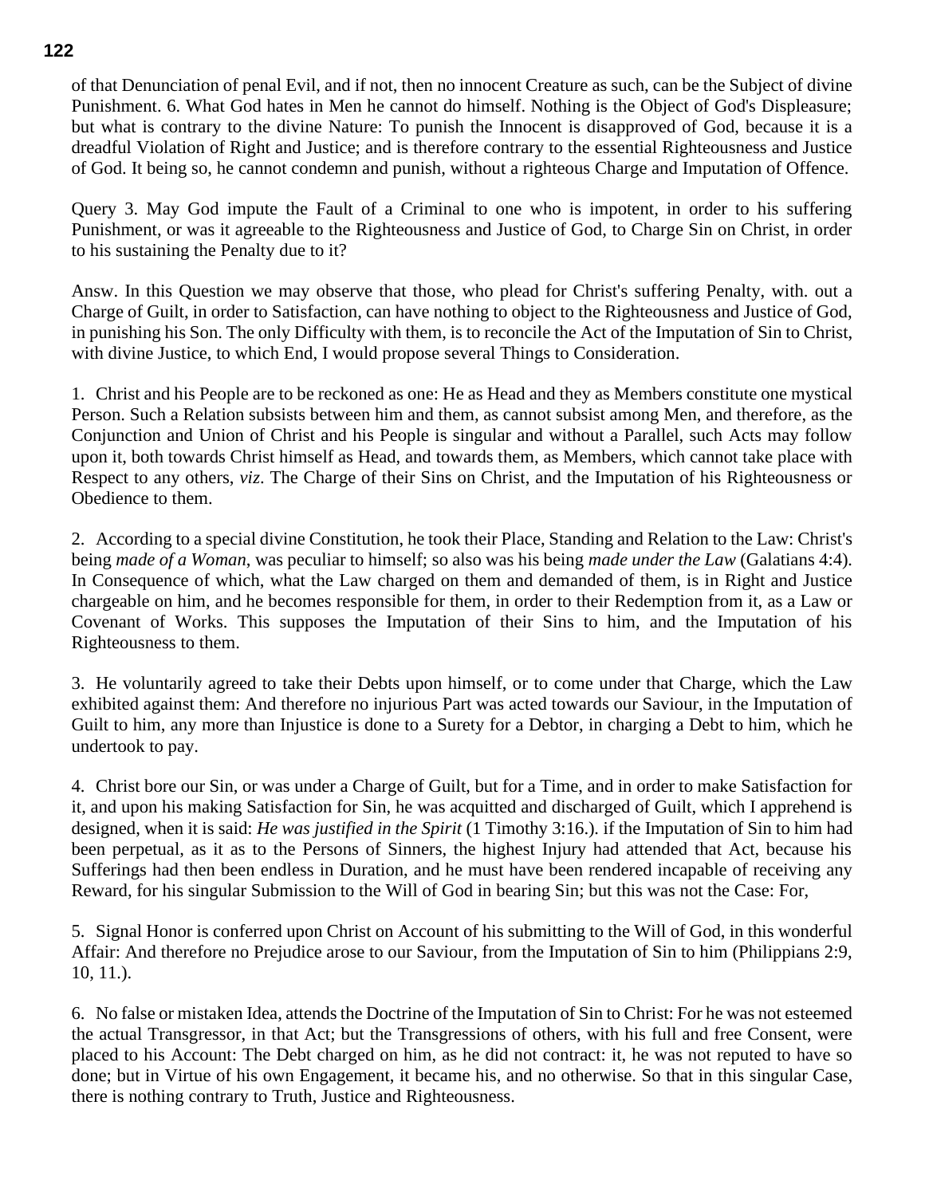of that Denunciation of penal Evil, and if not, then no innocent Creature as such, can be the Subject of divine Punishment. 6. What God hates in Men he cannot do himself. Nothing is the Object of God's Displeasure; but what is contrary to the divine Nature: To punish the Innocent is disapproved of God, because it is a dreadful Violation of Right and Justice; and is therefore contrary to the essential Righteousness and Justice of God. It being so, he cannot condemn and punish, without a righteous Charge and Imputation of Offence.

Query 3. May God impute the Fault of a Criminal to one who is impotent, in order to his suffering Punishment, or was it agreeable to the Righteousness and Justice of God, to Charge Sin on Christ, in order to his sustaining the Penalty due to it?

Answ. In this Question we may observe that those, who plead for Christ's suffering Penalty, with. out a Charge of Guilt, in order to Satisfaction, can have nothing to object to the Righteousness and Justice of God, in punishing his Son. The only Difficulty with them, is to reconcile the Act of the Imputation of Sin to Christ, with divine Justice, to which End, I would propose several Things to Consideration.

1. Christ and his People are to be reckoned as one: He as Head and they as Members constitute one mystical Person. Such a Relation subsists between him and them, as cannot subsist among Men, and therefore, as the Conjunction and Union of Christ and his People is singular and without a Parallel, such Acts may follow upon it, both towards Christ himself as Head, and towards them, as Members, which cannot take place with Respect to any others, *viz*. The Charge of their Sins on Christ, and the Imputation of his Righteousness or Obedience to them.

2. According to a special divine Constitution, he took their Place, Standing and Relation to the Law: Christ's being *made of a Woman*, was peculiar to himself; so also was his being *made under the Law* (Galatians 4:4). In Consequence of which, what the Law charged on them and demanded of them, is in Right and Justice chargeable on him, and he becomes responsible for them, in order to their Redemption from it, as a Law or Covenant of Works. This supposes the Imputation of their Sins to him, and the Imputation of his Righteousness to them.

3. He voluntarily agreed to take their Debts upon himself, or to come under that Charge, which the Law exhibited against them: And therefore no injurious Part was acted towards our Saviour, in the Imputation of Guilt to him, any more than Injustice is done to a Surety for a Debtor, in charging a Debt to him, which he undertook to pay.

4. Christ bore our Sin, or was under a Charge of Guilt, but for a Time, and in order to make Satisfaction for it, and upon his making Satisfaction for Sin, he was acquitted and discharged of Guilt, which I apprehend is designed, when it is said: *He was justified in the Spirit* (1 Timothy 3:16.). if the Imputation of Sin to him had been perpetual, as it as to the Persons of Sinners, the highest Injury had attended that Act, because his Sufferings had then been endless in Duration, and he must have been rendered incapable of receiving any Reward, for his singular Submission to the Will of God in bearing Sin; but this was not the Case: For,

5. Signal Honor is conferred upon Christ on Account of his submitting to the Will of God, in this wonderful Affair: And therefore no Prejudice arose to our Saviour, from the Imputation of Sin to him (Philippians 2:9, 10, 11.).

6. No false or mistaken Idea, attends the Doctrine of the Imputation of Sin to Christ: For he was not esteemed the actual Transgressor, in that Act; but the Transgressions of others, with his full and free Consent, were placed to his Account: The Debt charged on him, as he did not contract: it, he was not reputed to have so done; but in Virtue of his own Engagement, it became his, and no otherwise. So that in this singular Case, there is nothing contrary to Truth, Justice and Righteousness.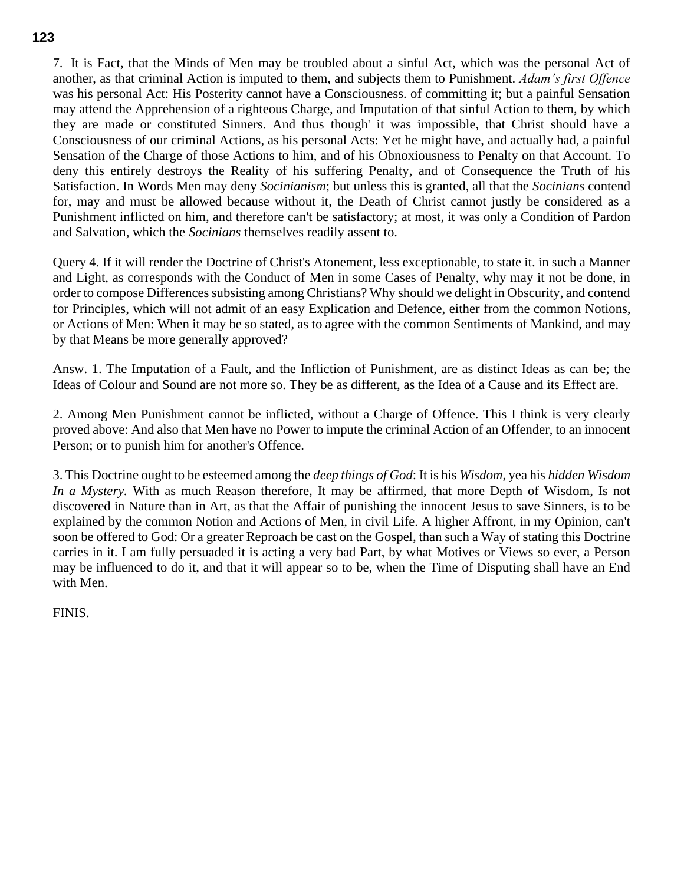7. It is Fact, that the Minds of Men may be troubled about a sinful Act, which was the personal Act of another, as that criminal Action is imputed to them, and subjects them to Punishment. *Adam's first Offence* was his personal Act: His Posterity cannot have a Consciousness. of committing it; but a painful Sensation may attend the Apprehension of a righteous Charge, and Imputation of that sinful Action to them, by which they are made or constituted Sinners. And thus though' it was impossible, that Christ should have a Consciousness of our criminal Actions, as his personal Acts: Yet he might have, and actually had, a painful Sensation of the Charge of those Actions to him, and of his Obnoxiousness to Penalty on that Account. To deny this entirely destroys the Reality of his suffering Penalty, and of Consequence the Truth of his Satisfaction. In Words Men may deny *Socinianism*; but unless this is granted, all that the *Socinians* contend for, may and must be allowed because without it, the Death of Christ cannot justly be considered as a Punishment inflicted on him, and therefore can't be satisfactory; at most, it was only a Condition of Pardon and Salvation, which the *Socinians* themselves readily assent to.

Query 4. If it will render the Doctrine of Christ's Atonement, less exceptionable, to state it. in such a Manner and Light, as corresponds with the Conduct of Men in some Cases of Penalty, why may it not be done, in order to compose Differences subsisting among Christians? Why should we delight in Obscurity, and contend for Principles, which will not admit of an easy Explication and Defence, either from the common Notions, or Actions of Men: When it may be so stated, as to agree with the common Sentiments of Mankind, and may by that Means be more generally approved?

Answ. 1. The Imputation of a Fault, and the Infliction of Punishment, are as distinct Ideas as can be; the Ideas of Colour and Sound are not more so. They be as different, as the Idea of a Cause and its Effect are.

2. Among Men Punishment cannot be inflicted, without a Charge of Offence. This I think is very clearly proved above: And also that Men have no Power to impute the criminal Action of an Offender, to an innocent Person; or to punish him for another's Offence.

3. This Doctrine ought to be esteemed among the *deep things of God*: It is his *Wisdom*, yea his *hidden Wisdom In a Mystery*. With as much Reason therefore, It may be affirmed, that more Depth of Wisdom, Is not discovered in Nature than in Art, as that the Affair of punishing the innocent Jesus to save Sinners, is to be explained by the common Notion and Actions of Men, in civil Life. A higher Affront, in my Opinion, can't soon be offered to God: Or a greater Reproach be cast on the Gospel, than such a Way of stating this Doctrine carries in it. I am fully persuaded it is acting a very bad Part, by what Motives or Views so ever, a Person may be influenced to do it, and that it will appear so to be, when the Time of Disputing shall have an End with Men.

FINIS.